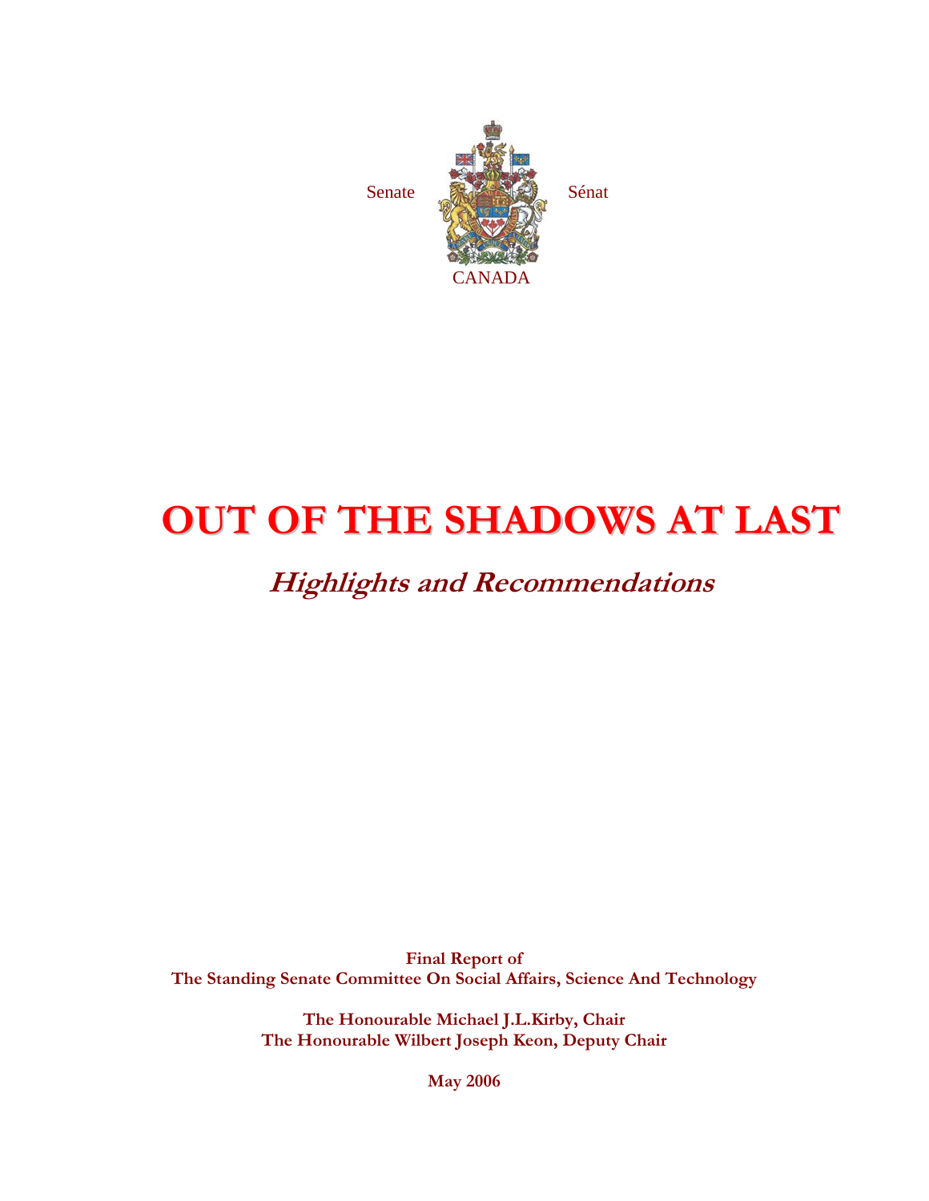Senate Sénat

CANADA

# OUT OF THE SHADOWS AT LAST

## *Highlights and Recommendations*

**Final Report of**
**The Standing Senate Committee On Social Affairs, Science And Technology**

**The Honourable Michael J.L.Kirby, Chair**
**The Honourable Wilbert Joseph Keon, Deputy Chair**

**May 2006**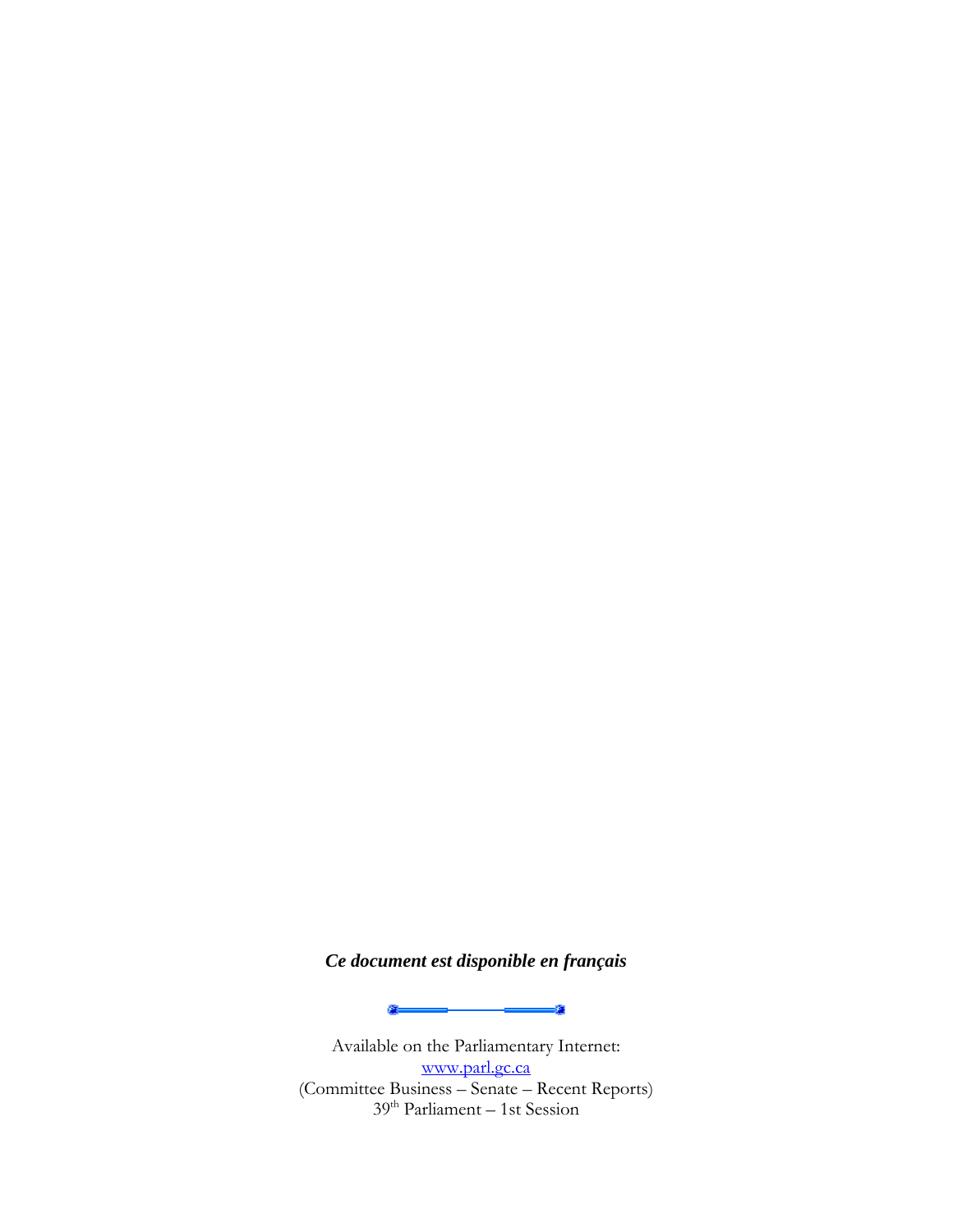***Ce document est disponible en français***

Available on the Parliamentary Internet:
www.parl.gc.ca
(Committee Business – Senate – Recent Reports)
39th Parliament – 1st Session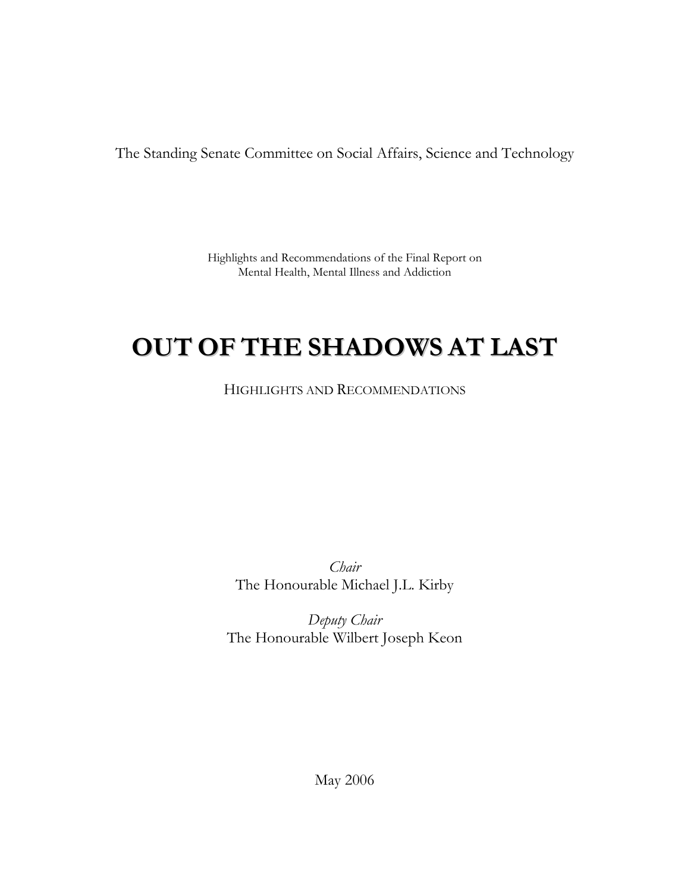The Standing Senate Committee on Social Affairs, Science and Technology

Highlights and Recommendations of the Final Report on
Mental Health, Mental Illness and Addiction

# OUT OF THE SHADOWS AT LAST

HIGHLIGHTS AND RECOMMENDATIONS

*Chair*
The Honourable Michael J.L. Kirby

*Deputy Chair*
The Honourable Wilbert Joseph Keon

May 2006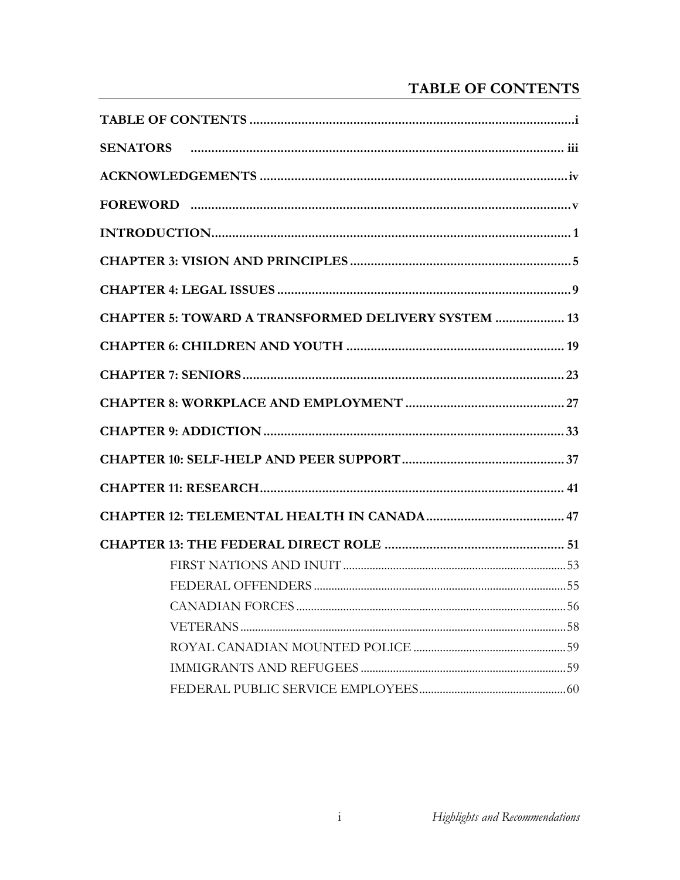# TABLE OF CONTENTS

**TABLE OF CONTENTS** .......... i

**SENATORS** .......... iii

**ACKNOWLEDGEMENTS** .......... iv

**FOREWORD** .......... v

**INTRODUCTION** .......... 1

**CHAPTER 3: VISION AND PRINCIPLES** .......... 5

**CHAPTER 4: LEGAL ISSUES** .......... 9

**CHAPTER 5: TOWARD A TRANSFORMED DELIVERY SYSTEM** .......... 13

**CHAPTER 6: CHILDREN AND YOUTH** .......... 19

**CHAPTER 7: SENIORS** .......... 23

**CHAPTER 8: WORKPLACE AND EMPLOYMENT** .......... 27

**CHAPTER 9: ADDICTION** .......... 33

**CHAPTER 10: SELF-HELP AND PEER SUPPORT** .......... 37

**CHAPTER 11: RESEARCH** .......... 41

**CHAPTER 12: TELEMENTAL HEALTH IN CANADA** .......... 47

**CHAPTER 13: THE FEDERAL DIRECT ROLE** .......... 51

- FIRST NATIONS AND INUIT .......... 53
- FEDERAL OFFENDERS .......... 55
- CANADIAN FORCES .......... 56
- VETERANS .......... 58
- ROYAL CANADIAN MOUNTED POLICE .......... 59
- IMMIGRANTS AND REFUGEES .......... 59
- FEDERAL PUBLIC SERVICE EMPLOYEES .......... 60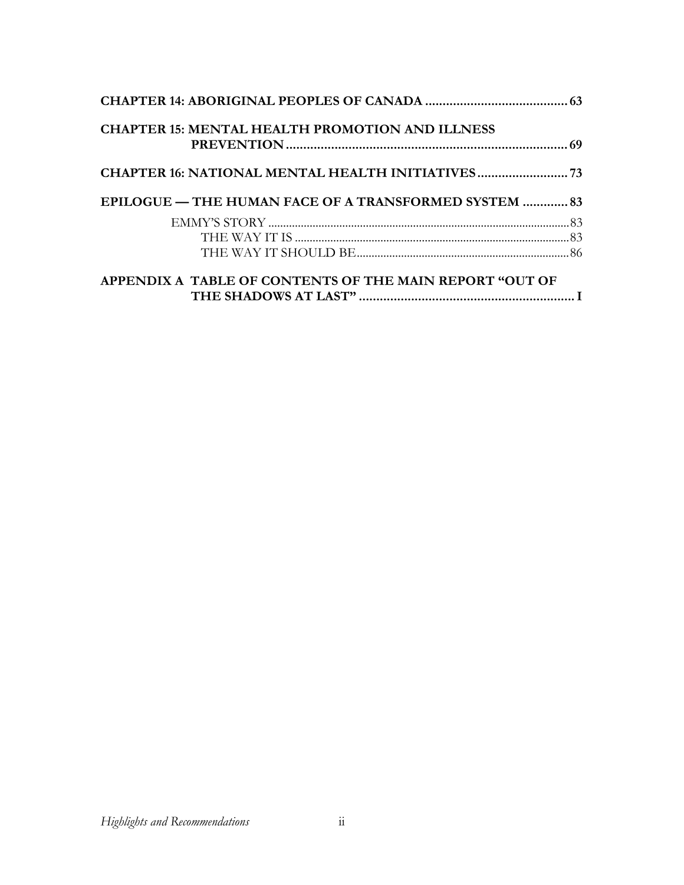**CHAPTER 14: ABORIGINAL PEOPLES OF CANADA** ........................................ 63

**CHAPTER 15: MENTAL HEALTH PROMOTION AND ILLNESS PREVENTION** ........................................ 69

**CHAPTER 16: NATIONAL MENTAL HEALTH INITIATIVES** ........................................ 73

**EPILOGUE — THE HUMAN FACE OF A TRANSFORMED SYSTEM** ........................................ 83

- EMMY'S STORY ........................................ 83
  - THE WAY IT IS ........................................ 83
  - THE WAY IT SHOULD BE ........................................ 86

**APPENDIX A TABLE OF CONTENTS OF THE MAIN REPORT "OUT OF THE SHADOWS AT LAST"** ........................................ I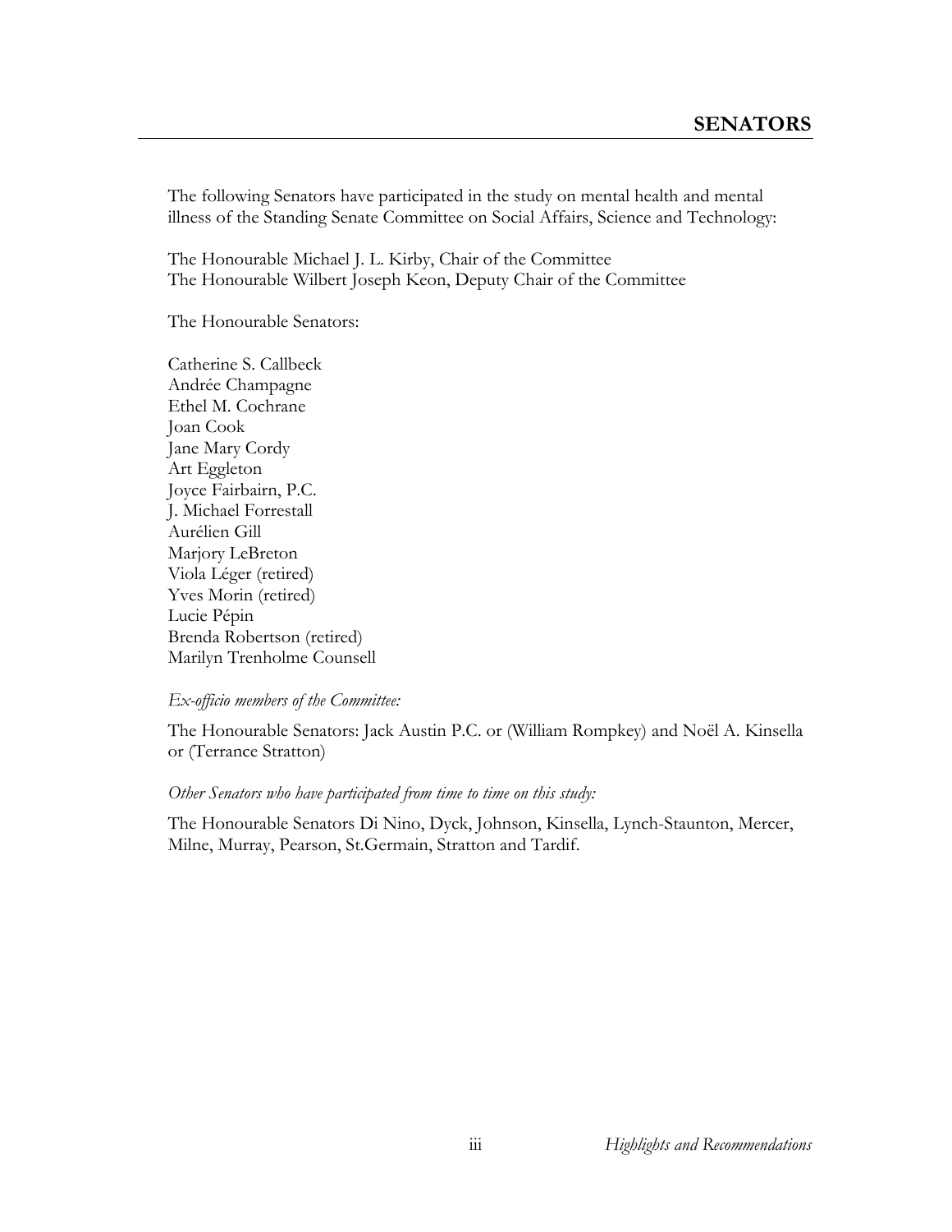# SENATORS

The following Senators have participated in the study on mental health and mental illness of the Standing Senate Committee on Social Affairs, Science and Technology:

The Honourable Michael J. L. Kirby, Chair of the Committee
The Honourable Wilbert Joseph Keon, Deputy Chair of the Committee

The Honourable Senators:

Catherine S. Callbeck
Andrée Champagne
Ethel M. Cochrane
Joan Cook
Jane Mary Cordy
Art Eggleton
Joyce Fairbairn, P.C.
J. Michael Forrestall
Aurélien Gill
Marjory LeBreton
Viola Léger (retired)
Yves Morin (retired)
Lucie Pépin
Brenda Robertson (retired)
Marilyn Trenholme Counsell

*Ex-officio members of the Committee:*

The Honourable Senators: Jack Austin P.C. or (William Rompkey) and Noël A. Kinsella or (Terrance Stratton)

*Other Senators who have participated from time to time on this study:*

The Honourable Senators Di Nino, Dyck, Johnson, Kinsella, Lynch-Staunton, Mercer, Milne, Murray, Pearson, St.Germain, Stratton and Tardif.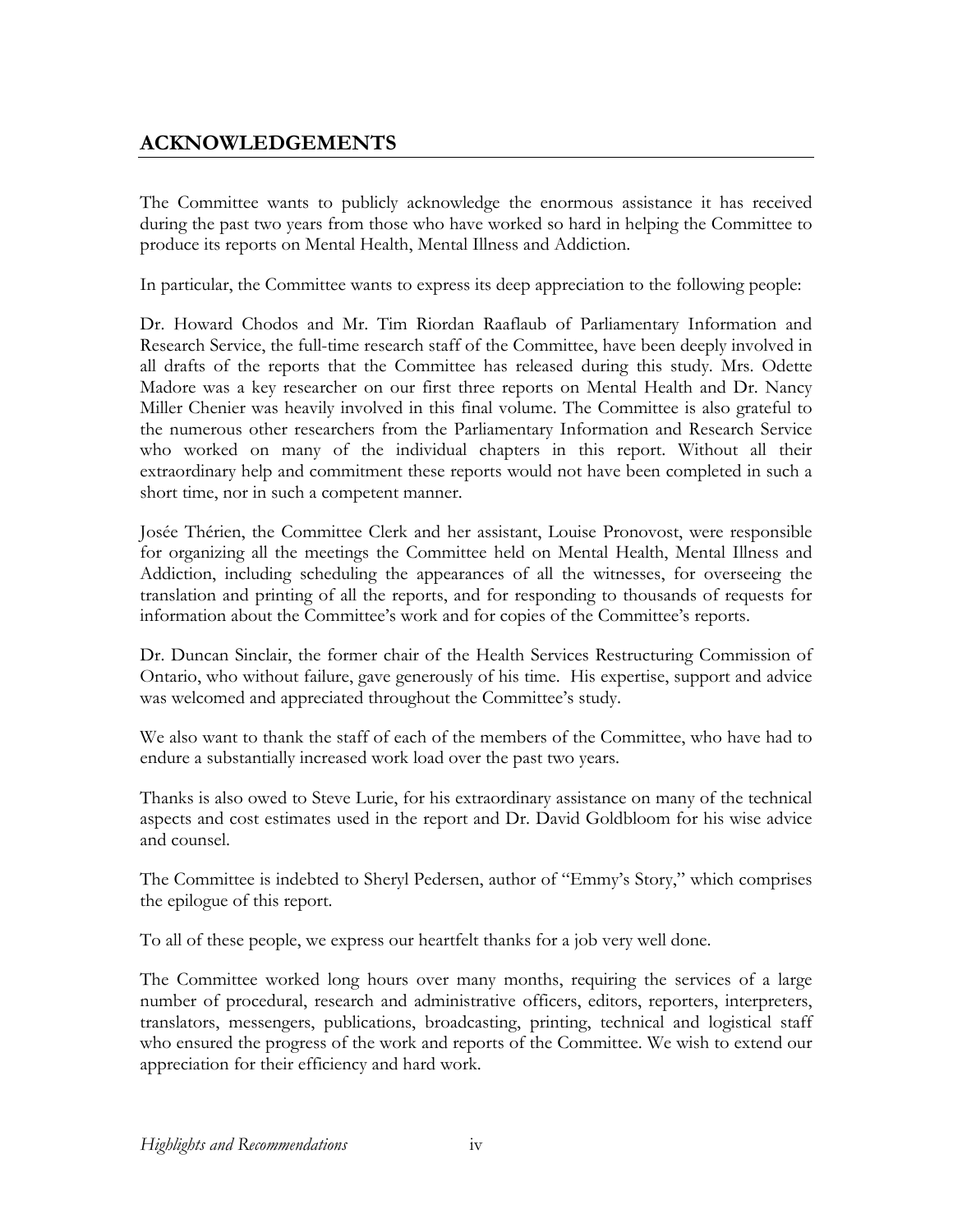## ACKNOWLEDGEMENTS

The Committee wants to publicly acknowledge the enormous assistance it has received during the past two years from those who have worked so hard in helping the Committee to produce its reports on Mental Health, Mental Illness and Addiction.

In particular, the Committee wants to express its deep appreciation to the following people:

Dr. Howard Chodos and Mr. Tim Riordan Raaflaub of Parliamentary Information and Research Service, the full-time research staff of the Committee, have been deeply involved in all drafts of the reports that the Committee has released during this study. Mrs. Odette Madore was a key researcher on our first three reports on Mental Health and Dr. Nancy Miller Chenier was heavily involved in this final volume. The Committee is also grateful to the numerous other researchers from the Parliamentary Information and Research Service who worked on many of the individual chapters in this report. Without all their extraordinary help and commitment these reports would not have been completed in such a short time, nor in such a competent manner.

Josée Thérien, the Committee Clerk and her assistant, Louise Pronovost, were responsible for organizing all the meetings the Committee held on Mental Health, Mental Illness and Addiction, including scheduling the appearances of all the witnesses, for overseeing the translation and printing of all the reports, and for responding to thousands of requests for information about the Committee's work and for copies of the Committee's reports.

Dr. Duncan Sinclair, the former chair of the Health Services Restructuring Commission of Ontario, who without failure, gave generously of his time. His expertise, support and advice was welcomed and appreciated throughout the Committee's study.

We also want to thank the staff of each of the members of the Committee, who have had to endure a substantially increased work load over the past two years.

Thanks is also owed to Steve Lurie, for his extraordinary assistance on many of the technical aspects and cost estimates used in the report and Dr. David Goldbloom for his wise advice and counsel.

The Committee is indebted to Sheryl Pedersen, author of "Emmy's Story," which comprises the epilogue of this report.

To all of these people, we express our heartfelt thanks for a job very well done.

The Committee worked long hours over many months, requiring the services of a large number of procedural, research and administrative officers, editors, reporters, interpreters, translators, messengers, publications, broadcasting, printing, technical and logistical staff who ensured the progress of the work and reports of the Committee. We wish to extend our appreciation for their efficiency and hard work.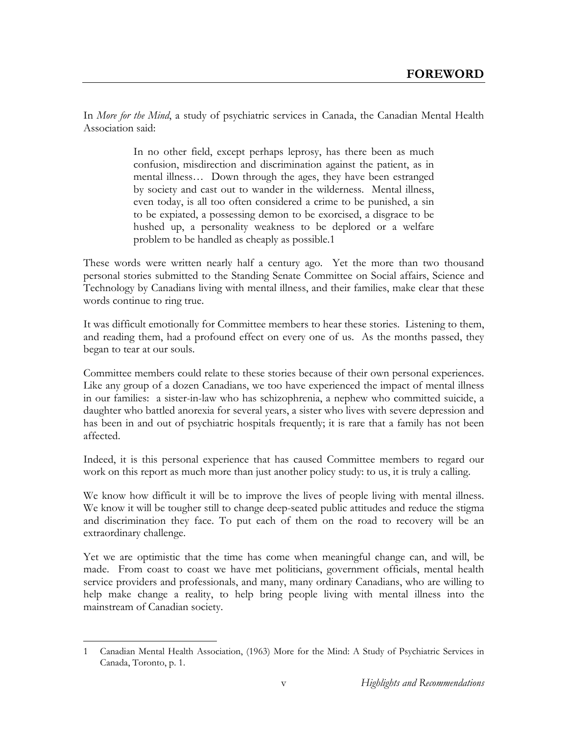# FOREWORD

In *More for the Mind*, a study of psychiatric services in Canada, the Canadian Mental Health Association said:

> In no other field, except perhaps leprosy, has there been as much confusion, misdirection and discrimination against the patient, as in mental illness… Down through the ages, they have been estranged by society and cast out to wander in the wilderness. Mental illness, even today, is all too often considered a crime to be punished, a sin to be expiated, a possessing demon to be exorcised, a disgrace to be hushed up, a personality weakness to be deplored or a welfare problem to be handled as cheaply as possible.[1]

These words were written nearly half a century ago. Yet the more than two thousand personal stories submitted to the Standing Senate Committee on Social affairs, Science and Technology by Canadians living with mental illness, and their families, make clear that these words continue to ring true.

It was difficult emotionally for Committee members to hear these stories. Listening to them, and reading them, had a profound effect on every one of us. As the months passed, they began to tear at our souls.

Committee members could relate to these stories because of their own personal experiences. Like any group of a dozen Canadians, we too have experienced the impact of mental illness in our families: a sister-in-law who has schizophrenia, a nephew who committed suicide, a daughter who battled anorexia for several years, a sister who lives with severe depression and has been in and out of psychiatric hospitals frequently; it is rare that a family has not been affected.

Indeed, it is this personal experience that has caused Committee members to regard our work on this report as much more than just another policy study: to us, it is truly a calling.

We know how difficult it will be to improve the lives of people living with mental illness. We know it will be tougher still to change deep-seated public attitudes and reduce the stigma and discrimination they face. To put each of them on the road to recovery will be an extraordinary challenge.

Yet we are optimistic that the time has come when meaningful change can, and will, be made. From coast to coast we have met politicians, government officials, mental health service providers and professionals, and many, many ordinary Canadians, who are willing to help make change a reality, to help bring people living with mental illness into the mainstream of Canadian society.

---

1 Canadian Mental Health Association, (1963) More for the Mind: A Study of Psychiatric Services in Canada, Toronto, p. 1.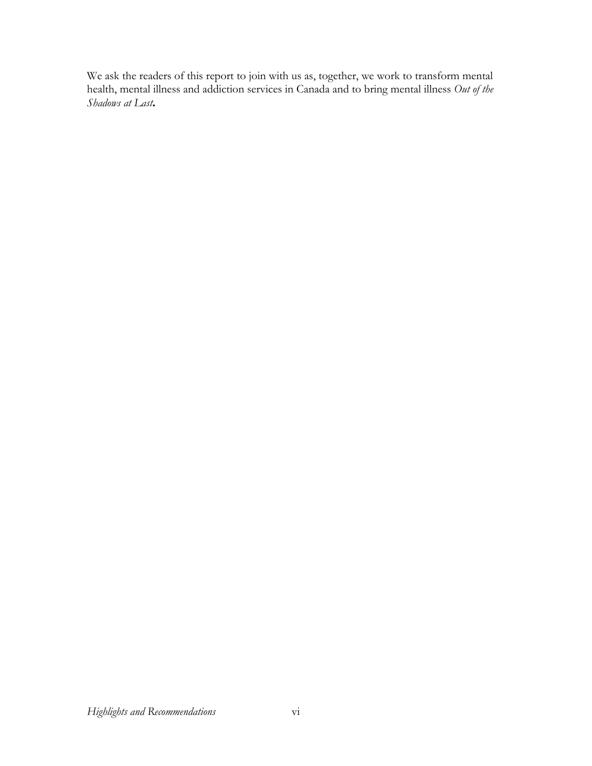We ask the readers of this report to join with us as, together, we work to transform mental health, mental illness and addiction services in Canada and to bring mental illness *Out of the Shadows at Last***.**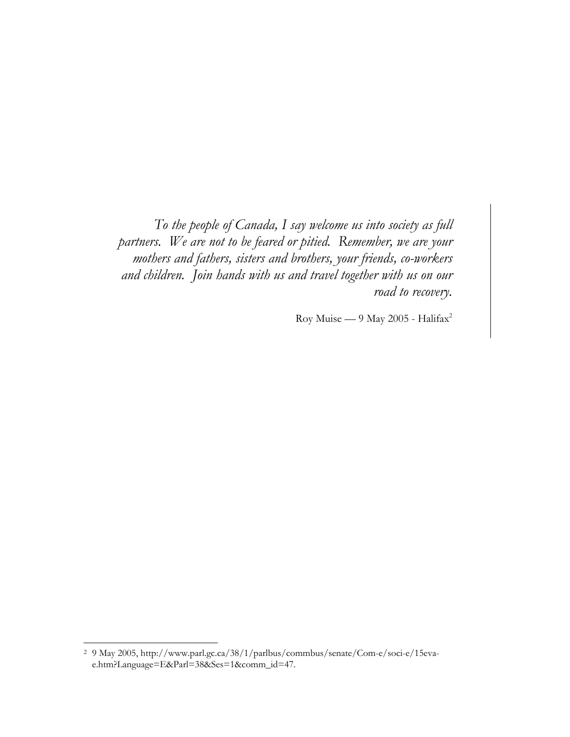*To the people of Canada, I say welcome us into society as full partners. We are not to be feared or pitied. Remember, we are your mothers and fathers, sisters and brothers, your friends, co-workers and children. Join hands with us and travel together with us on our road to recovery.*

Roy Muise — 9 May 2005 - Halifax[2]

---

[2] 9 May 2005, http://www.parl.gc.ca/38/1/parlbus/commbus/senate/Com-e/soci-e/15eva-e.htm?Language=E&Parl=38&Ses=1&comm_id=47.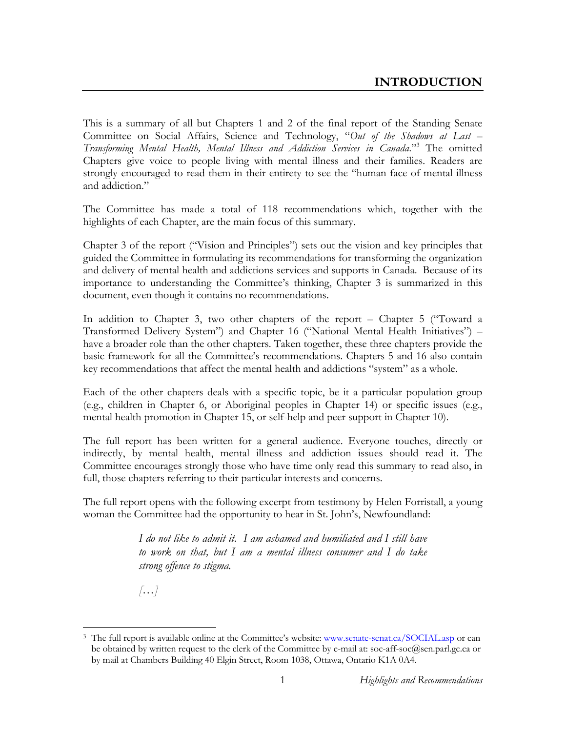# INTRODUCTION

This is a summary of all but Chapters 1 and 2 of the final report of the Standing Senate Committee on Social Affairs, Science and Technology, "*Out of the Shadows at Last – Transforming Mental Health, Mental Illness and Addiction Services in Canada*."[3] The omitted Chapters give voice to people living with mental illness and their families. Readers are strongly encouraged to read them in their entirety to see the "human face of mental illness and addiction."

The Committee has made a total of 118 recommendations which, together with the highlights of each Chapter, are the main focus of this summary.

Chapter 3 of the report ("Vision and Principles") sets out the vision and key principles that guided the Committee in formulating its recommendations for transforming the organization and delivery of mental health and addictions services and supports in Canada. Because of its importance to understanding the Committee's thinking, Chapter 3 is summarized in this document, even though it contains no recommendations.

In addition to Chapter 3, two other chapters of the report – Chapter 5 ("Toward a Transformed Delivery System") and Chapter 16 ("National Mental Health Initiatives") – have a broader role than the other chapters. Taken together, these three chapters provide the basic framework for all the Committee's recommendations. Chapters 5 and 16 also contain key recommendations that affect the mental health and addictions "system" as a whole.

Each of the other chapters deals with a specific topic, be it a particular population group (e.g., children in Chapter 6, or Aboriginal peoples in Chapter 14) or specific issues (e.g., mental health promotion in Chapter 15, or self-help and peer support in Chapter 10).

The full report has been written for a general audience. Everyone touches, directly or indirectly, by mental health, mental illness and addiction issues should read it. The Committee encourages strongly those who have time only read this summary to read also, in full, those chapters referring to their particular interests and concerns.

The full report opens with the following excerpt from testimony by Helen Forristall, a young woman the Committee had the opportunity to hear in St. John's, Newfoundland:

> *I do not like to admit it. I am ashamed and humiliated and I still have to work on that, but I am a mental illness consumer and I do take strong offence to stigma.*
>
> *[…]*

---

[3] The full report is available online at the Committee's website: www.senate-senat.ca/SOCIAL.asp or can be obtained by written request to the clerk of the Committee by e-mail at: soc-aff-soc@sen.parl.gc.ca or by mail at Chambers Building 40 Elgin Street, Room 1038, Ottawa, Ontario K1A 0A4.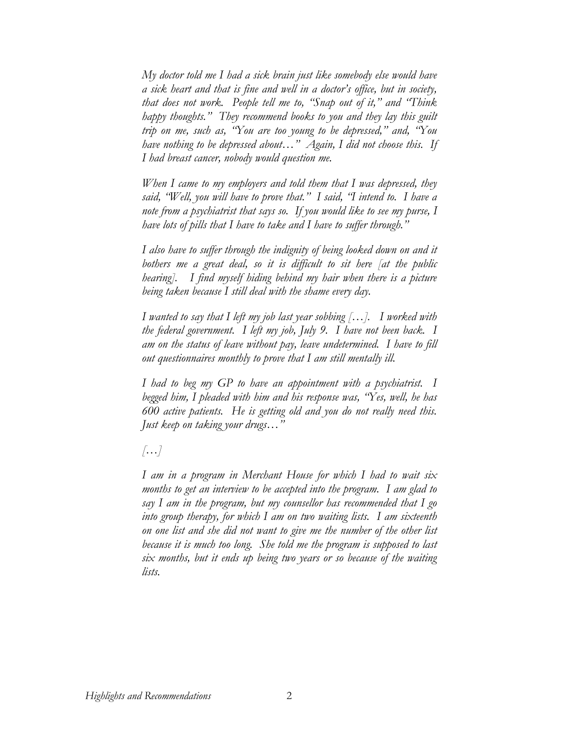*My doctor told me I had a sick brain just like somebody else would have a sick heart and that is fine and well in a doctor's office, but in society, that does not work. People tell me to, "Snap out of it," and "Think happy thoughts." They recommend books to you and they lay this guilt trip on me, such as, "You are too young to be depressed," and, "You have nothing to be depressed about…" Again, I did not choose this. If I had breast cancer, nobody would question me.*

*When I came to my employers and told them that I was depressed, they said, "Well, you will have to prove that." I said, "I intend to. I have a note from a psychiatrist that says so. If you would like to see my purse, I have lots of pills that I have to take and I have to suffer through."*

*I also have to suffer through the indignity of being looked down on and it bothers me a great deal, so it is difficult to sit here [at the public hearing]. I find myself hiding behind my hair when there is a picture being taken because I still deal with the shame every day.*

*I wanted to say that I left my job last year sobbing […]. I worked with the federal government. I left my job, July 9. I have not been back. I am on the status of leave without pay, leave undetermined. I have to fill out questionnaires monthly to prove that I am still mentally ill.*

*I had to beg my GP to have an appointment with a psychiatrist. I begged him, I pleaded with him and his response was, "Yes, well, he has 600 active patients. He is getting old and you do not really need this. Just keep on taking your drugs…"*

*[…]*

*I am in a program in Merchant House for which I had to wait six months to get an interview to be accepted into the program. I am glad to say I am in the program, but my counsellor has recommended that I go into group therapy, for which I am on two waiting lists. I am sixteenth on one list and she did not want to give me the number of the other list because it is much too long. She told me the program is supposed to last six months, but it ends up being two years or so because of the waiting lists.*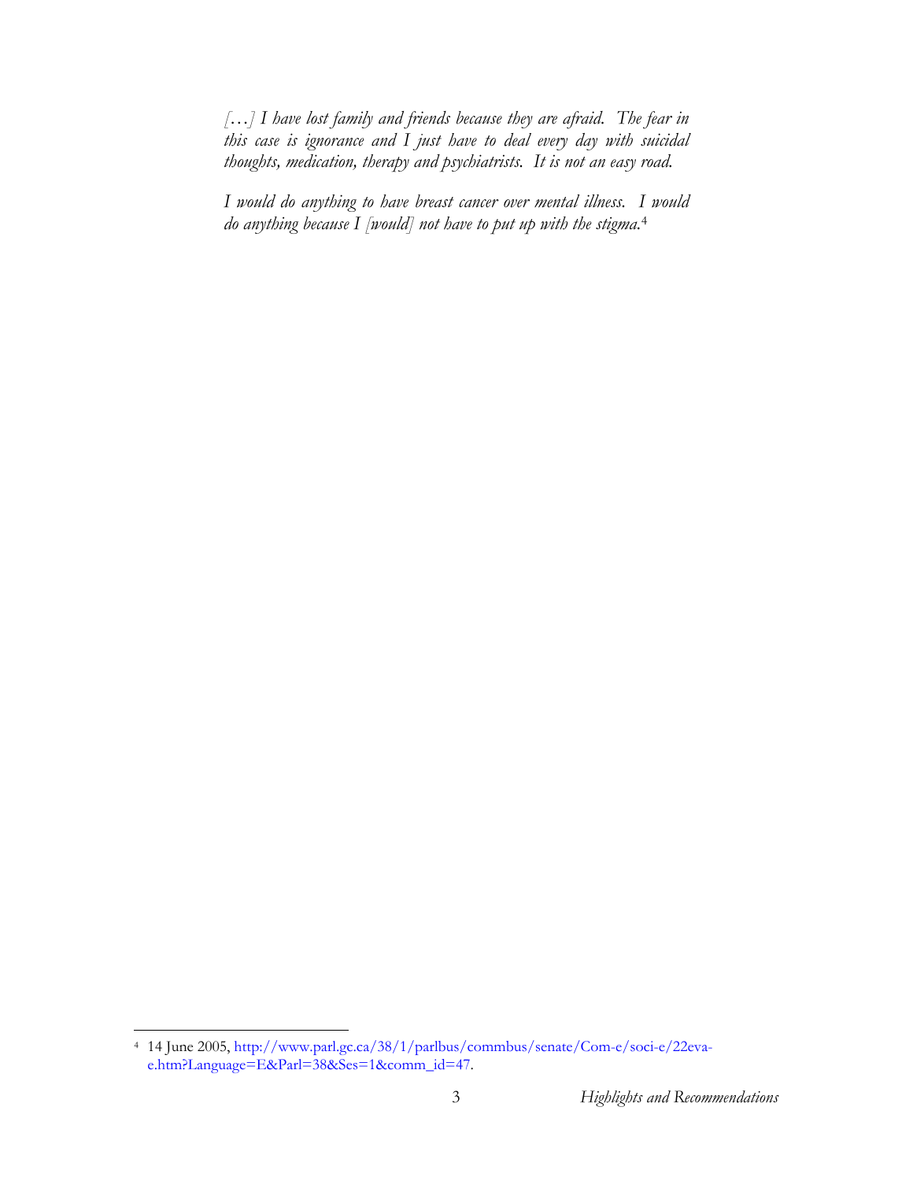> *[…] I have lost family and friends because they are afraid. The fear in this case is ignorance and I just have to deal every day with suicidal thoughts, medication, therapy and psychiatrists. It is not an easy road.*
>
> *I would do anything to have breast cancer over mental illness. I would do anything because I [would] not have to put up with the stigma.*[4]

---

[4] 14 June 2005, http://www.parl.gc.ca/38/1/parlbus/commbus/senate/Com-e/soci-e/22eva-e.htm?Language=E&Parl=38&Ses=1&comm_id=47.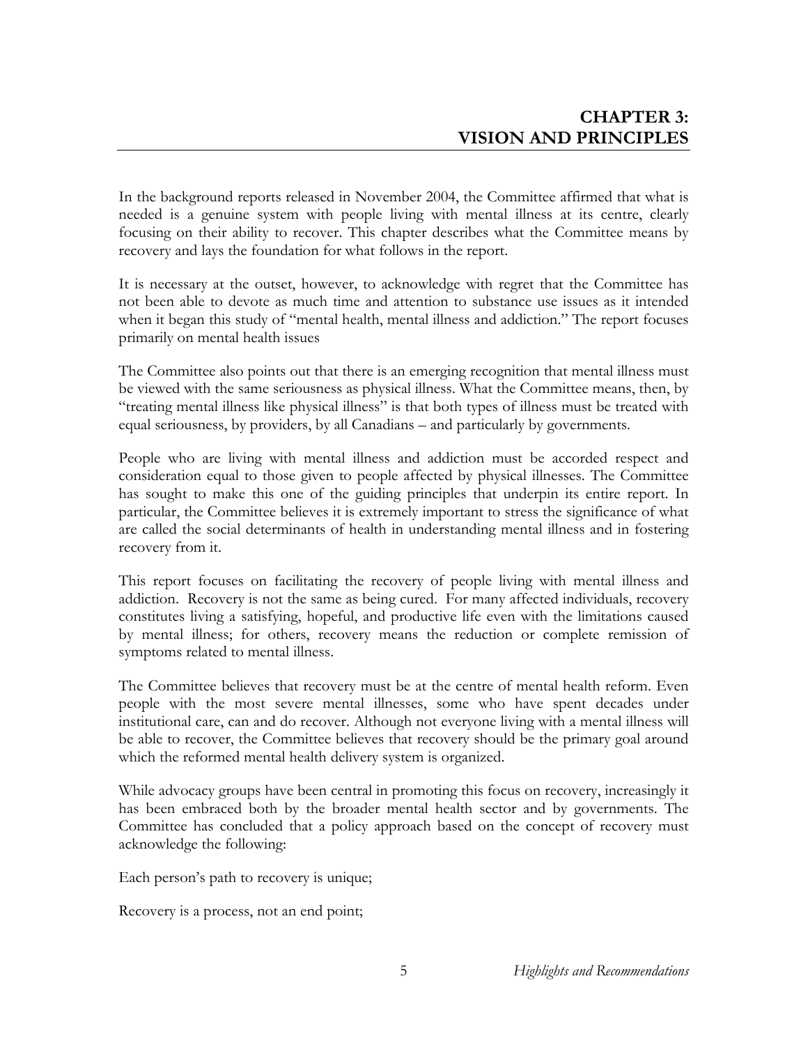# CHAPTER 3: VISION AND PRINCIPLES

In the background reports released in November 2004, the Committee affirmed that what is needed is a genuine system with people living with mental illness at its centre, clearly focusing on their ability to recover. This chapter describes what the Committee means by recovery and lays the foundation for what follows in the report.

It is necessary at the outset, however, to acknowledge with regret that the Committee has not been able to devote as much time and attention to substance use issues as it intended when it began this study of "mental health, mental illness and addiction." The report focuses primarily on mental health issues

The Committee also points out that there is an emerging recognition that mental illness must be viewed with the same seriousness as physical illness. What the Committee means, then, by "treating mental illness like physical illness" is that both types of illness must be treated with equal seriousness, by providers, by all Canadians – and particularly by governments.

People who are living with mental illness and addiction must be accorded respect and consideration equal to those given to people affected by physical illnesses. The Committee has sought to make this one of the guiding principles that underpin its entire report. In particular, the Committee believes it is extremely important to stress the significance of what are called the social determinants of health in understanding mental illness and in fostering recovery from it.

This report focuses on facilitating the recovery of people living with mental illness and addiction. Recovery is not the same as being cured. For many affected individuals, recovery constitutes living a satisfying, hopeful, and productive life even with the limitations caused by mental illness; for others, recovery means the reduction or complete remission of symptoms related to mental illness.

The Committee believes that recovery must be at the centre of mental health reform. Even people with the most severe mental illnesses, some who have spent decades under institutional care, can and do recover. Although not everyone living with a mental illness will be able to recover, the Committee believes that recovery should be the primary goal around which the reformed mental health delivery system is organized.

While advocacy groups have been central in promoting this focus on recovery, increasingly it has been embraced both by the broader mental health sector and by governments. The Committee has concluded that a policy approach based on the concept of recovery must acknowledge the following:

Each person's path to recovery is unique;

Recovery is a process, not an end point;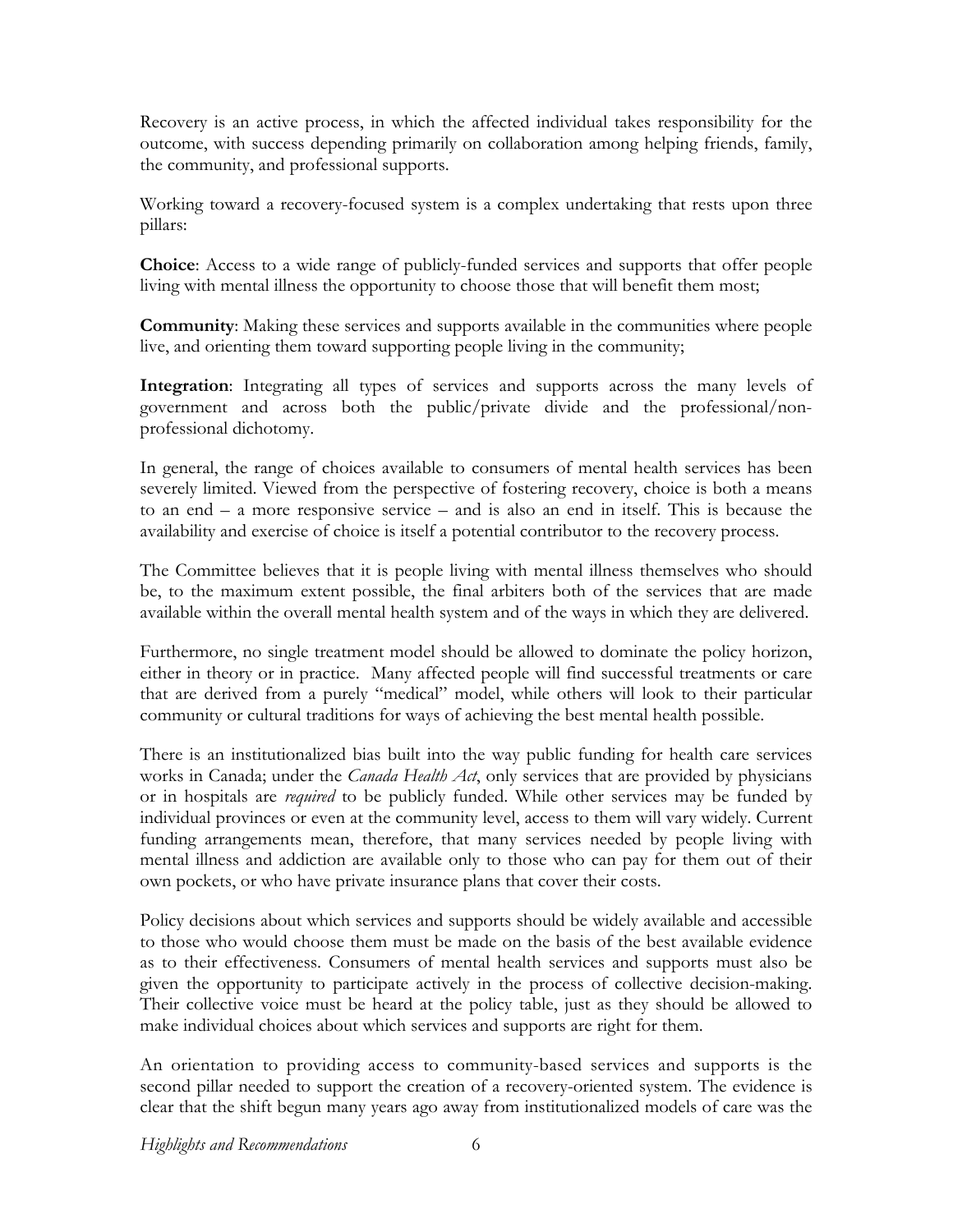Recovery is an active process, in which the affected individual takes responsibility for the outcome, with success depending primarily on collaboration among helping friends, family, the community, and professional supports.

Working toward a recovery-focused system is a complex undertaking that rests upon three pillars:

**Choice**: Access to a wide range of publicly-funded services and supports that offer people living with mental illness the opportunity to choose those that will benefit them most;

**Community**: Making these services and supports available in the communities where people live, and orienting them toward supporting people living in the community;

**Integration**: Integrating all types of services and supports across the many levels of government and across both the public/private divide and the professional/non-professional dichotomy.

In general, the range of choices available to consumers of mental health services has been severely limited. Viewed from the perspective of fostering recovery, choice is both a means to an end – a more responsive service – and is also an end in itself. This is because the availability and exercise of choice is itself a potential contributor to the recovery process.

The Committee believes that it is people living with mental illness themselves who should be, to the maximum extent possible, the final arbiters both of the services that are made available within the overall mental health system and of the ways in which they are delivered.

Furthermore, no single treatment model should be allowed to dominate the policy horizon, either in theory or in practice. Many affected people will find successful treatments or care that are derived from a purely "medical" model, while others will look to their particular community or cultural traditions for ways of achieving the best mental health possible.

There is an institutionalized bias built into the way public funding for health care services works in Canada; under the *Canada Health Act*, only services that are provided by physicians or in hospitals are *required* to be publicly funded. While other services may be funded by individual provinces or even at the community level, access to them will vary widely. Current funding arrangements mean, therefore, that many services needed by people living with mental illness and addiction are available only to those who can pay for them out of their own pockets, or who have private insurance plans that cover their costs.

Policy decisions about which services and supports should be widely available and accessible to those who would choose them must be made on the basis of the best available evidence as to their effectiveness. Consumers of mental health services and supports must also be given the opportunity to participate actively in the process of collective decision-making. Their collective voice must be heard at the policy table, just as they should be allowed to make individual choices about which services and supports are right for them.

An orientation to providing access to community-based services and supports is the second pillar needed to support the creation of a recovery-oriented system. The evidence is clear that the shift begun many years ago away from institutionalized models of care was the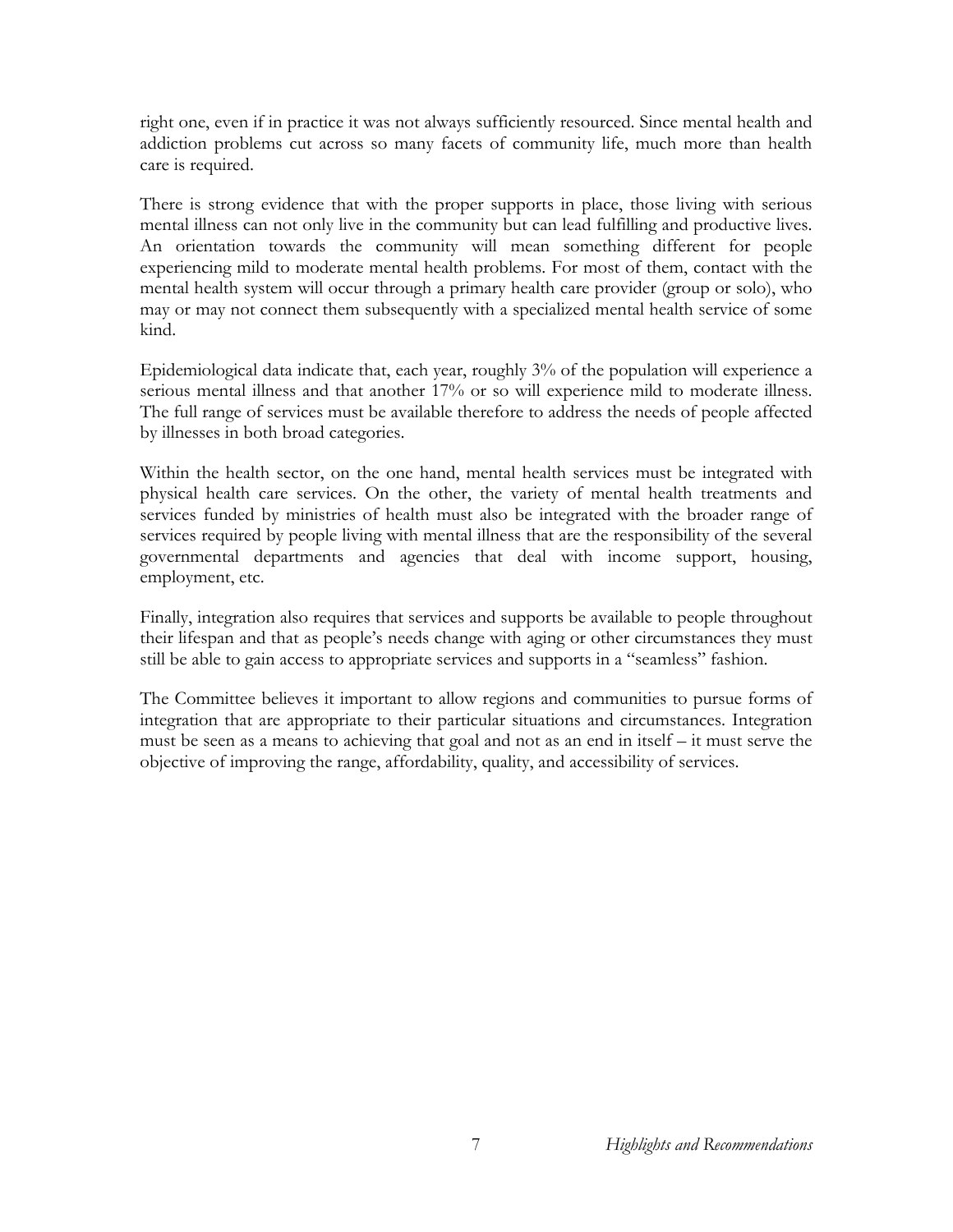right one, even if in practice it was not always sufficiently resourced. Since mental health and addiction problems cut across so many facets of community life, much more than health care is required.

There is strong evidence that with the proper supports in place, those living with serious mental illness can not only live in the community but can lead fulfilling and productive lives. An orientation towards the community will mean something different for people experiencing mild to moderate mental health problems. For most of them, contact with the mental health system will occur through a primary health care provider (group or solo), who may or may not connect them subsequently with a specialized mental health service of some kind.

Epidemiological data indicate that, each year, roughly 3% of the population will experience a serious mental illness and that another 17% or so will experience mild to moderate illness. The full range of services must be available therefore to address the needs of people affected by illnesses in both broad categories.

Within the health sector, on the one hand, mental health services must be integrated with physical health care services. On the other, the variety of mental health treatments and services funded by ministries of health must also be integrated with the broader range of services required by people living with mental illness that are the responsibility of the several governmental departments and agencies that deal with income support, housing, employment, etc.

Finally, integration also requires that services and supports be available to people throughout their lifespan and that as people's needs change with aging or other circumstances they must still be able to gain access to appropriate services and supports in a "seamless" fashion.

The Committee believes it important to allow regions and communities to pursue forms of integration that are appropriate to their particular situations and circumstances. Integration must be seen as a means to achieving that goal and not as an end in itself – it must serve the objective of improving the range, affordability, quality, and accessibility of services.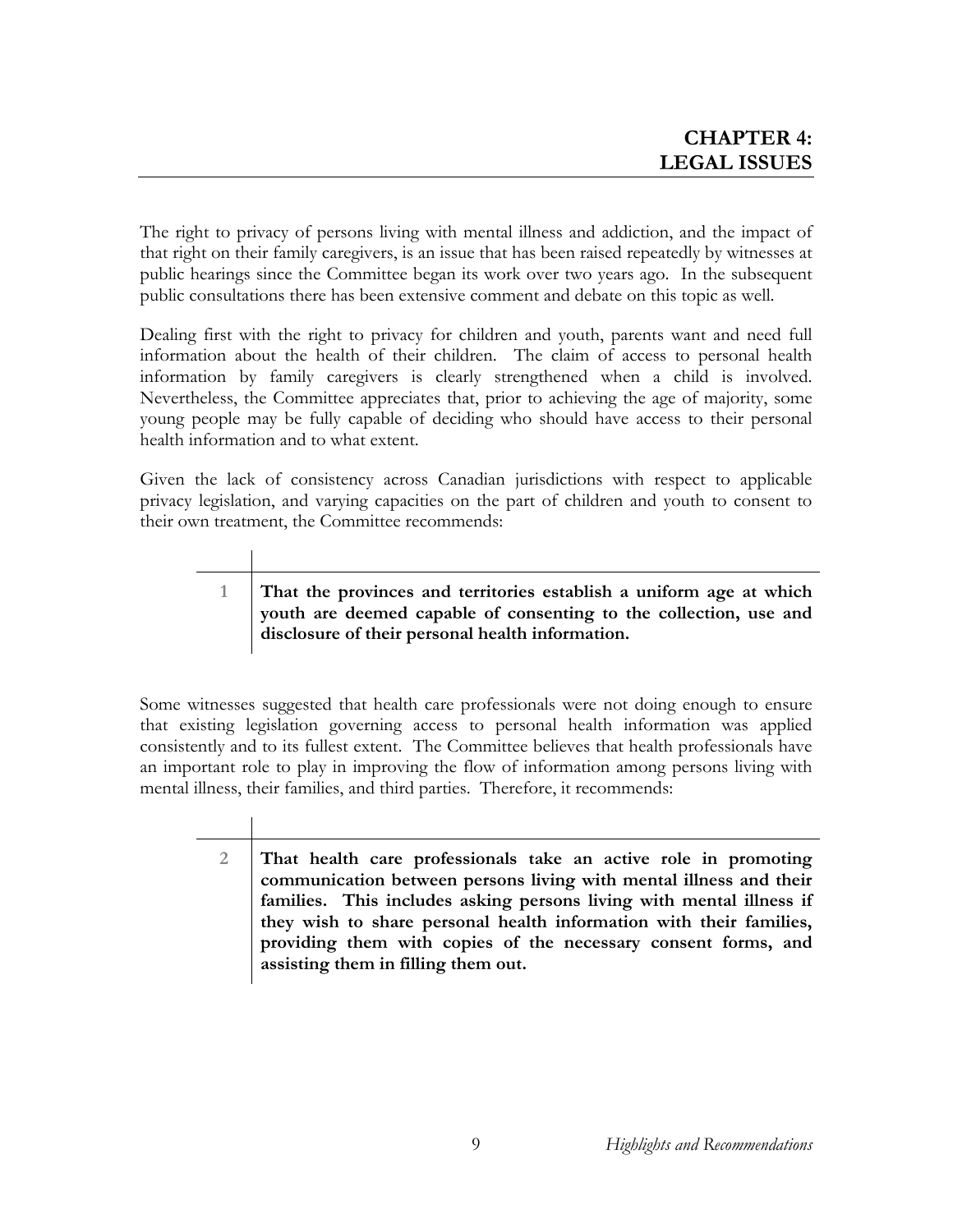# CHAPTER 4: LEGAL ISSUES

The right to privacy of persons living with mental illness and addiction, and the impact of that right on their family caregivers, is an issue that has been raised repeatedly by witnesses at public hearings since the Committee began its work over two years ago. In the subsequent public consultations there has been extensive comment and debate on this topic as well.

Dealing first with the right to privacy for children and youth, parents want and need full information about the health of their children. The claim of access to personal health information by family caregivers is clearly strengthened when a child is involved. Nevertheless, the Committee appreciates that, prior to achieving the age of majority, some young people may be fully capable of deciding who should have access to their personal health information and to what extent.

Given the lack of consistency across Canadian jurisdictions with respect to applicable privacy legislation, and varying capacities on the part of children and youth to consent to their own treatment, the Committee recommends:

1. **That the provinces and territories establish a uniform age at which youth are deemed capable of consenting to the collection, use and disclosure of their personal health information.**

Some witnesses suggested that health care professionals were not doing enough to ensure that existing legislation governing access to personal health information was applied consistently and to its fullest extent. The Committee believes that health professionals have an important role to play in improving the flow of information among persons living with mental illness, their families, and third parties. Therefore, it recommends:

2. **That health care professionals take an active role in promoting communication between persons living with mental illness and their families. This includes asking persons living with mental illness if they wish to share personal health information with their families, providing them with copies of the necessary consent forms, and assisting them in filling them out.**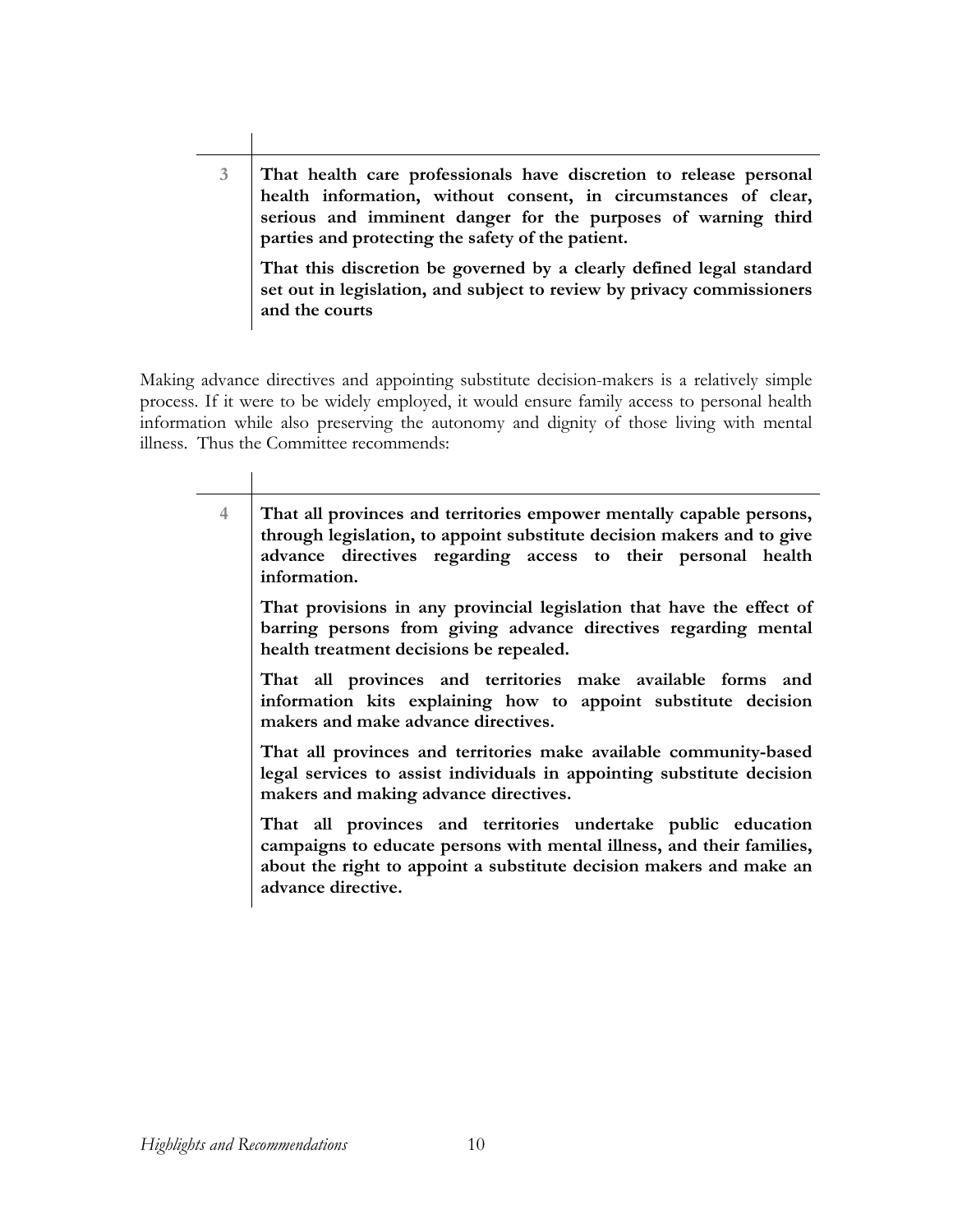3 **That health care professionals have discretion to release personal health information, without consent, in circumstances of clear, serious and imminent danger for the purposes of warning third parties and protecting the safety of the patient.**

**That this discretion be governed by a clearly defined legal standard set out in legislation, and subject to review by privacy commissioners and the courts**

Making advance directives and appointing substitute decision-makers is a relatively simple process. If it were to be widely employed, it would ensure family access to personal health information while also preserving the autonomy and dignity of those living with mental illness. Thus the Committee recommends:

4 **That all provinces and territories empower mentally capable persons, through legislation, to appoint substitute decision makers and to give advance directives regarding access to their personal health information.**

**That provisions in any provincial legislation that have the effect of barring persons from giving advance directives regarding mental health treatment decisions be repealed.**

**That all provinces and territories make available forms and information kits explaining how to appoint substitute decision makers and make advance directives.**

**That all provinces and territories make available community-based legal services to assist individuals in appointing substitute decision makers and making advance directives.**

**That all provinces and territories undertake public education campaigns to educate persons with mental illness, and their families, about the right to appoint a substitute decision makers and make an advance directive.**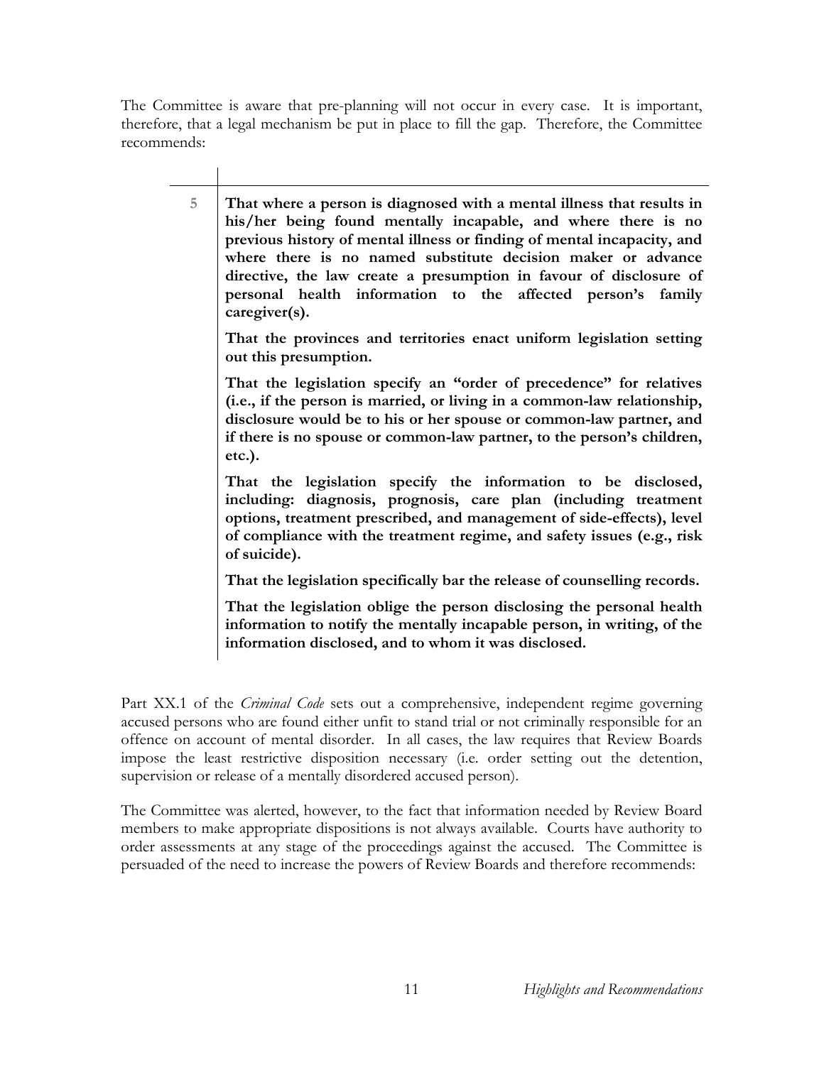The Committee is aware that pre-planning will not occur in every case. It is important, therefore, that a legal mechanism be put in place to fill the gap. Therefore, the Committee recommends:

5 **That where a person is diagnosed with a mental illness that results in his/her being found mentally incapable, and where there is no previous history of mental illness or finding of mental incapacity, and where there is no named substitute decision maker or advance directive, the law create a presumption in favour of disclosure of personal health information to the affected person's family caregiver(s).**

**That the provinces and territories enact uniform legislation setting out this presumption.**

**That the legislation specify an "order of precedence" for relatives (i.e., if the person is married, or living in a common-law relationship, disclosure would be to his or her spouse or common-law partner, and if there is no spouse or common-law partner, to the person's children, etc.).**

**That the legislation specify the information to be disclosed, including: diagnosis, prognosis, care plan (including treatment options, treatment prescribed, and management of side-effects), level of compliance with the treatment regime, and safety issues (e.g., risk of suicide).**

**That the legislation specifically bar the release of counselling records.**

**That the legislation oblige the person disclosing the personal health information to notify the mentally incapable person, in writing, of the information disclosed, and to whom it was disclosed.**

Part XX.1 of the *Criminal Code* sets out a comprehensive, independent regime governing accused persons who are found either unfit to stand trial or not criminally responsible for an offence on account of mental disorder. In all cases, the law requires that Review Boards impose the least restrictive disposition necessary (i.e. order setting out the detention, supervision or release of a mentally disordered accused person).

The Committee was alerted, however, to the fact that information needed by Review Board members to make appropriate dispositions is not always available. Courts have authority to order assessments at any stage of the proceedings against the accused. The Committee is persuaded of the need to increase the powers of Review Boards and therefore recommends: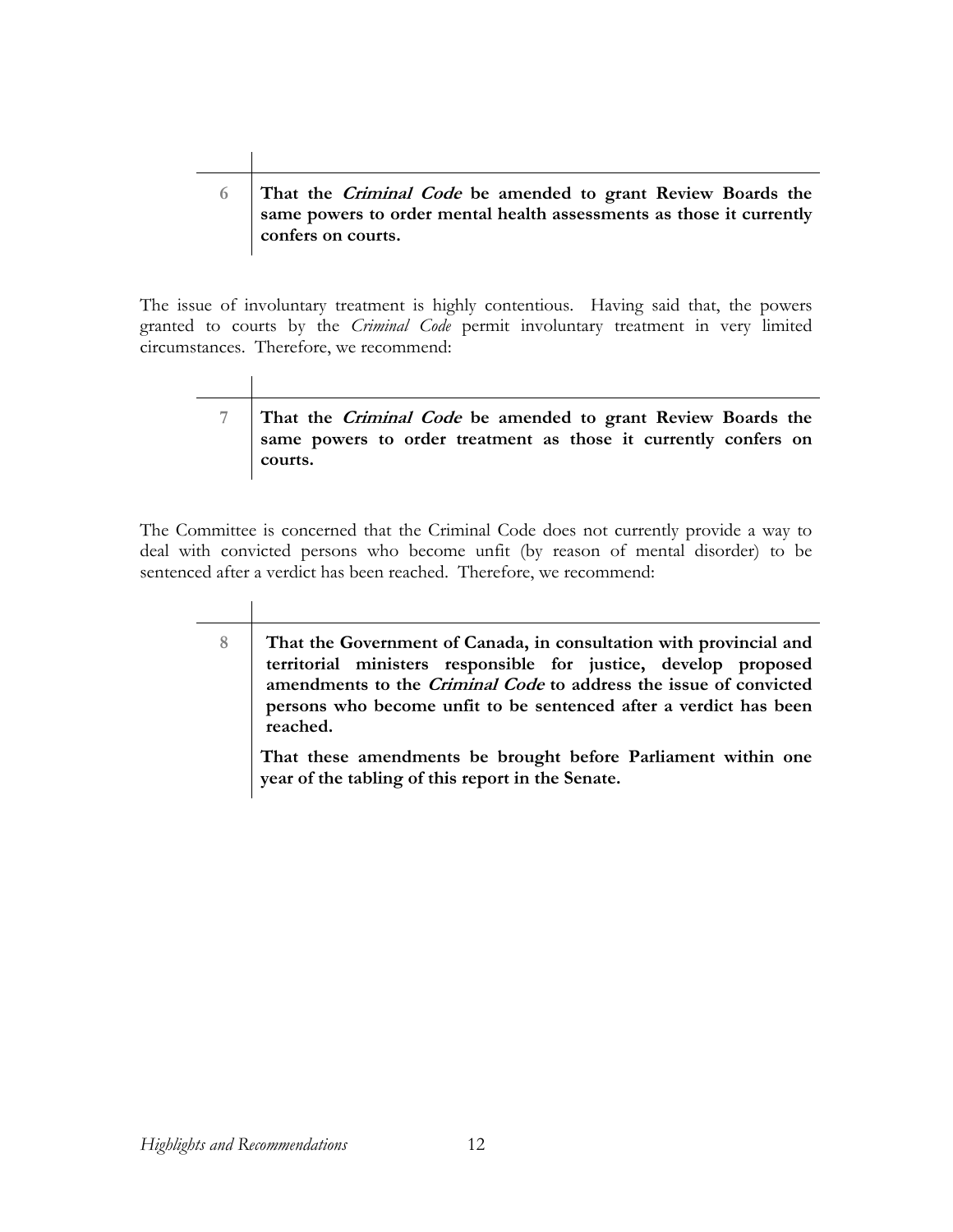**6** **That the *Criminal Code* be amended to grant Review Boards the same powers to order mental health assessments as those it currently confers on courts.**

The issue of involuntary treatment is highly contentious. Having said that, the powers granted to courts by the *Criminal Code* permit involuntary treatment in very limited circumstances. Therefore, we recommend:

**7** **That the *Criminal Code* be amended to grant Review Boards the same powers to order treatment as those it currently confers on courts.**

The Committee is concerned that the Criminal Code does not currently provide a way to deal with convicted persons who become unfit (by reason of mental disorder) to be sentenced after a verdict has been reached. Therefore, we recommend:

**8** **That the Government of Canada, in consultation with provincial and territorial ministers responsible for justice, develop proposed amendments to the *Criminal Code* to address the issue of convicted persons who become unfit to be sentenced after a verdict has been reached.**

**That these amendments be brought before Parliament within one year of the tabling of this report in the Senate.**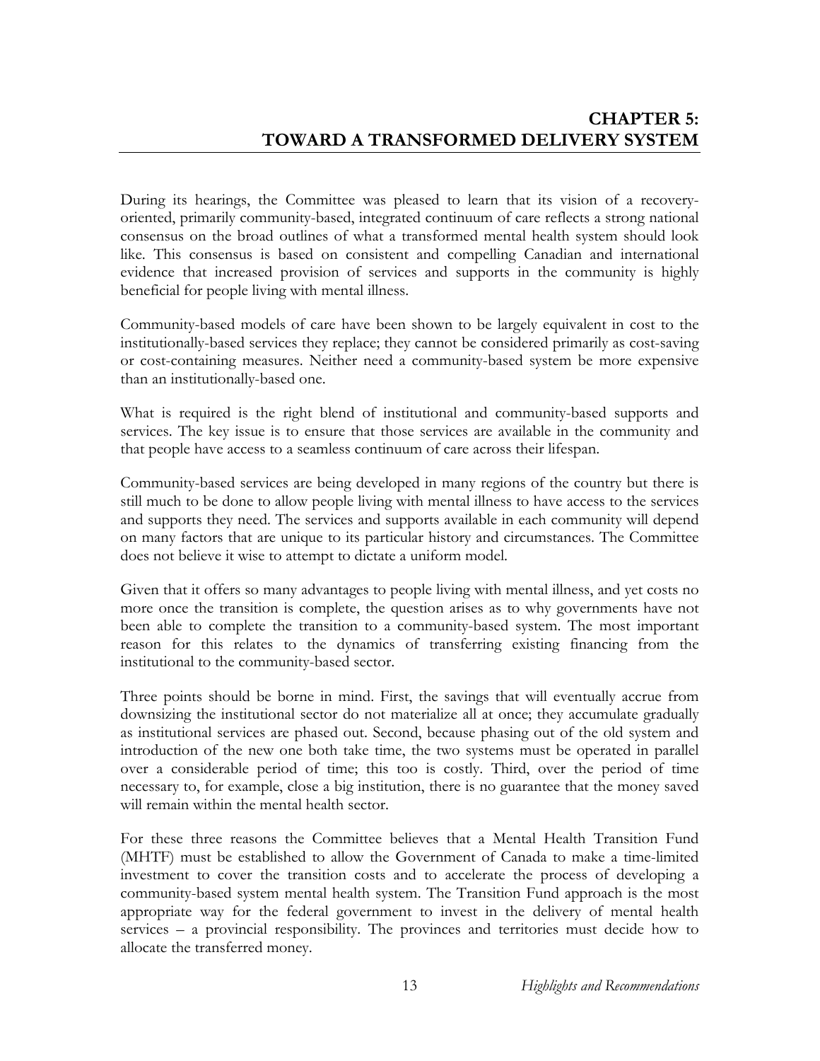# CHAPTER 5: TOWARD A TRANSFORMED DELIVERY SYSTEM

During its hearings, the Committee was pleased to learn that its vision of a recovery-oriented, primarily community-based, integrated continuum of care reflects a strong national consensus on the broad outlines of what a transformed mental health system should look like. This consensus is based on consistent and compelling Canadian and international evidence that increased provision of services and supports in the community is highly beneficial for people living with mental illness.

Community-based models of care have been shown to be largely equivalent in cost to the institutionally-based services they replace; they cannot be considered primarily as cost-saving or cost-containing measures. Neither need a community-based system be more expensive than an institutionally-based one.

What is required is the right blend of institutional and community-based supports and services. The key issue is to ensure that those services are available in the community and that people have access to a seamless continuum of care across their lifespan.

Community-based services are being developed in many regions of the country but there is still much to be done to allow people living with mental illness to have access to the services and supports they need. The services and supports available in each community will depend on many factors that are unique to its particular history and circumstances. The Committee does not believe it wise to attempt to dictate a uniform model.

Given that it offers so many advantages to people living with mental illness, and yet costs no more once the transition is complete, the question arises as to why governments have not been able to complete the transition to a community-based system. The most important reason for this relates to the dynamics of transferring existing financing from the institutional to the community-based sector.

Three points should be borne in mind. First, the savings that will eventually accrue from downsizing the institutional sector do not materialize all at once; they accumulate gradually as institutional services are phased out. Second, because phasing out of the old system and introduction of the new one both take time, the two systems must be operated in parallel over a considerable period of time; this too is costly. Third, over the period of time necessary to, for example, close a big institution, there is no guarantee that the money saved will remain within the mental health sector.

For these three reasons the Committee believes that a Mental Health Transition Fund (MHTF) must be established to allow the Government of Canada to make a time-limited investment to cover the transition costs and to accelerate the process of developing a community-based system mental health system. The Transition Fund approach is the most appropriate way for the federal government to invest in the delivery of mental health services – a provincial responsibility. The provinces and territories must decide how to allocate the transferred money.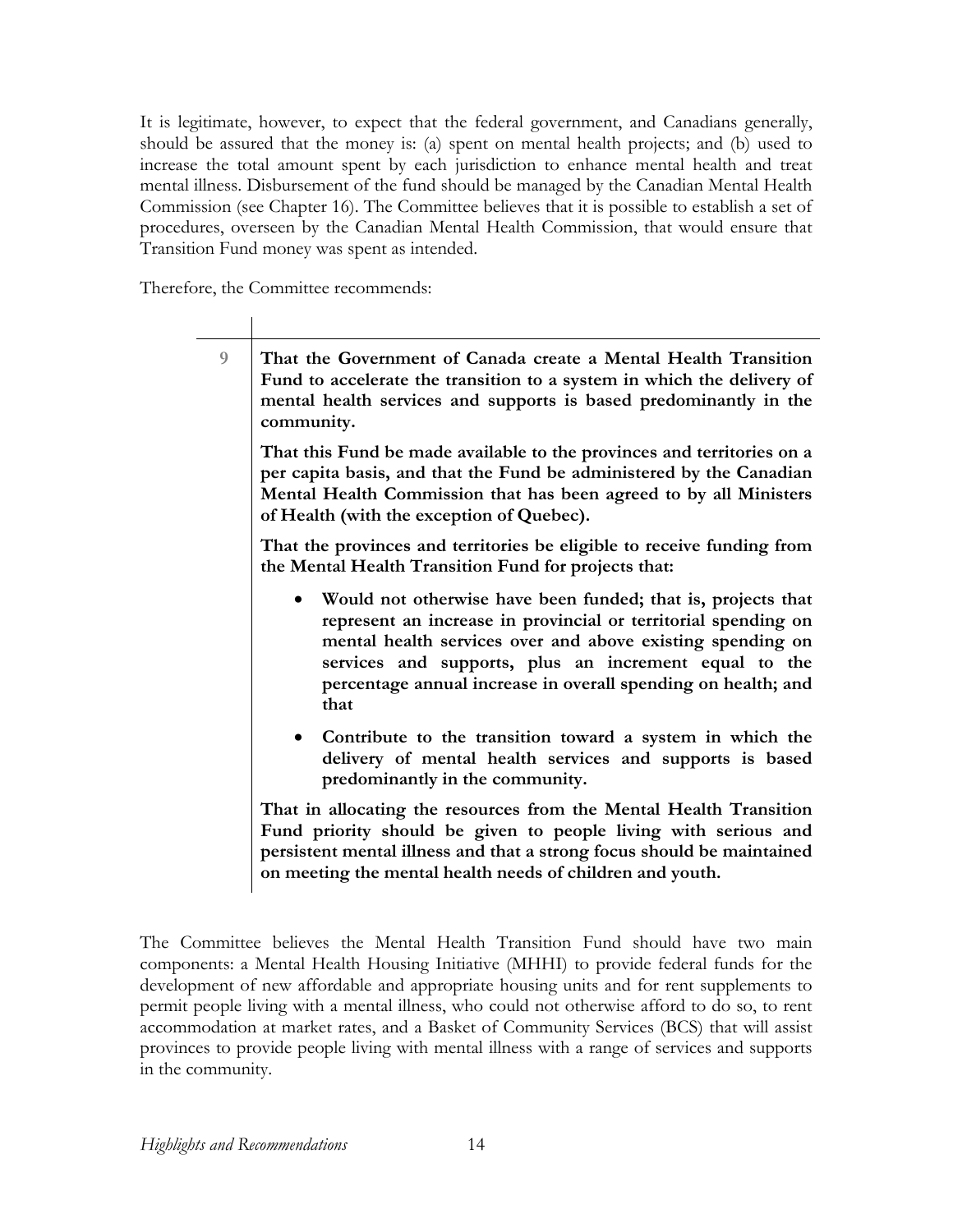It is legitimate, however, to expect that the federal government, and Canadians generally, should be assured that the money is: (a) spent on mental health projects; and (b) used to increase the total amount spent by each jurisdiction to enhance mental health and treat mental illness. Disbursement of the fund should be managed by the Canadian Mental Health Commission (see Chapter 16). The Committee believes that it is possible to establish a set of procedures, overseen by the Canadian Mental Health Commission, that would ensure that Transition Fund money was spent as intended.

Therefore, the Committee recommends:

9

**That the Government of Canada create a Mental Health Transition Fund to accelerate the transition to a system in which the delivery of mental health services and supports is based predominantly in the community.**

**That this Fund be made available to the provinces and territories on a per capita basis, and that the Fund be administered by the Canadian Mental Health Commission that has been agreed to by all Ministers of Health (with the exception of Quebec).**

**That the provinces and territories be eligible to receive funding from the Mental Health Transition Fund for projects that:**

- **Would not otherwise have been funded; that is, projects that represent an increase in provincial or territorial spending on mental health services over and above existing spending on services and supports, plus an increment equal to the percentage annual increase in overall spending on health; and that**
- **Contribute to the transition toward a system in which the delivery of mental health services and supports is based predominantly in the community.**

**That in allocating the resources from the Mental Health Transition Fund priority should be given to people living with serious and persistent mental illness and that a strong focus should be maintained on meeting the mental health needs of children and youth.**

The Committee believes the Mental Health Transition Fund should have two main components: a Mental Health Housing Initiative (MHHI) to provide federal funds for the development of new affordable and appropriate housing units and for rent supplements to permit people living with a mental illness, who could not otherwise afford to do so, to rent accommodation at market rates, and a Basket of Community Services (BCS) that will assist provinces to provide people living with mental illness with a range of services and supports in the community.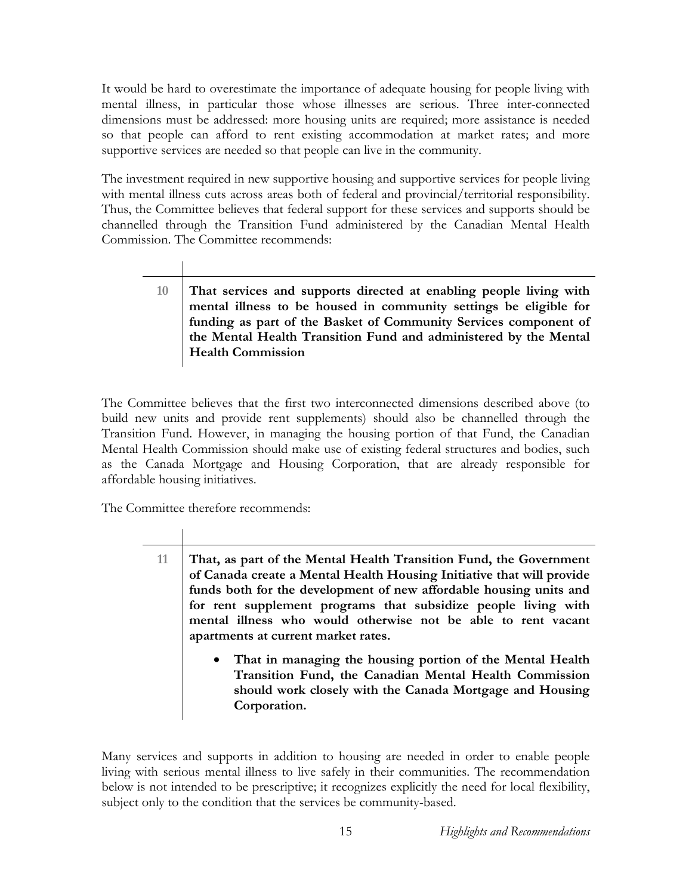It would be hard to overestimate the importance of adequate housing for people living with mental illness, in particular those whose illnesses are serious. Three inter-connected dimensions must be addressed: more housing units are required; more assistance is needed so that people can afford to rent existing accommodation at market rates; and more supportive services are needed so that people can live in the community.

The investment required in new supportive housing and supportive services for people living with mental illness cuts across areas both of federal and provincial/territorial responsibility. Thus, the Committee believes that federal support for these services and supports should be channelled through the Transition Fund administered by the Canadian Mental Health Commission. The Committee recommends:

| | |
|---|---|
| 10 | **That services and supports directed at enabling people living with mental illness to be housed in community settings be eligible for funding as part of the Basket of Community Services component of the Mental Health Transition Fund and administered by the Mental Health Commission** |

The Committee believes that the first two interconnected dimensions described above (to build new units and provide rent supplements) should also be channelled through the Transition Fund. However, in managing the housing portion of that Fund, the Canadian Mental Health Commission should make use of existing federal structures and bodies, such as the Canada Mortgage and Housing Corporation, that are already responsible for affordable housing initiatives.

The Committee therefore recommends:

| | |
|---|---|
| 11 | **That, as part of the Mental Health Transition Fund, the Government of Canada create a Mental Health Housing Initiative that will provide funds both for the development of new affordable housing units and for rent supplement programs that subsidize people living with mental illness who would otherwise not be able to rent vacant apartments at current market rates.** <br><br> • **That in managing the housing portion of the Mental Health Transition Fund, the Canadian Mental Health Commission should work closely with the Canada Mortgage and Housing Corporation.** |

Many services and supports in addition to housing are needed in order to enable people living with serious mental illness to live safely in their communities. The recommendation below is not intended to be prescriptive; it recognizes explicitly the need for local flexibility, subject only to the condition that the services be community-based.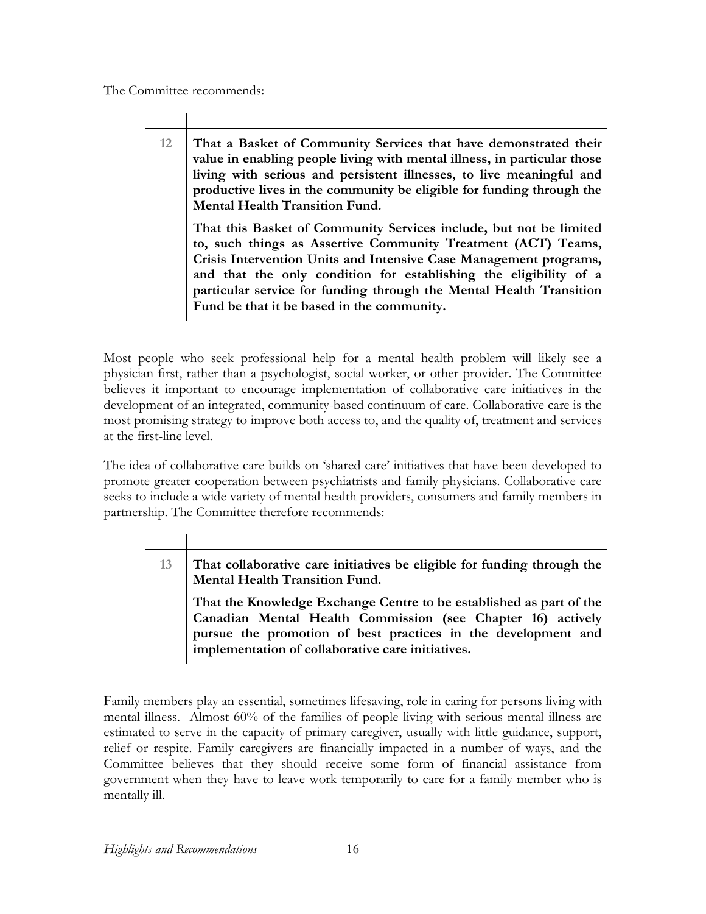The Committee recommends:

| | |
|---|---|
| 12 | **That a Basket of Community Services that have demonstrated their value in enabling people living with mental illness, in particular those living with serious and persistent illnesses, to live meaningful and productive lives in the community be eligible for funding through the Mental Health Transition Fund.**<br><br>**That this Basket of Community Services include, but not be limited to, such things as Assertive Community Treatment (ACT) Teams, Crisis Intervention Units and Intensive Case Management programs, and that the only condition for establishing the eligibility of a particular service for funding through the Mental Health Transition Fund be that it be based in the community.** |

Most people who seek professional help for a mental health problem will likely see a physician first, rather than a psychologist, social worker, or other provider. The Committee believes it important to encourage implementation of collaborative care initiatives in the development of an integrated, community-based continuum of care. Collaborative care is the most promising strategy to improve both access to, and the quality of, treatment and services at the first-line level.

The idea of collaborative care builds on 'shared care' initiatives that have been developed to promote greater cooperation between psychiatrists and family physicians. Collaborative care seeks to include a wide variety of mental health providers, consumers and family members in partnership. The Committee therefore recommends:

| | |
|---|---|
| 13 | **That collaborative care initiatives be eligible for funding through the Mental Health Transition Fund.**<br><br>**That the Knowledge Exchange Centre to be established as part of the Canadian Mental Health Commission (see Chapter 16) actively pursue the promotion of best practices in the development and implementation of collaborative care initiatives.** |

Family members play an essential, sometimes lifesaving, role in caring for persons living with mental illness. Almost 60% of the families of people living with serious mental illness are estimated to serve in the capacity of primary caregiver, usually with little guidance, support, relief or respite. Family caregivers are financially impacted in a number of ways, and the Committee believes that they should receive some form of financial assistance from government when they have to leave work temporarily to care for a family member who is mentally ill.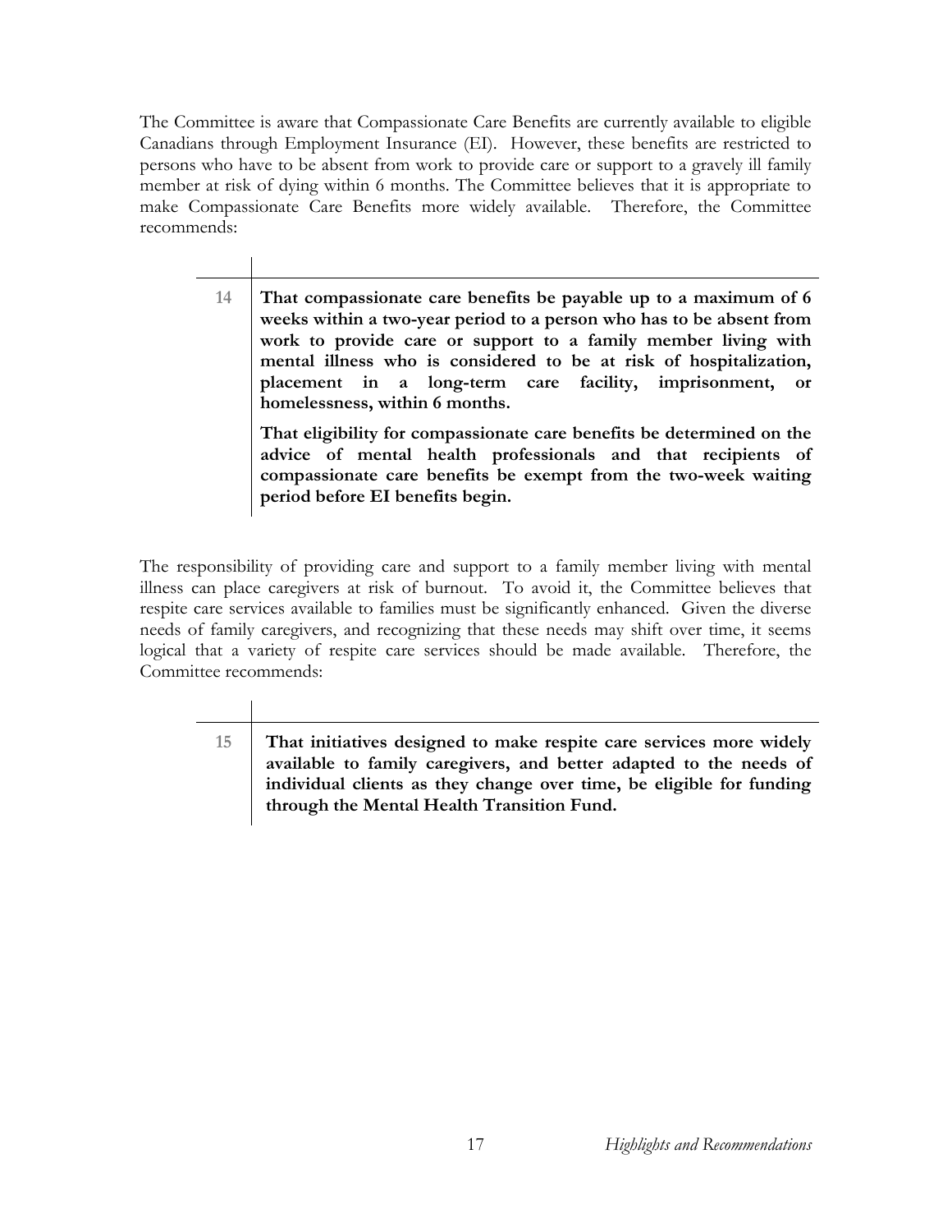The Committee is aware that Compassionate Care Benefits are currently available to eligible Canadians through Employment Insurance (EI). However, these benefits are restricted to persons who have to be absent from work to provide care or support to a gravely ill family member at risk of dying within 6 months. The Committee believes that it is appropriate to make Compassionate Care Benefits more widely available. Therefore, the Committee recommends:

14 **That compassionate care benefits be payable up to a maximum of 6 weeks within a two-year period to a person who has to be absent from work to provide care or support to a family member living with mental illness who is considered to be at risk of hospitalization, placement in a long-term care facility, imprisonment, or homelessness, within 6 months.**

**That eligibility for compassionate care benefits be determined on the advice of mental health professionals and that recipients of compassionate care benefits be exempt from the two-week waiting period before EI benefits begin.**

The responsibility of providing care and support to a family member living with mental illness can place caregivers at risk of burnout. To avoid it, the Committee believes that respite care services available to families must be significantly enhanced. Given the diverse needs of family caregivers, and recognizing that these needs may shift over time, it seems logical that a variety of respite care services should be made available. Therefore, the Committee recommends:

15 **That initiatives designed to make respite care services more widely available to family caregivers, and better adapted to the needs of individual clients as they change over time, be eligible for funding through the Mental Health Transition Fund.**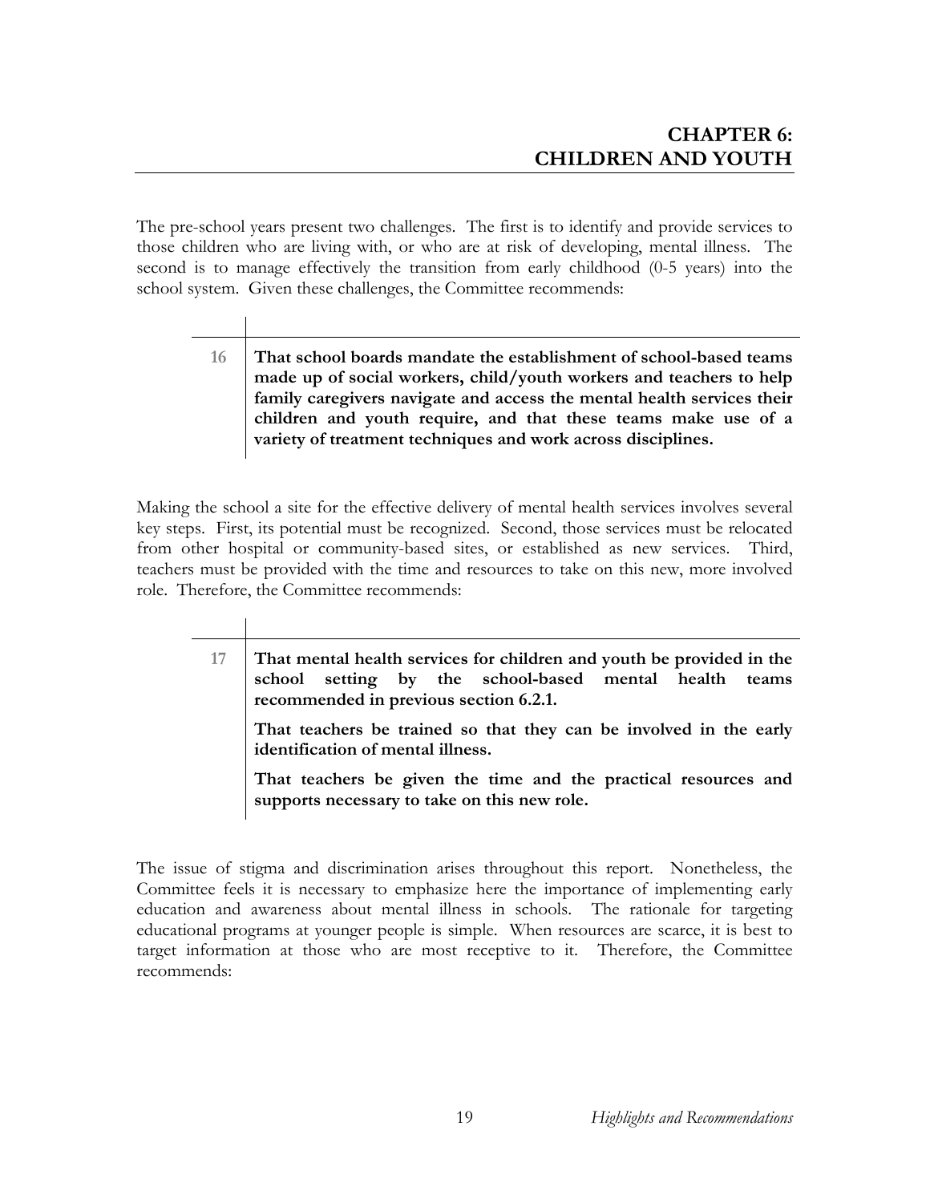# CHAPTER 6: CHILDREN AND YOUTH

The pre-school years present two challenges. The first is to identify and provide services to those children who are living with, or who are at risk of developing, mental illness. The second is to manage effectively the transition from early childhood (0-5 years) into the school system. Given these challenges, the Committee recommends:

| | |
|---|---|
| 16 | **That school boards mandate the establishment of school-based teams made up of social workers, child/youth workers and teachers to help family caregivers navigate and access the mental health services their children and youth require, and that these teams make use of a variety of treatment techniques and work across disciplines.** |

Making the school a site for the effective delivery of mental health services involves several key steps. First, its potential must be recognized. Second, those services must be relocated from other hospital or community-based sites, or established as new services. Third, teachers must be provided with the time and resources to take on this new, more involved role. Therefore, the Committee recommends:

| | |
|---|---|
| 17 | **That mental health services for children and youth be provided in the school setting by the school-based mental health teams recommended in previous section 6.2.1.**<br><br>**That teachers be trained so that they can be involved in the early identification of mental illness.**<br><br>**That teachers be given the time and the practical resources and supports necessary to take on this new role.** |

The issue of stigma and discrimination arises throughout this report. Nonetheless, the Committee feels it is necessary to emphasize here the importance of implementing early education and awareness about mental illness in schools. The rationale for targeting educational programs at younger people is simple. When resources are scarce, it is best to target information at those who are most receptive to it. Therefore, the Committee recommends: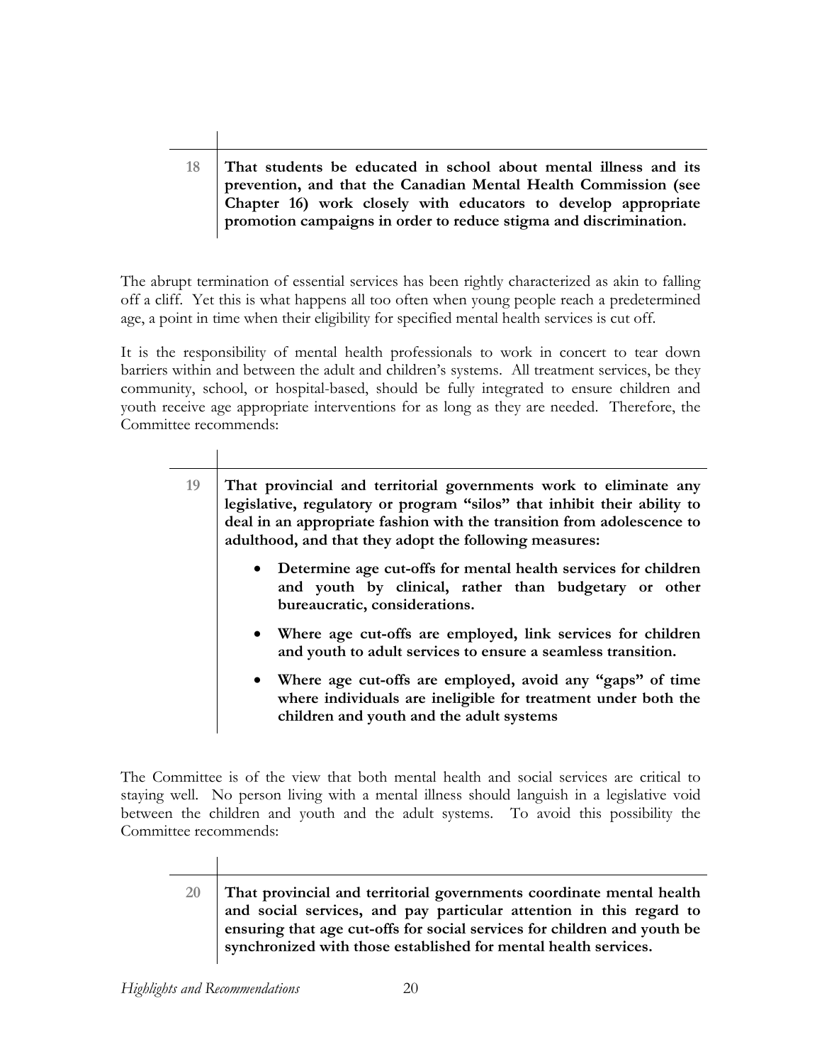| | |
|---|---|
| 18 | **That students be educated in school about mental illness and its prevention, and that the Canadian Mental Health Commission (see Chapter 16) work closely with educators to develop appropriate promotion campaigns in order to reduce stigma and discrimination.** |

The abrupt termination of essential services has been rightly characterized as akin to falling off a cliff. Yet this is what happens all too often when young people reach a predetermined age, a point in time when their eligibility for specified mental health services is cut off.

It is the responsibility of mental health professionals to work in concert to tear down barriers within and between the adult and children's systems. All treatment services, be they community, school, or hospital-based, should be fully integrated to ensure children and youth receive age appropriate interventions for as long as they are needed. Therefore, the Committee recommends:

**19** **That provincial and territorial governments work to eliminate any legislative, regulatory or program "silos" that inhibit their ability to deal in an appropriate fashion with the transition from adolescence to adulthood, and that they adopt the following measures:**

- **Determine age cut-offs for mental health services for children and youth by clinical, rather than budgetary or other bureaucratic, considerations.**
- **Where age cut-offs are employed, link services for children and youth to adult services to ensure a seamless transition.**
- **Where age cut-offs are employed, avoid any "gaps" of time where individuals are ineligible for treatment under both the children and youth and the adult systems**

The Committee is of the view that both mental health and social services are critical to staying well. No person living with a mental illness should languish in a legislative void between the children and youth and the adult systems. To avoid this possibility the Committee recommends:

| | |
|---|---|
| 20 | **That provincial and territorial governments coordinate mental health and social services, and pay particular attention in this regard to ensuring that age cut-offs for social services for children and youth be synchronized with those established for mental health services.** |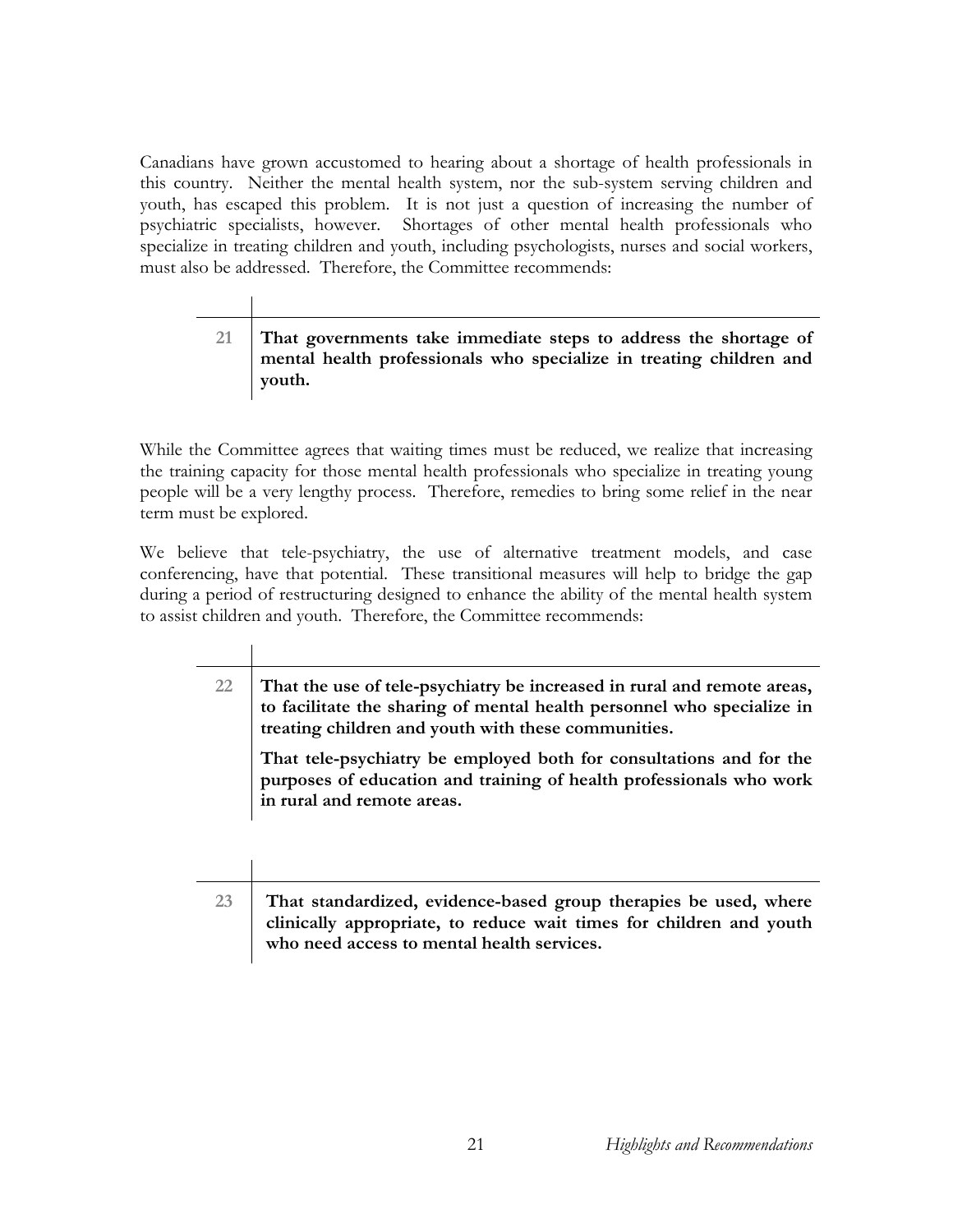Canadians have grown accustomed to hearing about a shortage of health professionals in this country. Neither the mental health system, nor the sub-system serving children and youth, has escaped this problem. It is not just a question of increasing the number of psychiatric specialists, however. Shortages of other mental health professionals who specialize in treating children and youth, including psychologists, nurses and social workers, must also be addressed. Therefore, the Committee recommends:

| 21 | **That governments take immediate steps to address the shortage of mental health professionals who specialize in treating children and youth.** |
|---|---|

While the Committee agrees that waiting times must be reduced, we realize that increasing the training capacity for those mental health professionals who specialize in treating young people will be a very lengthy process. Therefore, remedies to bring some relief in the near term must be explored.

We believe that tele-psychiatry, the use of alternative treatment models, and case conferencing, have that potential. These transitional measures will help to bridge the gap during a period of restructuring designed to enhance the ability of the mental health system to assist children and youth. Therefore, the Committee recommends:

| 22 | **That the use of tele-psychiatry be increased in rural and remote areas, to facilitate the sharing of mental health personnel who specialize in treating children and youth with these communities.** <br><br> **That tele-psychiatry be employed both for consultations and for the purposes of education and training of health professionals who work in rural and remote areas.** |
|---|---|

| 23 | **That standardized, evidence-based group therapies be used, where clinically appropriate, to reduce wait times for children and youth who need access to mental health services.** |
|---|---|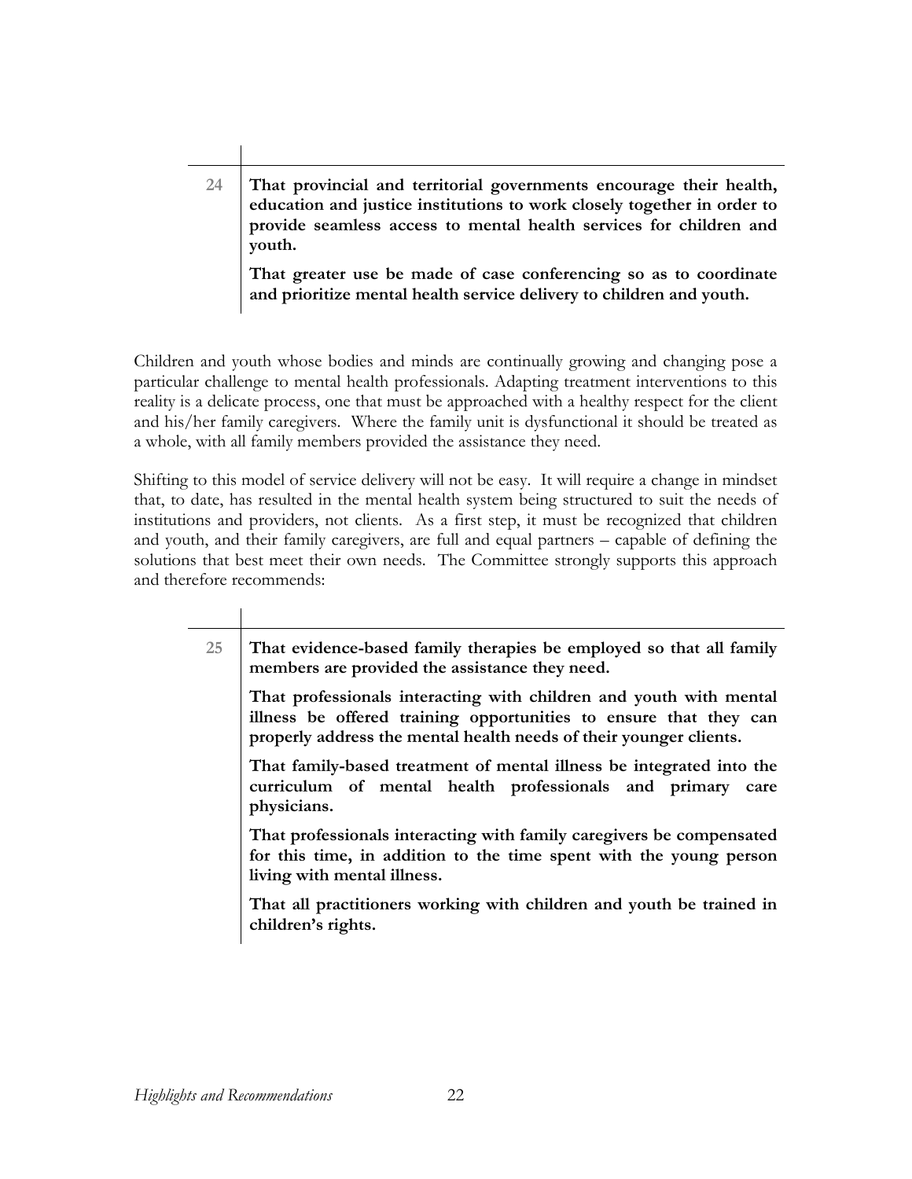**24** **That provincial and territorial governments encourage their health, education and justice institutions to work closely together in order to provide seamless access to mental health services for children and youth.**

**That greater use be made of case conferencing so as to coordinate and prioritize mental health service delivery to children and youth.**

Children and youth whose bodies and minds are continually growing and changing pose a particular challenge to mental health professionals. Adapting treatment interventions to this reality is a delicate process, one that must be approached with a healthy respect for the client and his/her family caregivers. Where the family unit is dysfunctional it should be treated as a whole, with all family members provided the assistance they need.

Shifting to this model of service delivery will not be easy. It will require a change in mindset that, to date, has resulted in the mental health system being structured to suit the needs of institutions and providers, not clients. As a first step, it must be recognized that children and youth, and their family caregivers, are full and equal partners – capable of defining the solutions that best meet their own needs. The Committee strongly supports this approach and therefore recommends:

**25** **That evidence-based family therapies be employed so that all family members are provided the assistance they need.**

**That professionals interacting with children and youth with mental illness be offered training opportunities to ensure that they can properly address the mental health needs of their younger clients.**

**That family-based treatment of mental illness be integrated into the curriculum of mental health professionals and primary care physicians.**

**That professionals interacting with family caregivers be compensated for this time, in addition to the time spent with the young person living with mental illness.**

**That all practitioners working with children and youth be trained in children's rights.**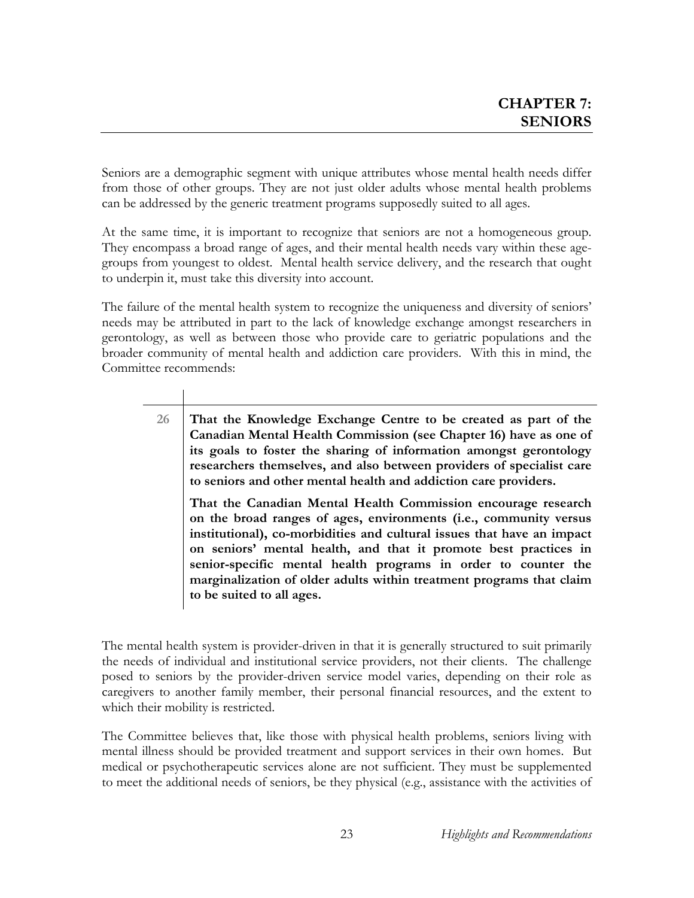# CHAPTER 7: SENIORS

Seniors are a demographic segment with unique attributes whose mental health needs differ from those of other groups. They are not just older adults whose mental health problems can be addressed by the generic treatment programs supposedly suited to all ages.

At the same time, it is important to recognize that seniors are not a homogeneous group. They encompass a broad range of ages, and their mental health needs vary within these age-groups from youngest to oldest. Mental health service delivery, and the research that ought to underpin it, must take this diversity into account.

The failure of the mental health system to recognize the uniqueness and diversity of seniors' needs may be attributed in part to the lack of knowledge exchange amongst researchers in gerontology, as well as between those who provide care to geriatric populations and the broader community of mental health and addiction care providers. With this in mind, the Committee recommends:

> **26** **That the Knowledge Exchange Centre to be created as part of the Canadian Mental Health Commission (see Chapter 16) have as one of its goals to foster the sharing of information amongst gerontology researchers themselves, and also between providers of specialist care to seniors and other mental health and addiction care providers.**
>
> **That the Canadian Mental Health Commission encourage research on the broad ranges of ages, environments (i.e., community versus institutional), co-morbidities and cultural issues that have an impact on seniors' mental health, and that it promote best practices in senior-specific mental health programs in order to counter the marginalization of older adults within treatment programs that claim to be suited to all ages.**

The mental health system is provider-driven in that it is generally structured to suit primarily the needs of individual and institutional service providers, not their clients. The challenge posed to seniors by the provider-driven service model varies, depending on their role as caregivers to another family member, their personal financial resources, and the extent to which their mobility is restricted.

The Committee believes that, like those with physical health problems, seniors living with mental illness should be provided treatment and support services in their own homes. But medical or psychotherapeutic services alone are not sufficient. They must be supplemented to meet the additional needs of seniors, be they physical (e.g., assistance with the activities of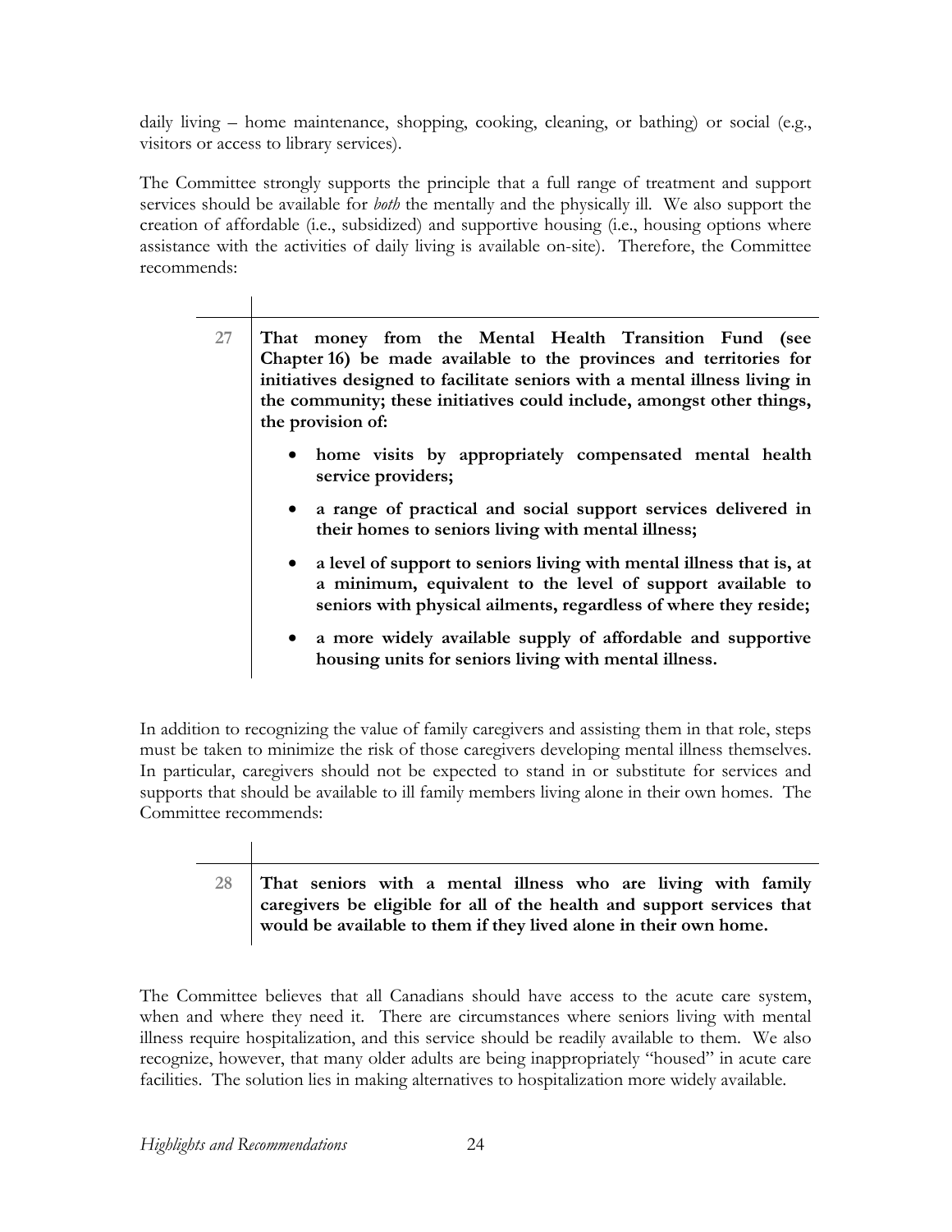daily living – home maintenance, shopping, cooking, cleaning, or bathing) or social (e.g., visitors or access to library services).

The Committee strongly supports the principle that a full range of treatment and support services should be available for *both* the mentally and the physically ill. We also support the creation of affordable (i.e., subsidized) and supportive housing (i.e., housing options where assistance with the activities of daily living is available on-site). Therefore, the Committee recommends:

27 **That money from the Mental Health Transition Fund (see Chapter 16) be made available to the provinces and territories for initiatives designed to facilitate seniors with a mental illness living in the community; these initiatives could include, amongst other things, the provision of:**

- **home visits by appropriately compensated mental health service providers;**
- **a range of practical and social support services delivered in their homes to seniors living with mental illness;**
- **a level of support to seniors living with mental illness that is, at a minimum, equivalent to the level of support available to seniors with physical ailments, regardless of where they reside;**
- **a more widely available supply of affordable and supportive housing units for seniors living with mental illness.**

In addition to recognizing the value of family caregivers and assisting them in that role, steps must be taken to minimize the risk of those caregivers developing mental illness themselves. In particular, caregivers should not be expected to stand in or substitute for services and supports that should be available to ill family members living alone in their own homes. The Committee recommends:

28 **That seniors with a mental illness who are living with family caregivers be eligible for all of the health and support services that would be available to them if they lived alone in their own home.**

The Committee believes that all Canadians should have access to the acute care system, when and where they need it. There are circumstances where seniors living with mental illness require hospitalization, and this service should be readily available to them. We also recognize, however, that many older adults are being inappropriately "housed" in acute care facilities. The solution lies in making alternatives to hospitalization more widely available.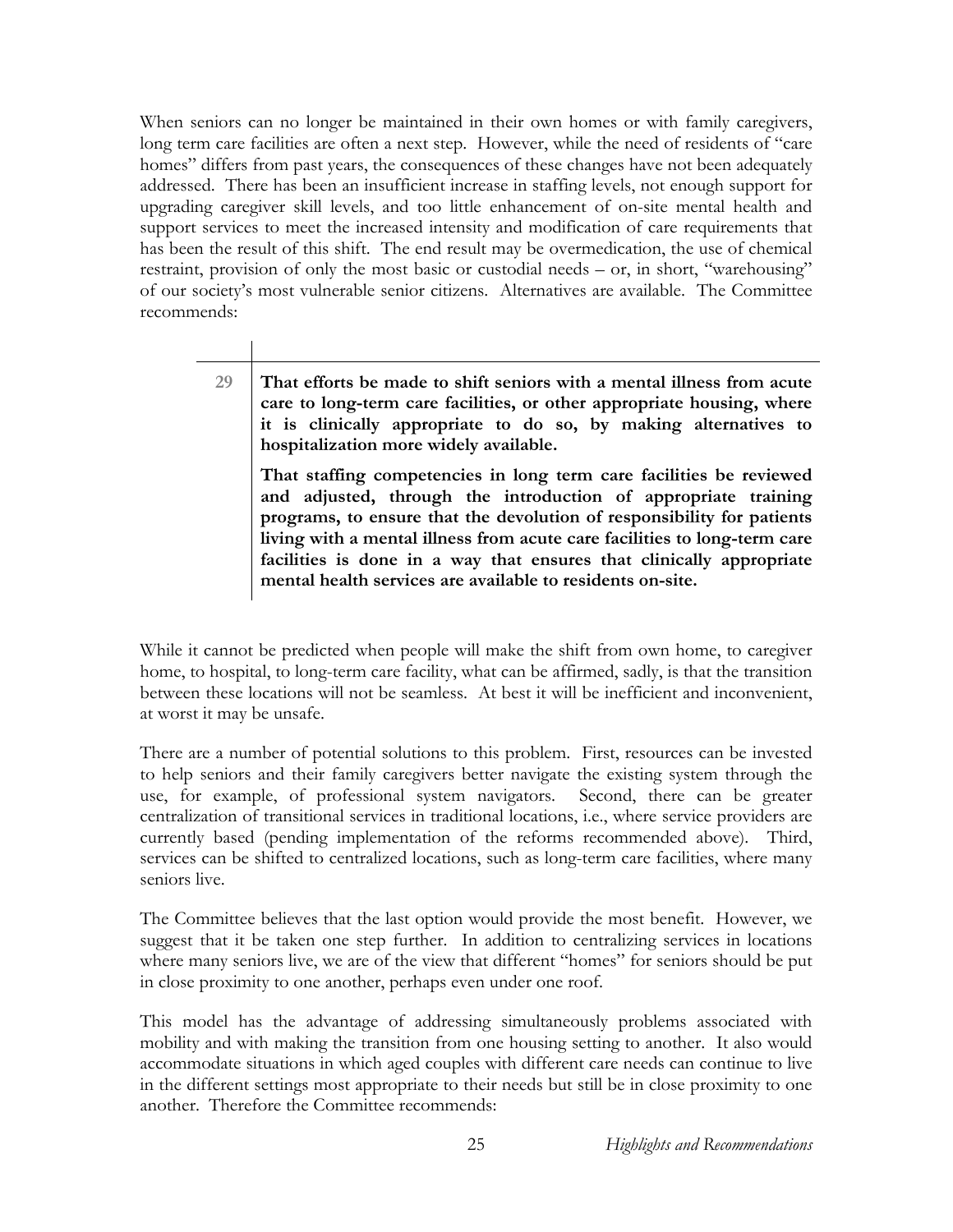When seniors can no longer be maintained in their own homes or with family caregivers, long term care facilities are often a next step. However, while the need of residents of "care homes" differs from past years, the consequences of these changes have not been adequately addressed. There has been an insufficient increase in staffing levels, not enough support for upgrading caregiver skill levels, and too little enhancement of on-site mental health and support services to meet the increased intensity and modification of care requirements that has been the result of this shift. The end result may be overmedication, the use of chemical restraint, provision of only the most basic or custodial needs – or, in short, "warehousing" of our society's most vulnerable senior citizens. Alternatives are available. The Committee recommends:

| | |
|---|---|
| 29 | **That efforts be made to shift seniors with a mental illness from acute care to long-term care facilities, or other appropriate housing, where it is clinically appropriate to do so, by making alternatives to hospitalization more widely available.**<br><br>**That staffing competencies in long term care facilities be reviewed and adjusted, through the introduction of appropriate training programs, to ensure that the devolution of responsibility for patients living with a mental illness from acute care facilities to long-term care facilities is done in a way that ensures that clinically appropriate mental health services are available to residents on-site.** |

While it cannot be predicted when people will make the shift from own home, to caregiver home, to hospital, to long-term care facility, what can be affirmed, sadly, is that the transition between these locations will not be seamless. At best it will be inefficient and inconvenient, at worst it may be unsafe.

There are a number of potential solutions to this problem. First, resources can be invested to help seniors and their family caregivers better navigate the existing system through the use, for example, of professional system navigators. Second, there can be greater centralization of transitional services in traditional locations, i.e., where service providers are currently based (pending implementation of the reforms recommended above). Third, services can be shifted to centralized locations, such as long-term care facilities, where many seniors live.

The Committee believes that the last option would provide the most benefit. However, we suggest that it be taken one step further. In addition to centralizing services in locations where many seniors live, we are of the view that different "homes" for seniors should be put in close proximity to one another, perhaps even under one roof.

This model has the advantage of addressing simultaneously problems associated with mobility and with making the transition from one housing setting to another. It also would accommodate situations in which aged couples with different care needs can continue to live in the different settings most appropriate to their needs but still be in close proximity to one another. Therefore the Committee recommends: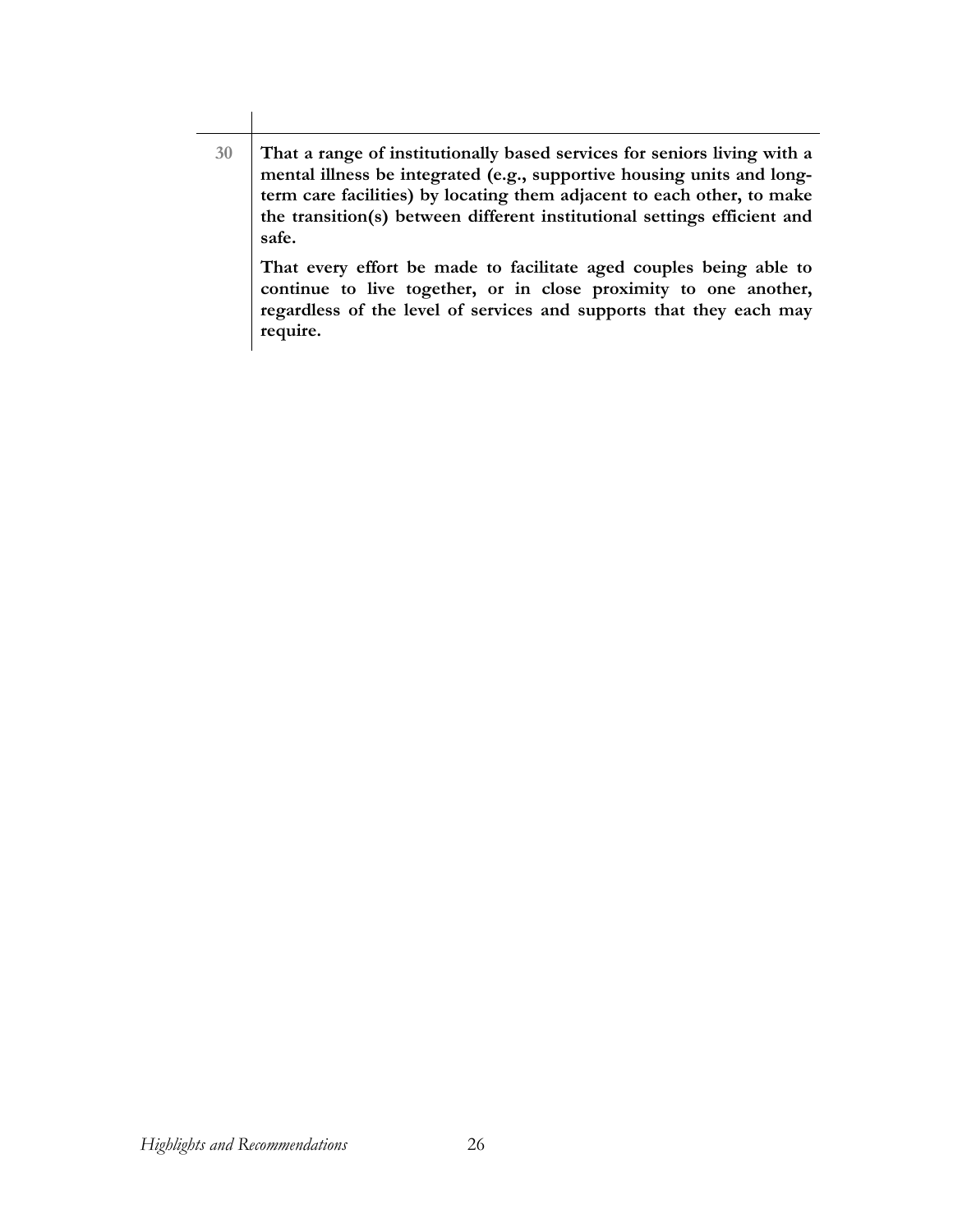| | |
|---|---|
| 30 | **That a range of institutionally based services for seniors living with a mental illness be integrated (e.g., supportive housing units and long-term care facilities) by locating them adjacent to each other, to make the transition(s) between different institutional settings efficient and safe.** <br><br> **That every effort be made to facilitate aged couples being able to continue to live together, or in close proximity to one another, regardless of the level of services and supports that they each may require.** |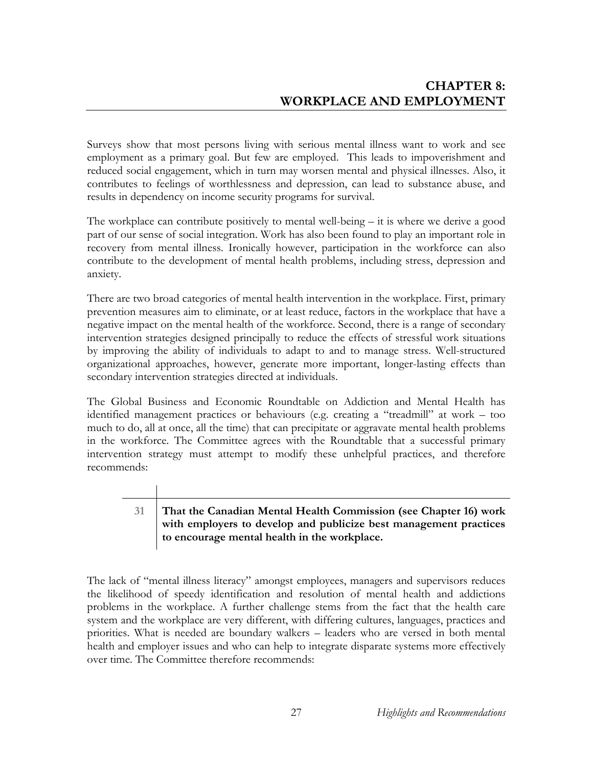# CHAPTER 8: WORKPLACE AND EMPLOYMENT

Surveys show that most persons living with serious mental illness want to work and see employment as a primary goal. But few are employed. This leads to impoverishment and reduced social engagement, which in turn may worsen mental and physical illnesses. Also, it contributes to feelings of worthlessness and depression, can lead to substance abuse, and results in dependency on income security programs for survival.

The workplace can contribute positively to mental well-being – it is where we derive a good part of our sense of social integration. Work has also been found to play an important role in recovery from mental illness. Ironically however, participation in the workforce can also contribute to the development of mental health problems, including stress, depression and anxiety.

There are two broad categories of mental health intervention in the workplace. First, primary prevention measures aim to eliminate, or at least reduce, factors in the workplace that have a negative impact on the mental health of the workforce. Second, there is a range of secondary intervention strategies designed principally to reduce the effects of stressful work situations by improving the ability of individuals to adapt to and to manage stress. Well-structured organizational approaches, however, generate more important, longer-lasting effects than secondary intervention strategies directed at individuals.

The Global Business and Economic Roundtable on Addiction and Mental Health has identified management practices or behaviours (e.g. creating a "treadmill" at work – too much to do, all at once, all the time) that can precipitate or aggravate mental health problems in the workforce. The Committee agrees with the Roundtable that a successful primary intervention strategy must attempt to modify these unhelpful practices, and therefore recommends:

| 31 | **That the Canadian Mental Health Commission (see Chapter 16) work with employers to develop and publicize best management practices to encourage mental health in the workplace.** |
|---|---|

The lack of "mental illness literacy" amongst employees, managers and supervisors reduces the likelihood of speedy identification and resolution of mental health and addictions problems in the workplace. A further challenge stems from the fact that the health care system and the workplace are very different, with differing cultures, languages, practices and priorities. What is needed are boundary walkers – leaders who are versed in both mental health and employer issues and who can help to integrate disparate systems more effectively over time. The Committee therefore recommends: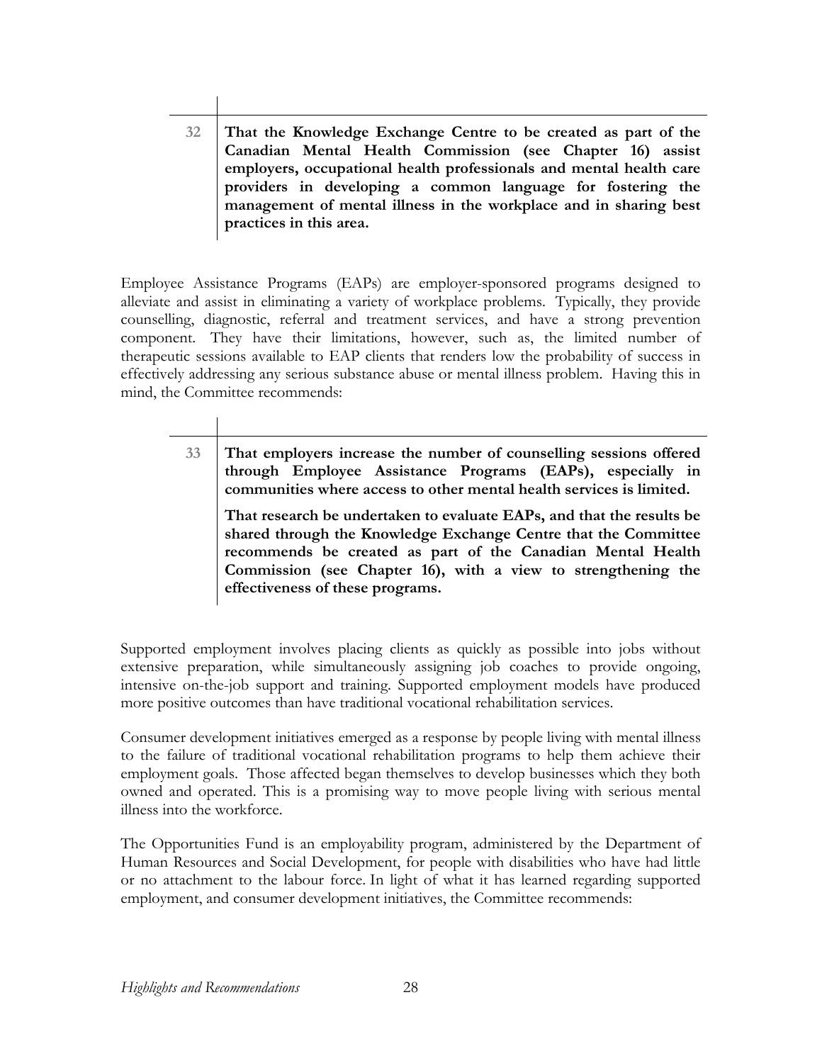| | |
|---|---|
| 32 | **That the Knowledge Exchange Centre to be created as part of the Canadian Mental Health Commission (see Chapter 16) assist employers, occupational health professionals and mental health care providers in developing a common language for fostering the management of mental illness in the workplace and in sharing best practices in this area.** |

Employee Assistance Programs (EAPs) are employer-sponsored programs designed to alleviate and assist in eliminating a variety of workplace problems. Typically, they provide counselling, diagnostic, referral and treatment services, and have a strong prevention component. They have their limitations, however, such as, the limited number of therapeutic sessions available to EAP clients that renders low the probability of success in effectively addressing any serious substance abuse or mental illness problem. Having this in mind, the Committee recommends:

| | |
|---|---|
| 33 | **That employers increase the number of counselling sessions offered through Employee Assistance Programs (EAPs), especially in communities where access to other mental health services is limited.**<br><br>**That research be undertaken to evaluate EAPs, and that the results be shared through the Knowledge Exchange Centre that the Committee recommends be created as part of the Canadian Mental Health Commission (see Chapter 16), with a view to strengthening the effectiveness of these programs.** |

Supported employment involves placing clients as quickly as possible into jobs without extensive preparation, while simultaneously assigning job coaches to provide ongoing, intensive on-the-job support and training. Supported employment models have produced more positive outcomes than have traditional vocational rehabilitation services.

Consumer development initiatives emerged as a response by people living with mental illness to the failure of traditional vocational rehabilitation programs to help them achieve their employment goals. Those affected began themselves to develop businesses which they both owned and operated. This is a promising way to move people living with serious mental illness into the workforce.

The Opportunities Fund is an employability program, administered by the Department of Human Resources and Social Development, for people with disabilities who have had little or no attachment to the labour force. In light of what it has learned regarding supported employment, and consumer development initiatives, the Committee recommends: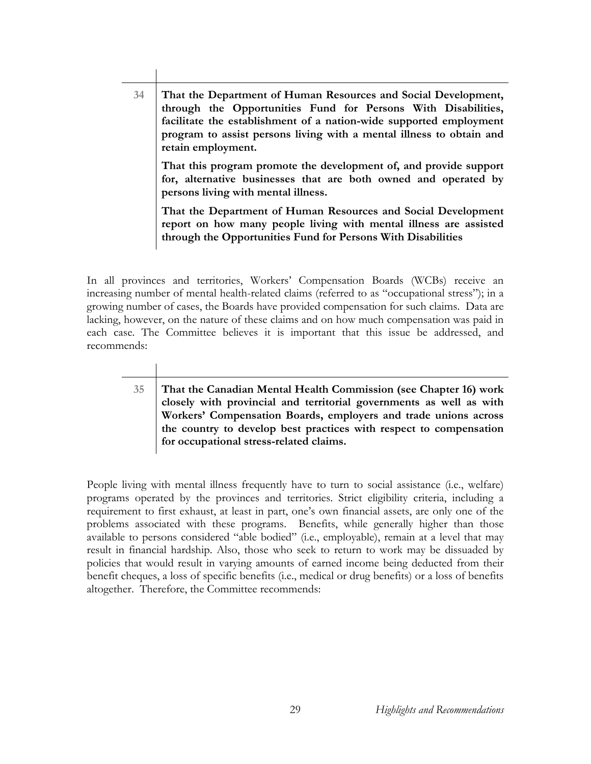| | |
|---|---|
| 34 | **That the Department of Human Resources and Social Development, through the Opportunities Fund for Persons With Disabilities, facilitate the establishment of a nation-wide supported employment program to assist persons living with a mental illness to obtain and retain employment.**<br><br>**That this program promote the development of, and provide support for, alternative businesses that are both owned and operated by persons living with mental illness.**<br><br>**That the Department of Human Resources and Social Development report on how many people living with mental illness are assisted through the Opportunities Fund for Persons With Disabilities** |

In all provinces and territories, Workers' Compensation Boards (WCBs) receive an increasing number of mental health-related claims (referred to as "occupational stress"); in a growing number of cases, the Boards have provided compensation for such claims. Data are lacking, however, on the nature of these claims and on how much compensation was paid in each case. The Committee believes it is important that this issue be addressed, and recommends:

| | |
|---|---|
| 35 | **That the Canadian Mental Health Commission (see Chapter 16) work closely with provincial and territorial governments as well as with Workers' Compensation Boards, employers and trade unions across the country to develop best practices with respect to compensation for occupational stress-related claims.** |

People living with mental illness frequently have to turn to social assistance (i.e., welfare) programs operated by the provinces and territories. Strict eligibility criteria, including a requirement to first exhaust, at least in part, one's own financial assets, are only one of the problems associated with these programs. Benefits, while generally higher than those available to persons considered "able bodied" (i.e., employable), remain at a level that may result in financial hardship. Also, those who seek to return to work may be dissuaded by policies that would result in varying amounts of earned income being deducted from their benefit cheques, a loss of specific benefits (i.e., medical or drug benefits) or a loss of benefits altogether. Therefore, the Committee recommends: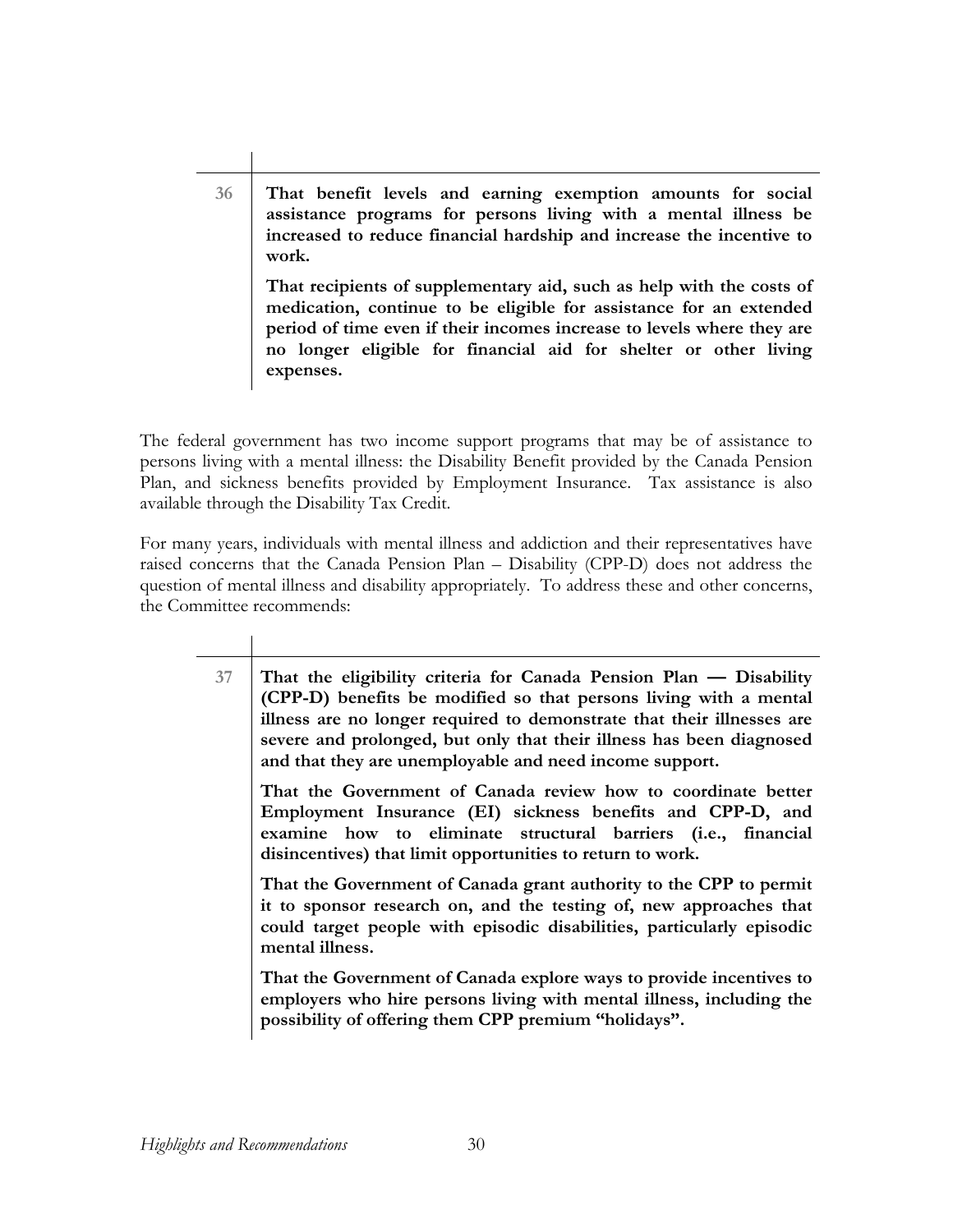**36** **That benefit levels and earning exemption amounts for social assistance programs for persons living with a mental illness be increased to reduce financial hardship and increase the incentive to work.**

**That recipients of supplementary aid, such as help with the costs of medication, continue to be eligible for assistance for an extended period of time even if their incomes increase to levels where they are no longer eligible for financial aid for shelter or other living expenses.**

The federal government has two income support programs that may be of assistance to persons living with a mental illness: the Disability Benefit provided by the Canada Pension Plan, and sickness benefits provided by Employment Insurance. Tax assistance is also available through the Disability Tax Credit.

For many years, individuals with mental illness and addiction and their representatives have raised concerns that the Canada Pension Plan – Disability (CPP-D) does not address the question of mental illness and disability appropriately. To address these and other concerns, the Committee recommends:

**37** **That the eligibility criteria for Canada Pension Plan — Disability (CPP-D) benefits be modified so that persons living with a mental illness are no longer required to demonstrate that their illnesses are severe and prolonged, but only that their illness has been diagnosed and that they are unemployable and need income support.**

**That the Government of Canada review how to coordinate better Employment Insurance (EI) sickness benefits and CPP-D, and examine how to eliminate structural barriers (i.e., financial disincentives) that limit opportunities to return to work.**

**That the Government of Canada grant authority to the CPP to permit it to sponsor research on, and the testing of, new approaches that could target people with episodic disabilities, particularly episodic mental illness.**

**That the Government of Canada explore ways to provide incentives to employers who hire persons living with mental illness, including the possibility of offering them CPP premium "holidays".**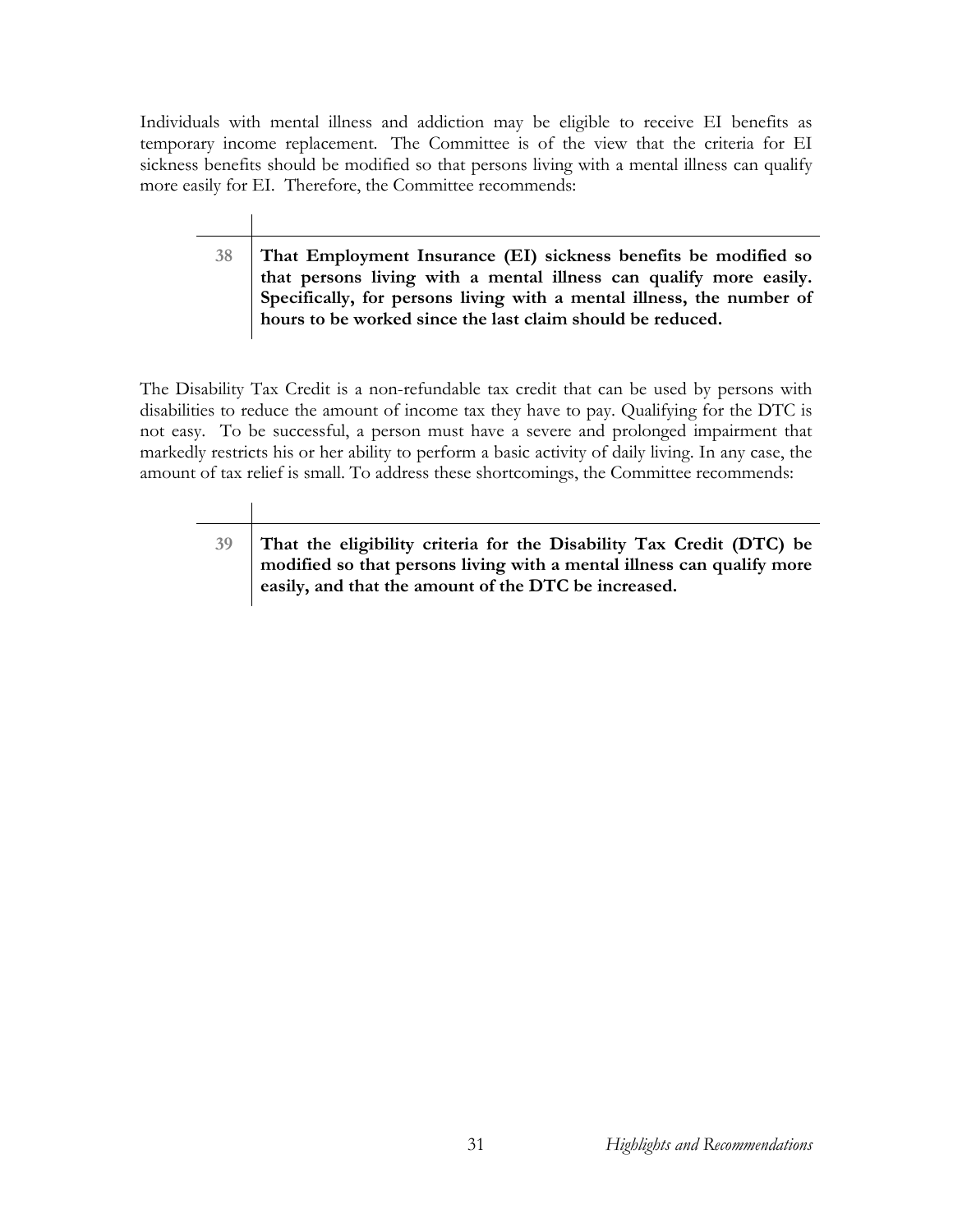Individuals with mental illness and addiction may be eligible to receive EI benefits as temporary income replacement. The Committee is of the view that the criteria for EI sickness benefits should be modified so that persons living with a mental illness can qualify more easily for EI. Therefore, the Committee recommends:

| 38 | **That Employment Insurance (EI) sickness benefits be modified so that persons living with a mental illness can qualify more easily. Specifically, for persons living with a mental illness, the number of hours to be worked since the last claim should be reduced.** |
|---|---|

The Disability Tax Credit is a non-refundable tax credit that can be used by persons with disabilities to reduce the amount of income tax they have to pay. Qualifying for the DTC is not easy. To be successful, a person must have a severe and prolonged impairment that markedly restricts his or her ability to perform a basic activity of daily living. In any case, the amount of tax relief is small. To address these shortcomings, the Committee recommends:

| 39 | **That the eligibility criteria for the Disability Tax Credit (DTC) be modified so that persons living with a mental illness can qualify more easily, and that the amount of the DTC be increased.** |
|---|---|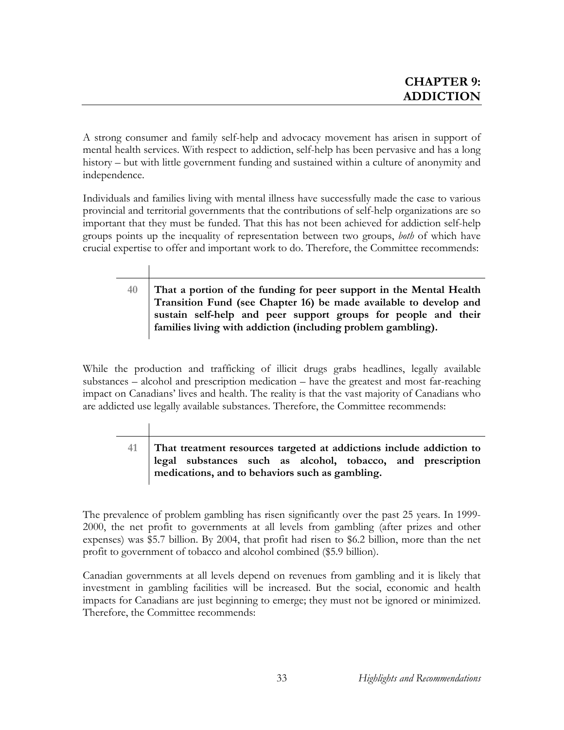# CHAPTER 9: ADDICTION

A strong consumer and family self-help and advocacy movement has arisen in support of mental health services. With respect to addiction, self-help has been pervasive and has a long history – but with little government funding and sustained within a culture of anonymity and independence.

Individuals and families living with mental illness have successfully made the case to various provincial and territorial governments that the contributions of self-help organizations are so important that they must be funded. That this has not been achieved for addiction self-help groups points up the inequality of representation between two groups, *both* of which have crucial expertise to offer and important work to do. Therefore, the Committee recommends:

| | |
|---|---|
| 40 | **That a portion of the funding for peer support in the Mental Health Transition Fund (see Chapter 16) be made available to develop and sustain self-help and peer support groups for people and their families living with addiction (including problem gambling).** |

While the production and trafficking of illicit drugs grabs headlines, legally available substances – alcohol and prescription medication – have the greatest and most far-reaching impact on Canadians' lives and health. The reality is that the vast majority of Canadians who are addicted use legally available substances. Therefore, the Committee recommends:

| | |
|---|---|
| 41 | **That treatment resources targeted at addictions include addiction to legal substances such as alcohol, tobacco, and prescription medications, and to behaviors such as gambling.** |

The prevalence of problem gambling has risen significantly over the past 25 years. In 1999-2000, the net profit to governments at all levels from gambling (after prizes and other expenses) was \$5.7 billion. By 2004, that profit had risen to \$6.2 billion, more than the net profit to government of tobacco and alcohol combined (\$5.9 billion).

Canadian governments at all levels depend on revenues from gambling and it is likely that investment in gambling facilities will be increased. But the social, economic and health impacts for Canadians are just beginning to emerge; they must not be ignored or minimized. Therefore, the Committee recommends: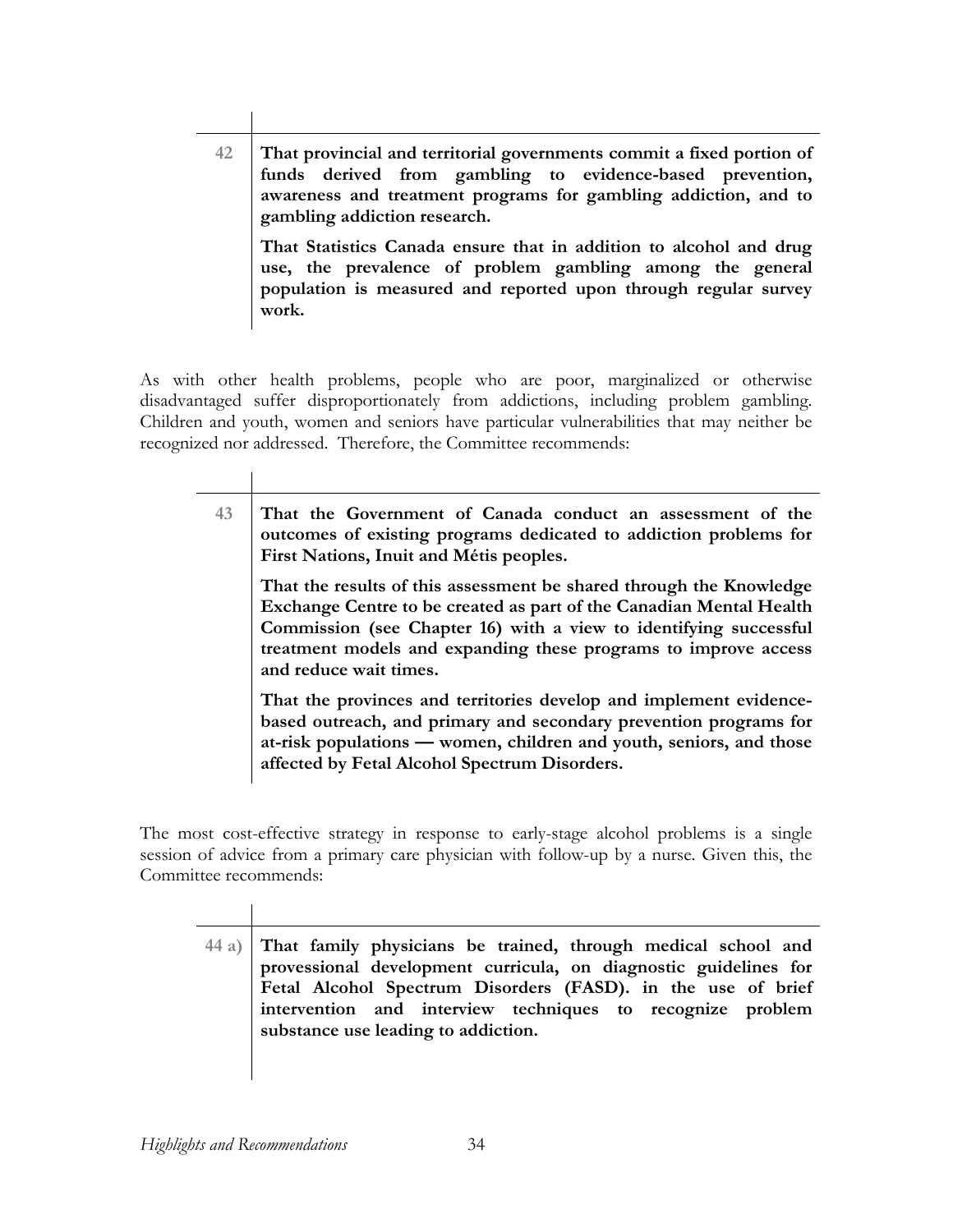| | |
|---|---|
| 42 | **That provincial and territorial governments commit a fixed portion of funds derived from gambling to evidence-based prevention, awareness and treatment programs for gambling addiction, and to gambling addiction research.**<br><br>**That Statistics Canada ensure that in addition to alcohol and drug use, the prevalence of problem gambling among the general population is measured and reported upon through regular survey work.** |

As with other health problems, people who are poor, marginalized or otherwise disadvantaged suffer disproportionately from addictions, including problem gambling. Children and youth, women and seniors have particular vulnerabilities that may neither be recognized nor addressed. Therefore, the Committee recommends:

| | |
|---|---|
| 43 | **That the Government of Canada conduct an assessment of the outcomes of existing programs dedicated to addiction problems for First Nations, Inuit and Métis peoples.**<br><br>**That the results of this assessment be shared through the Knowledge Exchange Centre to be created as part of the Canadian Mental Health Commission (see Chapter 16) with a view to identifying successful treatment models and expanding these programs to improve access and reduce wait times.**<br><br>**That the provinces and territories develop and implement evidence-based outreach, and primary and secondary prevention programs for at-risk populations — women, children and youth, seniors, and those affected by Fetal Alcohol Spectrum Disorders.** |

The most cost-effective strategy in response to early-stage alcohol problems is a single session of advice from a primary care physician with follow-up by a nurse. Given this, the Committee recommends:

| | |
|---|---|
| 44 a) | **That family physicians be trained, through medical school and provessional development curricula, on diagnostic guidelines for Fetal Alcohol Spectrum Disorders (FASD). in the use of brief intervention and interview techniques to recognize problem substance use leading to addiction.** |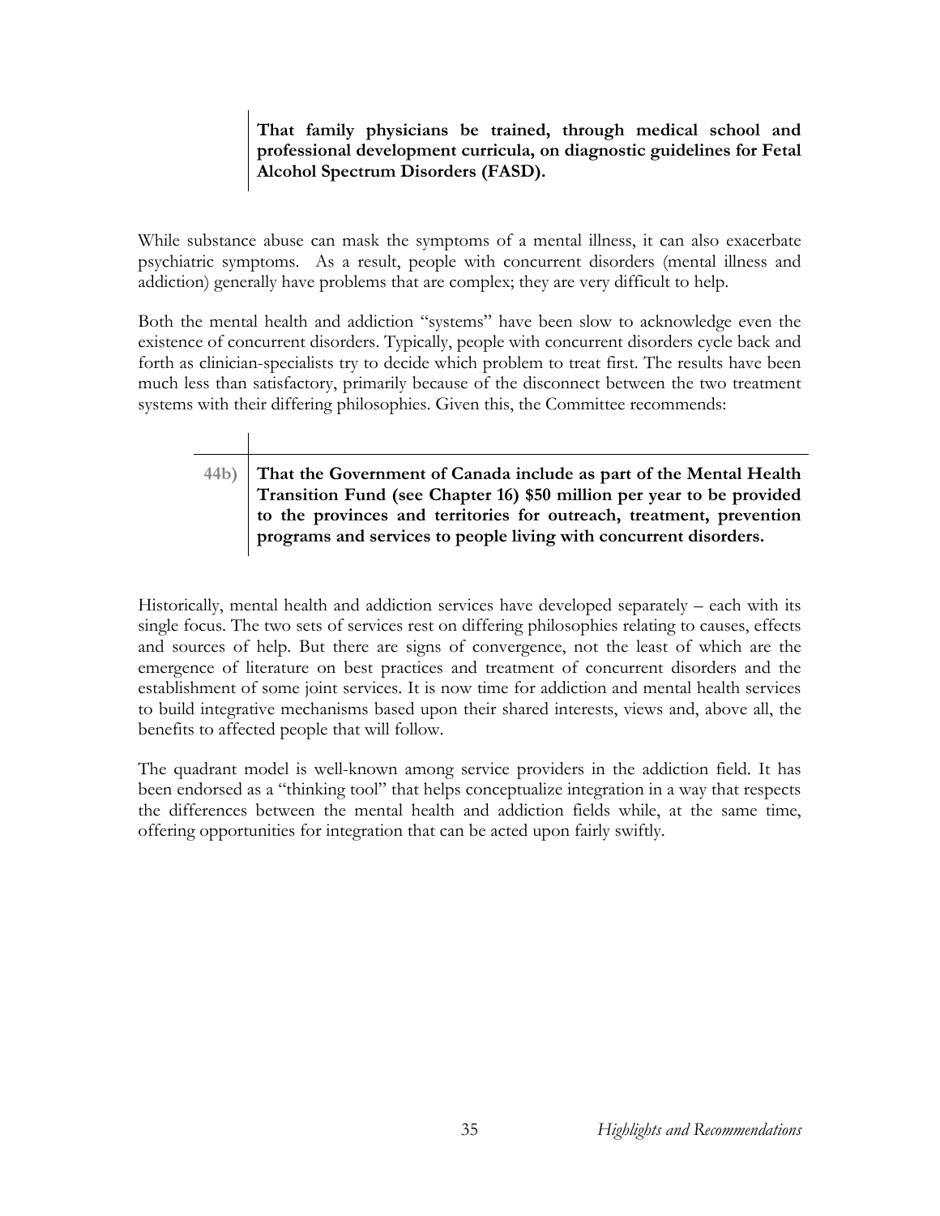**That family physicians be trained, through medical school and professional development curricula, on diagnostic guidelines for Fetal Alcohol Spectrum Disorders (FASD).**

While substance abuse can mask the symptoms of a mental illness, it can also exacerbate psychiatric symptoms. As a result, people with concurrent disorders (mental illness and addiction) generally have problems that are complex; they are very difficult to help.

Both the mental health and addiction "systems" have been slow to acknowledge even the existence of concurrent disorders. Typically, people with concurrent disorders cycle back and forth as clinician-specialists try to decide which problem to treat first. The results have been much less than satisfactory, primarily because of the disconnect between the two treatment systems with their differing philosophies. Given this, the Committee recommends:

44b) **That the Government of Canada include as part of the Mental Health Transition Fund (see Chapter 16) $50 million per year to be provided to the provinces and territories for outreach, treatment, prevention programs and services to people living with concurrent disorders.**

Historically, mental health and addiction services have developed separately – each with its single focus. The two sets of services rest on differing philosophies relating to causes, effects and sources of help. But there are signs of convergence, not the least of which are the emergence of literature on best practices and treatment of concurrent disorders and the establishment of some joint services. It is now time for addiction and mental health services to build integrative mechanisms based upon their shared interests, views and, above all, the benefits to affected people that will follow.

The quadrant model is well-known among service providers in the addiction field. It has been endorsed as a "thinking tool" that helps conceptualize integration in a way that respects the differences between the mental health and addiction fields while, at the same time, offering opportunities for integration that can be acted upon fairly swiftly.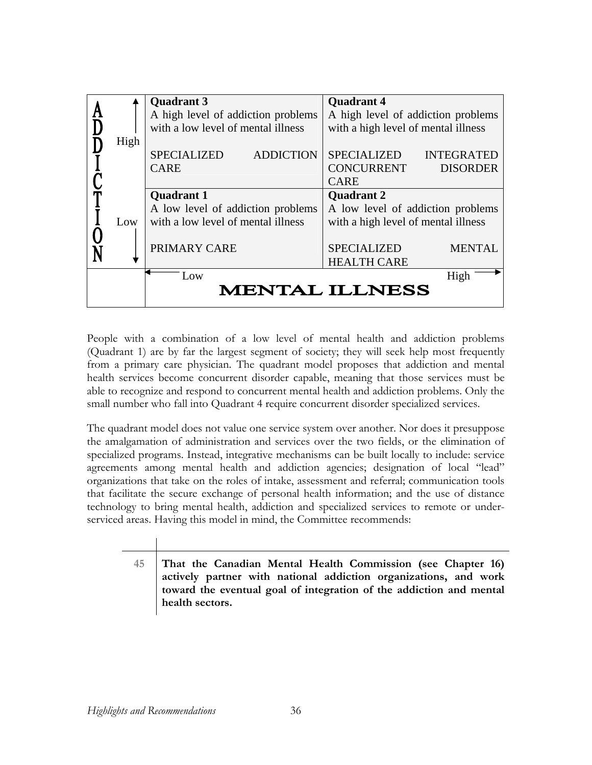| ADDICTION | | | |
|---|---|---|---|
| | High | **Quadrant 3**<br>A high level of addiction problems with a low level of mental illness<br><br>SPECIALIZED ADDICTION CARE | **Quadrant 4**<br>A high level of addiction problems with a high level of mental illness<br><br>SPECIALIZED INTEGRATED CONCURRENT DISORDER CARE |
| | Low | **Quadrant 1**<br>A low level of addiction problems with a low level of mental illness<br><br>PRIMARY CARE | **Quadrant 2**<br>A low level of addiction problems with a high level of mental illness<br><br>SPECIALIZED MENTAL HEALTH CARE |
| | | Low | High |
| | | **MENTAL ILLNESS** | |

People with a combination of a low level of mental health and addiction problems (Quadrant 1) are by far the largest segment of society; they will seek help most frequently from a primary care physician. The quadrant model proposes that addiction and mental health services become concurrent disorder capable, meaning that those services must be able to recognize and respond to concurrent mental health and addiction problems. Only the small number who fall into Quadrant 4 require concurrent disorder specialized services.

The quadrant model does not value one service system over another. Nor does it presuppose the amalgamation of administration and services over the two fields, or the elimination of specialized programs. Instead, integrative mechanisms can be built locally to include: service agreements among mental health and addiction agencies; designation of local "lead" organizations that take on the roles of intake, assessment and referral; communication tools that facilitate the secure exchange of personal health information; and the use of distance technology to bring mental health, addiction and specialized services to remote or under-serviced areas. Having this model in mind, the Committee recommends:

| | |
|---|---|
| 45 | **That the Canadian Mental Health Commission (see Chapter 16) actively partner with national addiction organizations, and work toward the eventual goal of integration of the addiction and mental health sectors.** |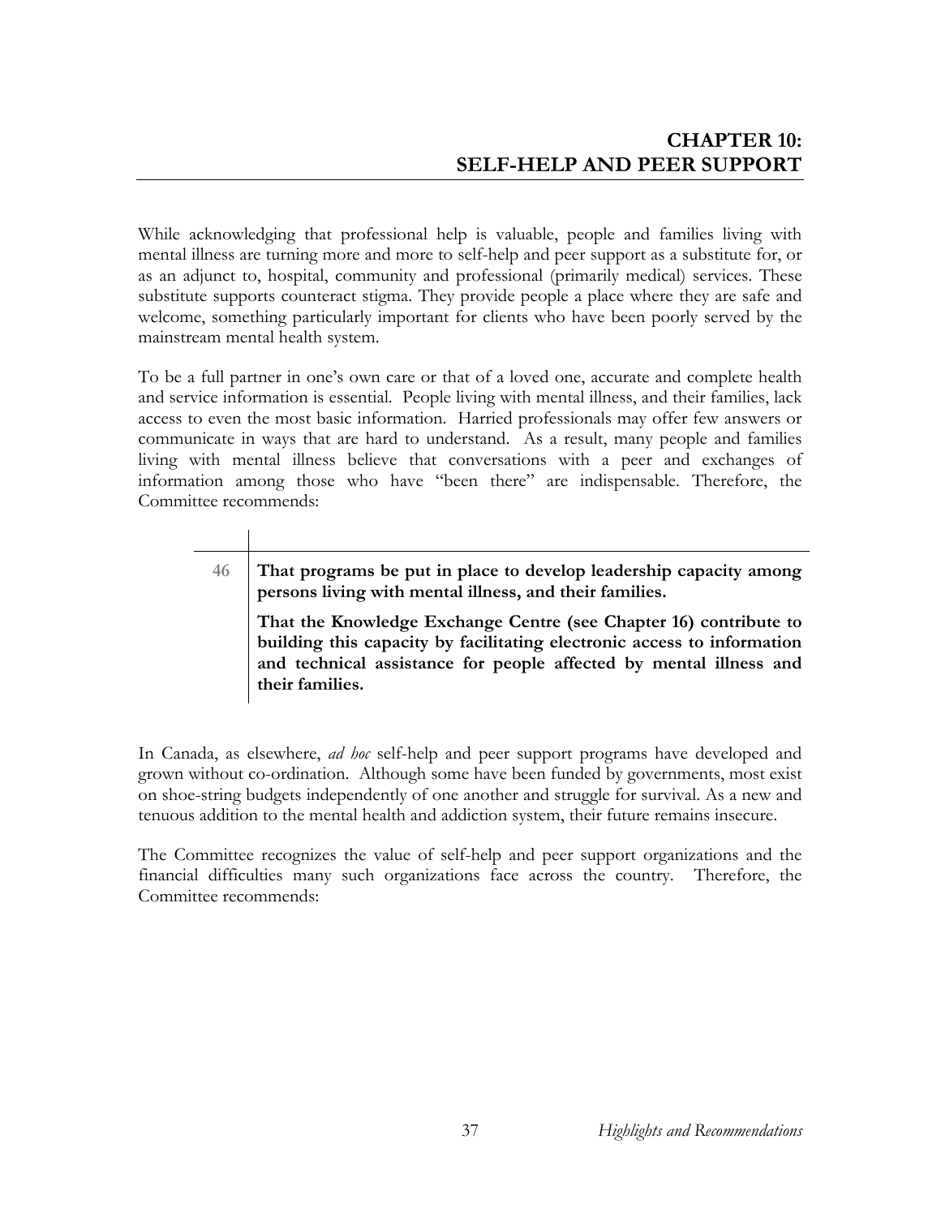# CHAPTER 10: SELF-HELP AND PEER SUPPORT

While acknowledging that professional help is valuable, people and families living with mental illness are turning more and more to self-help and peer support as a substitute for, or as an adjunct to, hospital, community and professional (primarily medical) services. These substitute supports counteract stigma. They provide people a place where they are safe and welcome, something particularly important for clients who have been poorly served by the mainstream mental health system.

To be a full partner in one's own care or that of a loved one, accurate and complete health and service information is essential. People living with mental illness, and their families, lack access to even the most basic information. Harried professionals may offer few answers or communicate in ways that are hard to understand. As a result, many people and families living with mental illness believe that conversations with a peer and exchanges of information among those who have "been there" are indispensable. Therefore, the Committee recommends:

| 46 | **That programs be put in place to develop leadership capacity among persons living with mental illness, and their families.**<br><br>**That the Knowledge Exchange Centre (see Chapter 16) contribute to building this capacity by facilitating electronic access to information and technical assistance for people affected by mental illness and their families.** |
|---|---|

In Canada, as elsewhere, *ad hoc* self-help and peer support programs have developed and grown without co-ordination. Although some have been funded by governments, most exist on shoe-string budgets independently of one another and struggle for survival. As a new and tenuous addition to the mental health and addiction system, their future remains insecure.

The Committee recognizes the value of self-help and peer support organizations and the financial difficulties many such organizations face across the country. Therefore, the Committee recommends: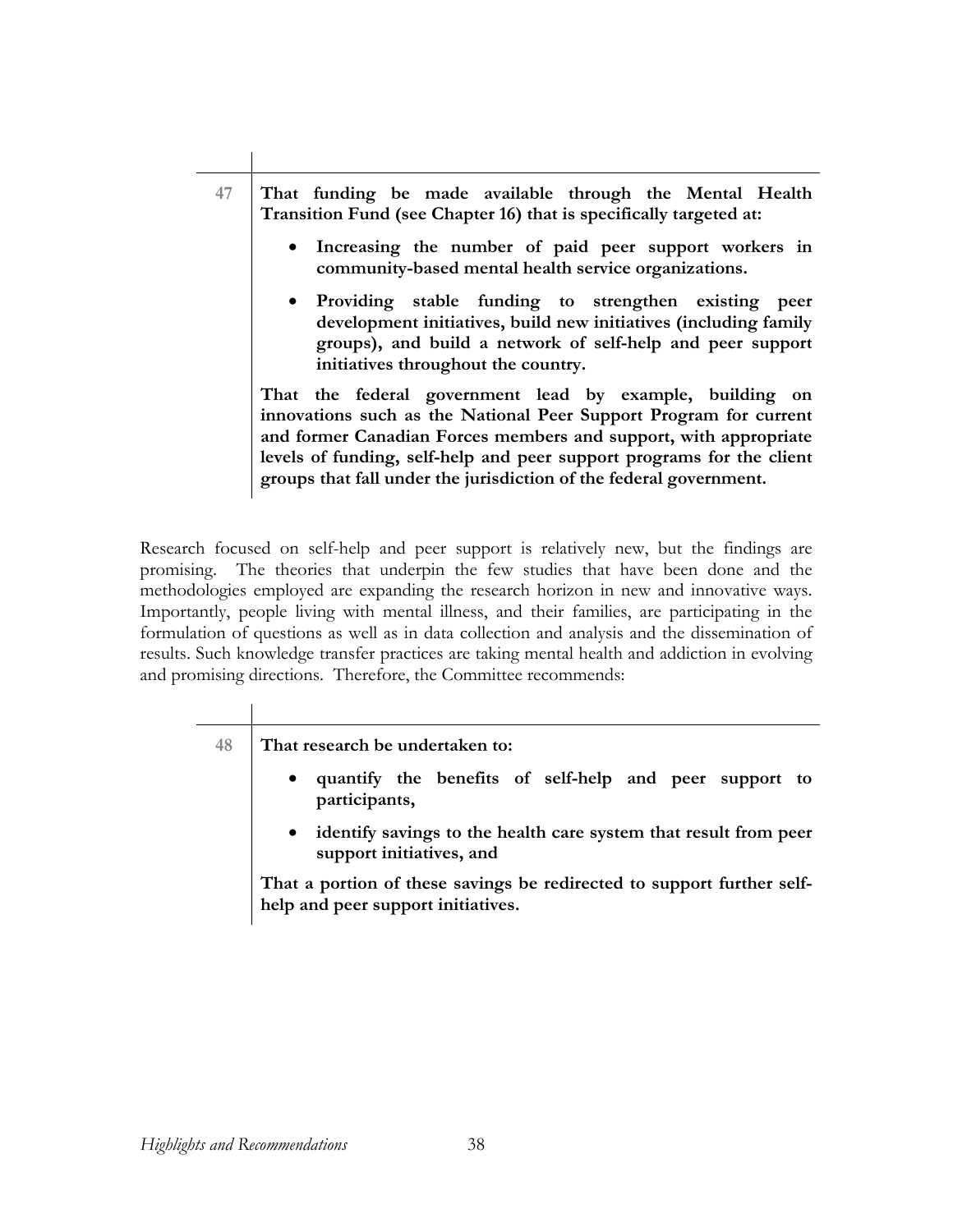47 **That funding be made available through the Mental Health Transition Fund (see Chapter 16) that is specifically targeted at:**

- **Increasing the number of paid peer support workers in community-based mental health service organizations.**
- **Providing stable funding to strengthen existing peer development initiatives, build new initiatives (including family groups), and build a network of self-help and peer support initiatives throughout the country.**

**That the federal government lead by example, building on innovations such as the National Peer Support Program for current and former Canadian Forces members and support, with appropriate levels of funding, self-help and peer support programs for the client groups that fall under the jurisdiction of the federal government.**

Research focused on self-help and peer support is relatively new, but the findings are promising. The theories that underpin the few studies that have been done and the methodologies employed are expanding the research horizon in new and innovative ways. Importantly, people living with mental illness, and their families, are participating in the formulation of questions as well as in data collection and analysis and the dissemination of results. Such knowledge transfer practices are taking mental health and addiction in evolving and promising directions. Therefore, the Committee recommends:

48 **That research be undertaken to:**

- **quantify the benefits of self-help and peer support to participants,**
- **identify savings to the health care system that result from peer support initiatives, and**

**That a portion of these savings be redirected to support further self-help and peer support initiatives.**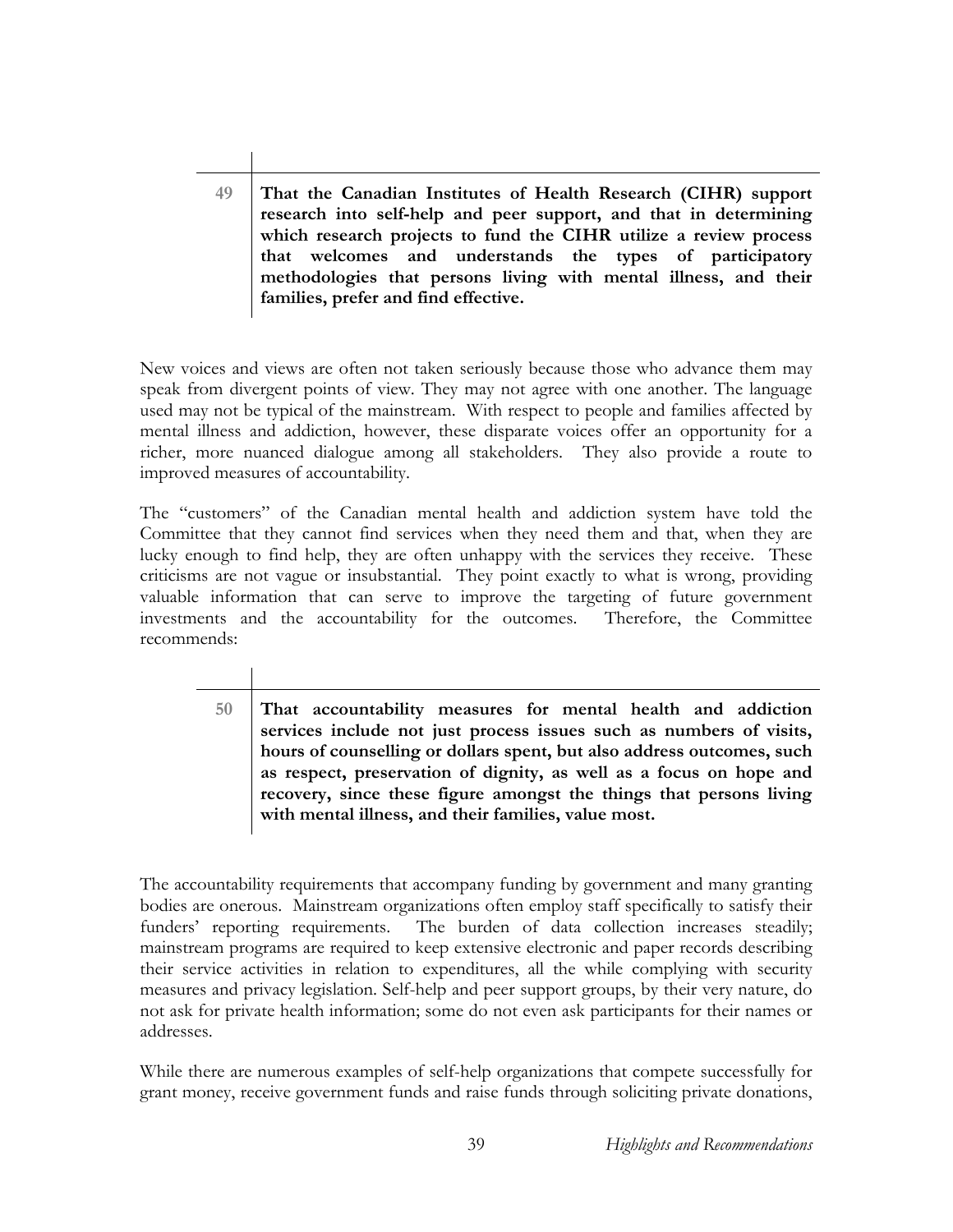**49** **That the Canadian Institutes of Health Research (CIHR) support research into self-help and peer support, and that in determining which research projects to fund the CIHR utilize a review process that welcomes and understands the types of participatory methodologies that persons living with mental illness, and their families, prefer and find effective.**

New voices and views are often not taken seriously because those who advance them may speak from divergent points of view. They may not agree with one another. The language used may not be typical of the mainstream. With respect to people and families affected by mental illness and addiction, however, these disparate voices offer an opportunity for a richer, more nuanced dialogue among all stakeholders. They also provide a route to improved measures of accountability.

The "customers" of the Canadian mental health and addiction system have told the Committee that they cannot find services when they need them and that, when they are lucky enough to find help, they are often unhappy with the services they receive. These criticisms are not vague or insubstantial. They point exactly to what is wrong, providing valuable information that can serve to improve the targeting of future government investments and the accountability for the outcomes. Therefore, the Committee recommends:

**50** **That accountability measures for mental health and addiction services include not just process issues such as numbers of visits, hours of counselling or dollars spent, but also address outcomes, such as respect, preservation of dignity, as well as a focus on hope and recovery, since these figure amongst the things that persons living with mental illness, and their families, value most.**

The accountability requirements that accompany funding by government and many granting bodies are onerous. Mainstream organizations often employ staff specifically to satisfy their funders' reporting requirements. The burden of data collection increases steadily; mainstream programs are required to keep extensive electronic and paper records describing their service activities in relation to expenditures, all the while complying with security measures and privacy legislation. Self-help and peer support groups, by their very nature, do not ask for private health information; some do not even ask participants for their names or addresses.

While there are numerous examples of self-help organizations that compete successfully for grant money, receive government funds and raise funds through soliciting private donations,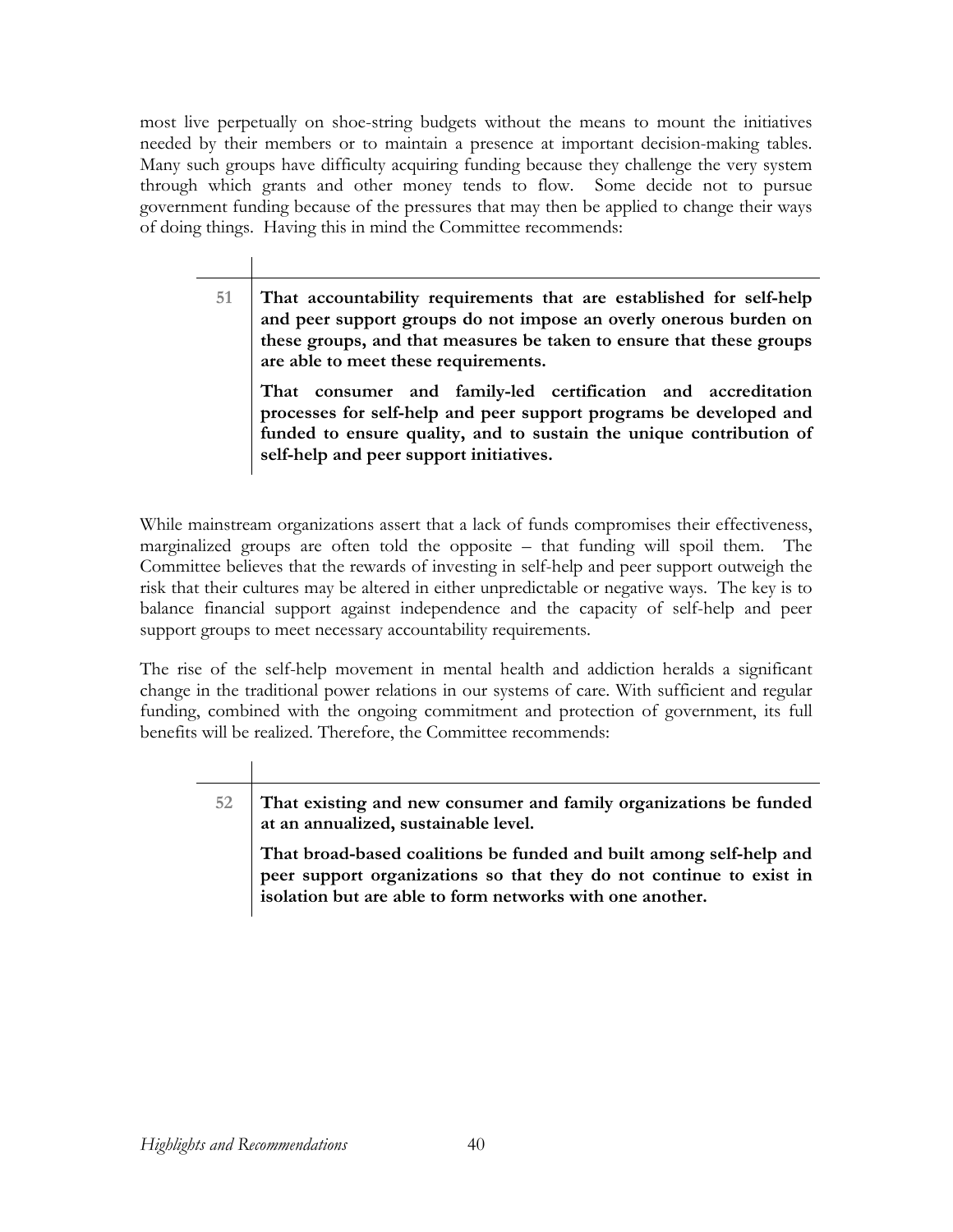most live perpetually on shoe-string budgets without the means to mount the initiatives needed by their members or to maintain a presence at important decision-making tables. Many such groups have difficulty acquiring funding because they challenge the very system through which grants and other money tends to flow. Some decide not to pursue government funding because of the pressures that may then be applied to change their ways of doing things. Having this in mind the Committee recommends:

| 51 | **That accountability requirements that are established for self-help and peer support groups do not impose an overly onerous burden on these groups, and that measures be taken to ensure that these groups are able to meet these requirements.**<br><br>**That consumer and family-led certification and accreditation processes for self-help and peer support programs be developed and funded to ensure quality, and to sustain the unique contribution of self-help and peer support initiatives.** |
|---|---|

While mainstream organizations assert that a lack of funds compromises their effectiveness, marginalized groups are often told the opposite – that funding will spoil them. The Committee believes that the rewards of investing in self-help and peer support outweigh the risk that their cultures may be altered in either unpredictable or negative ways. The key is to balance financial support against independence and the capacity of self-help and peer support groups to meet necessary accountability requirements.

The rise of the self-help movement in mental health and addiction heralds a significant change in the traditional power relations in our systems of care. With sufficient and regular funding, combined with the ongoing commitment and protection of government, its full benefits will be realized. Therefore, the Committee recommends:

| 52 | **That existing and new consumer and family organizations be funded at an annualized, sustainable level.**<br><br>**That broad-based coalitions be funded and built among self-help and peer support organizations so that they do not continue to exist in isolation but are able to form networks with one another.** |
|---|---|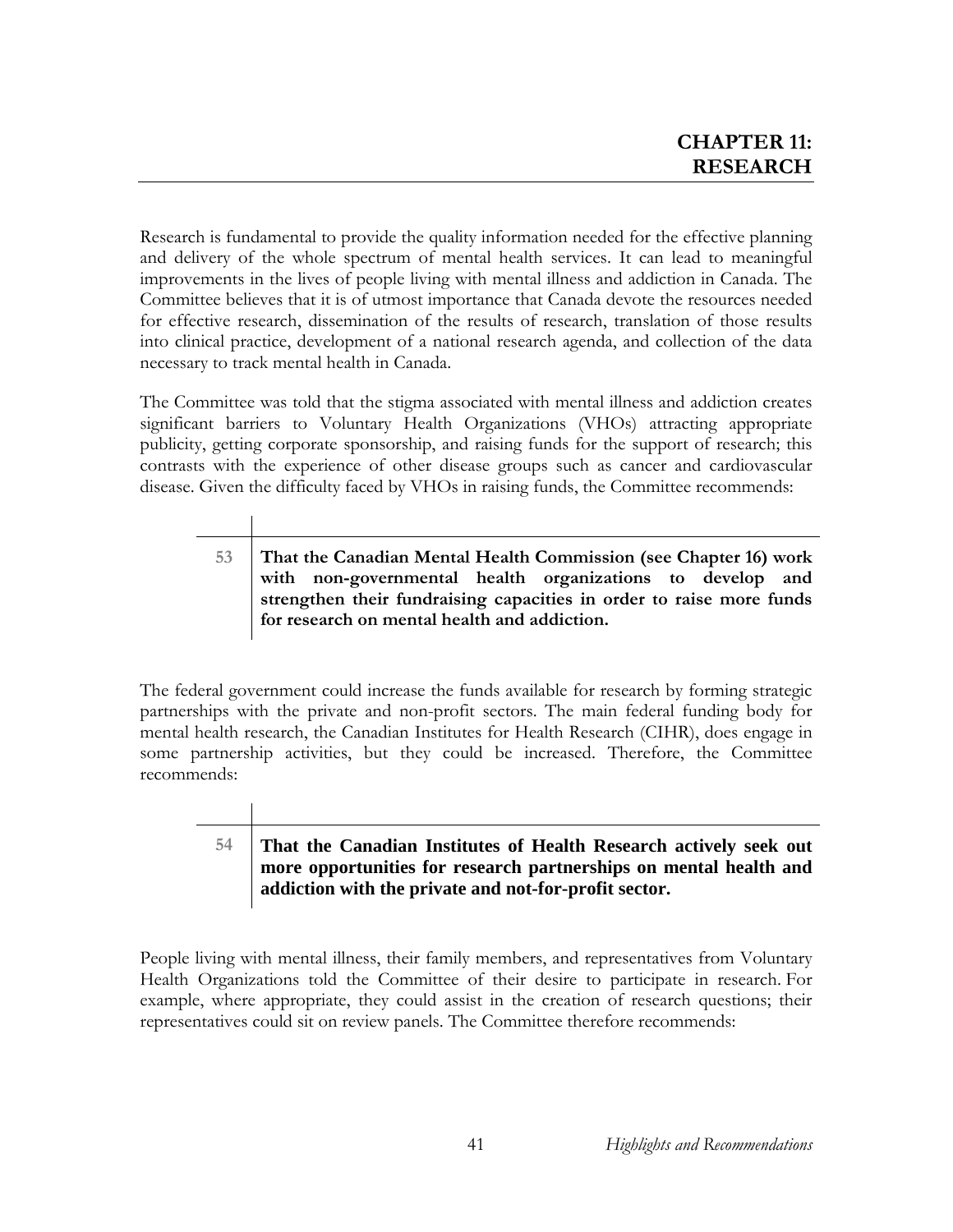# CHAPTER 11: RESEARCH

Research is fundamental to provide the quality information needed for the effective planning and delivery of the whole spectrum of mental health services. It can lead to meaningful improvements in the lives of people living with mental illness and addiction in Canada. The Committee believes that it is of utmost importance that Canada devote the resources needed for effective research, dissemination of the results of research, translation of those results into clinical practice, development of a national research agenda, and collection of the data necessary to track mental health in Canada.

The Committee was told that the stigma associated with mental illness and addiction creates significant barriers to Voluntary Health Organizations (VHOs) attracting appropriate publicity, getting corporate sponsorship, and raising funds for the support of research; this contrasts with the experience of other disease groups such as cancer and cardiovascular disease. Given the difficulty faced by VHOs in raising funds, the Committee recommends:

> 53 **That the Canadian Mental Health Commission (see Chapter 16) work with non-governmental health organizations to develop and strengthen their fundraising capacities in order to raise more funds for research on mental health and addiction.**

The federal government could increase the funds available for research by forming strategic partnerships with the private and non-profit sectors. The main federal funding body for mental health research, the Canadian Institutes for Health Research (CIHR), does engage in some partnership activities, but they could be increased. Therefore, the Committee recommends:

> 54 **That the Canadian Institutes of Health Research actively seek out more opportunities for research partnerships on mental health and addiction with the private and not-for-profit sector.**

People living with mental illness, their family members, and representatives from Voluntary Health Organizations told the Committee of their desire to participate in research. For example, where appropriate, they could assist in the creation of research questions; their representatives could sit on review panels. The Committee therefore recommends: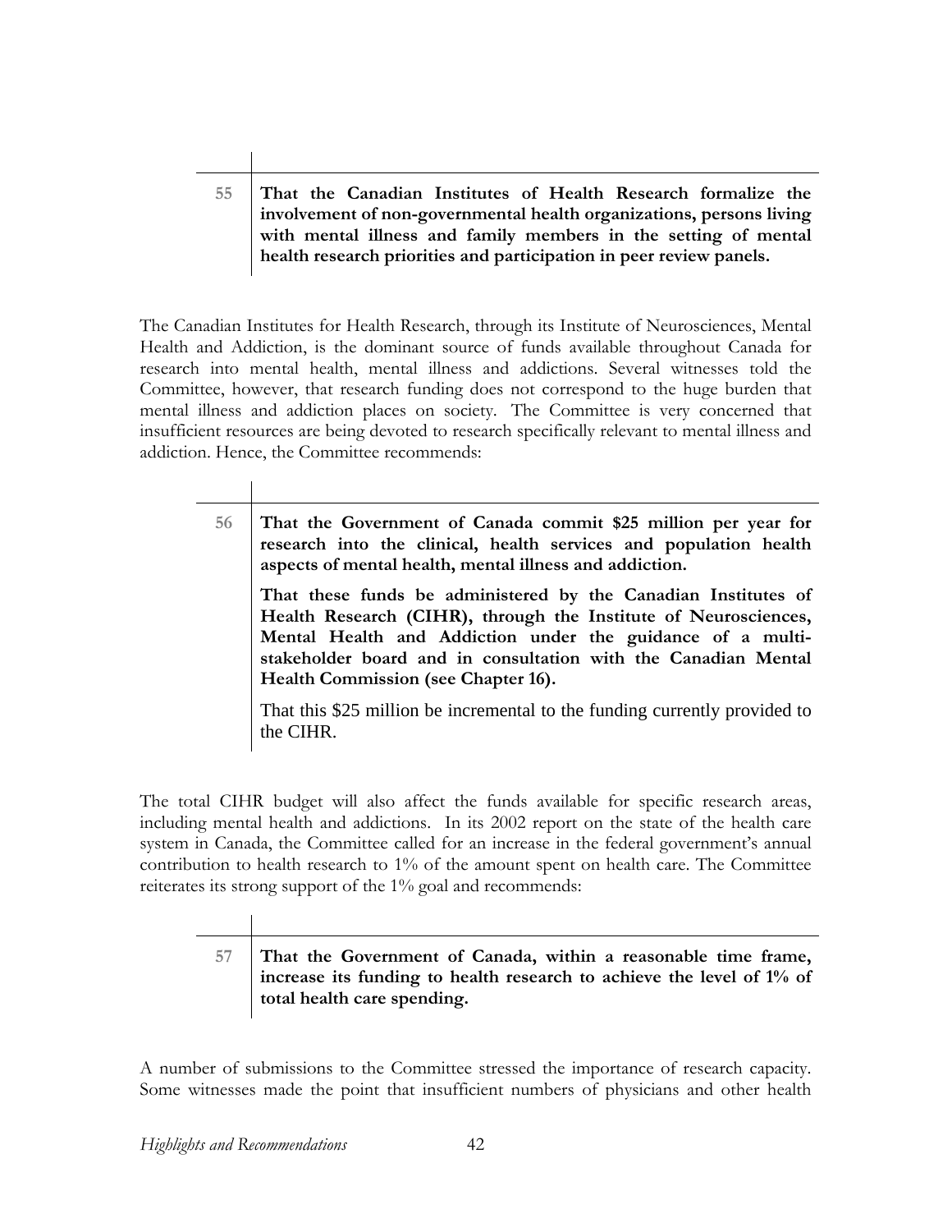| | |
|---|---|
| 55 | **That the Canadian Institutes of Health Research formalize the involvement of non-governmental health organizations, persons living with mental illness and family members in the setting of mental health research priorities and participation in peer review panels.** |

The Canadian Institutes for Health Research, through its Institute of Neurosciences, Mental Health and Addiction, is the dominant source of funds available throughout Canada for research into mental health, mental illness and addictions. Several witnesses told the Committee, however, that research funding does not correspond to the huge burden that mental illness and addiction places on society. The Committee is very concerned that insufficient resources are being devoted to research specifically relevant to mental illness and addiction. Hence, the Committee recommends:

| | |
|---|---|
| 56 | **That the Government of Canada commit $25 million per year for research into the clinical, health services and population health aspects of mental health, mental illness and addiction.**<br><br>**That these funds be administered by the Canadian Institutes of Health Research (CIHR), through the Institute of Neurosciences, Mental Health and Addiction under the guidance of a multi-stakeholder board and in consultation with the Canadian Mental Health Commission (see Chapter 16).**<br><br>That this $25 million be incremental to the funding currently provided to the CIHR. |

The total CIHR budget will also affect the funds available for specific research areas, including mental health and addictions. In its 2002 report on the state of the health care system in Canada, the Committee called for an increase in the federal government's annual contribution to health research to 1% of the amount spent on health care. The Committee reiterates its strong support of the 1% goal and recommends:

| | |
|---|---|
| 57 | **That the Government of Canada, within a reasonable time frame, increase its funding to health research to achieve the level of 1% of total health care spending.** |

A number of submissions to the Committee stressed the importance of research capacity. Some witnesses made the point that insufficient numbers of physicians and other health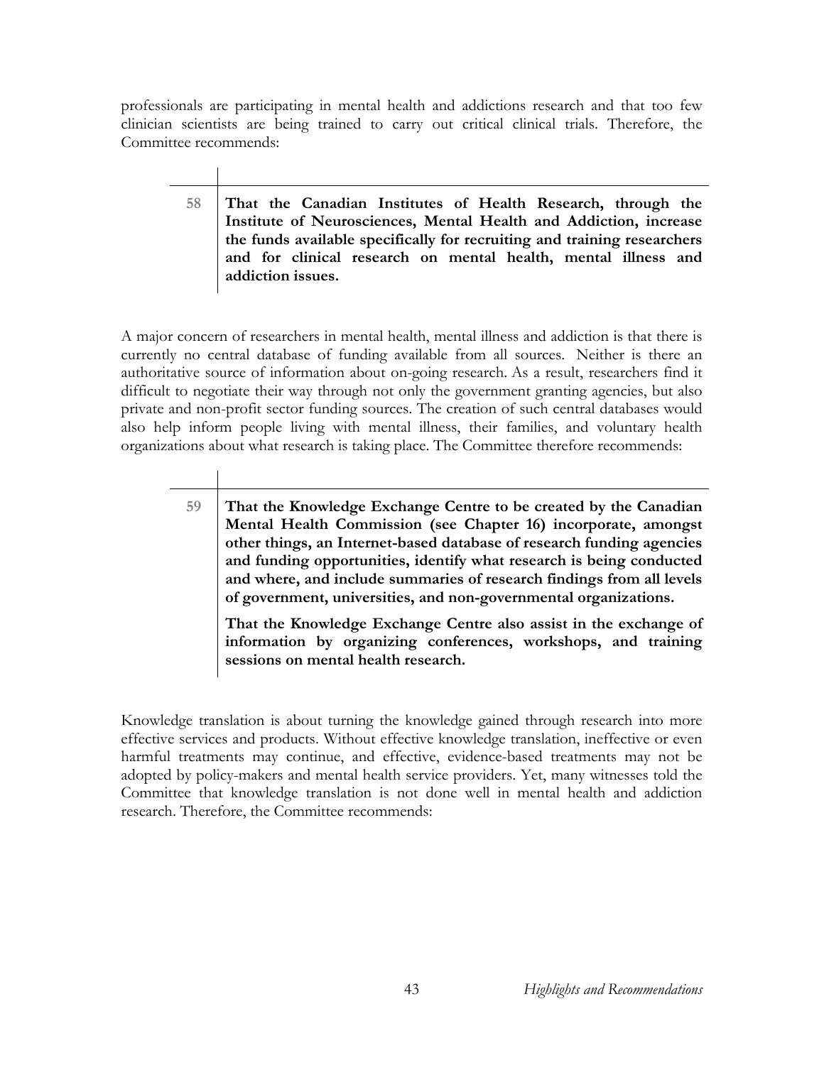professionals are participating in mental health and addictions research and that too few clinician scientists are being trained to carry out critical clinical trials. Therefore, the Committee recommends:

**58** **That the Canadian Institutes of Health Research, through the Institute of Neurosciences, Mental Health and Addiction, increase the funds available specifically for recruiting and training researchers and for clinical research on mental health, mental illness and addiction issues.**

A major concern of researchers in mental health, mental illness and addiction is that there is currently no central database of funding available from all sources. Neither is there an authoritative source of information about on-going research. As a result, researchers find it difficult to negotiate their way through not only the government granting agencies, but also private and non-profit sector funding sources. The creation of such central databases would also help inform people living with mental illness, their families, and voluntary health organizations about what research is taking place. The Committee therefore recommends:

**59** **That the Knowledge Exchange Centre to be created by the Canadian Mental Health Commission (see Chapter 16) incorporate, amongst other things, an Internet-based database of research funding agencies and funding opportunities, identify what research is being conducted and where, and include summaries of research findings from all levels of government, universities, and non-governmental organizations.**

**That the Knowledge Exchange Centre also assist in the exchange of information by organizing conferences, workshops, and training sessions on mental health research.**

Knowledge translation is about turning the knowledge gained through research into more effective services and products. Without effective knowledge translation, ineffective or even harmful treatments may continue, and effective, evidence-based treatments may not be adopted by policy-makers and mental health service providers. Yet, many witnesses told the Committee that knowledge translation is not done well in mental health and addiction research. Therefore, the Committee recommends: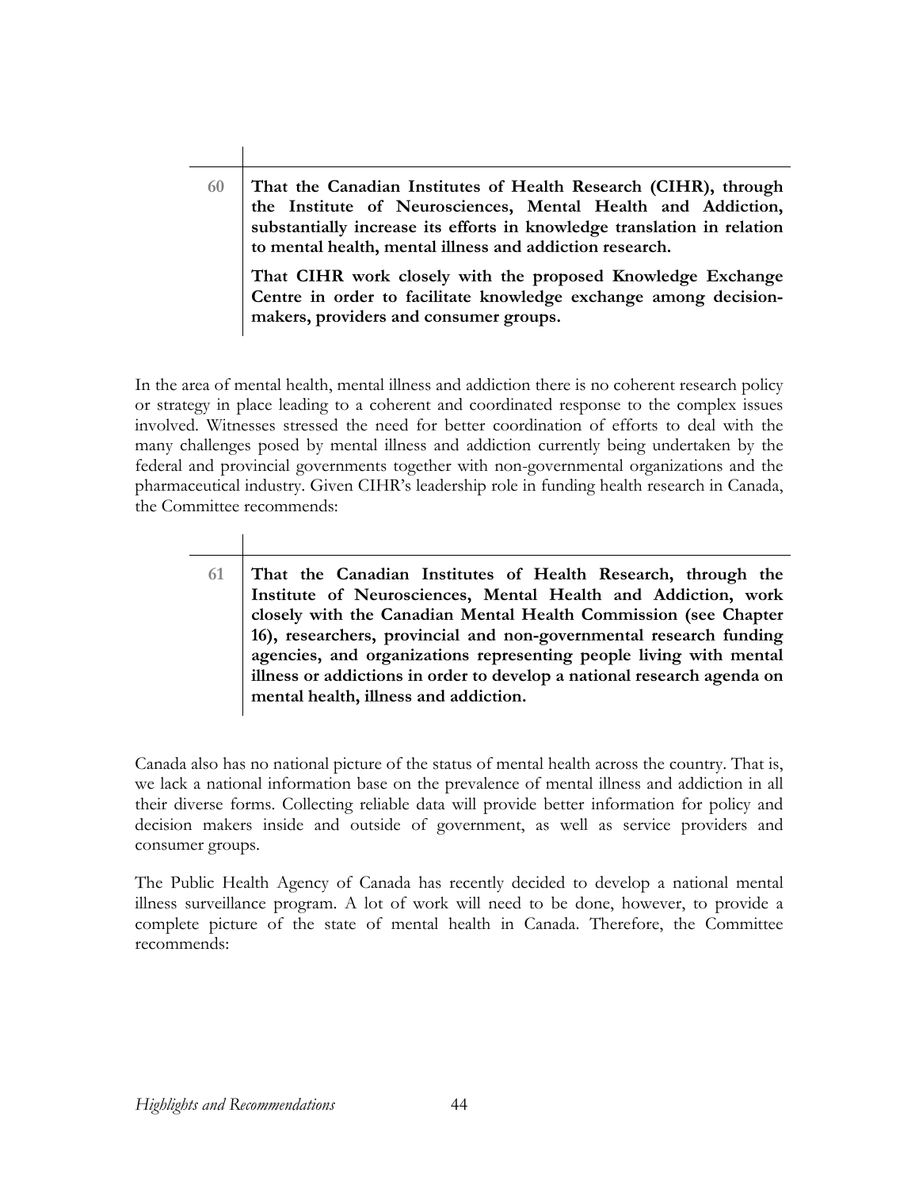**60** **That the Canadian Institutes of Health Research (CIHR), through the Institute of Neurosciences, Mental Health and Addiction, substantially increase its efforts in knowledge translation in relation to mental health, mental illness and addiction research.**

**That CIHR work closely with the proposed Knowledge Exchange Centre in order to facilitate knowledge exchange among decision-makers, providers and consumer groups.**

In the area of mental health, mental illness and addiction there is no coherent research policy or strategy in place leading to a coherent and coordinated response to the complex issues involved. Witnesses stressed the need for better coordination of efforts to deal with the many challenges posed by mental illness and addiction currently being undertaken by the federal and provincial governments together with non-governmental organizations and the pharmaceutical industry. Given CIHR's leadership role in funding health research in Canada, the Committee recommends:

**61** **That the Canadian Institutes of Health Research, through the Institute of Neurosciences, Mental Health and Addiction, work closely with the Canadian Mental Health Commission (see Chapter 16), researchers, provincial and non-governmental research funding agencies, and organizations representing people living with mental illness or addictions in order to develop a national research agenda on mental health, illness and addiction.**

Canada also has no national picture of the status of mental health across the country. That is, we lack a national information base on the prevalence of mental illness and addiction in all their diverse forms. Collecting reliable data will provide better information for policy and decision makers inside and outside of government, as well as service providers and consumer groups.

The Public Health Agency of Canada has recently decided to develop a national mental illness surveillance program. A lot of work will need to be done, however, to provide a complete picture of the state of mental health in Canada. Therefore, the Committee recommends: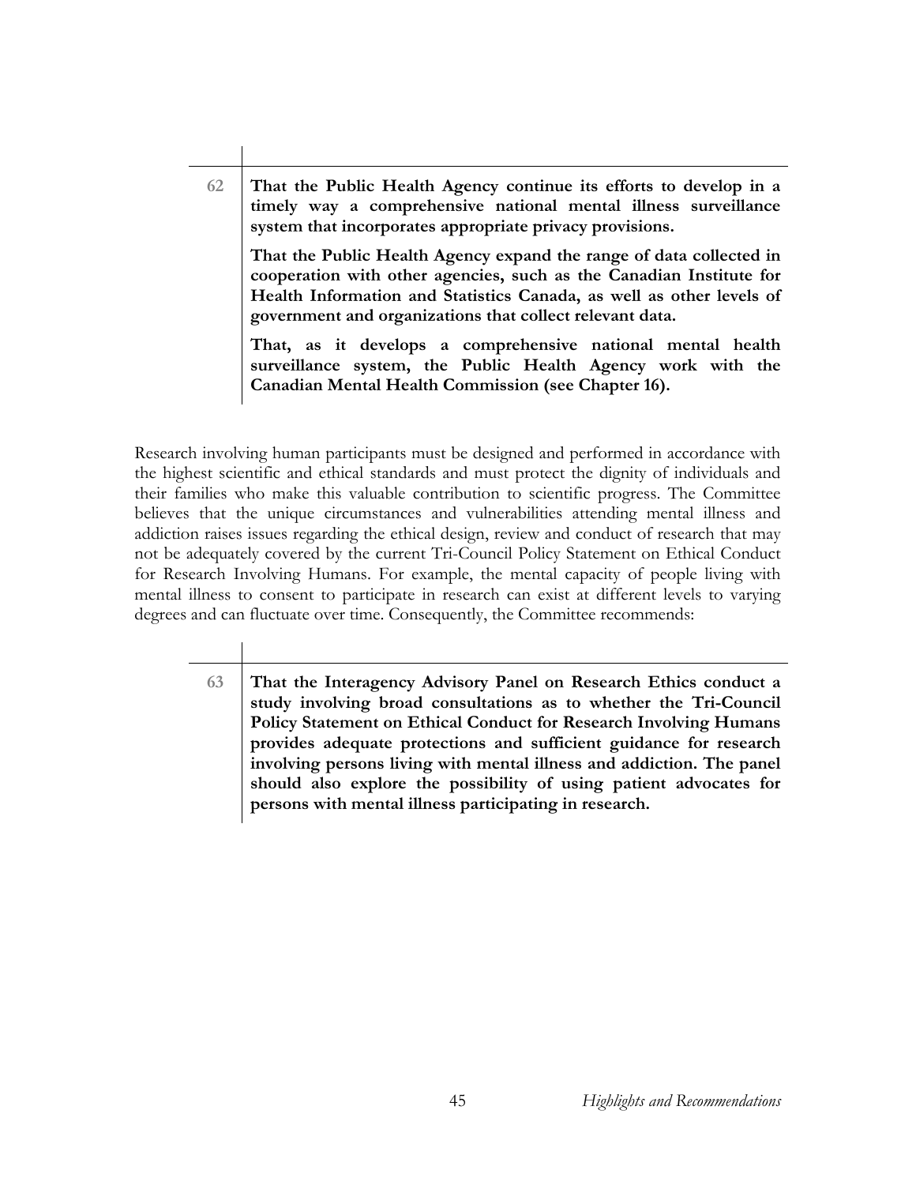**62** **That the Public Health Agency continue its efforts to develop in a timely way a comprehensive national mental illness surveillance system that incorporates appropriate privacy provisions.**

**That the Public Health Agency expand the range of data collected in cooperation with other agencies, such as the Canadian Institute for Health Information and Statistics Canada, as well as other levels of government and organizations that collect relevant data.**

**That, as it develops a comprehensive national mental health surveillance system, the Public Health Agency work with the Canadian Mental Health Commission (see Chapter 16).**

Research involving human participants must be designed and performed in accordance with the highest scientific and ethical standards and must protect the dignity of individuals and their families who make this valuable contribution to scientific progress. The Committee believes that the unique circumstances and vulnerabilities attending mental illness and addiction raises issues regarding the ethical design, review and conduct of research that may not be adequately covered by the current Tri-Council Policy Statement on Ethical Conduct for Research Involving Humans. For example, the mental capacity of people living with mental illness to consent to participate in research can exist at different levels to varying degrees and can fluctuate over time. Consequently, the Committee recommends:

**63** **That the Interagency Advisory Panel on Research Ethics conduct a study involving broad consultations as to whether the Tri-Council Policy Statement on Ethical Conduct for Research Involving Humans provides adequate protections and sufficient guidance for research involving persons living with mental illness and addiction. The panel should also explore the possibility of using patient advocates for persons with mental illness participating in research.**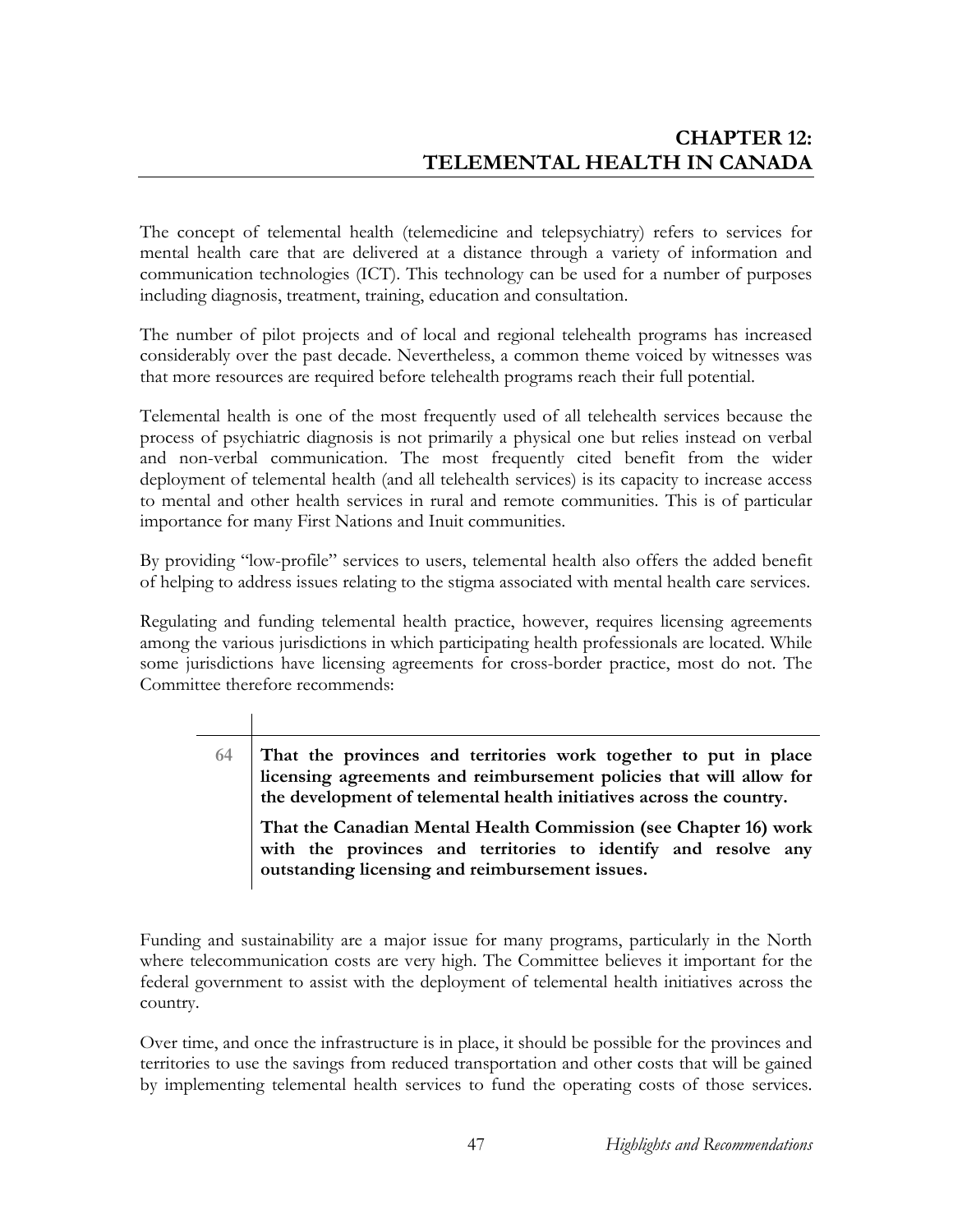# CHAPTER 12: TELEMENTAL HEALTH IN CANADA

The concept of telemental health (telemedicine and telepsychiatry) refers to services for mental health care that are delivered at a distance through a variety of information and communication technologies (ICT). This technology can be used for a number of purposes including diagnosis, treatment, training, education and consultation.

The number of pilot projects and of local and regional telehealth programs has increased considerably over the past decade. Nevertheless, a common theme voiced by witnesses was that more resources are required before telehealth programs reach their full potential.

Telemental health is one of the most frequently used of all telehealth services because the process of psychiatric diagnosis is not primarily a physical one but relies instead on verbal and non-verbal communication. The most frequently cited benefit from the wider deployment of telemental health (and all telehealth services) is its capacity to increase access to mental and other health services in rural and remote communities. This is of particular importance for many First Nations and Inuit communities.

By providing "low-profile" services to users, telemental health also offers the added benefit of helping to address issues relating to the stigma associated with mental health care services.

Regulating and funding telemental health practice, however, requires licensing agreements among the various jurisdictions in which participating health professionals are located. While some jurisdictions have licensing agreements for cross-border practice, most do not. The Committee therefore recommends:

| | |
|---|---|
| 64 | **That the provinces and territories work together to put in place licensing agreements and reimbursement policies that will allow for the development of telemental health initiatives across the country.**<br><br>**That the Canadian Mental Health Commission (see Chapter 16) work with the provinces and territories to identify and resolve any outstanding licensing and reimbursement issues.** |

Funding and sustainability are a major issue for many programs, particularly in the North where telecommunication costs are very high. The Committee believes it important for the federal government to assist with the deployment of telemental health initiatives across the country.

Over time, and once the infrastructure is in place, it should be possible for the provinces and territories to use the savings from reduced transportation and other costs that will be gained by implementing telemental health services to fund the operating costs of those services.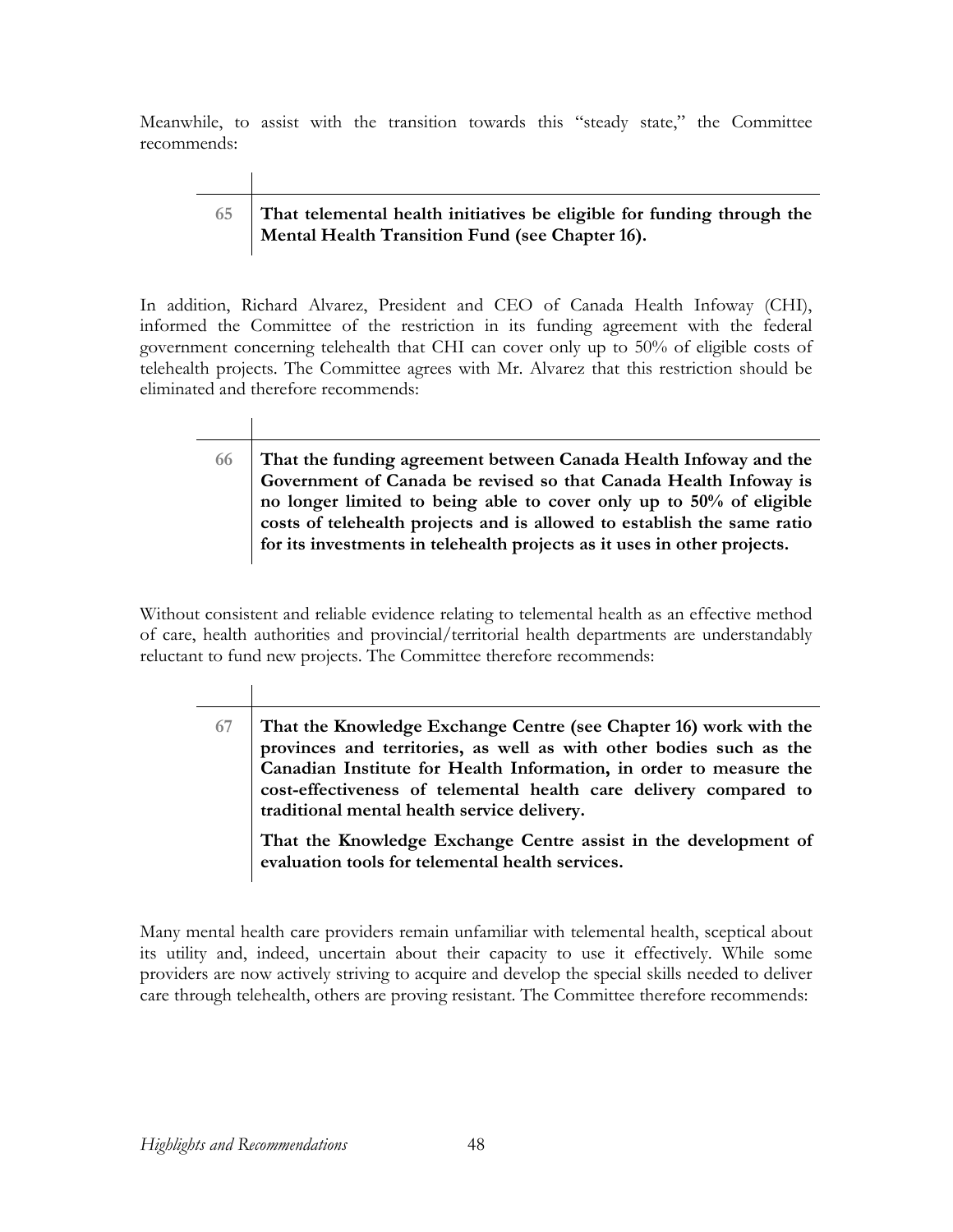Meanwhile, to assist with the transition towards this "steady state," the Committee recommends:

| | |
|---|---|
| 65 | **That telemental health initiatives be eligible for funding through the Mental Health Transition Fund (see Chapter 16).** |

In addition, Richard Alvarez, President and CEO of Canada Health Infoway (CHI), informed the Committee of the restriction in its funding agreement with the federal government concerning telehealth that CHI can cover only up to 50% of eligible costs of telehealth projects. The Committee agrees with Mr. Alvarez that this restriction should be eliminated and therefore recommends:

| | |
|---|---|
| 66 | **That the funding agreement between Canada Health Infoway and the Government of Canada be revised so that Canada Health Infoway is no longer limited to being able to cover only up to 50% of eligible costs of telehealth projects and is allowed to establish the same ratio for its investments in telehealth projects as it uses in other projects.** |

Without consistent and reliable evidence relating to telemental health as an effective method of care, health authorities and provincial/territorial health departments are understandably reluctant to fund new projects. The Committee therefore recommends:

| | |
|---|---|
| 67 | **That the Knowledge Exchange Centre (see Chapter 16) work with the provinces and territories, as well as with other bodies such as the Canadian Institute for Health Information, in order to measure the cost-effectiveness of telemental health care delivery compared to traditional mental health service delivery.** <br><br> **That the Knowledge Exchange Centre assist in the development of evaluation tools for telemental health services.** |

Many mental health care providers remain unfamiliar with telemental health, sceptical about its utility and, indeed, uncertain about their capacity to use it effectively. While some providers are now actively striving to acquire and develop the special skills needed to deliver care through telehealth, others are proving resistant. The Committee therefore recommends: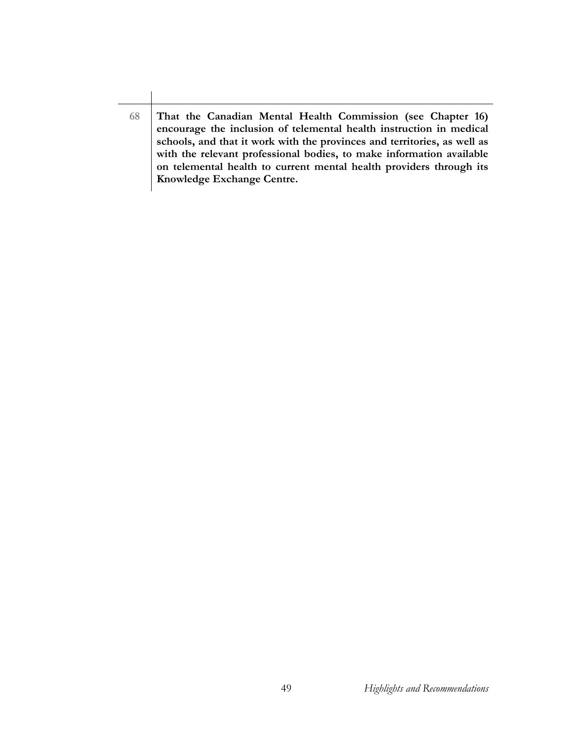| | |
|---|---|
| 68 | **That the Canadian Mental Health Commission (see Chapter 16) encourage the inclusion of telemental health instruction in medical schools, and that it work with the provinces and territories, as well as with the relevant professional bodies, to make information available on telemental health to current mental health providers through its Knowledge Exchange Centre.** |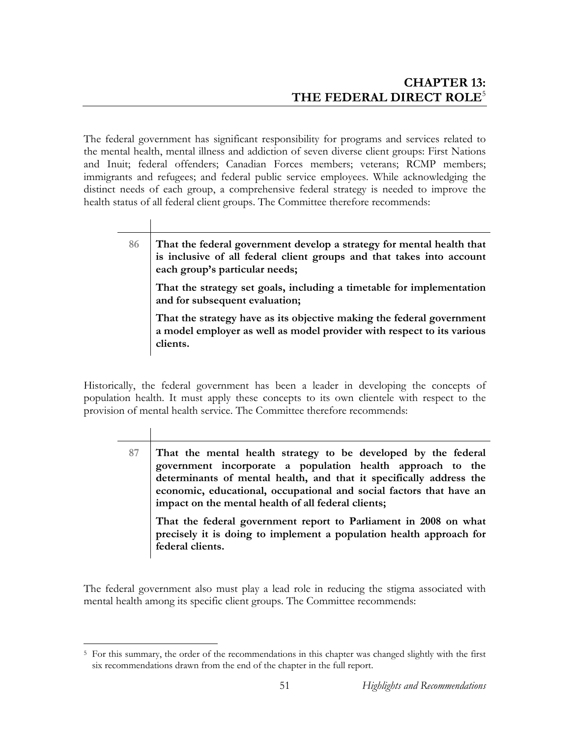# CHAPTER 13: THE FEDERAL DIRECT ROLE[5]

The federal government has significant responsibility for programs and services related to the mental health, mental illness and addiction of seven diverse client groups: First Nations and Inuit; federal offenders; Canadian Forces members; veterans; RCMP members; immigrants and refugees; and federal public service employees. While acknowledging the distinct needs of each group, a comprehensive federal strategy is needed to improve the health status of all federal client groups. The Committee therefore recommends:

| | |
|---|---|
| 86 | **That the federal government develop a strategy for mental health that is inclusive of all federal client groups and that takes into account each group's particular needs;**<br><br>**That the strategy set goals, including a timetable for implementation and for subsequent evaluation;**<br><br>**That the strategy have as its objective making the federal government a model employer as well as model provider with respect to its various clients.** |

Historically, the federal government has been a leader in developing the concepts of population health. It must apply these concepts to its own clientele with respect to the provision of mental health service. The Committee therefore recommends:

| | |
|---|---|
| 87 | **That the mental health strategy to be developed by the federal government incorporate a population health approach to the determinants of mental health, and that it specifically address the economic, educational, occupational and social factors that have an impact on the mental health of all federal clients;**<br><br>**That the federal government report to Parliament in 2008 on what precisely it is doing to implement a population health approach for federal clients.** |

The federal government also must play a lead role in reducing the stigma associated with mental health among its specific client groups. The Committee recommends:

[5] For this summary, the order of the recommendations in this chapter was changed slightly with the first six recommendations drawn from the end of the chapter in the full report.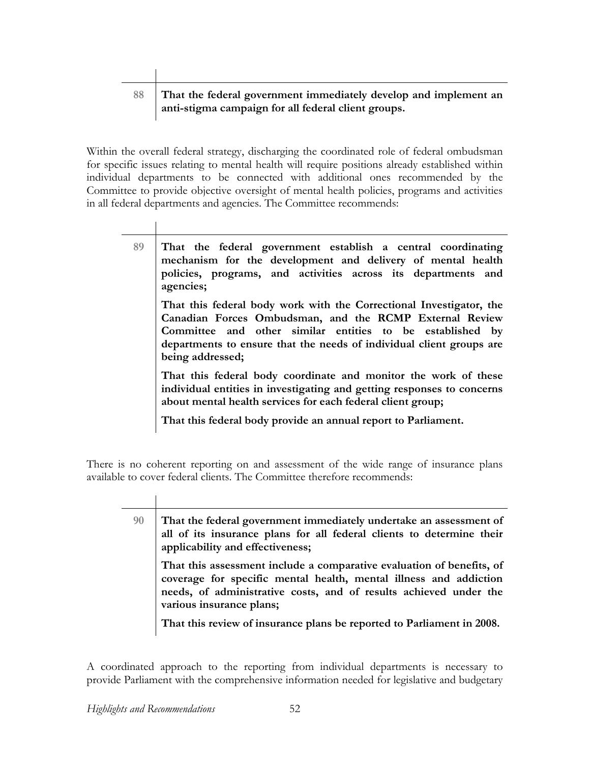| | |
|---|---|
| 88 | **That the federal government immediately develop and implement an anti-stigma campaign for all federal client groups.** |

Within the overall federal strategy, discharging the coordinated role of federal ombudsman for specific issues relating to mental health will require positions already established within individual departments to be connected with additional ones recommended by the Committee to provide objective oversight of mental health policies, programs and activities in all federal departments and agencies. The Committee recommends:

| | |
|---|---|
| 89 | **That the federal government establish a central coordinating mechanism for the development and delivery of mental health policies, programs, and activities across its departments and agencies;**<br><br>**That this federal body work with the Correctional Investigator, the Canadian Forces Ombudsman, and the RCMP External Review Committee and other similar entities to be established by departments to ensure that the needs of individual client groups are being addressed;**<br><br>**That this federal body coordinate and monitor the work of these individual entities in investigating and getting responses to concerns about mental health services for each federal client group;**<br><br>**That this federal body provide an annual report to Parliament.** |

There is no coherent reporting on and assessment of the wide range of insurance plans available to cover federal clients. The Committee therefore recommends:

| | |
|---|---|
| 90 | **That the federal government immediately undertake an assessment of all of its insurance plans for all federal clients to determine their applicability and effectiveness;**<br><br>**That this assessment include a comparative evaluation of benefits, of coverage for specific mental health, mental illness and addiction needs, of administrative costs, and of results achieved under the various insurance plans;**<br><br>**That this review of insurance plans be reported to Parliament in 2008.** |

A coordinated approach to the reporting from individual departments is necessary to provide Parliament with the comprehensive information needed for legislative and budgetary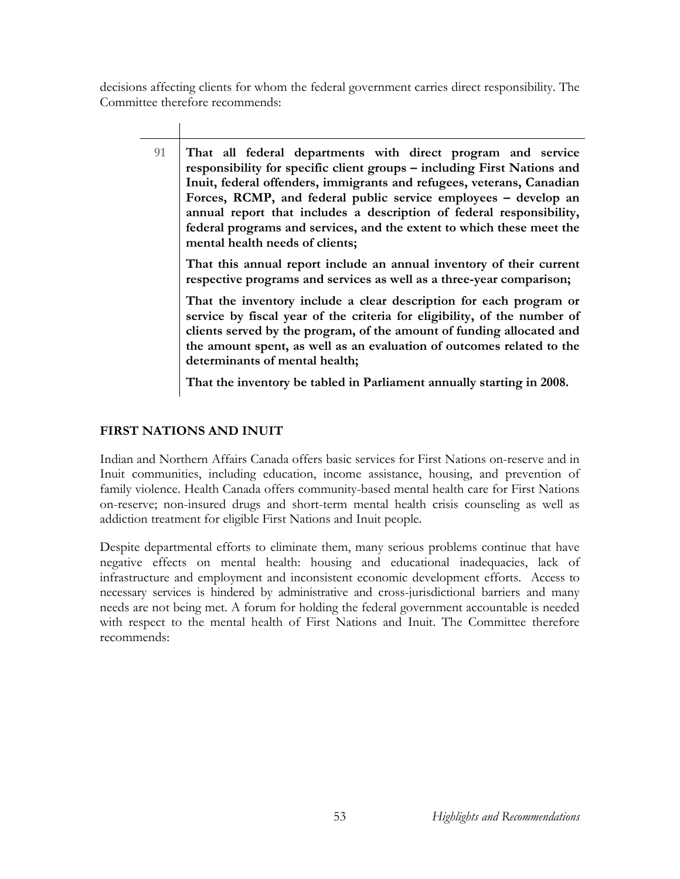decisions affecting clients for whom the federal government carries direct responsibility. The Committee therefore recommends:

| 91 | **That all federal departments with direct program and service responsibility for specific client groups – including First Nations and Inuit, federal offenders, immigrants and refugees, veterans, Canadian Forces, RCMP, and federal public service employees – develop an annual report that includes a description of federal responsibility, federal programs and services, and the extent to which these meet the mental health needs of clients;**<br><br>**That this annual report include an annual inventory of their current respective programs and services as well as a three-year comparison;**<br><br>**That the inventory include a clear description for each program or service by fiscal year of the criteria for eligibility, of the number of clients served by the program, of the amount of funding allocated and the amount spent, as well as an evaluation of outcomes related to the determinants of mental health;**<br><br>**That the inventory be tabled in Parliament annually starting in 2008.** |
|---|---|

## FIRST NATIONS AND INUIT

Indian and Northern Affairs Canada offers basic services for First Nations on-reserve and in Inuit communities, including education, income assistance, housing, and prevention of family violence. Health Canada offers community-based mental health care for First Nations on-reserve; non-insured drugs and short-term mental health crisis counseling as well as addiction treatment for eligible First Nations and Inuit people.

Despite departmental efforts to eliminate them, many serious problems continue that have negative effects on mental health: housing and educational inadequacies, lack of infrastructure and employment and inconsistent economic development efforts. Access to necessary services is hindered by administrative and cross-jurisdictional barriers and many needs are not being met. A forum for holding the federal government accountable is needed with respect to the mental health of First Nations and Inuit. The Committee therefore recommends: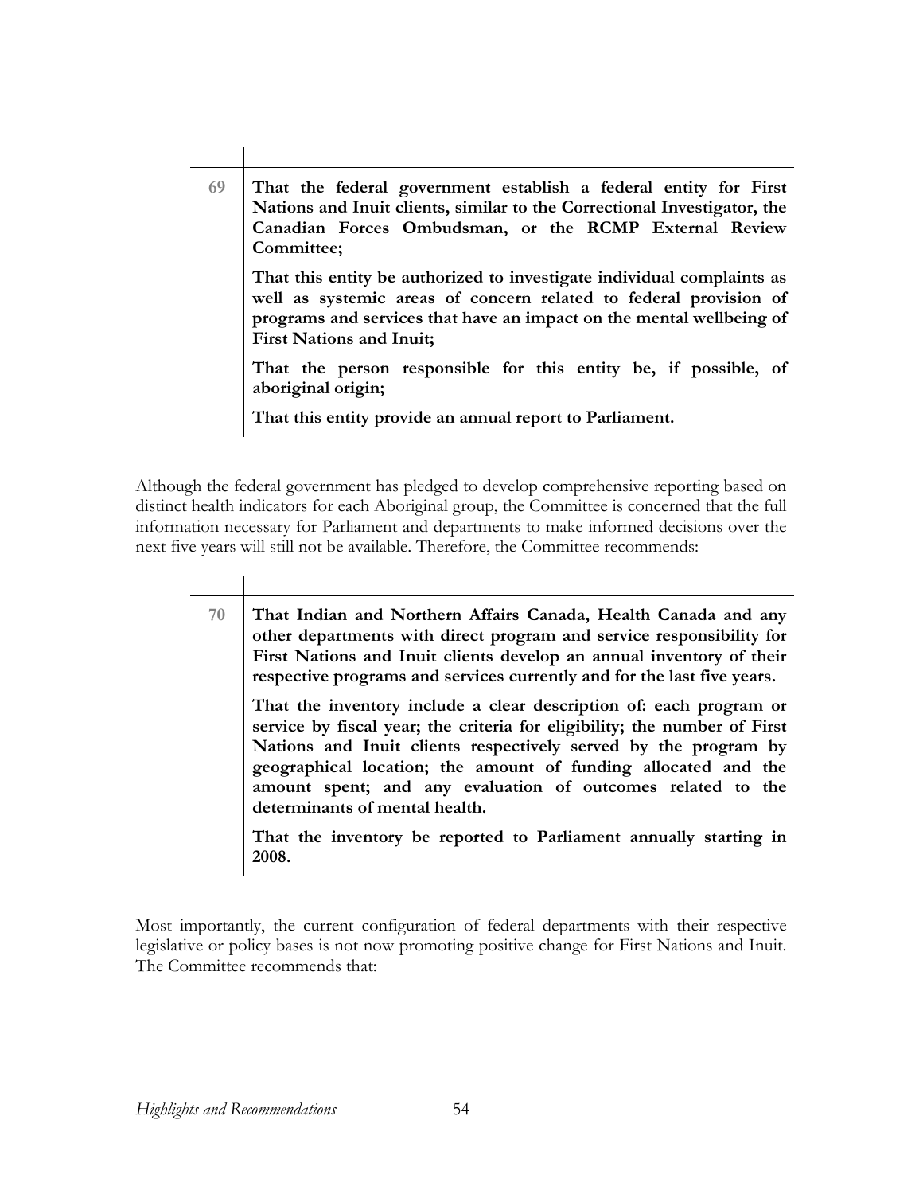| | |
|---|---|
| 69 | **That the federal government establish a federal entity for First Nations and Inuit clients, similar to the Correctional Investigator, the Canadian Forces Ombudsman, or the RCMP External Review Committee;**<br><br>**That this entity be authorized to investigate individual complaints as well as systemic areas of concern related to federal provision of programs and services that have an impact on the mental wellbeing of First Nations and Inuit;**<br><br>**That the person responsible for this entity be, if possible, of aboriginal origin;**<br><br>**That this entity provide an annual report to Parliament.** |

Although the federal government has pledged to develop comprehensive reporting based on distinct health indicators for each Aboriginal group, the Committee is concerned that the full information necessary for Parliament and departments to make informed decisions over the next five years will still not be available. Therefore, the Committee recommends:

| | |
|---|---|
| 70 | **That Indian and Northern Affairs Canada, Health Canada and any other departments with direct program and service responsibility for First Nations and Inuit clients develop an annual inventory of their respective programs and services currently and for the last five years.**<br><br>**That the inventory include a clear description of: each program or service by fiscal year; the criteria for eligibility; the number of First Nations and Inuit clients respectively served by the program by geographical location; the amount of funding allocated and the amount spent; and any evaluation of outcomes related to the determinants of mental health.**<br><br>**That the inventory be reported to Parliament annually starting in 2008.** |

Most importantly, the current configuration of federal departments with their respective legislative or policy bases is not now promoting positive change for First Nations and Inuit. The Committee recommends that: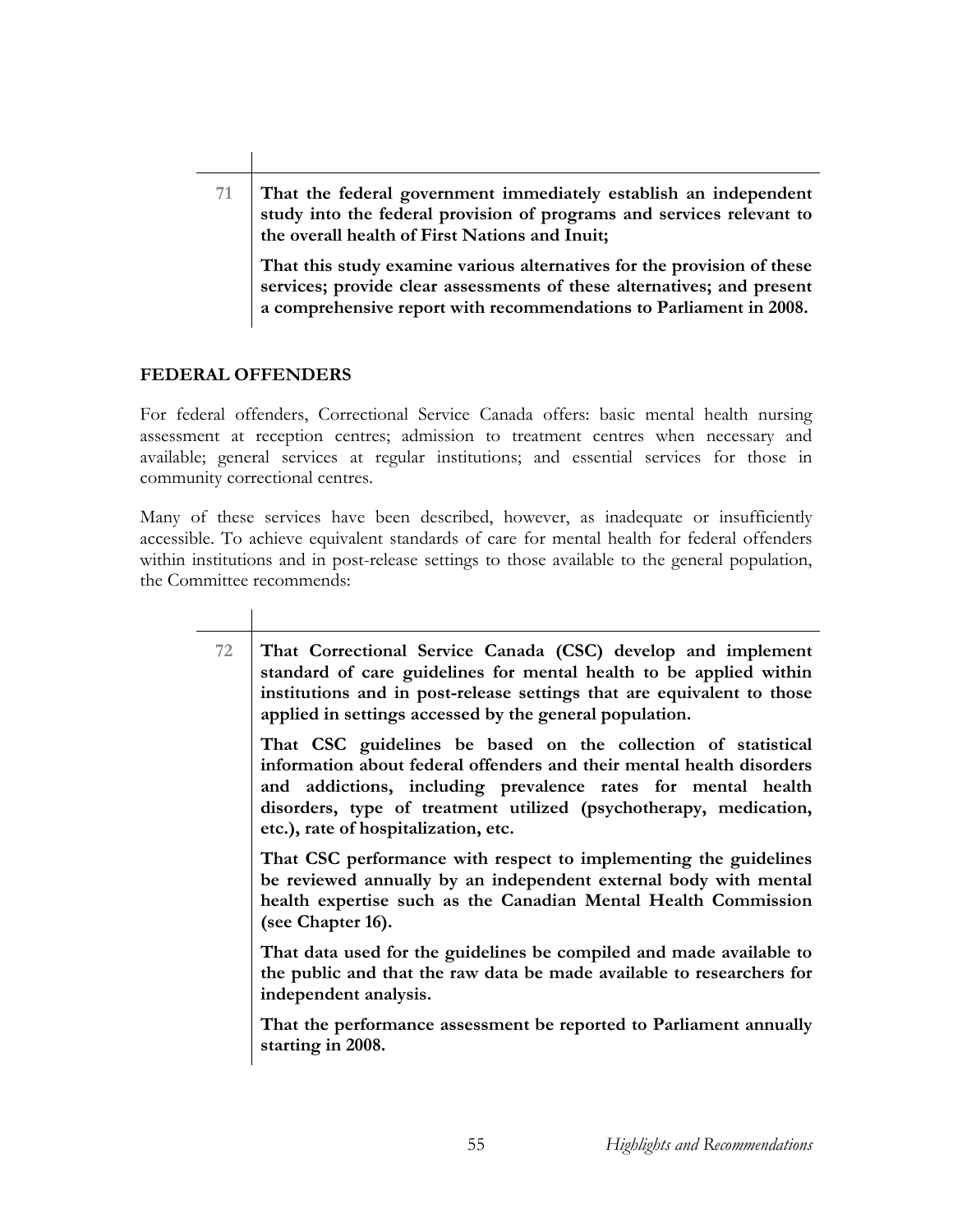| | |
|---|---|
| 71 | **That the federal government immediately establish an independent study into the federal provision of programs and services relevant to the overall health of First Nations and Inuit;**<br><br>**That this study examine various alternatives for the provision of these services; provide clear assessments of these alternatives; and present a comprehensive report with recommendations to Parliament in 2008.** |

## FEDERAL OFFENDERS

For federal offenders, Correctional Service Canada offers: basic mental health nursing assessment at reception centres; admission to treatment centres when necessary and available; general services at regular institutions; and essential services for those in community correctional centres.

Many of these services have been described, however, as inadequate or insufficiently accessible. To achieve equivalent standards of care for mental health for federal offenders within institutions and in post-release settings to those available to the general population, the Committee recommends:

| | |
|---|---|
| 72 | **That Correctional Service Canada (CSC) develop and implement standard of care guidelines for mental health to be applied within institutions and in post-release settings that are equivalent to those applied in settings accessed by the general population.**<br><br>**That CSC guidelines be based on the collection of statistical information about federal offenders and their mental health disorders and addictions, including prevalence rates for mental health disorders, type of treatment utilized (psychotherapy, medication, etc.), rate of hospitalization, etc.**<br><br>**That CSC performance with respect to implementing the guidelines be reviewed annually by an independent external body with mental health expertise such as the Canadian Mental Health Commission (see Chapter 16).**<br><br>**That data used for the guidelines be compiled and made available to the public and that the raw data be made available to researchers for independent analysis.**<br><br>**That the performance assessment be reported to Parliament annually starting in 2008.** |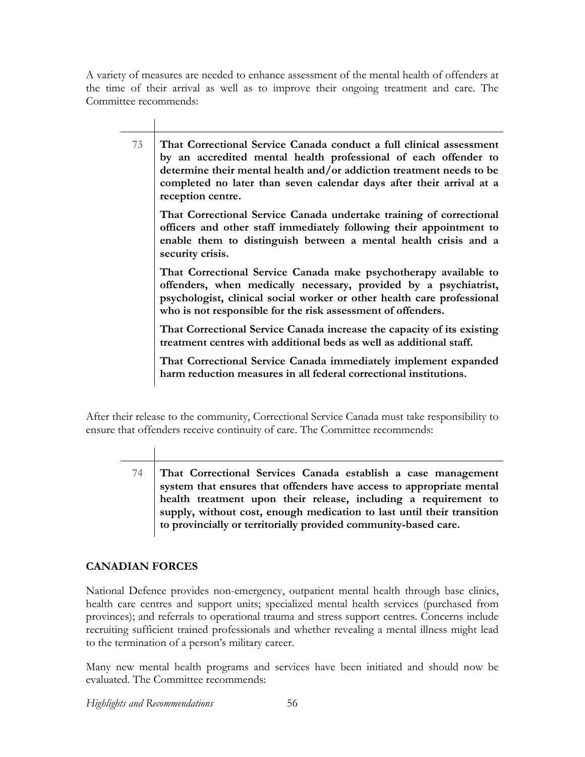A variety of measures are needed to enhance assessment of the mental health of offenders at the time of their arrival as well as to improve their ongoing treatment and care. The Committee recommends:

| | |
|---|---|
| 73 | **That Correctional Service Canada conduct a full clinical assessment by an accredited mental health professional of each offender to determine their mental health and/or addiction treatment needs to be completed no later than seven calendar days after their arrival at a reception centre.**<br><br>**That Correctional Service Canada undertake training of correctional officers and other staff immediately following their appointment to enable them to distinguish between a mental health crisis and a security crisis.**<br><br>**That Correctional Service Canada make psychotherapy available to offenders, when medically necessary, provided by a psychiatrist, psychologist, clinical social worker or other health care professional who is not responsible for the risk assessment of offenders.**<br><br>**That Correctional Service Canada increase the capacity of its existing treatment centres with additional beds as well as additional staff.**<br><br>**That Correctional Service Canada immediately implement expanded harm reduction measures in all federal correctional institutions.** |

After their release to the community, Correctional Service Canada must take responsibility to ensure that offenders receive continuity of care. The Committee recommends:

| | |
|---|---|
| 74 | **That Correctional Services Canada establish a case management system that ensures that offenders have access to appropriate mental health treatment upon their release, including a requirement to supply, without cost, enough medication to last until their transition to provincially or territorially provided community-based care.** |

## CANADIAN FORCES

National Defence provides non-emergency, outpatient mental health through base clinics, health care centres and support units; specialized mental health services (purchased from provinces); and referrals to operational trauma and stress support centres. Concerns include recruiting sufficient trained professionals and whether revealing a mental illness might lead to the termination of a person's military career.

Many new mental health programs and services have been initiated and should now be evaluated. The Committee recommends: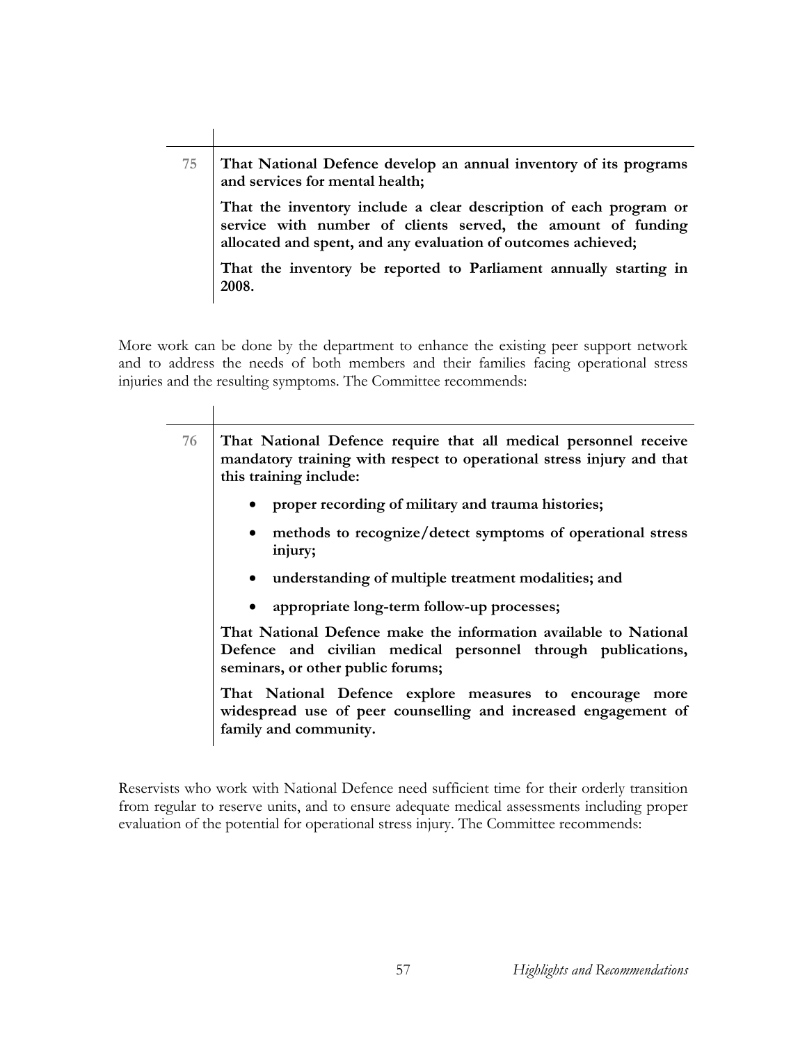| | |
|---|---|
| 75 | **That National Defence develop an annual inventory of its programs and services for mental health;**<br><br>**That the inventory include a clear description of each program or service with number of clients served, the amount of funding allocated and spent, and any evaluation of outcomes achieved;**<br><br>**That the inventory be reported to Parliament annually starting in 2008.** |

More work can be done by the department to enhance the existing peer support network and to address the needs of both members and their families facing operational stress injuries and the resulting symptoms. The Committee recommends:

| | |
|---|---|
| 76 | **That National Defence require that all medical personnel receive mandatory training with respect to operational stress injury and that this training include:**<br><br>• **proper recording of military and trauma histories;**<br>• **methods to recognize/detect symptoms of operational stress injury;**<br>• **understanding of multiple treatment modalities; and**<br>• **appropriate long-term follow-up processes;**<br><br>**That National Defence make the information available to National Defence and civilian medical personnel through publications, seminars, or other public forums;**<br><br>**That National Defence explore measures to encourage more widespread use of peer counselling and increased engagement of family and community.** |

Reservists who work with National Defence need sufficient time for their orderly transition from regular to reserve units, and to ensure adequate medical assessments including proper evaluation of the potential for operational stress injury. The Committee recommends: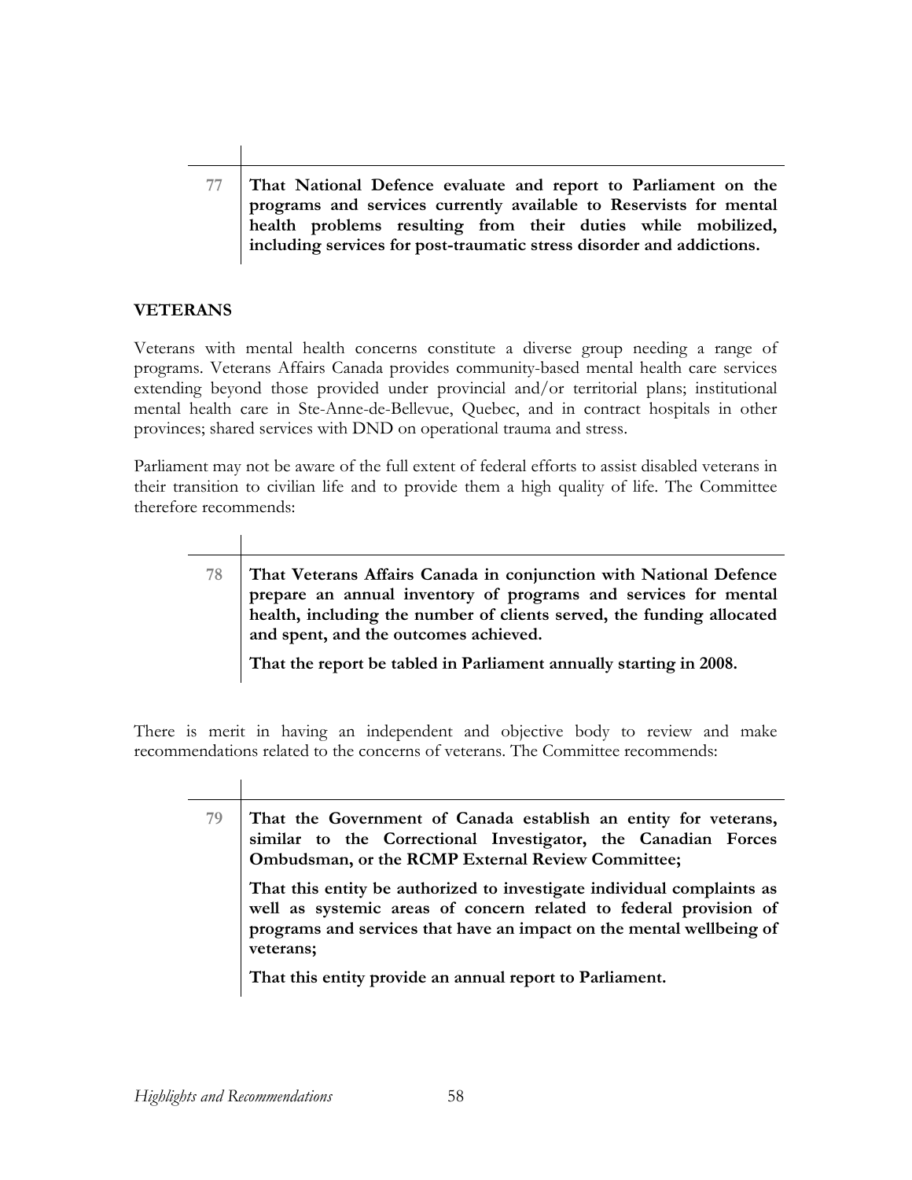| | |
|---|---|
| 77 | **That National Defence evaluate and report to Parliament on the programs and services currently available to Reservists for mental health problems resulting from their duties while mobilized, including services for post-traumatic stress disorder and addictions.** |

## VETERANS

Veterans with mental health concerns constitute a diverse group needing a range of programs. Veterans Affairs Canada provides community-based mental health care services extending beyond those provided under provincial and/or territorial plans; institutional mental health care in Ste-Anne-de-Bellevue, Quebec, and in contract hospitals in other provinces; shared services with DND on operational trauma and stress.

Parliament may not be aware of the full extent of federal efforts to assist disabled veterans in their transition to civilian life and to provide them a high quality of life. The Committee therefore recommends:

| | |
|---|---|
| 78 | **That Veterans Affairs Canada in conjunction with National Defence prepare an annual inventory of programs and services for mental health, including the number of clients served, the funding allocated and spent, and the outcomes achieved.**<br><br>**That the report be tabled in Parliament annually starting in 2008.** |

There is merit in having an independent and objective body to review and make recommendations related to the concerns of veterans. The Committee recommends:

| | |
|---|---|
| 79 | **That the Government of Canada establish an entity for veterans, similar to the Correctional Investigator, the Canadian Forces Ombudsman, or the RCMP External Review Committee;**<br><br>**That this entity be authorized to investigate individual complaints as well as systemic areas of concern related to federal provision of programs and services that have an impact on the mental wellbeing of veterans;**<br><br>**That this entity provide an annual report to Parliament.** |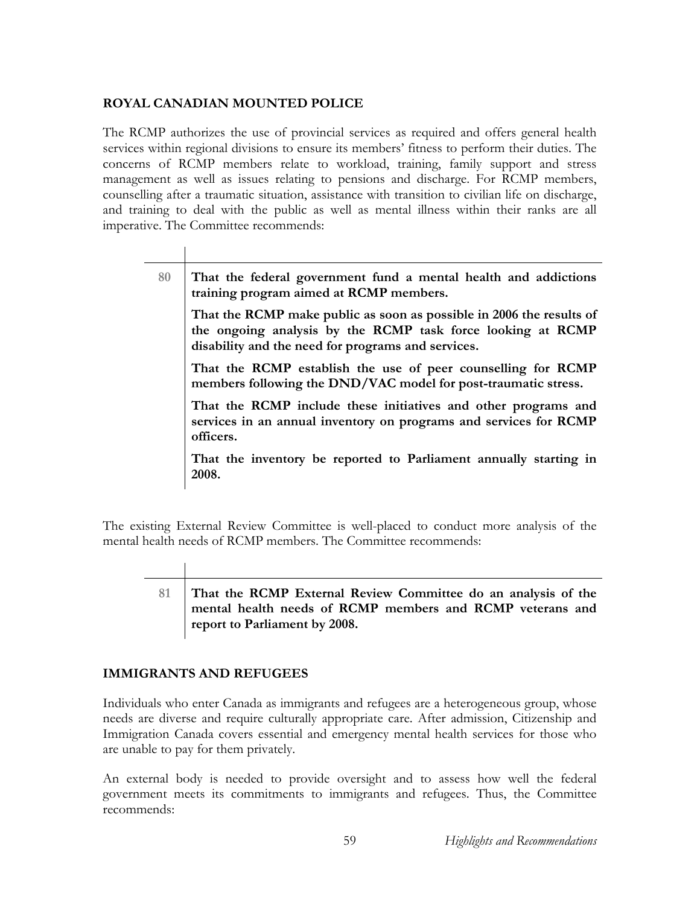## ROYAL CANADIAN MOUNTED POLICE

The RCMP authorizes the use of provincial services as required and offers general health services within regional divisions to ensure its members' fitness to perform their duties. The concerns of RCMP members relate to workload, training, family support and stress management as well as issues relating to pensions and discharge. For RCMP members, counselling after a traumatic situation, assistance with transition to civilian life on discharge, and training to deal with the public as well as mental illness within their ranks are all imperative. The Committee recommends:

| | |
|---|---|
| 80 | **That the federal government fund a mental health and addictions training program aimed at RCMP members.**<br><br>**That the RCMP make public as soon as possible in 2006 the results of the ongoing analysis by the RCMP task force looking at RCMP disability and the need for programs and services.**<br><br>**That the RCMP establish the use of peer counselling for RCMP members following the DND/VAC model for post-traumatic stress.**<br><br>**That the RCMP include these initiatives and other programs and services in an annual inventory on programs and services for RCMP officers.**<br><br>**That the inventory be reported to Parliament annually starting in 2008.** |

The existing External Review Committee is well-placed to conduct more analysis of the mental health needs of RCMP members. The Committee recommends:

| | |
|---|---|
| 81 | **That the RCMP External Review Committee do an analysis of the mental health needs of RCMP members and RCMP veterans and report to Parliament by 2008.** |

## IMMIGRANTS AND REFUGEES

Individuals who enter Canada as immigrants and refugees are a heterogeneous group, whose needs are diverse and require culturally appropriate care. After admission, Citizenship and Immigration Canada covers essential and emergency mental health services for those who are unable to pay for them privately.

An external body is needed to provide oversight and to assess how well the federal government meets its commitments to immigrants and refugees. Thus, the Committee recommends: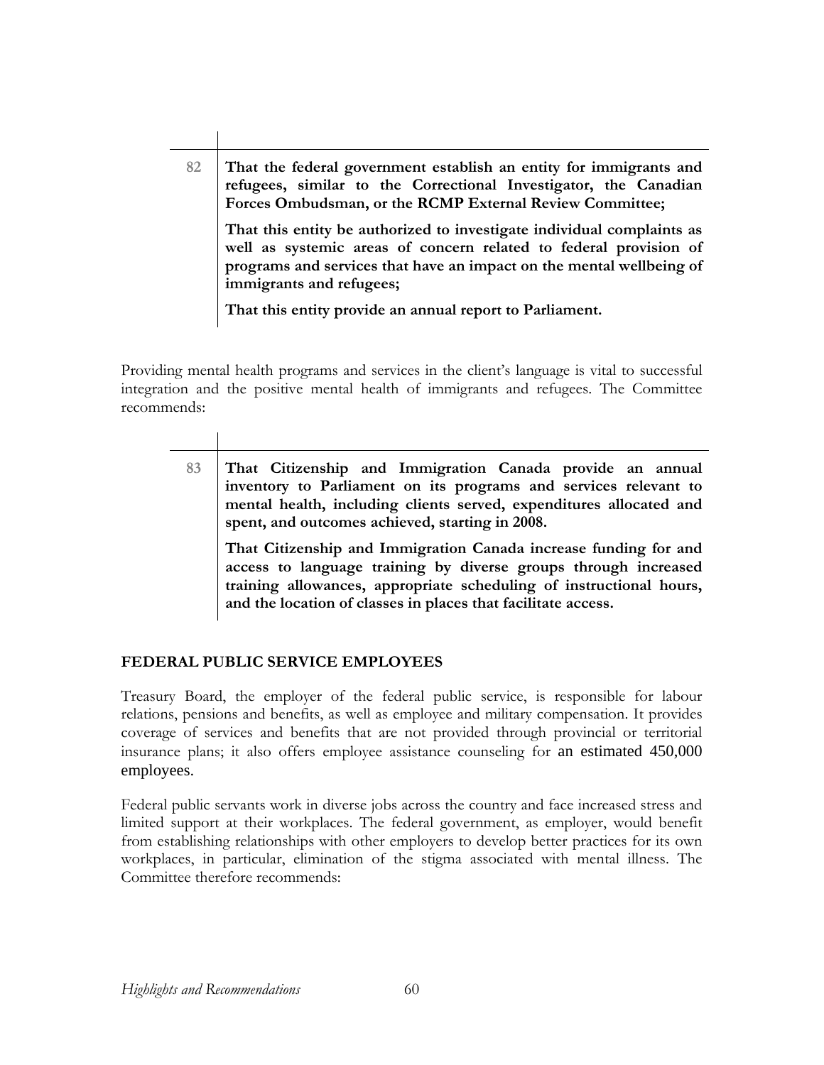**82** **That the federal government establish an entity for immigrants and refugees, similar to the Correctional Investigator, the Canadian Forces Ombudsman, or the RCMP External Review Committee;**

**That this entity be authorized to investigate individual complaints as well as systemic areas of concern related to federal provision of programs and services that have an impact on the mental wellbeing of immigrants and refugees;**

**That this entity provide an annual report to Parliament.**

Providing mental health programs and services in the client's language is vital to successful integration and the positive mental health of immigrants and refugees. The Committee recommends:

**83** **That Citizenship and Immigration Canada provide an annual inventory to Parliament on its programs and services relevant to mental health, including clients served, expenditures allocated and spent, and outcomes achieved, starting in 2008.**

**That Citizenship and Immigration Canada increase funding for and access to language training by diverse groups through increased training allowances, appropriate scheduling of instructional hours, and the location of classes in places that facilitate access.**

## FEDERAL PUBLIC SERVICE EMPLOYEES

Treasury Board, the employer of the federal public service, is responsible for labour relations, pensions and benefits, as well as employee and military compensation. It provides coverage of services and benefits that are not provided through provincial or territorial insurance plans; it also offers employee assistance counseling for an estimated 450,000 employees.

Federal public servants work in diverse jobs across the country and face increased stress and limited support at their workplaces. The federal government, as employer, would benefit from establishing relationships with other employers to develop better practices for its own workplaces, in particular, elimination of the stigma associated with mental illness. The Committee therefore recommends: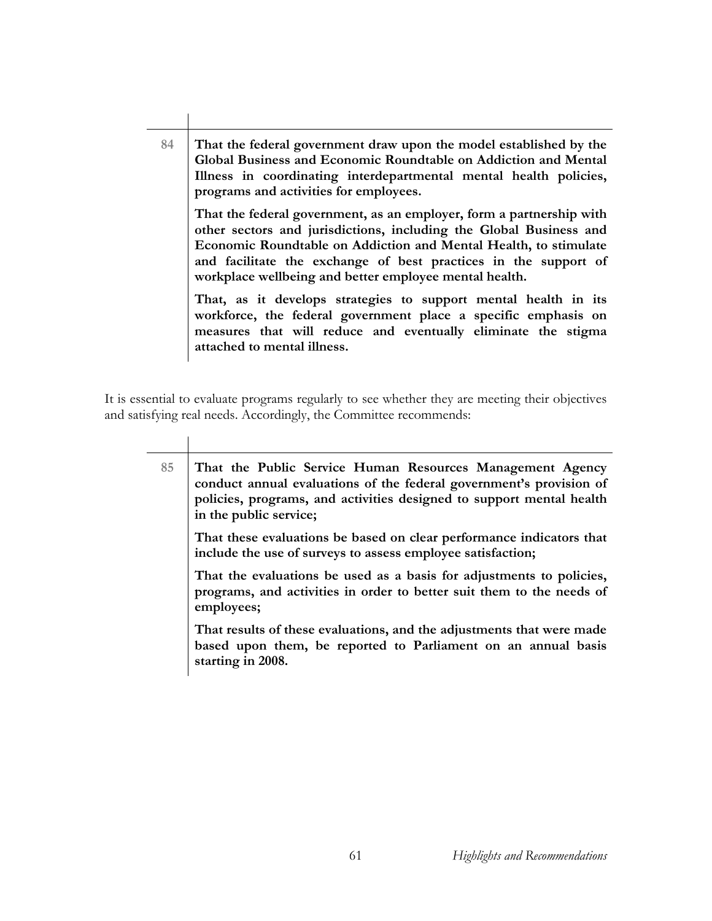**84** **That the federal government draw upon the model established by the Global Business and Economic Roundtable on Addiction and Mental Illness in coordinating interdepartmental mental health policies, programs and activities for employees.**

**That the federal government, as an employer, form a partnership with other sectors and jurisdictions, including the Global Business and Economic Roundtable on Addiction and Mental Health, to stimulate and facilitate the exchange of best practices in the support of workplace wellbeing and better employee mental health.**

**That, as it develops strategies to support mental health in its workforce, the federal government place a specific emphasis on measures that will reduce and eventually eliminate the stigma attached to mental illness.**

It is essential to evaluate programs regularly to see whether they are meeting their objectives and satisfying real needs. Accordingly, the Committee recommends:

**85** **That the Public Service Human Resources Management Agency conduct annual evaluations of the federal government's provision of policies, programs, and activities designed to support mental health in the public service;**

**That these evaluations be based on clear performance indicators that include the use of surveys to assess employee satisfaction;**

**That the evaluations be used as a basis for adjustments to policies, programs, and activities in order to better suit them to the needs of employees;**

**That results of these evaluations, and the adjustments that were made based upon them, be reported to Parliament on an annual basis starting in 2008.**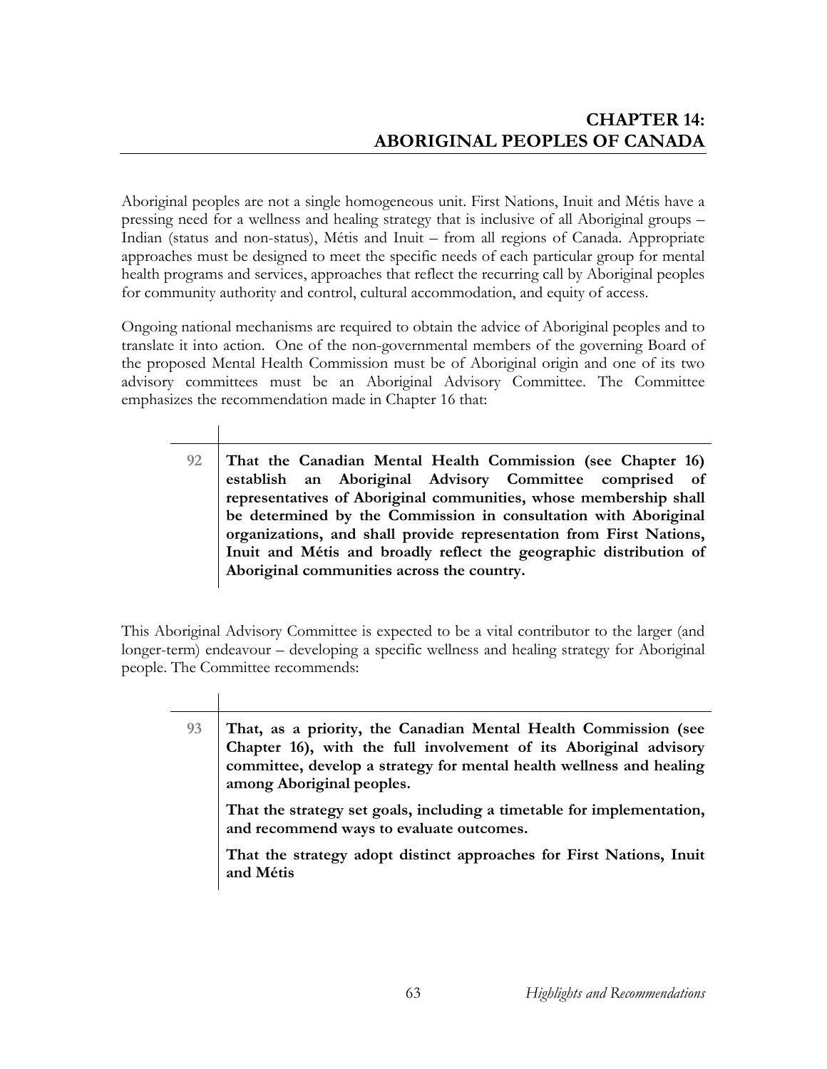# CHAPTER 14: ABORIGINAL PEOPLES OF CANADA

Aboriginal peoples are not a single homogeneous unit. First Nations, Inuit and Métis have a pressing need for a wellness and healing strategy that is inclusive of all Aboriginal groups – Indian (status and non-status), Métis and Inuit – from all regions of Canada. Appropriate approaches must be designed to meet the specific needs of each particular group for mental health programs and services, approaches that reflect the recurring call by Aboriginal peoples for community authority and control, cultural accommodation, and equity of access.

Ongoing national mechanisms are required to obtain the advice of Aboriginal peoples and to translate it into action. One of the non-governmental members of the governing Board of the proposed Mental Health Commission must be of Aboriginal origin and one of its two advisory committees must be an Aboriginal Advisory Committee. The Committee emphasizes the recommendation made in Chapter 16 that:

**92** **That the Canadian Mental Health Commission (see Chapter 16) establish an Aboriginal Advisory Committee comprised of representatives of Aboriginal communities, whose membership shall be determined by the Commission in consultation with Aboriginal organizations, and shall provide representation from First Nations, Inuit and Métis and broadly reflect the geographic distribution of Aboriginal communities across the country.**

This Aboriginal Advisory Committee is expected to be a vital contributor to the larger (and longer-term) endeavour – developing a specific wellness and healing strategy for Aboriginal people. The Committee recommends:

**93** **That, as a priority, the Canadian Mental Health Commission (see Chapter 16), with the full involvement of its Aboriginal advisory committee, develop a strategy for mental health wellness and healing among Aboriginal peoples.**

**That the strategy set goals, including a timetable for implementation, and recommend ways to evaluate outcomes.**

**That the strategy adopt distinct approaches for First Nations, Inuit and Métis**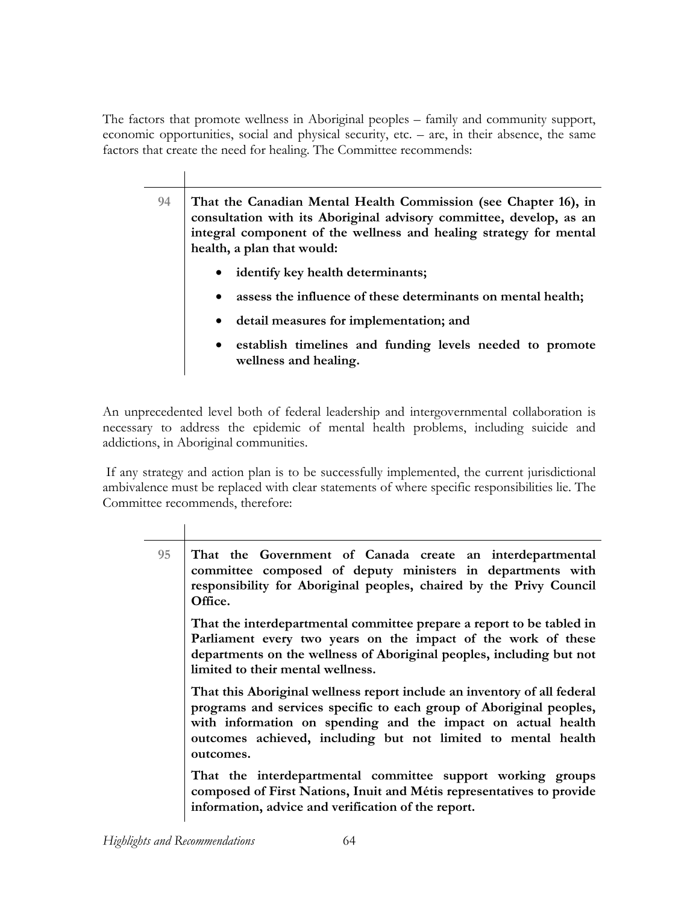The factors that promote wellness in Aboriginal peoples – family and community support, economic opportunities, social and physical security, etc. – are, in their absence, the same factors that create the need for healing. The Committee recommends:

| | |
|---|---|
| 94 | **That the Canadian Mental Health Commission (see Chapter 16), in consultation with its Aboriginal advisory committee, develop, as an integral component of the wellness and healing strategy for mental health, a plan that would:**<br>• **identify key health determinants;**<br>• **assess the influence of these determinants on mental health;**<br>• **detail measures for implementation; and**<br>• **establish timelines and funding levels needed to promote wellness and healing.** |

An unprecedented level both of federal leadership and intergovernmental collaboration is necessary to address the epidemic of mental health problems, including suicide and addictions, in Aboriginal communities.

If any strategy and action plan is to be successfully implemented, the current jurisdictional ambivalence must be replaced with clear statements of where specific responsibilities lie. The Committee recommends, therefore:

| | |
|---|---|
| 95 | **That the Government of Canada create an interdepartmental committee composed of deputy ministers in departments with responsibility for Aboriginal peoples, chaired by the Privy Council Office.**<br><br>**That the interdepartmental committee prepare a report to be tabled in Parliament every two years on the impact of the work of these departments on the wellness of Aboriginal peoples, including but not limited to their mental wellness.**<br><br>**That this Aboriginal wellness report include an inventory of all federal programs and services specific to each group of Aboriginal peoples, with information on spending and the impact on actual health outcomes achieved, including but not limited to mental health outcomes.**<br><br>**That the interdepartmental committee support working groups composed of First Nations, Inuit and Métis representatives to provide information, advice and verification of the report.** |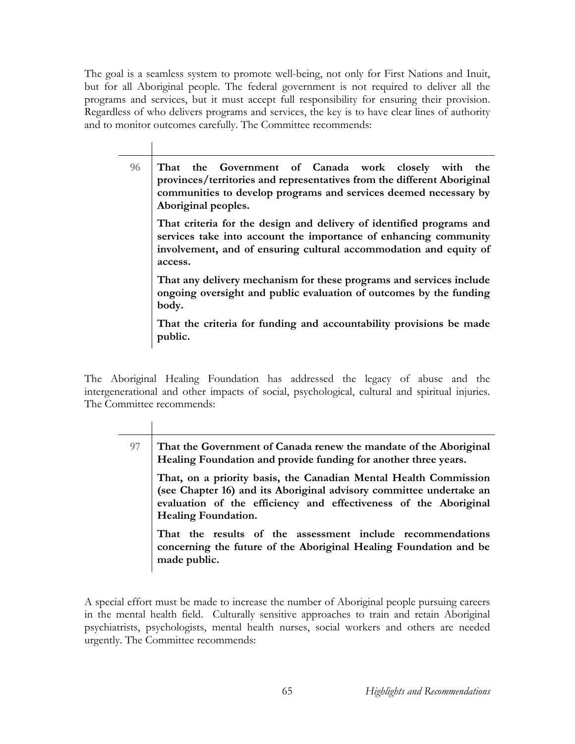The goal is a seamless system to promote well-being, not only for First Nations and Inuit, but for all Aboriginal people. The federal government is not required to deliver all the programs and services, but it must accept full responsibility for ensuring their provision. Regardless of who delivers programs and services, the key is to have clear lines of authority and to monitor outcomes carefully. The Committee recommends:

| | |
|---|---|
| 96 | **That the Government of Canada work closely with the provinces/territories and representatives from the different Aboriginal communities to develop programs and services deemed necessary by Aboriginal peoples.** <br><br> **That criteria for the design and delivery of identified programs and services take into account the importance of enhancing community involvement, and of ensuring cultural accommodation and equity of access.** <br><br> **That any delivery mechanism for these programs and services include ongoing oversight and public evaluation of outcomes by the funding body.** <br><br> **That the criteria for funding and accountability provisions be made public.** |

The Aboriginal Healing Foundation has addressed the legacy of abuse and the intergenerational and other impacts of social, psychological, cultural and spiritual injuries. The Committee recommends:

| | |
|---|---|
| 97 | **That the Government of Canada renew the mandate of the Aboriginal Healing Foundation and provide funding for another three years.** <br><br> **That, on a priority basis, the Canadian Mental Health Commission (see Chapter 16) and its Aboriginal advisory committee undertake an evaluation of the efficiency and effectiveness of the Aboriginal Healing Foundation.** <br><br> **That the results of the assessment include recommendations concerning the future of the Aboriginal Healing Foundation and be made public.** |

A special effort must be made to increase the number of Aboriginal people pursuing careers in the mental health field. Culturally sensitive approaches to train and retain Aboriginal psychiatrists, psychologists, mental health nurses, social workers and others are needed urgently. The Committee recommends: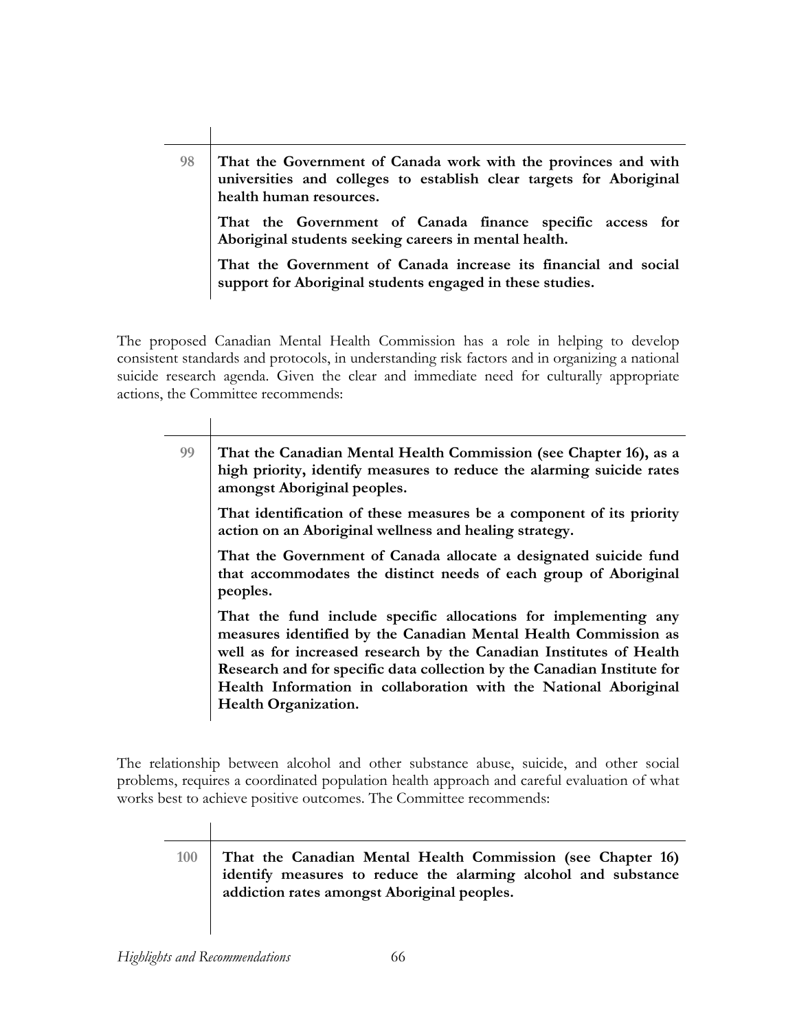| | |
|---|---|
| 98 | **That the Government of Canada work with the provinces and with universities and colleges to establish clear targets for Aboriginal health human resources.**<br><br>**That the Government of Canada finance specific access for Aboriginal students seeking careers in mental health.**<br><br>**That the Government of Canada increase its financial and social support for Aboriginal students engaged in these studies.** |

The proposed Canadian Mental Health Commission has a role in helping to develop consistent standards and protocols, in understanding risk factors and in organizing a national suicide research agenda. Given the clear and immediate need for culturally appropriate actions, the Committee recommends:

| | |
|---|---|
| 99 | **That the Canadian Mental Health Commission (see Chapter 16), as a high priority, identify measures to reduce the alarming suicide rates amongst Aboriginal peoples.**<br><br>**That identification of these measures be a component of its priority action on an Aboriginal wellness and healing strategy.**<br><br>**That the Government of Canada allocate a designated suicide fund that accommodates the distinct needs of each group of Aboriginal peoples.**<br><br>**That the fund include specific allocations for implementing any measures identified by the Canadian Mental Health Commission as well as for increased research by the Canadian Institutes of Health Research and for specific data collection by the Canadian Institute for Health Information in collaboration with the National Aboriginal Health Organization.** |

The relationship between alcohol and other substance abuse, suicide, and other social problems, requires a coordinated population health approach and careful evaluation of what works best to achieve positive outcomes. The Committee recommends:

| | |
|---|---|
| 100 | **That the Canadian Mental Health Commission (see Chapter 16) identify measures to reduce the alarming alcohol and substance addiction rates amongst Aboriginal peoples.** |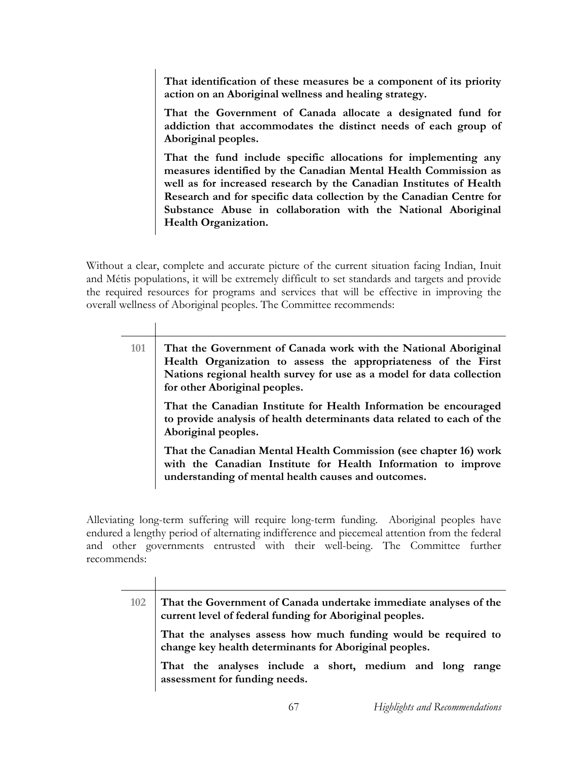**That identification of these measures be a component of its priority action on an Aboriginal wellness and healing strategy.**

**That the Government of Canada allocate a designated fund for addiction that accommodates the distinct needs of each group of Aboriginal peoples.**

**That the fund include specific allocations for implementing any measures identified by the Canadian Mental Health Commission as well as for increased research by the Canadian Institutes of Health Research and for specific data collection by the Canadian Centre for Substance Abuse in collaboration with the National Aboriginal Health Organization.**

Without a clear, complete and accurate picture of the current situation facing Indian, Inuit and Métis populations, it will be extremely difficult to set standards and targets and provide the required resources for programs and services that will be effective in improving the overall wellness of Aboriginal peoples. The Committee recommends:

101 **That the Government of Canada work with the National Aboriginal Health Organization to assess the appropriateness of the First Nations regional health survey for use as a model for data collection for other Aboriginal peoples.**

**That the Canadian Institute for Health Information be encouraged to provide analysis of health determinants data related to each of the Aboriginal peoples.**

**That the Canadian Mental Health Commission (see chapter 16) work with the Canadian Institute for Health Information to improve understanding of mental health causes and outcomes.**

Alleviating long-term suffering will require long-term funding. Aboriginal peoples have endured a lengthy period of alternating indifference and piecemeal attention from the federal and other governments entrusted with their well-being. The Committee further recommends:

102 **That the Government of Canada undertake immediate analyses of the current level of federal funding for Aboriginal peoples.**

**That the analyses assess how much funding would be required to change key health determinants for Aboriginal peoples.**

**That the analyses include a short, medium and long range assessment for funding needs.**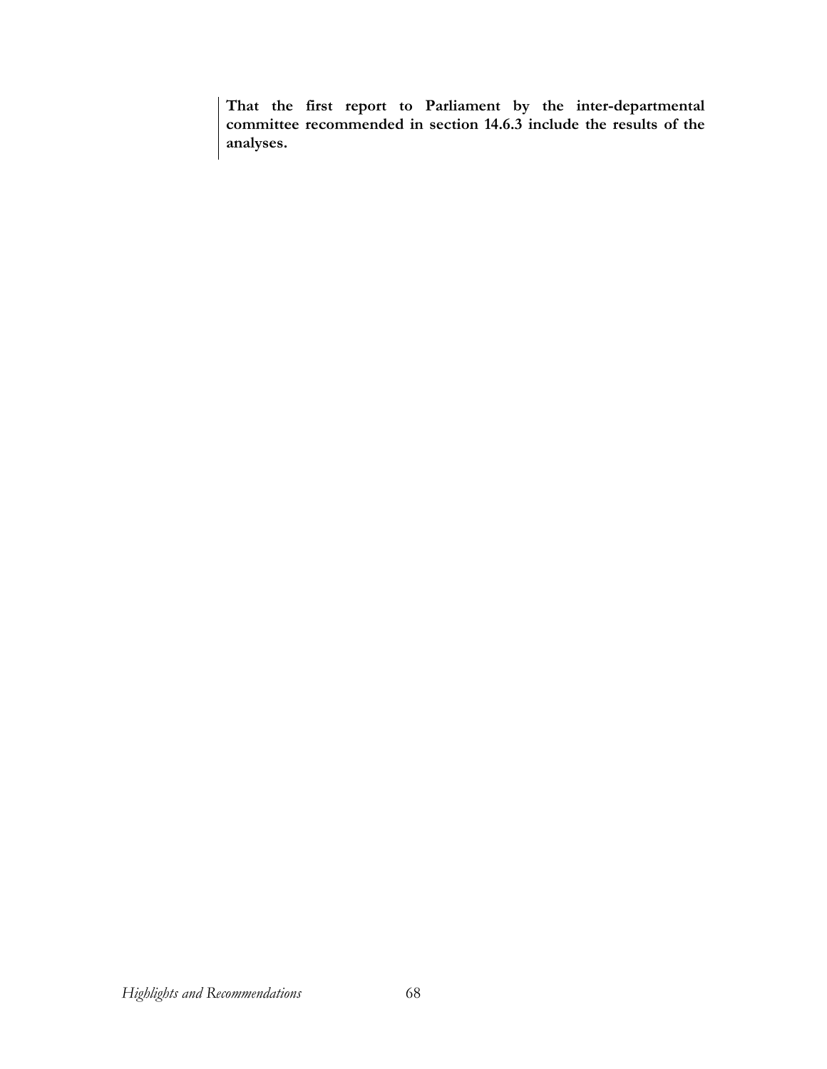**That the first report to Parliament by the inter-departmental committee recommended in section 14.6.3 include the results of the analyses.**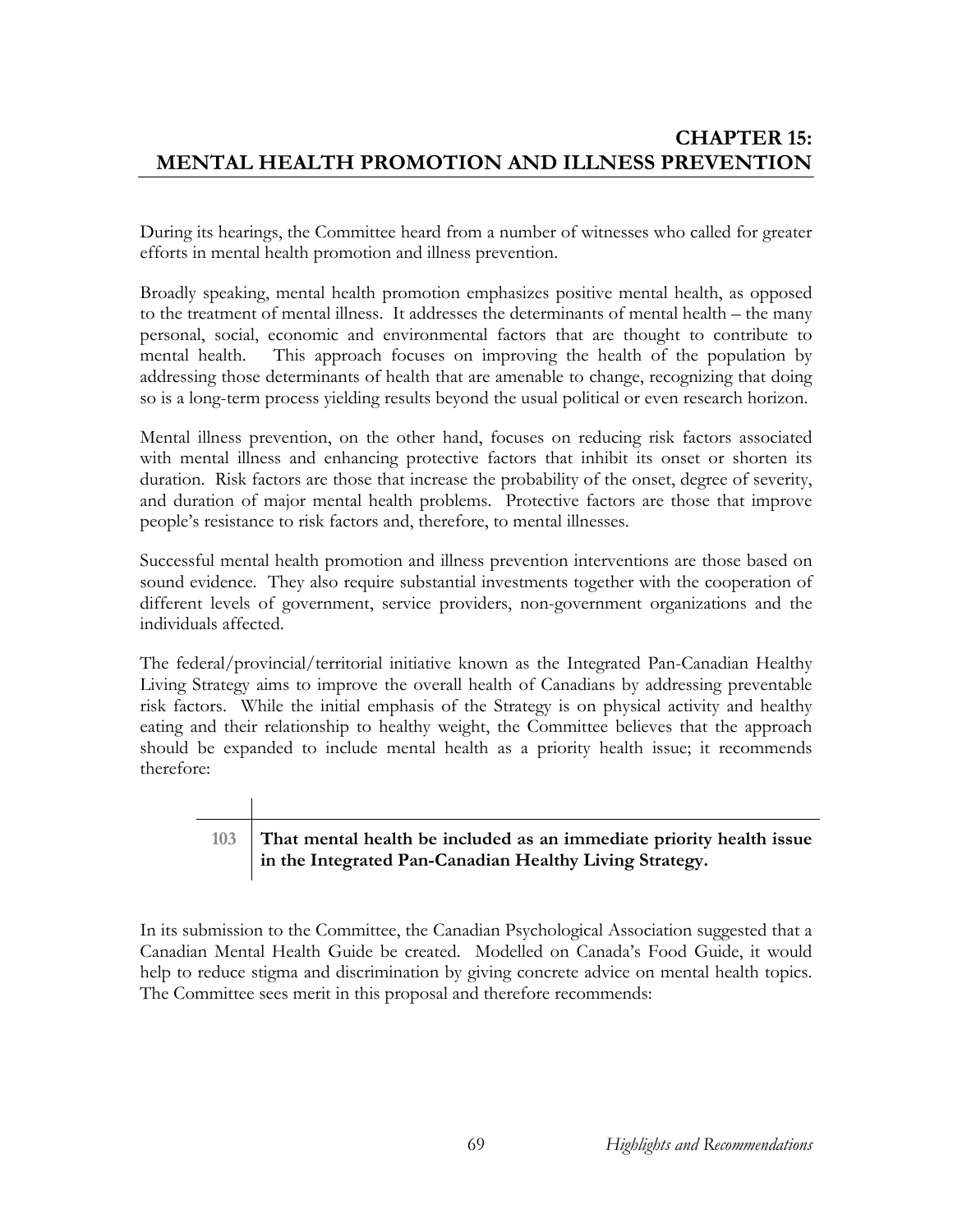# CHAPTER 15: MENTAL HEALTH PROMOTION AND ILLNESS PREVENTION

During its hearings, the Committee heard from a number of witnesses who called for greater efforts in mental health promotion and illness prevention.

Broadly speaking, mental health promotion emphasizes positive mental health, as opposed to the treatment of mental illness. It addresses the determinants of mental health – the many personal, social, economic and environmental factors that are thought to contribute to mental health. This approach focuses on improving the health of the population by addressing those determinants of health that are amenable to change, recognizing that doing so is a long-term process yielding results beyond the usual political or even research horizon.

Mental illness prevention, on the other hand, focuses on reducing risk factors associated with mental illness and enhancing protective factors that inhibit its onset or shorten its duration. Risk factors are those that increase the probability of the onset, degree of severity, and duration of major mental health problems. Protective factors are those that improve people's resistance to risk factors and, therefore, to mental illnesses.

Successful mental health promotion and illness prevention interventions are those based on sound evidence. They also require substantial investments together with the cooperation of different levels of government, service providers, non-government organizations and the individuals affected.

The federal/provincial/territorial initiative known as the Integrated Pan-Canadian Healthy Living Strategy aims to improve the overall health of Canadians by addressing preventable risk factors. While the initial emphasis of the Strategy is on physical activity and healthy eating and their relationship to healthy weight, the Committee believes that the approach should be expanded to include mental health as a priority health issue; it recommends therefore:

| 103 | **That mental health be included as an immediate priority health issue in the Integrated Pan-Canadian Healthy Living Strategy.** |
|---|---|

In its submission to the Committee, the Canadian Psychological Association suggested that a Canadian Mental Health Guide be created. Modelled on Canada's Food Guide, it would help to reduce stigma and discrimination by giving concrete advice on mental health topics. The Committee sees merit in this proposal and therefore recommends: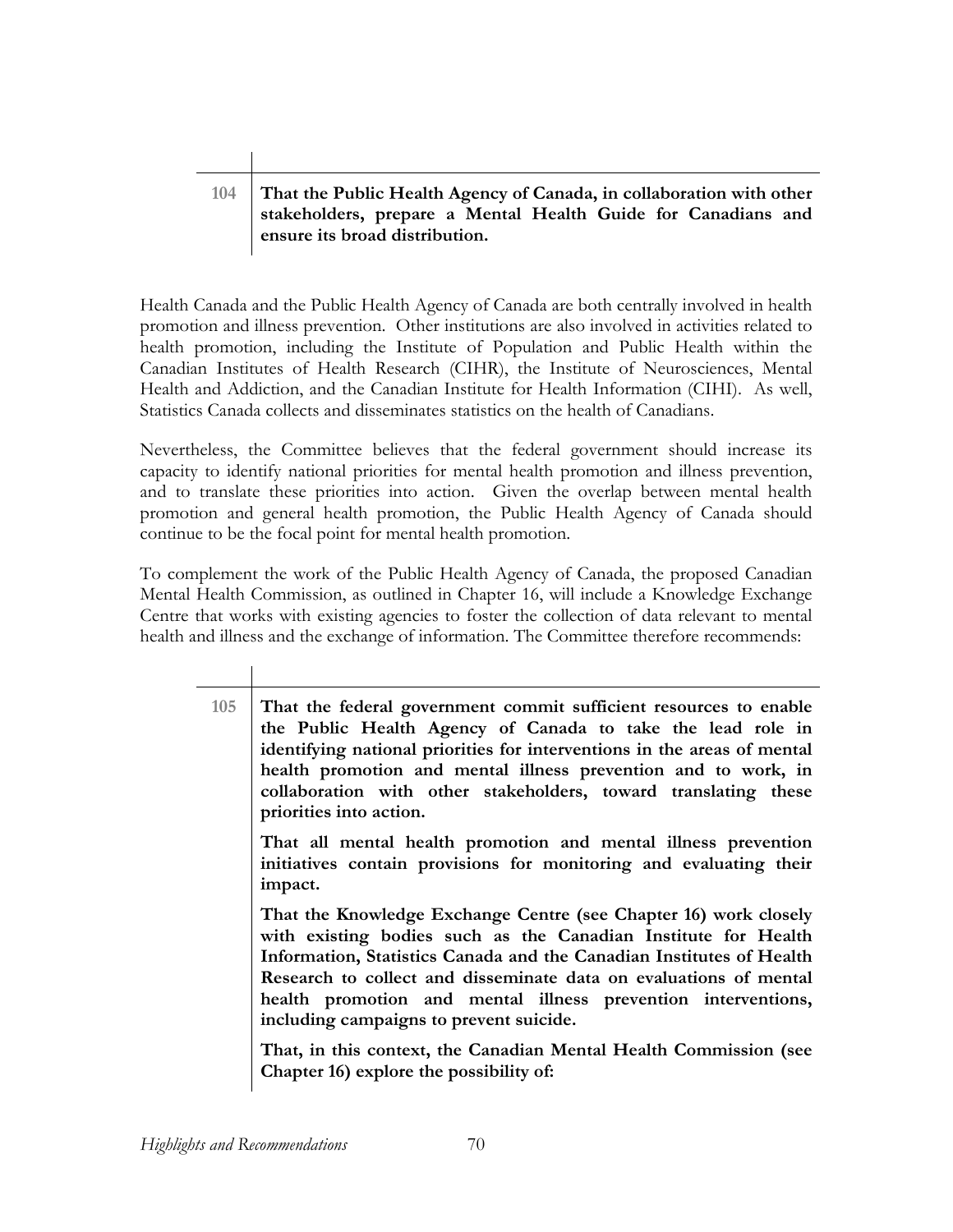| | |
|---|---|
| 104 | **That the Public Health Agency of Canada, in collaboration with other stakeholders, prepare a Mental Health Guide for Canadians and ensure its broad distribution.** |

Health Canada and the Public Health Agency of Canada are both centrally involved in health promotion and illness prevention. Other institutions are also involved in activities related to health promotion, including the Institute of Population and Public Health within the Canadian Institutes of Health Research (CIHR), the Institute of Neurosciences, Mental Health and Addiction, and the Canadian Institute for Health Information (CIHI). As well, Statistics Canada collects and disseminates statistics on the health of Canadians.

Nevertheless, the Committee believes that the federal government should increase its capacity to identify national priorities for mental health promotion and illness prevention, and to translate these priorities into action. Given the overlap between mental health promotion and general health promotion, the Public Health Agency of Canada should continue to be the focal point for mental health promotion.

To complement the work of the Public Health Agency of Canada, the proposed Canadian Mental Health Commission, as outlined in Chapter 16, will include a Knowledge Exchange Centre that works with existing agencies to foster the collection of data relevant to mental health and illness and the exchange of information. The Committee therefore recommends:

| | |
|---|---|
| 105 | **That the federal government commit sufficient resources to enable the Public Health Agency of Canada to take the lead role in identifying national priorities for interventions in the areas of mental health promotion and mental illness prevention and to work, in collaboration with other stakeholders, toward translating these priorities into action.**<br><br>**That all mental health promotion and mental illness prevention initiatives contain provisions for monitoring and evaluating their impact.**<br><br>**That the Knowledge Exchange Centre (see Chapter 16) work closely with existing bodies such as the Canadian Institute for Health Information, Statistics Canada and the Canadian Institutes of Health Research to collect and disseminate data on evaluations of mental health promotion and mental illness prevention interventions, including campaigns to prevent suicide.**<br><br>**That, in this context, the Canadian Mental Health Commission (see Chapter 16) explore the possibility of:** |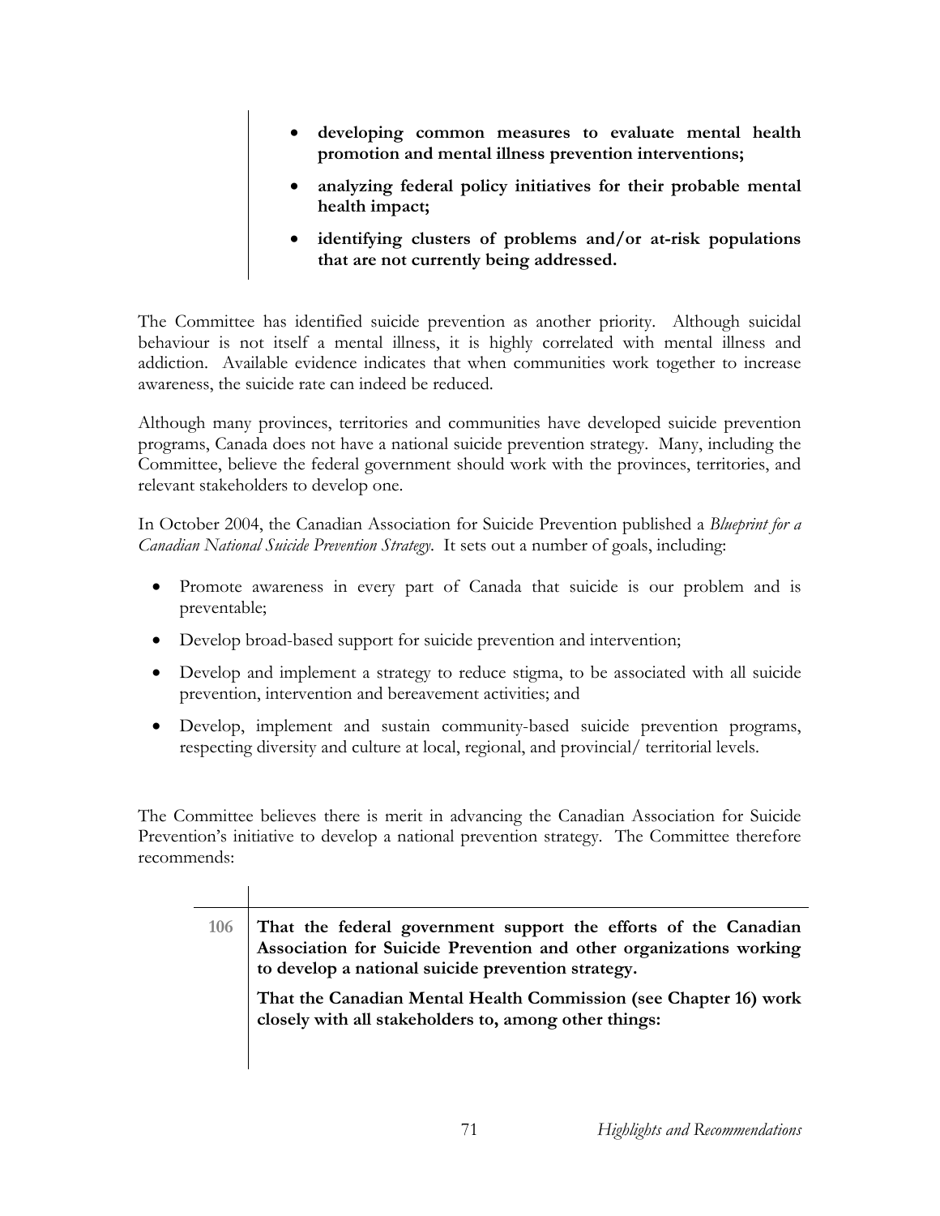- **developing common measures to evaluate mental health promotion and mental illness prevention interventions;**
- **analyzing federal policy initiatives for their probable mental health impact;**
- **identifying clusters of problems and/or at-risk populations that are not currently being addressed.**

The Committee has identified suicide prevention as another priority. Although suicidal behaviour is not itself a mental illness, it is highly correlated with mental illness and addiction. Available evidence indicates that when communities work together to increase awareness, the suicide rate can indeed be reduced.

Although many provinces, territories and communities have developed suicide prevention programs, Canada does not have a national suicide prevention strategy. Many, including the Committee, believe the federal government should work with the provinces, territories, and relevant stakeholders to develop one.

In October 2004, the Canadian Association for Suicide Prevention published a *Blueprint for a Canadian National Suicide Prevention Strategy*. It sets out a number of goals, including:

- Promote awareness in every part of Canada that suicide is our problem and is preventable;
- Develop broad-based support for suicide prevention and intervention;
- Develop and implement a strategy to reduce stigma, to be associated with all suicide prevention, intervention and bereavement activities; and
- Develop, implement and sustain community-based suicide prevention programs, respecting diversity and culture at local, regional, and provincial/ territorial levels.

The Committee believes there is merit in advancing the Canadian Association for Suicide Prevention's initiative to develop a national prevention strategy. The Committee therefore recommends:

**106** **That the federal government support the efforts of the Canadian Association for Suicide Prevention and other organizations working to develop a national suicide prevention strategy.**

**That the Canadian Mental Health Commission (see Chapter 16) work closely with all stakeholders to, among other things:**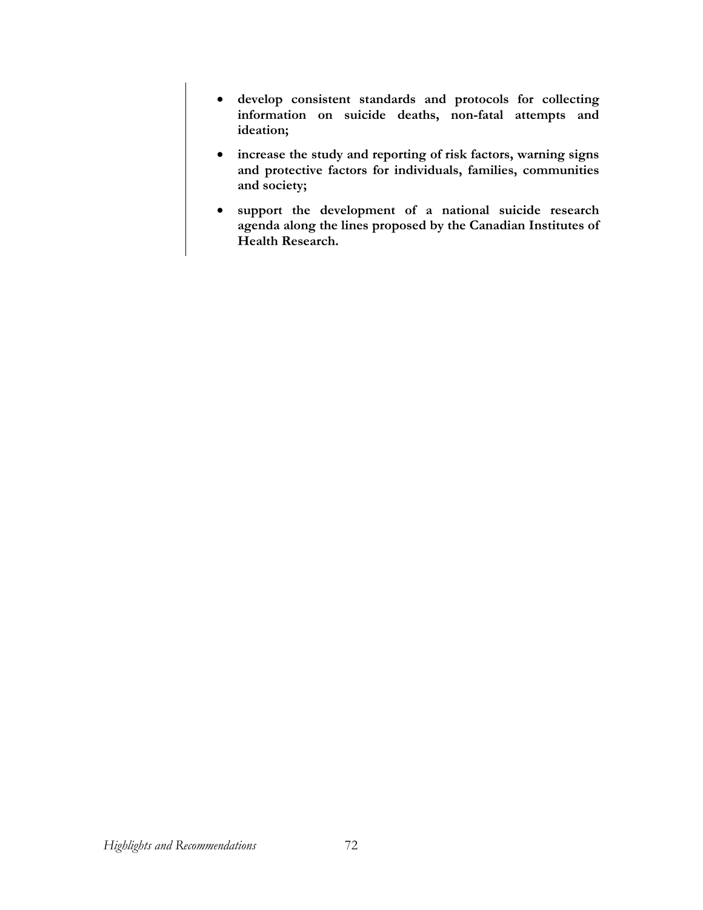- **develop consistent standards and protocols for collecting information on suicide deaths, non-fatal attempts and ideation;**
- **increase the study and reporting of risk factors, warning signs and protective factors for individuals, families, communities and society;**
- **support the development of a national suicide research agenda along the lines proposed by the Canadian Institutes of Health Research.**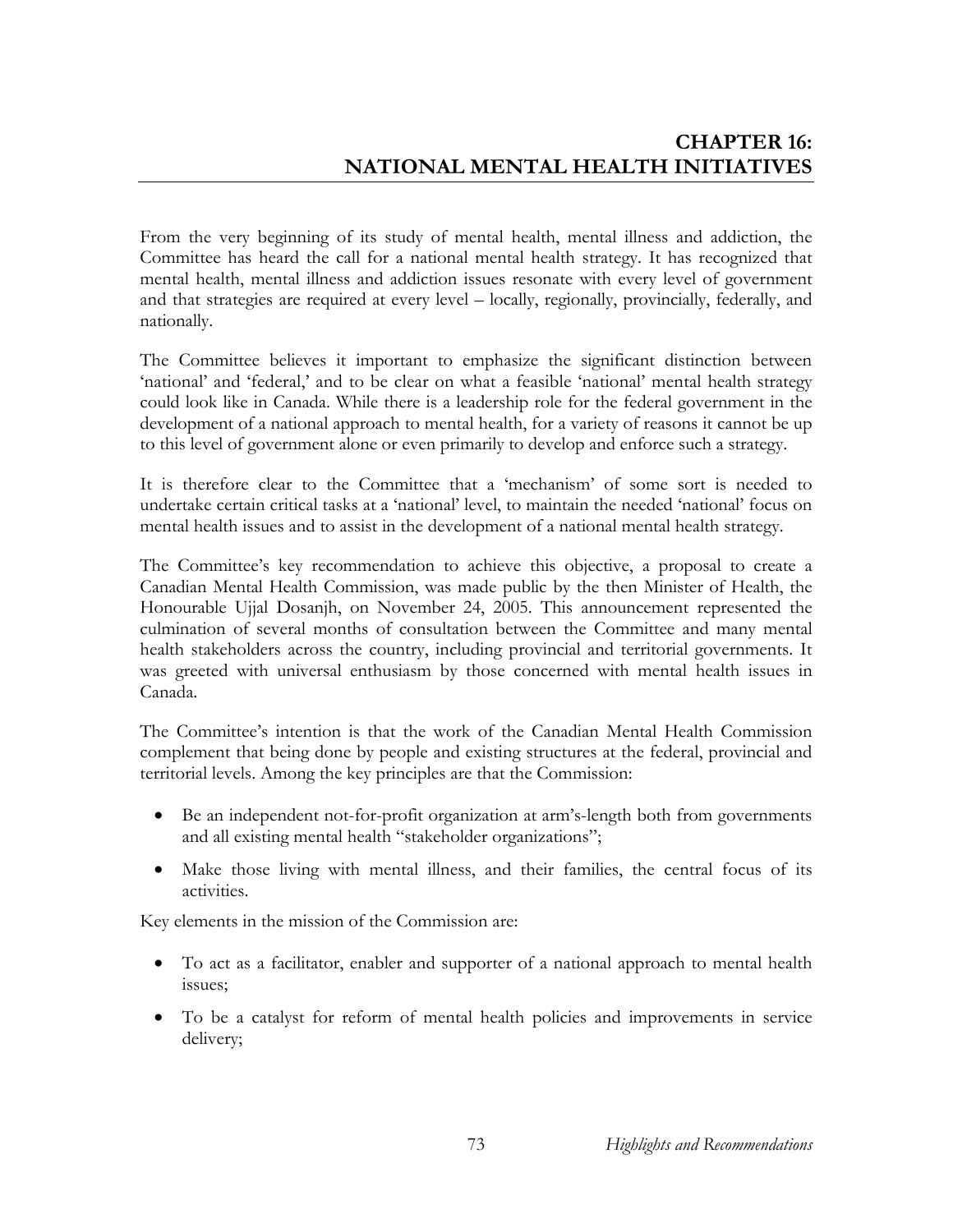# CHAPTER 16: NATIONAL MENTAL HEALTH INITIATIVES

From the very beginning of its study of mental health, mental illness and addiction, the Committee has heard the call for a national mental health strategy. It has recognized that mental health, mental illness and addiction issues resonate with every level of government and that strategies are required at every level – locally, regionally, provincially, federally, and nationally.

The Committee believes it important to emphasize the significant distinction between 'national' and 'federal,' and to be clear on what a feasible 'national' mental health strategy could look like in Canada. While there is a leadership role for the federal government in the development of a national approach to mental health, for a variety of reasons it cannot be up to this level of government alone or even primarily to develop and enforce such a strategy.

It is therefore clear to the Committee that a 'mechanism' of some sort is needed to undertake certain critical tasks at a 'national' level, to maintain the needed 'national' focus on mental health issues and to assist in the development of a national mental health strategy.

The Committee's key recommendation to achieve this objective, a proposal to create a Canadian Mental Health Commission, was made public by the then Minister of Health, the Honourable Ujjal Dosanjh, on November 24, 2005. This announcement represented the culmination of several months of consultation between the Committee and many mental health stakeholders across the country, including provincial and territorial governments. It was greeted with universal enthusiasm by those concerned with mental health issues in Canada.

The Committee's intention is that the work of the Canadian Mental Health Commission complement that being done by people and existing structures at the federal, provincial and territorial levels. Among the key principles are that the Commission:

- Be an independent not-for-profit organization at arm's-length both from governments and all existing mental health "stakeholder organizations";
- Make those living with mental illness, and their families, the central focus of its activities.

Key elements in the mission of the Commission are:

- To act as a facilitator, enabler and supporter of a national approach to mental health issues;
- To be a catalyst for reform of mental health policies and improvements in service delivery;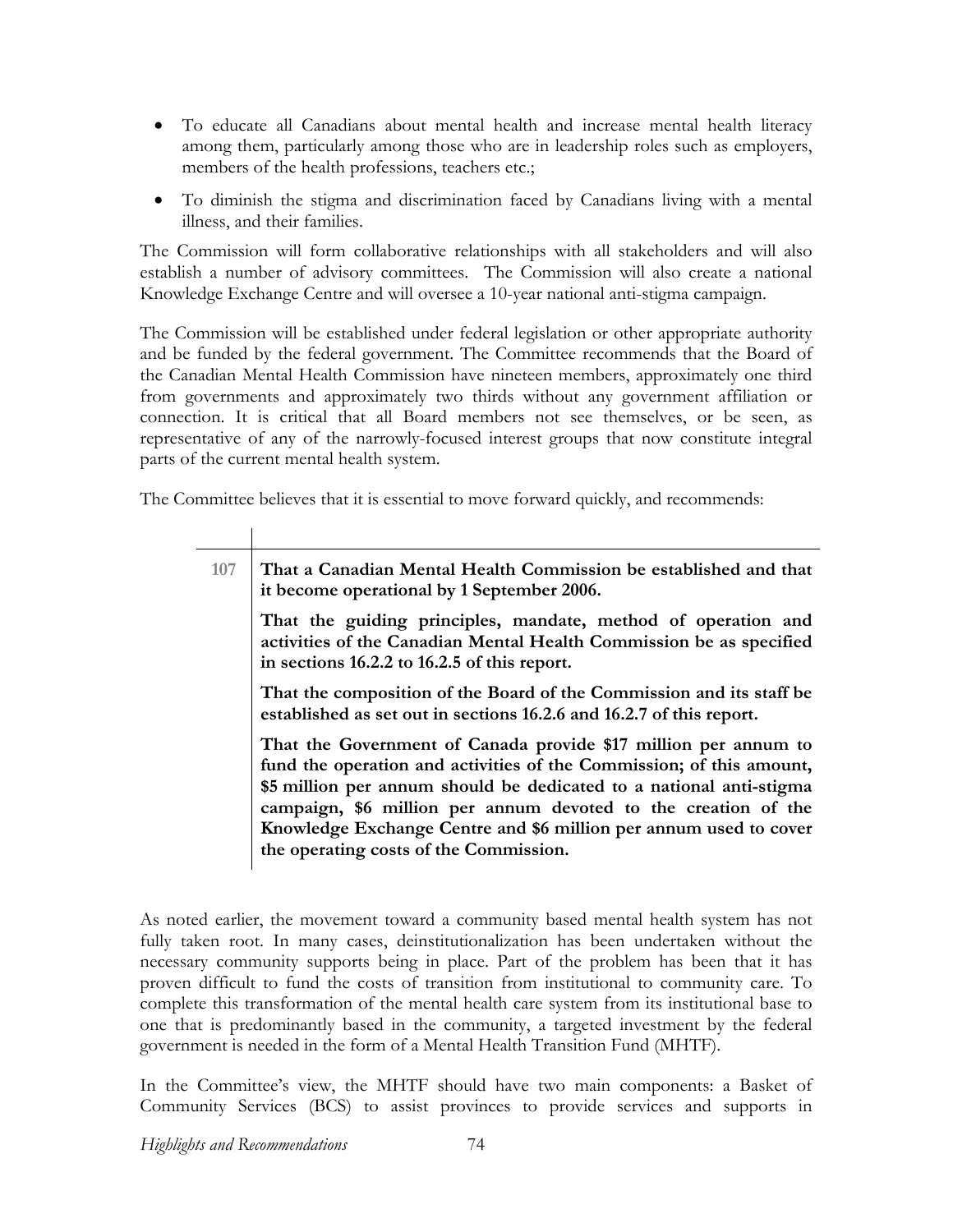- To educate all Canadians about mental health and increase mental health literacy among them, particularly among those who are in leadership roles such as employers, members of the health professions, teachers etc.;
- To diminish the stigma and discrimination faced by Canadians living with a mental illness, and their families.

The Commission will form collaborative relationships with all stakeholders and will also establish a number of advisory committees. The Commission will also create a national Knowledge Exchange Centre and will oversee a 10-year national anti-stigma campaign.

The Commission will be established under federal legislation or other appropriate authority and be funded by the federal government. The Committee recommends that the Board of the Canadian Mental Health Commission have nineteen members, approximately one third from governments and approximately two thirds without any government affiliation or connection. It is critical that all Board members not see themselves, or be seen, as representative of any of the narrowly-focused interest groups that now constitute integral parts of the current mental health system.

The Committee believes that it is essential to move forward quickly, and recommends:

| | |
|---|---|
| 107 | **That a Canadian Mental Health Commission be established and that it become operational by 1 September 2006.**<br><br>**That the guiding principles, mandate, method of operation and activities of the Canadian Mental Health Commission be as specified in sections 16.2.2 to 16.2.5 of this report.**<br><br>**That the composition of the Board of the Commission and its staff be established as set out in sections 16.2.6 and 16.2.7 of this report.**<br><br>**That the Government of Canada provide $17 million per annum to fund the operation and activities of the Commission; of this amount, $5 million per annum should be dedicated to a national anti-stigma campaign, $6 million per annum devoted to the creation of the Knowledge Exchange Centre and $6 million per annum used to cover the operating costs of the Commission.** |

As noted earlier, the movement toward a community based mental health system has not fully taken root. In many cases, deinstitutionalization has been undertaken without the necessary community supports being in place. Part of the problem has been that it has proven difficult to fund the costs of transition from institutional to community care. To complete this transformation of the mental health care system from its institutional base to one that is predominantly based in the community, a targeted investment by the federal government is needed in the form of a Mental Health Transition Fund (MHTF).

In the Committee's view, the MHTF should have two main components: a Basket of Community Services (BCS) to assist provinces to provide services and supports in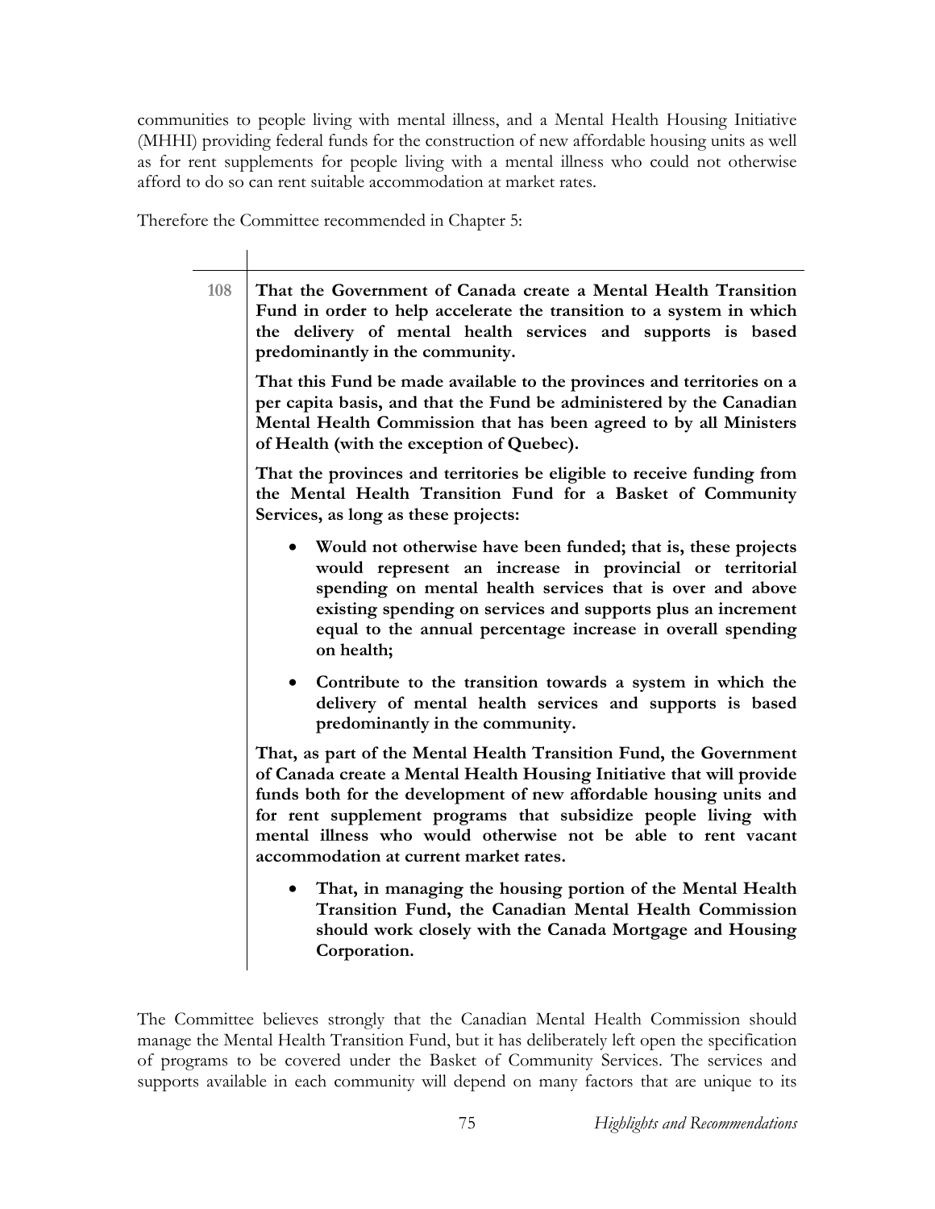communities to people living with mental illness, and a Mental Health Housing Initiative (MHHI) providing federal funds for the construction of new affordable housing units as well as for rent supplements for people living with a mental illness who could not otherwise afford to do so can rent suitable accommodation at market rates.

Therefore the Committee recommended in Chapter 5:

108 **That the Government of Canada create a Mental Health Transition Fund in order to help accelerate the transition to a system in which the delivery of mental health services and supports is based predominantly in the community.**

**That this Fund be made available to the provinces and territories on a per capita basis, and that the Fund be administered by the Canadian Mental Health Commission that has been agreed to by all Ministers of Health (with the exception of Quebec).**

**That the provinces and territories be eligible to receive funding from the Mental Health Transition Fund for a Basket of Community Services, as long as these projects:**

- **Would not otherwise have been funded; that is, these projects would represent an increase in provincial or territorial spending on mental health services that is over and above existing spending on services and supports plus an increment equal to the annual percentage increase in overall spending on health;**
- **Contribute to the transition towards a system in which the delivery of mental health services and supports is based predominantly in the community.**

**That, as part of the Mental Health Transition Fund, the Government of Canada create a Mental Health Housing Initiative that will provide funds both for the development of new affordable housing units and for rent supplement programs that subsidize people living with mental illness who would otherwise not be able to rent vacant accommodation at current market rates.**

- **That, in managing the housing portion of the Mental Health Transition Fund, the Canadian Mental Health Commission should work closely with the Canada Mortgage and Housing Corporation.**

The Committee believes strongly that the Canadian Mental Health Commission should manage the Mental Health Transition Fund, but it has deliberately left open the specification of programs to be covered under the Basket of Community Services. The services and supports available in each community will depend on many factors that are unique to its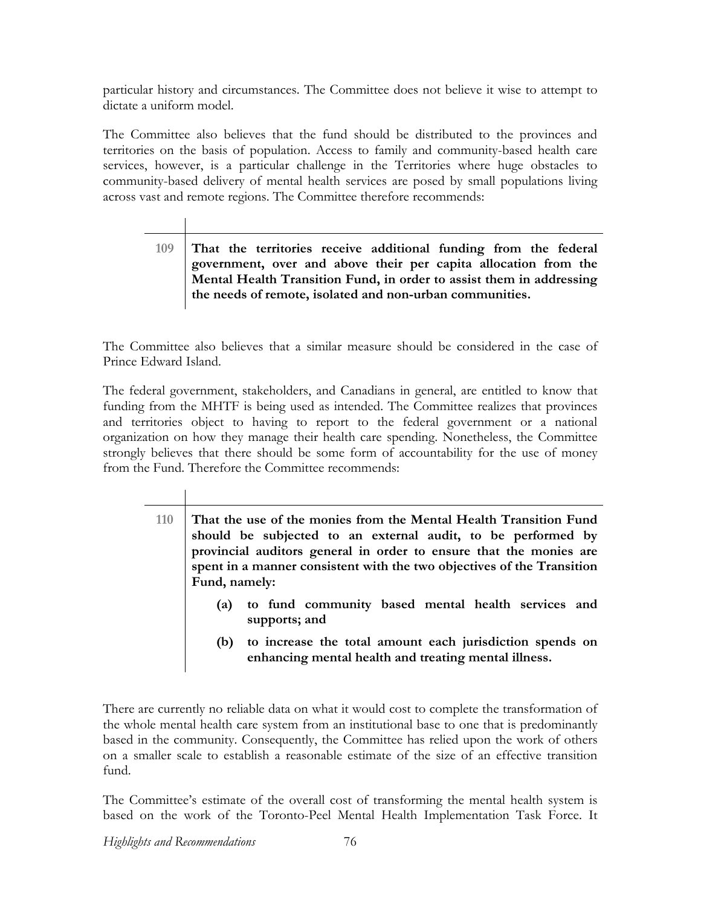particular history and circumstances. The Committee does not believe it wise to attempt to dictate a uniform model.

The Committee also believes that the fund should be distributed to the provinces and territories on the basis of population. Access to family and community-based health care services, however, is a particular challenge in the Territories where huge obstacles to community-based delivery of mental health services are posed by small populations living across vast and remote regions. The Committee therefore recommends:

> **109** **That the territories receive additional funding from the federal government, over and above their per capita allocation from the Mental Health Transition Fund, in order to assist them in addressing the needs of remote, isolated and non-urban communities.**

The Committee also believes that a similar measure should be considered in the case of Prince Edward Island.

The federal government, stakeholders, and Canadians in general, are entitled to know that funding from the MHTF is being used as intended. The Committee realizes that provinces and territories object to having to report to the federal government or a national organization on how they manage their health care spending. Nonetheless, the Committee strongly believes that there should be some form of accountability for the use of money from the Fund. Therefore the Committee recommends:

> **110** **That the use of the monies from the Mental Health Transition Fund should be subjected to an external audit, to be performed by provincial auditors general in order to ensure that the monies are spent in a manner consistent with the two objectives of the Transition Fund, namely:**
>
> **(a) to fund community based mental health services and supports; and**
>
> **(b) to increase the total amount each jurisdiction spends on enhancing mental health and treating mental illness.**

There are currently no reliable data on what it would cost to complete the transformation of the whole mental health care system from an institutional base to one that is predominantly based in the community. Consequently, the Committee has relied upon the work of others on a smaller scale to establish a reasonable estimate of the size of an effective transition fund.

The Committee's estimate of the overall cost of transforming the mental health system is based on the work of the Toronto-Peel Mental Health Implementation Task Force. It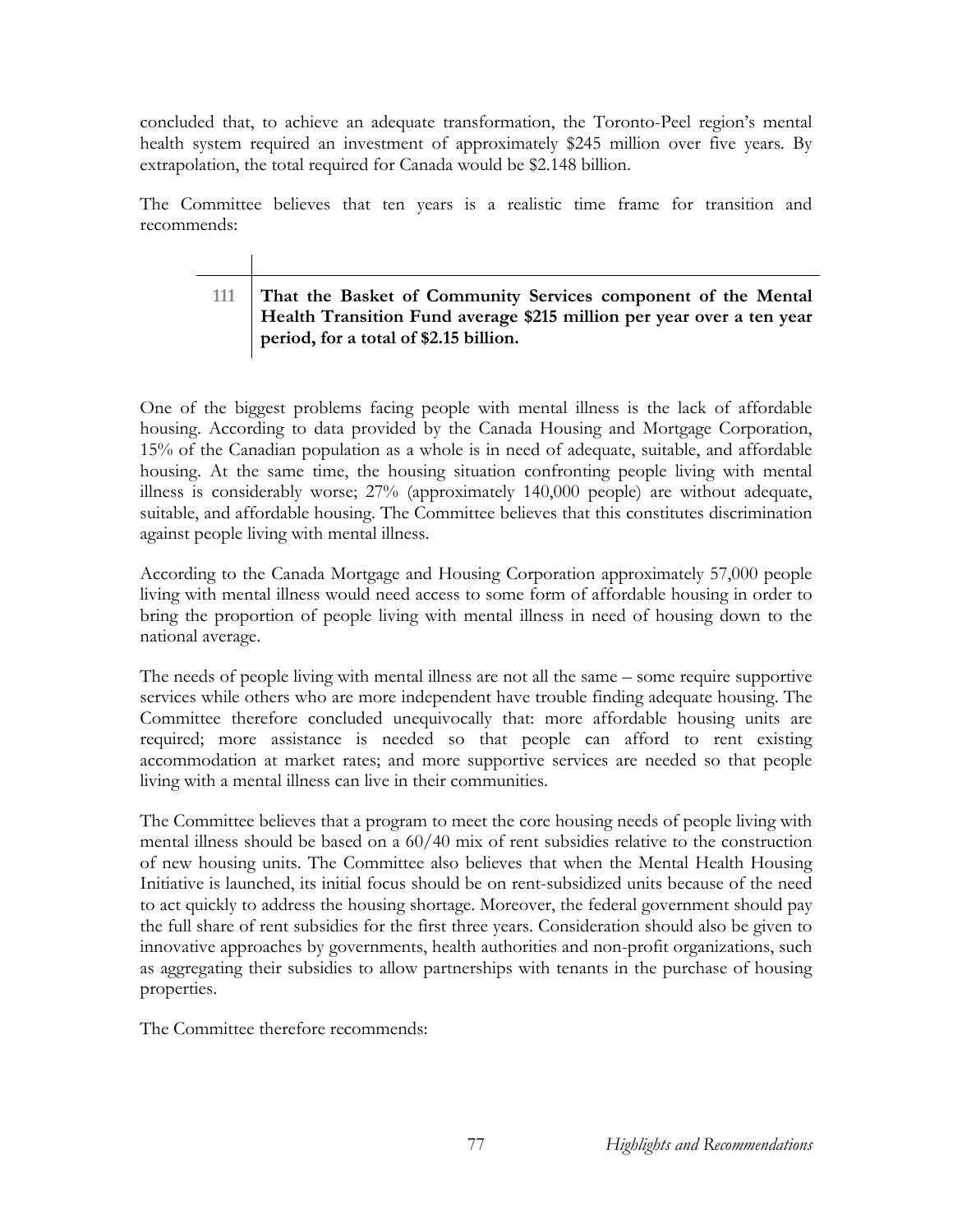concluded that, to achieve an adequate transformation, the Toronto-Peel region's mental health system required an investment of approximately $245 million over five years. By extrapolation, the total required for Canada would be $2.148 billion.

The Committee believes that ten years is a realistic time frame for transition and recommends:

| 111 | **That the Basket of Community Services component of the Mental Health Transition Fund average $215 million per year over a ten year period, for a total of $2.15 billion.** |
|---|---|

One of the biggest problems facing people with mental illness is the lack of affordable housing. According to data provided by the Canada Housing and Mortgage Corporation, 15% of the Canadian population as a whole is in need of adequate, suitable, and affordable housing. At the same time, the housing situation confronting people living with mental illness is considerably worse; 27% (approximately 140,000 people) are without adequate, suitable, and affordable housing. The Committee believes that this constitutes discrimination against people living with mental illness.

According to the Canada Mortgage and Housing Corporation approximately 57,000 people living with mental illness would need access to some form of affordable housing in order to bring the proportion of people living with mental illness in need of housing down to the national average.

The needs of people living with mental illness are not all the same – some require supportive services while others who are more independent have trouble finding adequate housing. The Committee therefore concluded unequivocally that: more affordable housing units are required; more assistance is needed so that people can afford to rent existing accommodation at market rates; and more supportive services are needed so that people living with a mental illness can live in their communities.

The Committee believes that a program to meet the core housing needs of people living with mental illness should be based on a 60/40 mix of rent subsidies relative to the construction of new housing units. The Committee also believes that when the Mental Health Housing Initiative is launched, its initial focus should be on rent-subsidized units because of the need to act quickly to address the housing shortage. Moreover, the federal government should pay the full share of rent subsidies for the first three years. Consideration should also be given to innovative approaches by governments, health authorities and non-profit organizations, such as aggregating their subsidies to allow partnerships with tenants in the purchase of housing properties.

The Committee therefore recommends: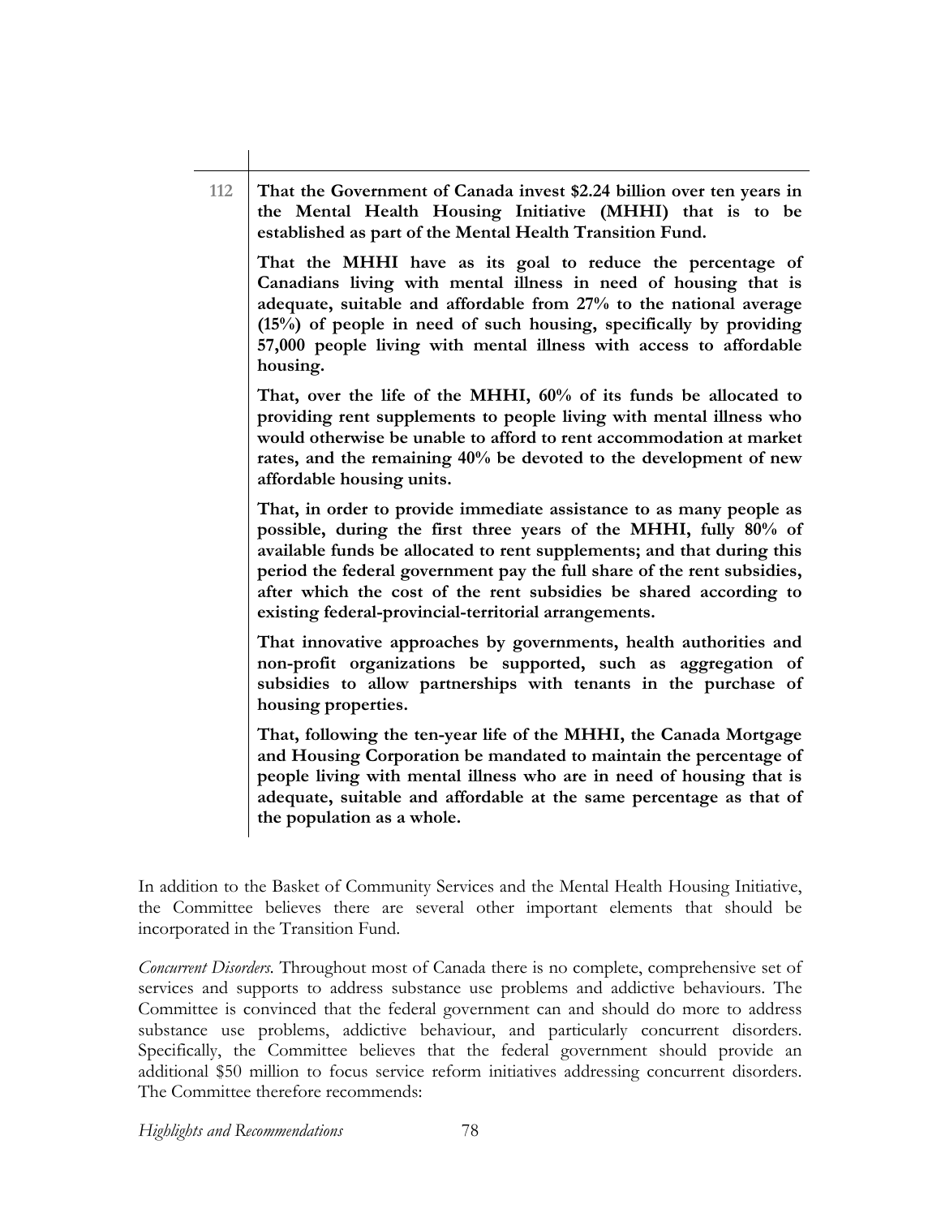**112** **That the Government of Canada invest $2.24 billion over ten years in the Mental Health Housing Initiative (MHHI) that is to be established as part of the Mental Health Transition Fund.**

**That the MHHI have as its goal to reduce the percentage of Canadians living with mental illness in need of housing that is adequate, suitable and affordable from 27% to the national average (15%) of people in need of such housing, specifically by providing 57,000 people living with mental illness with access to affordable housing.**

**That, over the life of the MHHI, 60% of its funds be allocated to providing rent supplements to people living with mental illness who would otherwise be unable to afford to rent accommodation at market rates, and the remaining 40% be devoted to the development of new affordable housing units.**

**That, in order to provide immediate assistance to as many people as possible, during the first three years of the MHHI, fully 80% of available funds be allocated to rent supplements; and that during this period the federal government pay the full share of the rent subsidies, after which the cost of the rent subsidies be shared according to existing federal-provincial-territorial arrangements.**

**That innovative approaches by governments, health authorities and non-profit organizations be supported, such as aggregation of subsidies to allow partnerships with tenants in the purchase of housing properties.**

**That, following the ten-year life of the MHHI, the Canada Mortgage and Housing Corporation be mandated to maintain the percentage of people living with mental illness who are in need of housing that is adequate, suitable and affordable at the same percentage as that of the population as a whole.**

In addition to the Basket of Community Services and the Mental Health Housing Initiative, the Committee believes there are several other important elements that should be incorporated in the Transition Fund.

*Concurrent Disorders.* Throughout most of Canada there is no complete, comprehensive set of services and supports to address substance use problems and addictive behaviours. The Committee is convinced that the federal government can and should do more to address substance use problems, addictive behaviour, and particularly concurrent disorders. Specifically, the Committee believes that the federal government should provide an additional $50 million to focus service reform initiatives addressing concurrent disorders. The Committee therefore recommends: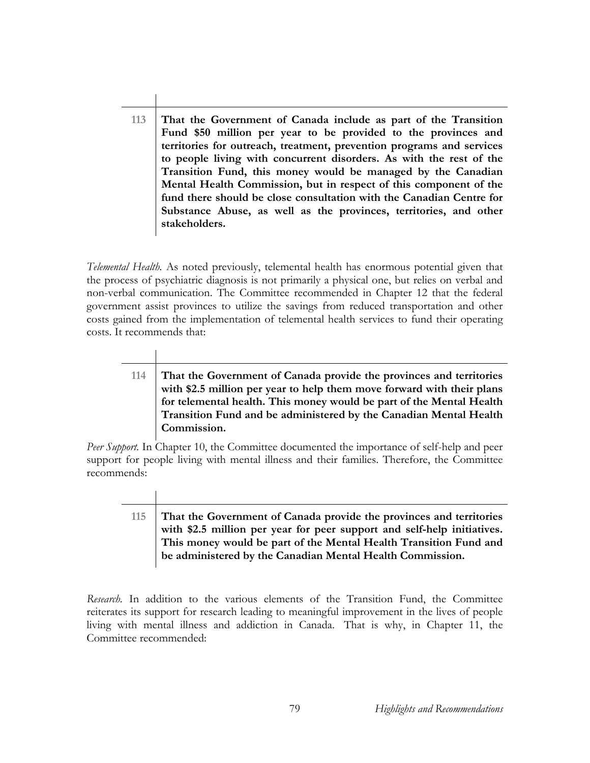**113** **That the Government of Canada include as part of the Transition Fund $50 million per year to be provided to the provinces and territories for outreach, treatment, prevention programs and services to people living with concurrent disorders. As with the rest of the Transition Fund, this money would be managed by the Canadian Mental Health Commission, but in respect of this component of the fund there should be close consultation with the Canadian Centre for Substance Abuse, as well as the provinces, territories, and other stakeholders.**

*Telemental Health.* As noted previously, telemental health has enormous potential given that the process of psychiatric diagnosis is not primarily a physical one, but relies on verbal and non-verbal communication. The Committee recommended in Chapter 12 that the federal government assist provinces to utilize the savings from reduced transportation and other costs gained from the implementation of telemental health services to fund their operating costs. It recommends that:

**114** **That the Government of Canada provide the provinces and territories with $2.5 million per year to help them move forward with their plans for telemental health. This money would be part of the Mental Health Transition Fund and be administered by the Canadian Mental Health Commission.**

*Peer Support.* In Chapter 10, the Committee documented the importance of self-help and peer support for people living with mental illness and their families. Therefore, the Committee recommends:

**115** **That the Government of Canada provide the provinces and territories with $2.5 million per year for peer support and self-help initiatives. This money would be part of the Mental Health Transition Fund and be administered by the Canadian Mental Health Commission.**

*Research.* In addition to the various elements of the Transition Fund, the Committee reiterates its support for research leading to meaningful improvement in the lives of people living with mental illness and addiction in Canada. That is why, in Chapter 11, the Committee recommended: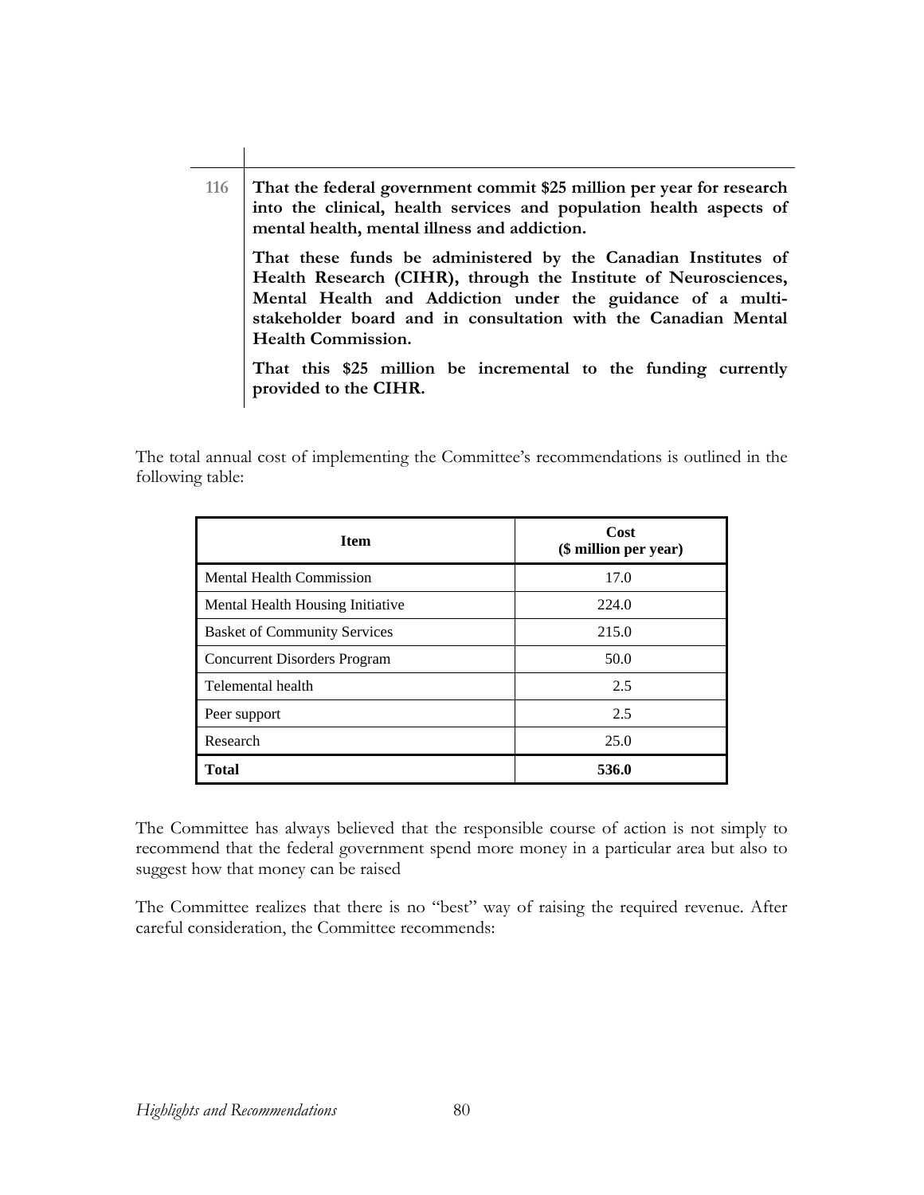| | |
|---|---|
| 116 | **That the federal government commit $25 million per year for research into the clinical, health services and population health aspects of mental health, mental illness and addiction.**<br><br>**That these funds be administered by the Canadian Institutes of Health Research (CIHR), through the Institute of Neurosciences, Mental Health and Addiction under the guidance of a multi-stakeholder board and in consultation with the Canadian Mental Health Commission.**<br><br>**That this $25 million be incremental to the funding currently provided to the CIHR.** |

The total annual cost of implementing the Committee's recommendations is outlined in the following table:

| Item | Cost ($ million per year) |
|---|---|
| Mental Health Commission | 17.0 |
| Mental Health Housing Initiative | 224.0 |
| Basket of Community Services | 215.0 |
| Concurrent Disorders Program | 50.0 |
| Telemental health | 2.5 |
| Peer support | 2.5 |
| Research | 25.0 |
| **Total** | **536.0** |

The Committee has always believed that the responsible course of action is not simply to recommend that the federal government spend more money in a particular area but also to suggest how that money can be raised

The Committee realizes that there is no "best" way of raising the required revenue. After careful consideration, the Committee recommends: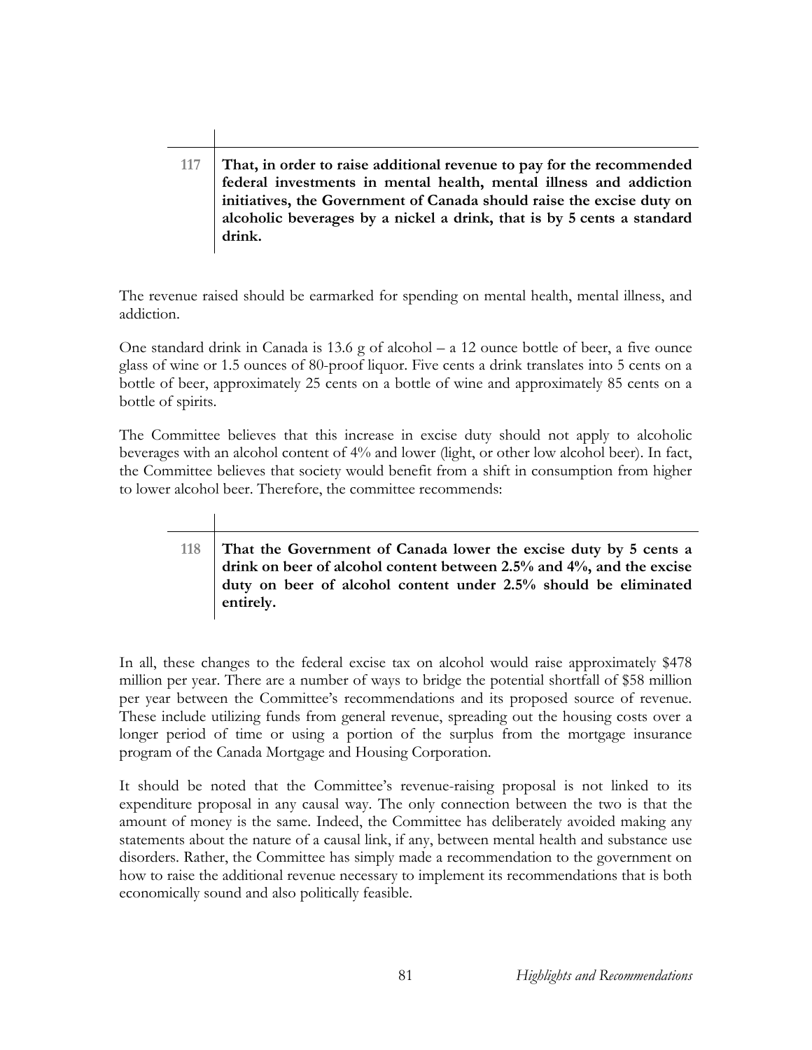| 117 | **That, in order to raise additional revenue to pay for the recommended federal investments in mental health, mental illness and addiction initiatives, the Government of Canada should raise the excise duty on alcoholic beverages by a nickel a drink, that is by 5 cents a standard drink.** |
|---|---|

The revenue raised should be earmarked for spending on mental health, mental illness, and addiction.

One standard drink in Canada is 13.6 g of alcohol – a 12 ounce bottle of beer, a five ounce glass of wine or 1.5 ounces of 80-proof liquor. Five cents a drink translates into 5 cents on a bottle of beer, approximately 25 cents on a bottle of wine and approximately 85 cents on a bottle of spirits.

The Committee believes that this increase in excise duty should not apply to alcoholic beverages with an alcohol content of 4% and lower (light, or other low alcohol beer). In fact, the Committee believes that society would benefit from a shift in consumption from higher to lower alcohol beer. Therefore, the committee recommends:

| 118 | **That the Government of Canada lower the excise duty by 5 cents a drink on beer of alcohol content between 2.5% and 4%, and the excise duty on beer of alcohol content under 2.5% should be eliminated entirely.** |
|---|---|

In all, these changes to the federal excise tax on alcohol would raise approximately $478 million per year. There are a number of ways to bridge the potential shortfall of $58 million per year between the Committee's recommendations and its proposed source of revenue. These include utilizing funds from general revenue, spreading out the housing costs over a longer period of time or using a portion of the surplus from the mortgage insurance program of the Canada Mortgage and Housing Corporation.

It should be noted that the Committee's revenue-raising proposal is not linked to its expenditure proposal in any causal way. The only connection between the two is that the amount of money is the same. Indeed, the Committee has deliberately avoided making any statements about the nature of a causal link, if any, between mental health and substance use disorders. Rather, the Committee has simply made a recommendation to the government on how to raise the additional revenue necessary to implement its recommendations that is both economically sound and also politically feasible.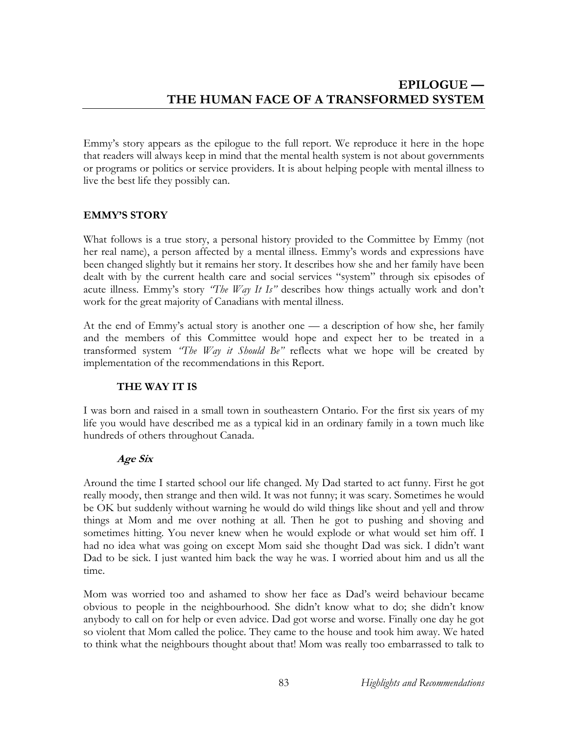# EPILOGUE — THE HUMAN FACE OF A TRANSFORMED SYSTEM

Emmy's story appears as the epilogue to the full report. We reproduce it here in the hope that readers will always keep in mind that the mental health system is not about governments or programs or politics or service providers. It is about helping people with mental illness to live the best life they possibly can.

## EMMY'S STORY

What follows is a true story, a personal history provided to the Committee by Emmy (not her real name), a person affected by a mental illness. Emmy's words and expressions have been changed slightly but it remains her story. It describes how she and her family have been dealt with by the current health care and social services "system" through six episodes of acute illness. Emmy's story *"The Way It Is"* describes how things actually work and don't work for the great majority of Canadians with mental illness.

At the end of Emmy's actual story is another one — a description of how she, her family and the members of this Committee would hope and expect her to be treated in a transformed system *"The Way it Should Be"* reflects what we hope will be created by implementation of the recommendations in this Report.

### THE WAY IT IS

I was born and raised in a small town in southeastern Ontario. For the first six years of my life you would have described me as a typical kid in an ordinary family in a town much like hundreds of others throughout Canada.

#### *Age Six*

Around the time I started school our life changed. My Dad started to act funny. First he got really moody, then strange and then wild. It was not funny; it was scary. Sometimes he would be OK but suddenly without warning he would do wild things like shout and yell and throw things at Mom and me over nothing at all. Then he got to pushing and shoving and sometimes hitting. You never knew when he would explode or what would set him off. I had no idea what was going on except Mom said she thought Dad was sick. I didn't want Dad to be sick. I just wanted him back the way he was. I worried about him and us all the time.

Mom was worried too and ashamed to show her face as Dad's weird behaviour became obvious to people in the neighbourhood. She didn't know what to do; she didn't know anybody to call on for help or even advice. Dad got worse and worse. Finally one day he got so violent that Mom called the police. They came to the house and took him away. We hated to think what the neighbours thought about that! Mom was really too embarrassed to talk to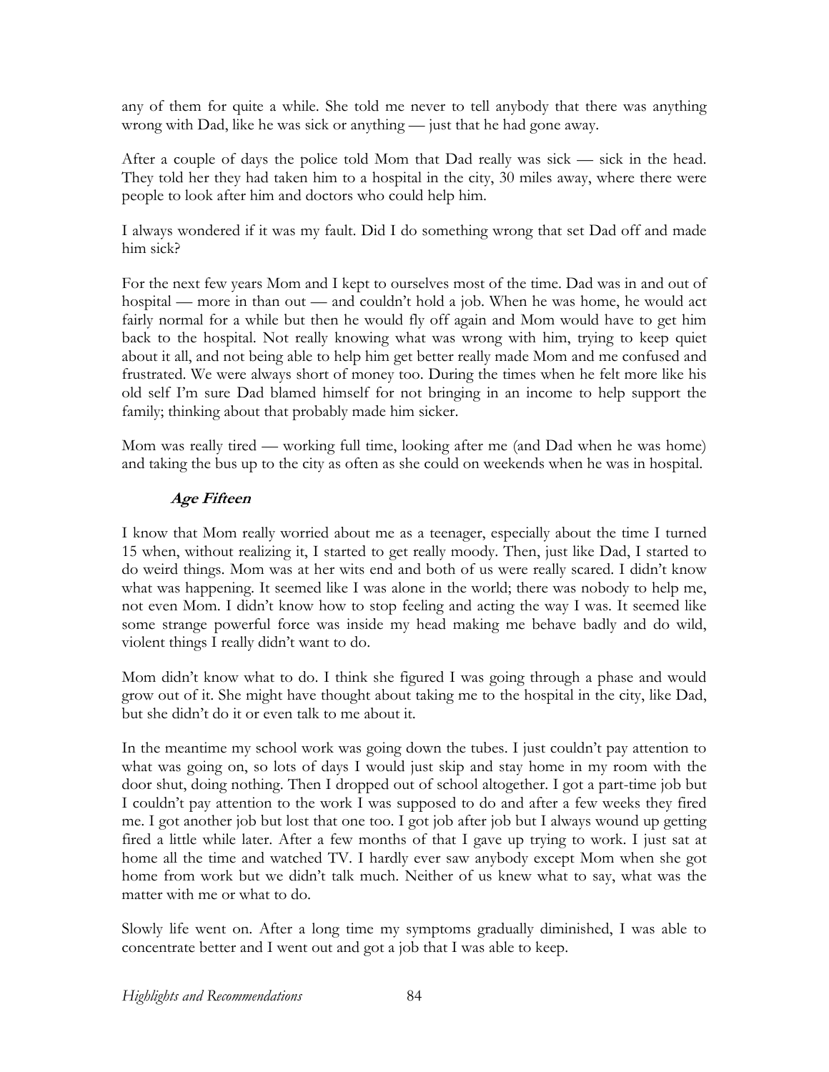any of them for quite a while. She told me never to tell anybody that there was anything wrong with Dad, like he was sick or anything — just that he had gone away.

After a couple of days the police told Mom that Dad really was sick — sick in the head. They told her they had taken him to a hospital in the city, 30 miles away, where there were people to look after him and doctors who could help him.

I always wondered if it was my fault. Did I do something wrong that set Dad off and made him sick?

For the next few years Mom and I kept to ourselves most of the time. Dad was in and out of hospital — more in than out — and couldn't hold a job. When he was home, he would act fairly normal for a while but then he would fly off again and Mom would have to get him back to the hospital. Not really knowing what was wrong with him, trying to keep quiet about it all, and not being able to help him get better really made Mom and me confused and frustrated. We were always short of money too. During the times when he felt more like his old self I'm sure Dad blamed himself for not bringing in an income to help support the family; thinking about that probably made him sicker.

Mom was really tired — working full time, looking after me (and Dad when he was home) and taking the bus up to the city as often as she could on weekends when he was in hospital.

### *Age Fifteen*

I know that Mom really worried about me as a teenager, especially about the time I turned 15 when, without realizing it, I started to get really moody. Then, just like Dad, I started to do weird things. Mom was at her wits end and both of us were really scared. I didn't know what was happening. It seemed like I was alone in the world; there was nobody to help me, not even Mom. I didn't know how to stop feeling and acting the way I was. It seemed like some strange powerful force was inside my head making me behave badly and do wild, violent things I really didn't want to do.

Mom didn't know what to do. I think she figured I was going through a phase and would grow out of it. She might have thought about taking me to the hospital in the city, like Dad, but she didn't do it or even talk to me about it.

In the meantime my school work was going down the tubes. I just couldn't pay attention to what was going on, so lots of days I would just skip and stay home in my room with the door shut, doing nothing. Then I dropped out of school altogether. I got a part-time job but I couldn't pay attention to the work I was supposed to do and after a few weeks they fired me. I got another job but lost that one too. I got job after job but I always wound up getting fired a little while later. After a few months of that I gave up trying to work. I just sat at home all the time and watched TV. I hardly ever saw anybody except Mom when she got home from work but we didn't talk much. Neither of us knew what to say, what was the matter with me or what to do.

Slowly life went on. After a long time my symptoms gradually diminished, I was able to concentrate better and I went out and got a job that I was able to keep.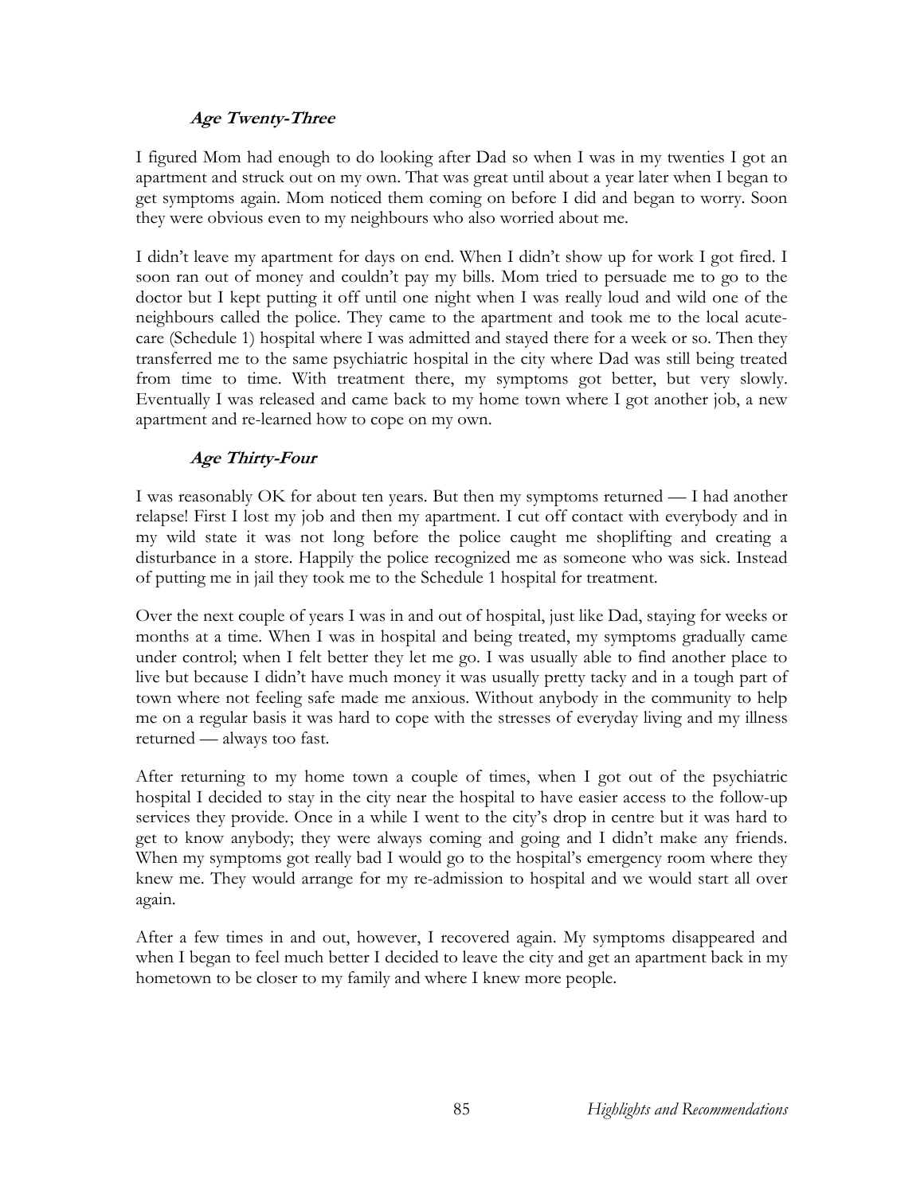### *Age Twenty-Three*

I figured Mom had enough to do looking after Dad so when I was in my twenties I got an apartment and struck out on my own. That was great until about a year later when I began to get symptoms again. Mom noticed them coming on before I did and began to worry. Soon they were obvious even to my neighbours who also worried about me.

I didn't leave my apartment for days on end. When I didn't show up for work I got fired. I soon ran out of money and couldn't pay my bills. Mom tried to persuade me to go to the doctor but I kept putting it off until one night when I was really loud and wild one of the neighbours called the police. They came to the apartment and took me to the local acute-care (Schedule 1) hospital where I was admitted and stayed there for a week or so. Then they transferred me to the same psychiatric hospital in the city where Dad was still being treated from time to time. With treatment there, my symptoms got better, but very slowly. Eventually I was released and came back to my home town where I got another job, a new apartment and re-learned how to cope on my own.

### *Age Thirty-Four*

I was reasonably OK for about ten years. But then my symptoms returned — I had another relapse! First I lost my job and then my apartment. I cut off contact with everybody and in my wild state it was not long before the police caught me shoplifting and creating a disturbance in a store. Happily the police recognized me as someone who was sick. Instead of putting me in jail they took me to the Schedule 1 hospital for treatment.

Over the next couple of years I was in and out of hospital, just like Dad, staying for weeks or months at a time. When I was in hospital and being treated, my symptoms gradually came under control; when I felt better they let me go. I was usually able to find another place to live but because I didn't have much money it was usually pretty tacky and in a tough part of town where not feeling safe made me anxious. Without anybody in the community to help me on a regular basis it was hard to cope with the stresses of everyday living and my illness returned — always too fast.

After returning to my home town a couple of times, when I got out of the psychiatric hospital I decided to stay in the city near the hospital to have easier access to the follow-up services they provide. Once in a while I went to the city's drop in centre but it was hard to get to know anybody; they were always coming and going and I didn't make any friends. When my symptoms got really bad I would go to the hospital's emergency room where they knew me. They would arrange for my re-admission to hospital and we would start all over again.

After a few times in and out, however, I recovered again. My symptoms disappeared and when I began to feel much better I decided to leave the city and get an apartment back in my hometown to be closer to my family and where I knew more people.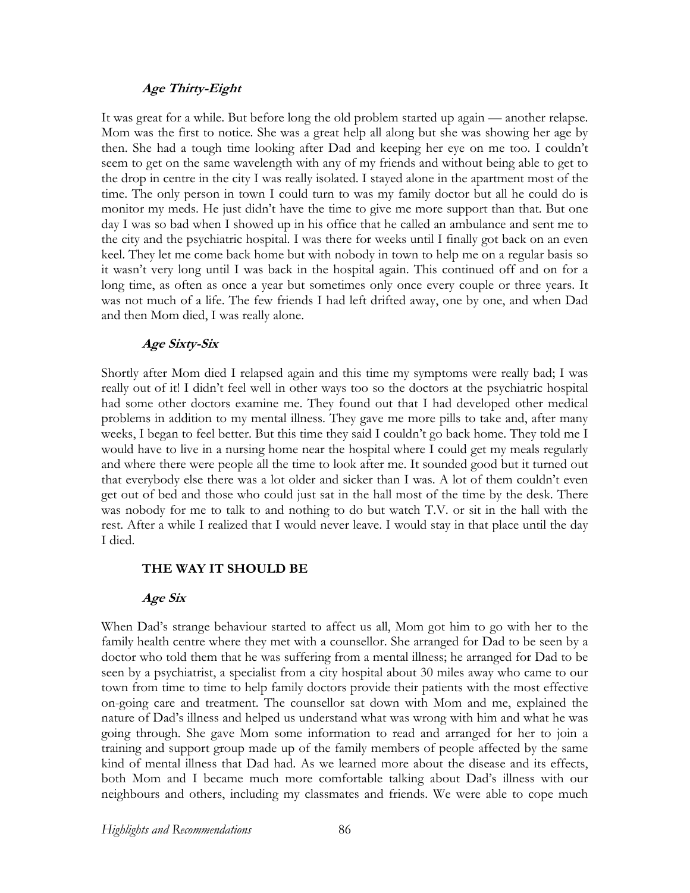### *Age Thirty-Eight*

It was great for a while. But before long the old problem started up again — another relapse. Mom was the first to notice. She was a great help all along but she was showing her age by then. She had a tough time looking after Dad and keeping her eye on me too. I couldn't seem to get on the same wavelength with any of my friends and without being able to get to the drop in centre in the city I was really isolated. I stayed alone in the apartment most of the time. The only person in town I could turn to was my family doctor but all he could do is monitor my meds. He just didn't have the time to give me more support than that. But one day I was so bad when I showed up in his office that he called an ambulance and sent me to the city and the psychiatric hospital. I was there for weeks until I finally got back on an even keel. They let me come back home but with nobody in town to help me on a regular basis so it wasn't very long until I was back in the hospital again. This continued off and on for a long time, as often as once a year but sometimes only once every couple or three years. It was not much of a life. The few friends I had left drifted away, one by one, and when Dad and then Mom died, I was really alone.

### *Age Sixty-Six*

Shortly after Mom died I relapsed again and this time my symptoms were really bad; I was really out of it! I didn't feel well in other ways too so the doctors at the psychiatric hospital had some other doctors examine me. They found out that I had developed other medical problems in addition to my mental illness. They gave me more pills to take and, after many weeks, I began to feel better. But this time they said I couldn't go back home. They told me I would have to live in a nursing home near the hospital where I could get my meals regularly and where there were people all the time to look after me. It sounded good but it turned out that everybody else there was a lot older and sicker than I was. A lot of them couldn't even get out of bed and those who could just sat in the hall most of the time by the desk. There was nobody for me to talk to and nothing to do but watch T.V. or sit in the hall with the rest. After a while I realized that I would never leave. I would stay in that place until the day I died.

## THE WAY IT SHOULD BE

### *Age Six*

When Dad's strange behaviour started to affect us all, Mom got him to go with her to the family health centre where they met with a counsellor. She arranged for Dad to be seen by a doctor who told them that he was suffering from a mental illness; he arranged for Dad to be seen by a psychiatrist, a specialist from a city hospital about 30 miles away who came to our town from time to time to help family doctors provide their patients with the most effective on-going care and treatment. The counsellor sat down with Mom and me, explained the nature of Dad's illness and helped us understand what was wrong with him and what he was going through. She gave Mom some information to read and arranged for her to join a training and support group made up of the family members of people affected by the same kind of mental illness that Dad had. As we learned more about the disease and its effects, both Mom and I became much more comfortable talking about Dad's illness with our neighbours and others, including my classmates and friends. We were able to cope much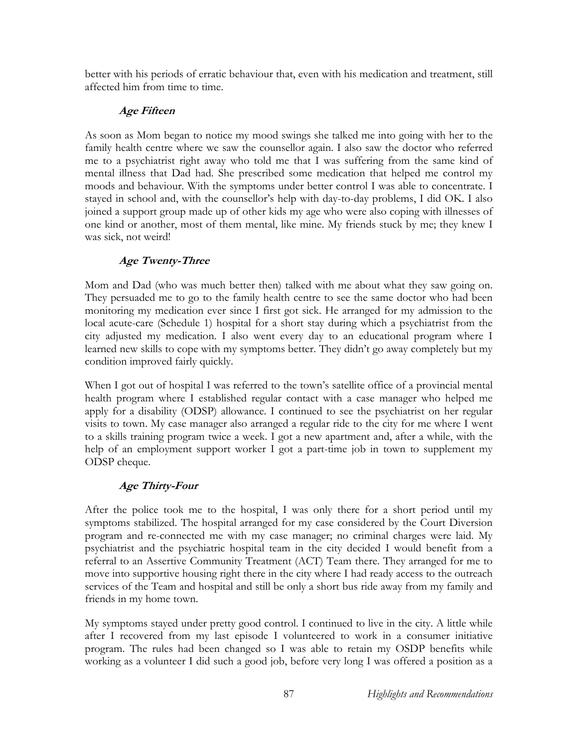better with his periods of erratic behaviour that, even with his medication and treatment, still affected him from time to time.

### *Age Fifteen*

As soon as Mom began to notice my mood swings she talked me into going with her to the family health centre where we saw the counsellor again. I also saw the doctor who referred me to a psychiatrist right away who told me that I was suffering from the same kind of mental illness that Dad had. She prescribed some medication that helped me control my moods and behaviour. With the symptoms under better control I was able to concentrate. I stayed in school and, with the counsellor's help with day-to-day problems, I did OK. I also joined a support group made up of other kids my age who were also coping with illnesses of one kind or another, most of them mental, like mine. My friends stuck by me; they knew I was sick, not weird!

### *Age Twenty-Three*

Mom and Dad (who was much better then) talked with me about what they saw going on. They persuaded me to go to the family health centre to see the same doctor who had been monitoring my medication ever since I first got sick. He arranged for my admission to the local acute-care (Schedule 1) hospital for a short stay during which a psychiatrist from the city adjusted my medication. I also went every day to an educational program where I learned new skills to cope with my symptoms better. They didn't go away completely but my condition improved fairly quickly.

When I got out of hospital I was referred to the town's satellite office of a provincial mental health program where I established regular contact with a case manager who helped me apply for a disability (ODSP) allowance. I continued to see the psychiatrist on her regular visits to town. My case manager also arranged a regular ride to the city for me where I went to a skills training program twice a week. I got a new apartment and, after a while, with the help of an employment support worker I got a part-time job in town to supplement my ODSP cheque.

### *Age Thirty-Four*

After the police took me to the hospital, I was only there for a short period until my symptoms stabilized. The hospital arranged for my case considered by the Court Diversion program and re-connected me with my case manager; no criminal charges were laid. My psychiatrist and the psychiatric hospital team in the city decided I would benefit from a referral to an Assertive Community Treatment (ACT) Team there. They arranged for me to move into supportive housing right there in the city where I had ready access to the outreach services of the Team and hospital and still be only a short bus ride away from my family and friends in my home town.

My symptoms stayed under pretty good control. I continued to live in the city. A little while after I recovered from my last episode I volunteered to work in a consumer initiative program. The rules had been changed so I was able to retain my OSDP benefits while working as a volunteer I did such a good job, before very long I was offered a position as a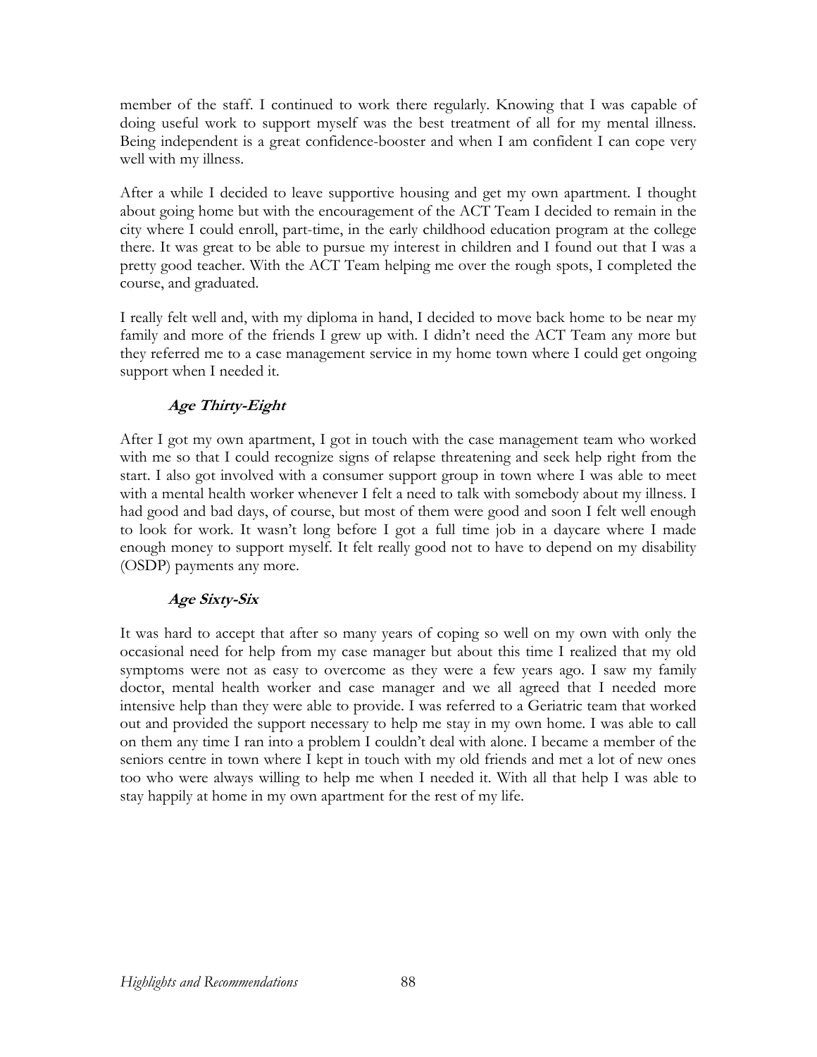member of the staff. I continued to work there regularly. Knowing that I was capable of doing useful work to support myself was the best treatment of all for my mental illness. Being independent is a great confidence-booster and when I am confident I can cope very well with my illness.

After a while I decided to leave supportive housing and get my own apartment. I thought about going home but with the encouragement of the ACT Team I decided to remain in the city where I could enroll, part-time, in the early childhood education program at the college there. It was great to be able to pursue my interest in children and I found out that I was a pretty good teacher. With the ACT Team helping me over the rough spots, I completed the course, and graduated.

I really felt well and, with my diploma in hand, I decided to move back home to be near my family and more of the friends I grew up with. I didn't need the ACT Team any more but they referred me to a case management service in my home town where I could get ongoing support when I needed it.

### *Age Thirty-Eight*

After I got my own apartment, I got in touch with the case management team who worked with me so that I could recognize signs of relapse threatening and seek help right from the start. I also got involved with a consumer support group in town where I was able to meet with a mental health worker whenever I felt a need to talk with somebody about my illness. I had good and bad days, of course, but most of them were good and soon I felt well enough to look for work. It wasn't long before I got a full time job in a daycare where I made enough money to support myself. It felt really good not to have to depend on my disability (OSDP) payments any more.

### *Age Sixty-Six*

It was hard to accept that after so many years of coping so well on my own with only the occasional need for help from my case manager but about this time I realized that my old symptoms were not as easy to overcome as they were a few years ago. I saw my family doctor, mental health worker and case manager and we all agreed that I needed more intensive help than they were able to provide. I was referred to a Geriatric team that worked out and provided the support necessary to help me stay in my own home. I was able to call on them any time I ran into a problem I couldn't deal with alone. I became a member of the seniors centre in town where I kept in touch with my old friends and met a lot of new ones too who were always willing to help me when I needed it. With all that help I was able to stay happily at home in my own apartment for the rest of my life.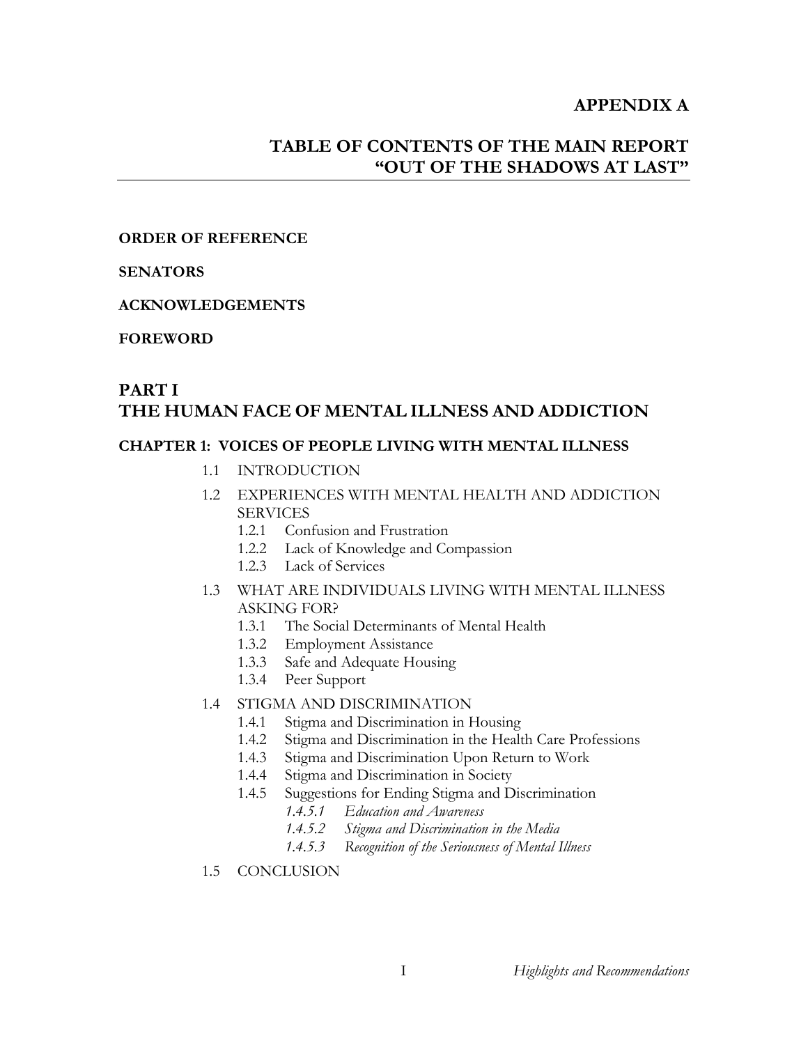# APPENDIX A

# TABLE OF CONTENTS OF THE MAIN REPORT "OUT OF THE SHADOWS AT LAST"

**ORDER OF REFERENCE**

**SENATORS**

**ACKNOWLEDGEMENTS**

**FOREWORD**

## PART I
## THE HUMAN FACE OF MENTAL ILLNESS AND ADDICTION

### CHAPTER 1: VOICES OF PEOPLE LIVING WITH MENTAL ILLNESS

- 1.1 INTRODUCTION
- 1.2 EXPERIENCES WITH MENTAL HEALTH AND ADDICTION SERVICES
  - 1.2.1 Confusion and Frustration
  - 1.2.2 Lack of Knowledge and Compassion
  - 1.2.3 Lack of Services
- 1.3 WHAT ARE INDIVIDUALS LIVING WITH MENTAL ILLNESS ASKING FOR?
  - 1.3.1 The Social Determinants of Mental Health
  - 1.3.2 Employment Assistance
  - 1.3.3 Safe and Adequate Housing
  - 1.3.4 Peer Support
- 1.4 STIGMA AND DISCRIMINATION
  - 1.4.1 Stigma and Discrimination in Housing
  - 1.4.2 Stigma and Discrimination in the Health Care Professions
  - 1.4.3 Stigma and Discrimination Upon Return to Work
  - 1.4.4 Stigma and Discrimination in Society
  - 1.4.5 Suggestions for Ending Stigma and Discrimination
    - *1.4.5.1 Education and Awareness*
    - *1.4.5.2 Stigma and Discrimination in the Media*
    - *1.4.5.3 Recognition of the Seriousness of Mental Illness*
- 1.5 CONCLUSION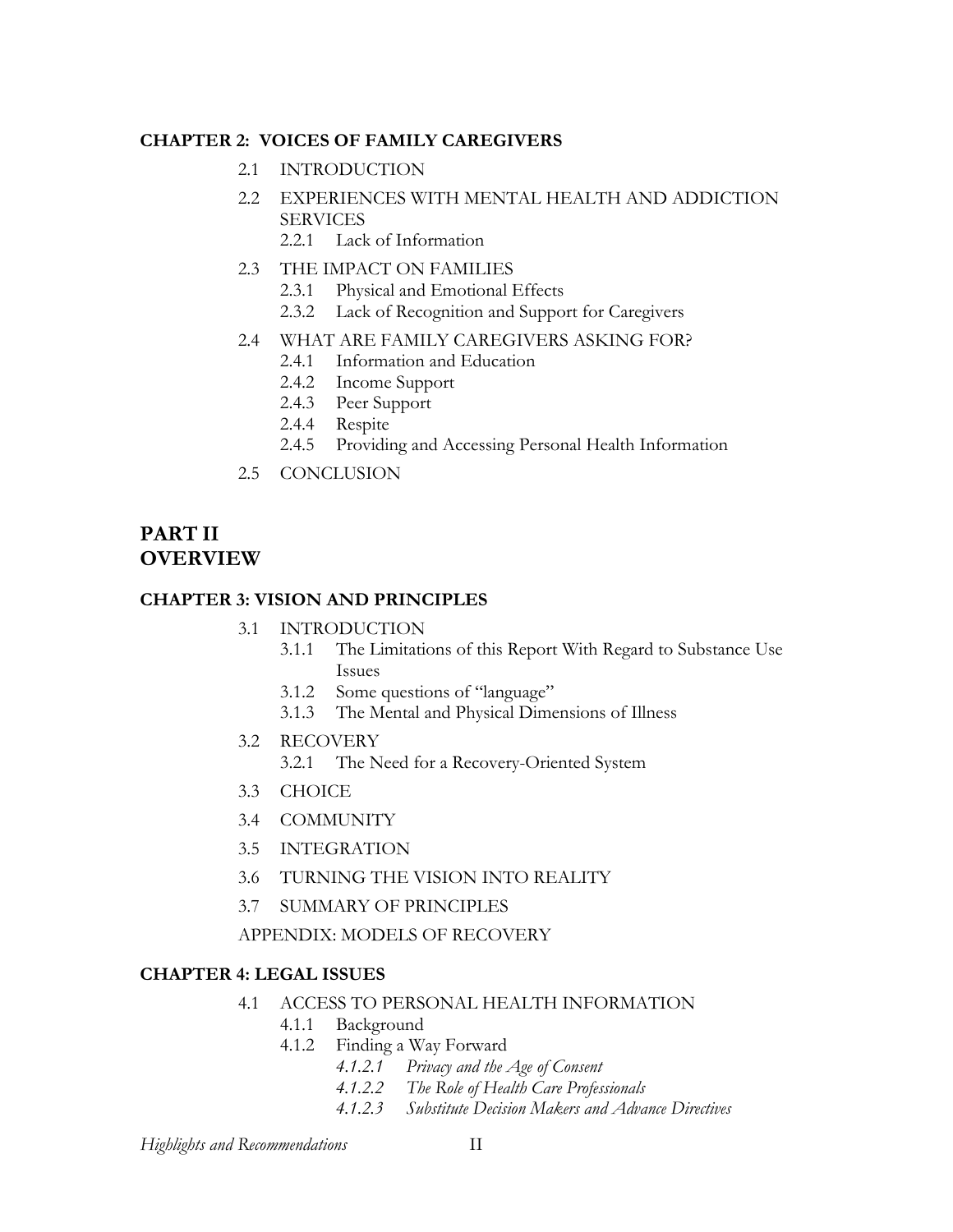**CHAPTER 2: VOICES OF FAMILY CAREGIVERS**

- 2.1 INTRODUCTION
- 2.2 EXPERIENCES WITH MENTAL HEALTH AND ADDICTION SERVICES
  - 2.2.1 Lack of Information
- 2.3 THE IMPACT ON FAMILIES
  - 2.3.1 Physical and Emotional Effects
  - 2.3.2 Lack of Recognition and Support for Caregivers
- 2.4 WHAT ARE FAMILY CAREGIVERS ASKING FOR?
  - 2.4.1 Information and Education
  - 2.4.2 Income Support
  - 2.4.3 Peer Support
  - 2.4.4 Respite
  - 2.4.5 Providing and Accessing Personal Health Information
- 2.5 CONCLUSION

## PART II OVERVIEW

**CHAPTER 3: VISION AND PRINCIPLES**

- 3.1 INTRODUCTION
  - 3.1.1 The Limitations of this Report With Regard to Substance Use Issues
  - 3.1.2 Some questions of "language"
  - 3.1.3 The Mental and Physical Dimensions of Illness
- 3.2 RECOVERY
  - 3.2.1 The Need for a Recovery-Oriented System
- 3.3 CHOICE
- 3.4 COMMUNITY
- 3.5 INTEGRATION
- 3.6 TURNING THE VISION INTO REALITY
- 3.7 SUMMARY OF PRINCIPLES

APPENDIX: MODELS OF RECOVERY

**CHAPTER 4: LEGAL ISSUES**

- 4.1 ACCESS TO PERSONAL HEALTH INFORMATION
  - 4.1.1 Background
  - 4.1.2 Finding a Way Forward
    - *4.1.2.1 Privacy and the Age of Consent*
    - *4.1.2.2 The Role of Health Care Professionals*
    - *4.1.2.3 Substitute Decision Makers and Advance Directives*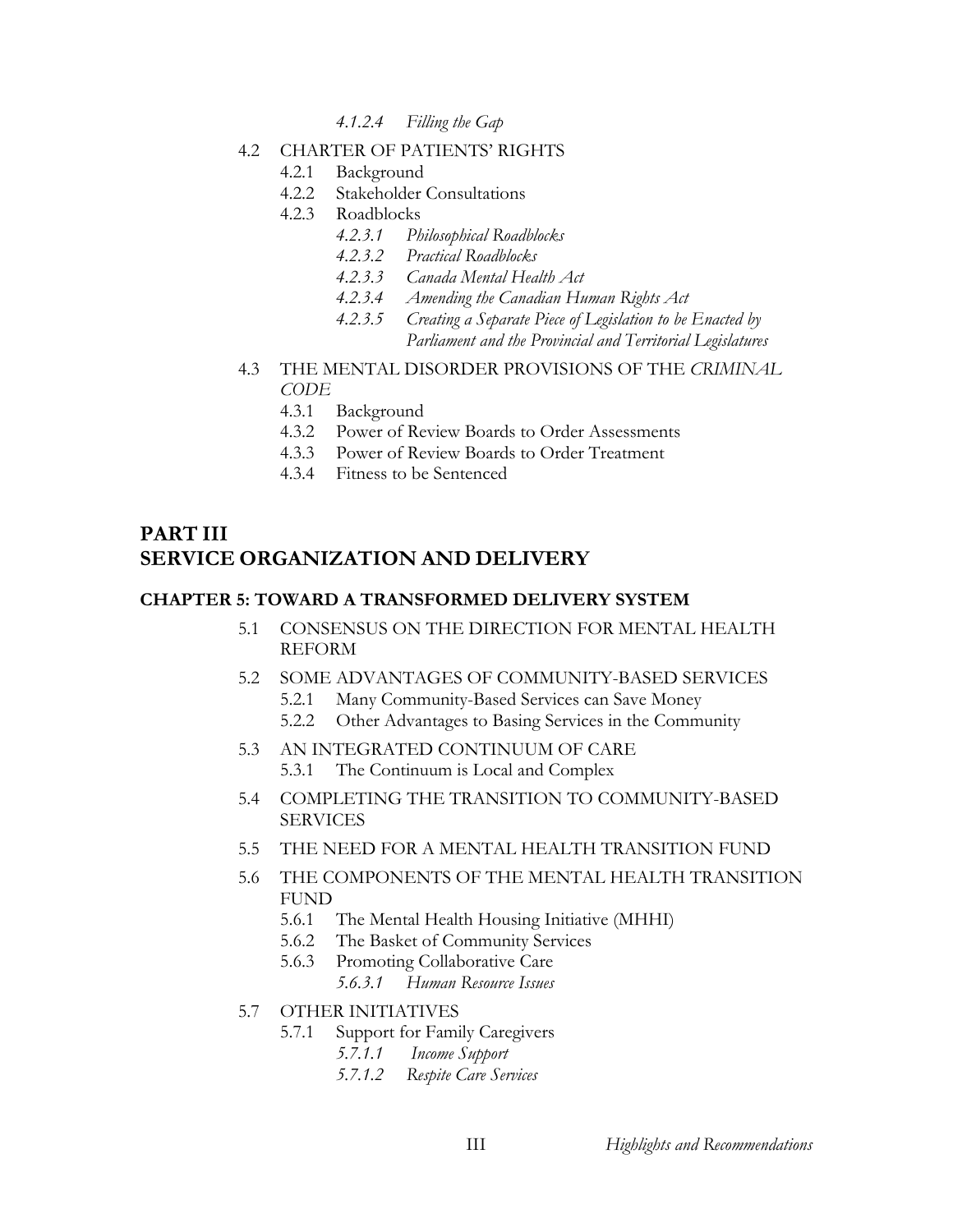*4.1.2.4 Filling the Gap*

4.2 CHARTER OF PATIENTS' RIGHTS
- 4.2.1 Background
- 4.2.2 Stakeholder Consultations
- 4.2.3 Roadblocks
  - *4.2.3.1 Philosophical Roadblocks*
  - *4.2.3.2 Practical Roadblocks*
  - *4.2.3.3 Canada Mental Health Act*
  - *4.2.3.4 Amending the Canadian Human Rights Act*
  - *4.2.3.5 Creating a Separate Piece of Legislation to be Enacted by Parliament and the Provincial and Territorial Legislatures*

4.3 THE MENTAL DISORDER PROVISIONS OF THE *CRIMINAL CODE*
- 4.3.1 Background
- 4.3.2 Power of Review Boards to Order Assessments
- 4.3.3 Power of Review Boards to Order Treatment
- 4.3.4 Fitness to be Sentenced

# PART III
# SERVICE ORGANIZATION AND DELIVERY

## CHAPTER 5: TOWARD A TRANSFORMED DELIVERY SYSTEM

5.1 CONSENSUS ON THE DIRECTION FOR MENTAL HEALTH REFORM

5.2 SOME ADVANTAGES OF COMMUNITY-BASED SERVICES
- 5.2.1 Many Community-Based Services can Save Money
- 5.2.2 Other Advantages to Basing Services in the Community

5.3 AN INTEGRATED CONTINUUM OF CARE
- 5.3.1 The Continuum is Local and Complex

5.4 COMPLETING THE TRANSITION TO COMMUNITY-BASED SERVICES

5.5 THE NEED FOR A MENTAL HEALTH TRANSITION FUND

5.6 THE COMPONENTS OF THE MENTAL HEALTH TRANSITION FUND
- 5.6.1 The Mental Health Housing Initiative (MHHI)
- 5.6.2 The Basket of Community Services
- 5.6.3 Promoting Collaborative Care
  - *5.6.3.1 Human Resource Issues*

5.7 OTHER INITIATIVES
- 5.7.1 Support for Family Caregivers
  - *5.7.1.1 Income Support*
  - *5.7.1.2 Respite Care Services*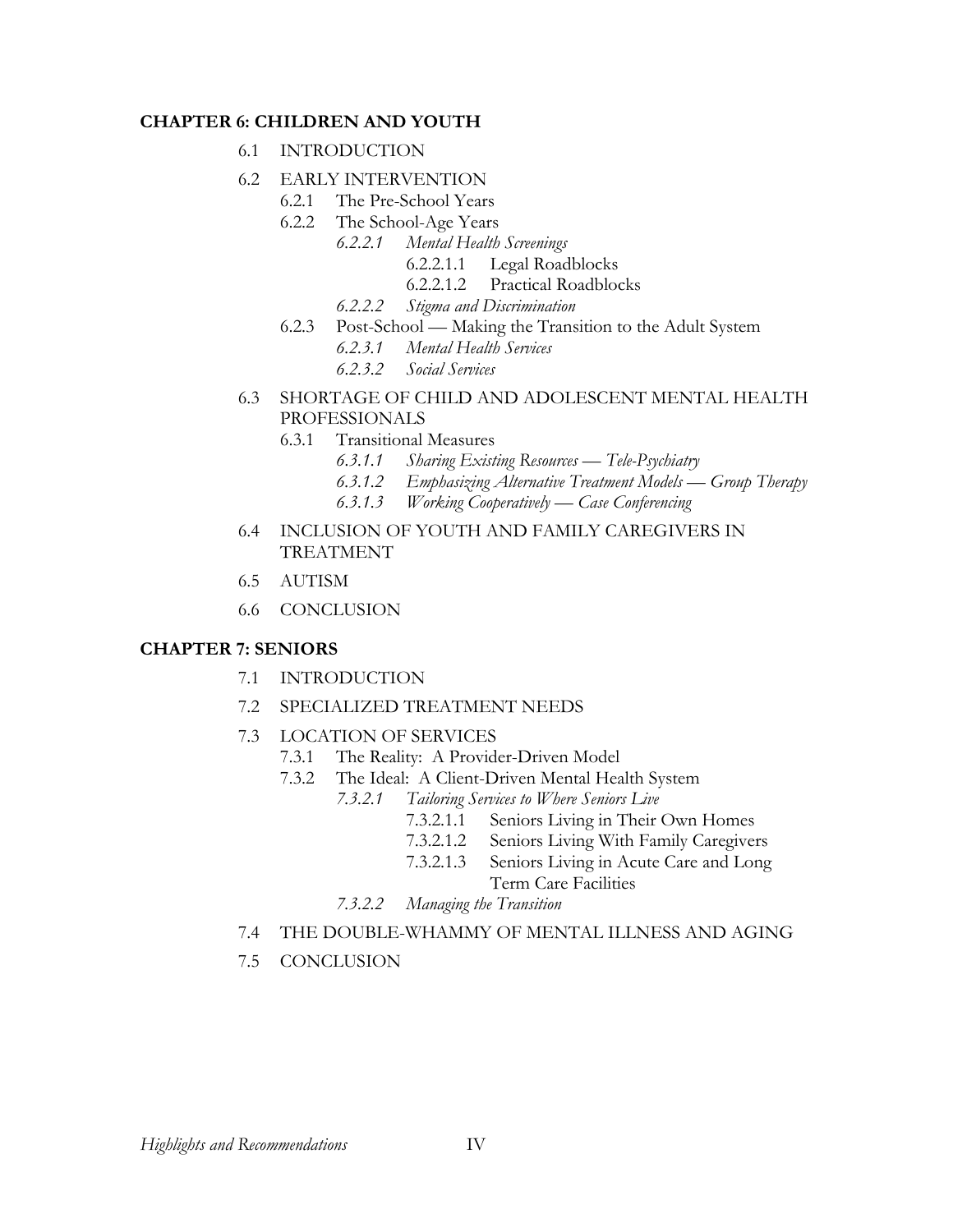**CHAPTER 6: CHILDREN AND YOUTH**

- 6.1 INTRODUCTION
- 6.2 EARLY INTERVENTION
  - 6.2.1 The Pre-School Years
  - 6.2.2 The School-Age Years
    - *6.2.2.1 Mental Health Screenings*
      - 6.2.2.1.1 Legal Roadblocks
      - 6.2.2.1.2 Practical Roadblocks
    - *6.2.2.2 Stigma and Discrimination*
  - 6.2.3 Post-School — Making the Transition to the Adult System
    - *6.2.3.1 Mental Health Services*
    - *6.2.3.2 Social Services*
- 6.3 SHORTAGE OF CHILD AND ADOLESCENT MENTAL HEALTH PROFESSIONALS
  - 6.3.1 Transitional Measures
    - *6.3.1.1 Sharing Existing Resources — Tele-Psychiatry*
    - *6.3.1.2 Emphasizing Alternative Treatment Models — Group Therapy*
    - *6.3.1.3 Working Cooperatively — Case Conferencing*
- 6.4 INCLUSION OF YOUTH AND FAMILY CAREGIVERS IN TREATMENT
- 6.5 AUTISM
- 6.6 CONCLUSION

**CHAPTER 7: SENIORS**

- 7.1 INTRODUCTION
- 7.2 SPECIALIZED TREATMENT NEEDS
- 7.3 LOCATION OF SERVICES
  - 7.3.1 The Reality: A Provider-Driven Model
  - 7.3.2 The Ideal: A Client-Driven Mental Health System
    - *7.3.2.1 Tailoring Services to Where Seniors Live*
      - 7.3.2.1.1 Seniors Living in Their Own Homes
      - 7.3.2.1.2 Seniors Living With Family Caregivers
      - 7.3.2.1.3 Seniors Living in Acute Care and Long Term Care Facilities
    - *7.3.2.2 Managing the Transition*
- 7.4 THE DOUBLE-WHAMMY OF MENTAL ILLNESS AND AGING
- 7.5 CONCLUSION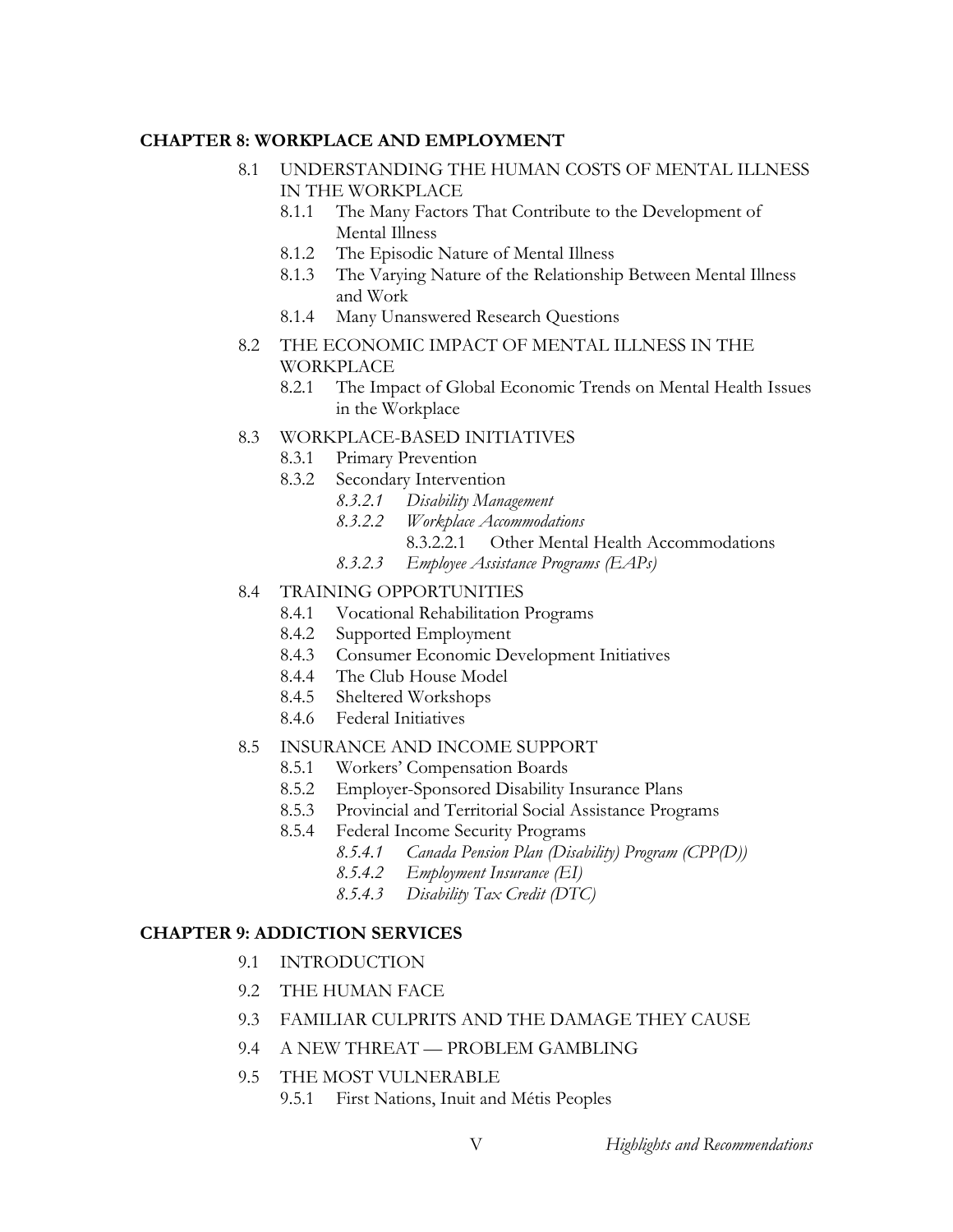**CHAPTER 8: WORKPLACE AND EMPLOYMENT**

- 8.1 UNDERSTANDING THE HUMAN COSTS OF MENTAL ILLNESS IN THE WORKPLACE
  - 8.1.1 The Many Factors That Contribute to the Development of Mental Illness
  - 8.1.2 The Episodic Nature of Mental Illness
  - 8.1.3 The Varying Nature of the Relationship Between Mental Illness and Work
  - 8.1.4 Many Unanswered Research Questions
- 8.2 THE ECONOMIC IMPACT OF MENTAL ILLNESS IN THE WORKPLACE
  - 8.2.1 The Impact of Global Economic Trends on Mental Health Issues in the Workplace
- 8.3 WORKPLACE-BASED INITIATIVES
  - 8.3.1 Primary Prevention
  - 8.3.2 Secondary Intervention
    - *8.3.2.1 Disability Management*
    - *8.3.2.2 Workplace Accommodations*
      - 8.3.2.2.1 Other Mental Health Accommodations
    - *8.3.2.3 Employee Assistance Programs (EAPs)*
- 8.4 TRAINING OPPORTUNITIES
  - 8.4.1 Vocational Rehabilitation Programs
  - 8.4.2 Supported Employment
  - 8.4.3 Consumer Economic Development Initiatives
  - 8.4.4 The Club House Model
  - 8.4.5 Sheltered Workshops
  - 8.4.6 Federal Initiatives
- 8.5 INSURANCE AND INCOME SUPPORT
  - 8.5.1 Workers' Compensation Boards
  - 8.5.2 Employer-Sponsored Disability Insurance Plans
  - 8.5.3 Provincial and Territorial Social Assistance Programs
  - 8.5.4 Federal Income Security Programs
    - *8.5.4.1 Canada Pension Plan (Disability) Program (CPP(D))*
    - *8.5.4.2 Employment Insurance (EI)*
    - *8.5.4.3 Disability Tax Credit (DTC)*

**CHAPTER 9: ADDICTION SERVICES**

- 9.1 INTRODUCTION
- 9.2 THE HUMAN FACE
- 9.3 FAMILIAR CULPRITS AND THE DAMAGE THEY CAUSE
- 9.4 A NEW THREAT — PROBLEM GAMBLING
- 9.5 THE MOST VULNERABLE
  - 9.5.1 First Nations, Inuit and Métis Peoples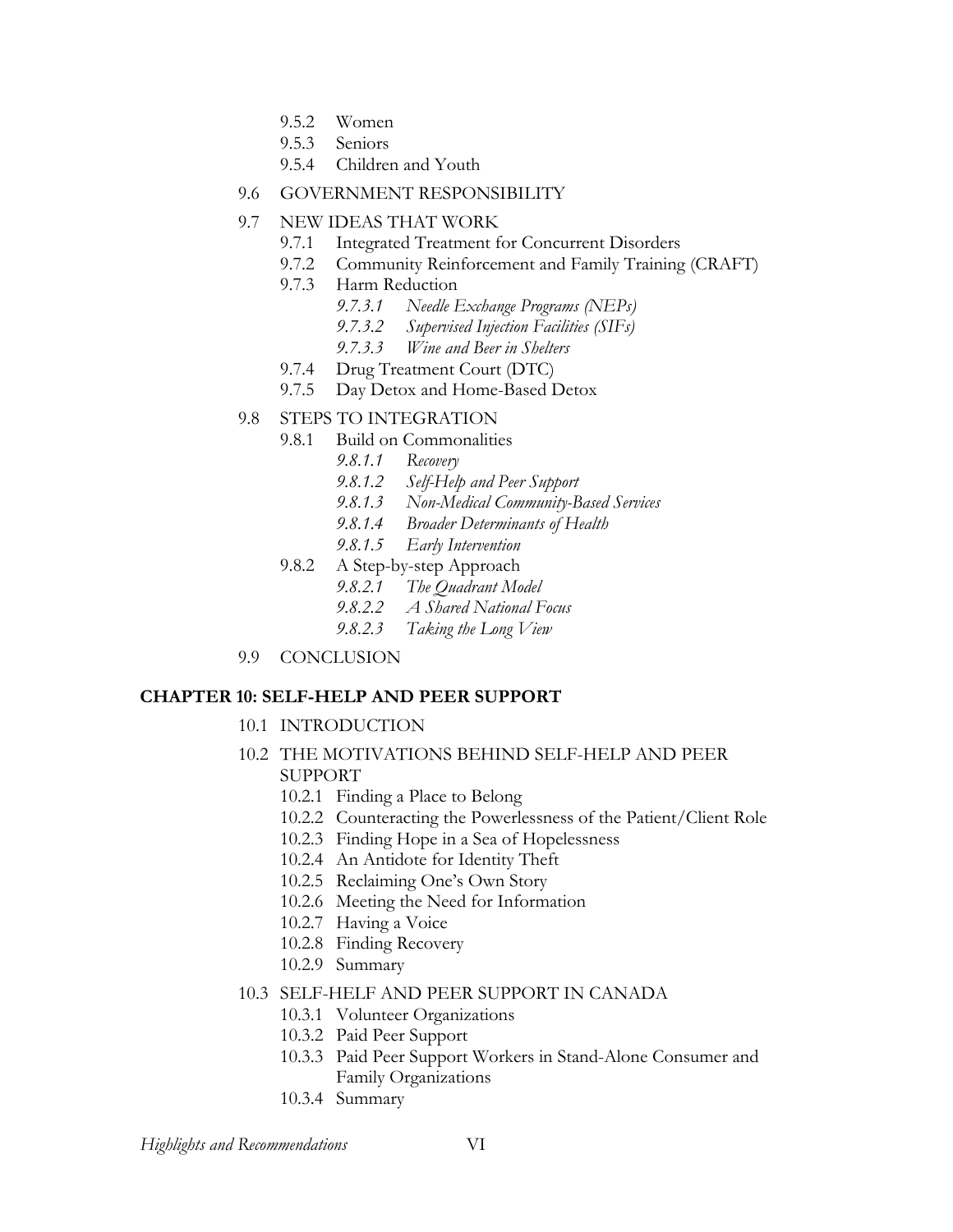- 9.5.2 Women
- 9.5.3 Seniors
- 9.5.4 Children and Youth

9.6 GOVERNMENT RESPONSIBILITY

9.7 NEW IDEAS THAT WORK

- 9.7.1 Integrated Treatment for Concurrent Disorders
- 9.7.2 Community Reinforcement and Family Training (CRAFT)
- 9.7.3 Harm Reduction
  - *9.7.3.1 Needle Exchange Programs (NEPs)*
  - *9.7.3.2 Supervised Injection Facilities (SIFs)*
  - *9.7.3.3 Wine and Beer in Shelters*
- 9.7.4 Drug Treatment Court (DTC)
- 9.7.5 Day Detox and Home-Based Detox

9.8 STEPS TO INTEGRATION

- 9.8.1 Build on Commonalities
  - *9.8.1.1 Recovery*
  - *9.8.1.2 Self-Help and Peer Support*
  - *9.8.1.3 Non-Medical Community-Based Services*
  - *9.8.1.4 Broader Determinants of Health*
  - *9.8.1.5 Early Intervention*
- 9.8.2 A Step-by-step Approach
  - *9.8.2.1 The Quadrant Model*
  - *9.8.2.2 A Shared National Focus*
  - *9.8.2.3 Taking the Long View*

9.9 CONCLUSION

**CHAPTER 10: SELF-HELP AND PEER SUPPORT**

10.1 INTRODUCTION

10.2 THE MOTIVATIONS BEHIND SELF-HELP AND PEER SUPPORT

- 10.2.1 Finding a Place to Belong
- 10.2.2 Counteracting the Powerlessness of the Patient/Client Role
- 10.2.3 Finding Hope in a Sea of Hopelessness
- 10.2.4 An Antidote for Identity Theft
- 10.2.5 Reclaiming One's Own Story
- 10.2.6 Meeting the Need for Information
- 10.2.7 Having a Voice
- 10.2.8 Finding Recovery
- 10.2.9 Summary

10.3 SELF-HELF AND PEER SUPPORT IN CANADA

- 10.3.1 Volunteer Organizations
- 10.3.2 Paid Peer Support
- 10.3.3 Paid Peer Support Workers in Stand-Alone Consumer and Family Organizations
- 10.3.4 Summary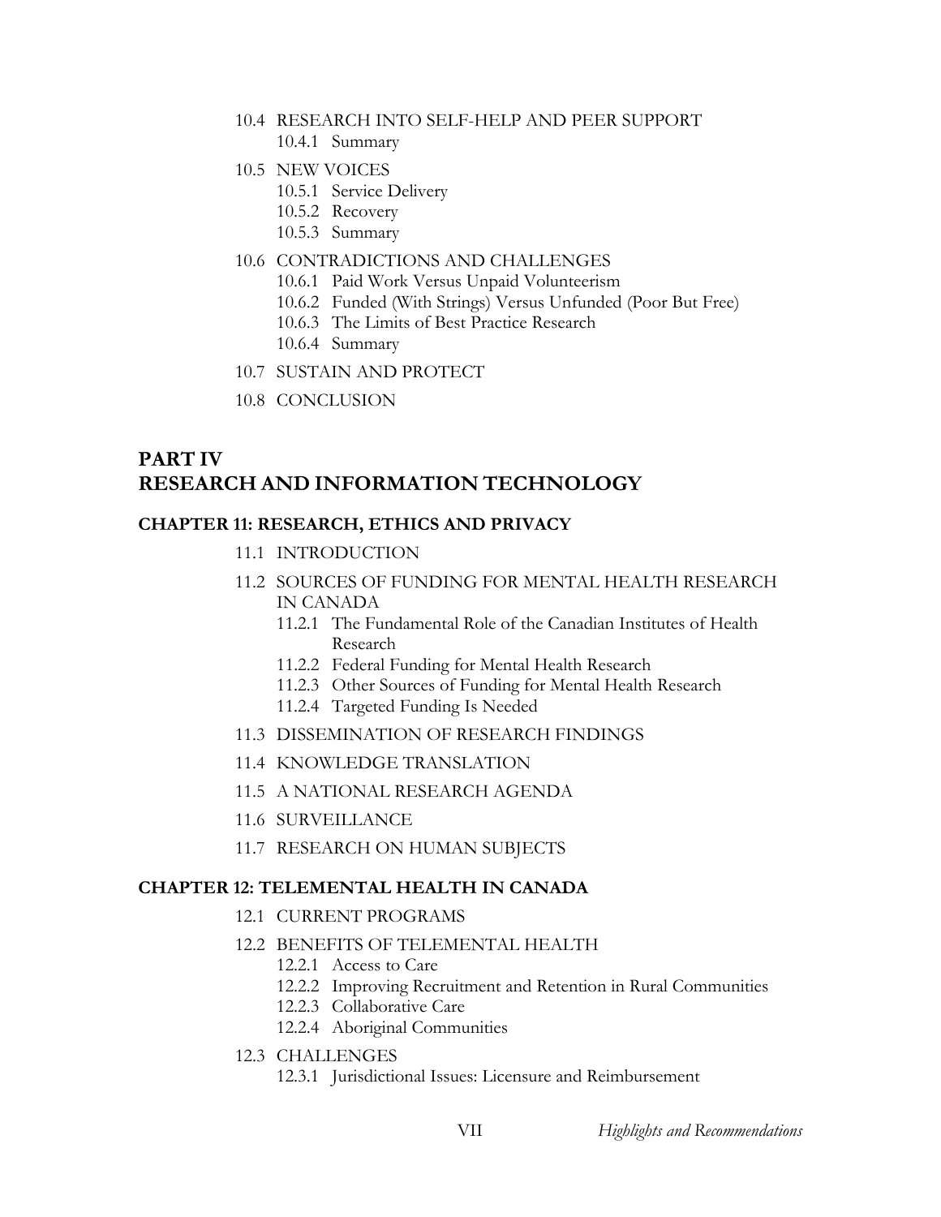- 10.4 RESEARCH INTO SELF-HELP AND PEER SUPPORT
  - 10.4.1 Summary
- 10.5 NEW VOICES
  - 10.5.1 Service Delivery
  - 10.5.2 Recovery
  - 10.5.3 Summary
- 10.6 CONTRADICTIONS AND CHALLENGES
  - 10.6.1 Paid Work Versus Unpaid Volunteerism
  - 10.6.2 Funded (With Strings) Versus Unfunded (Poor But Free)
  - 10.6.3 The Limits of Best Practice Research
  - 10.6.4 Summary
- 10.7 SUSTAIN AND PROTECT
- 10.8 CONCLUSION

# PART IV
# RESEARCH AND INFORMATION TECHNOLOGY

## CHAPTER 11: RESEARCH, ETHICS AND PRIVACY

- 11.1 INTRODUCTION
- 11.2 SOURCES OF FUNDING FOR MENTAL HEALTH RESEARCH IN CANADA
  - 11.2.1 The Fundamental Role of the Canadian Institutes of Health Research
  - 11.2.2 Federal Funding for Mental Health Research
  - 11.2.3 Other Sources of Funding for Mental Health Research
  - 11.2.4 Targeted Funding Is Needed
- 11.3 DISSEMINATION OF RESEARCH FINDINGS
- 11.4 KNOWLEDGE TRANSLATION
- 11.5 A NATIONAL RESEARCH AGENDA
- 11.6 SURVEILLANCE
- 11.7 RESEARCH ON HUMAN SUBJECTS

## CHAPTER 12: TELEMENTAL HEALTH IN CANADA

- 12.1 CURRENT PROGRAMS
- 12.2 BENEFITS OF TELEMENTAL HEALTH
  - 12.2.1 Access to Care
  - 12.2.2 Improving Recruitment and Retention in Rural Communities
  - 12.2.3 Collaborative Care
  - 12.2.4 Aboriginal Communities
- 12.3 CHALLENGES
  - 12.3.1 Jurisdictional Issues: Licensure and Reimbursement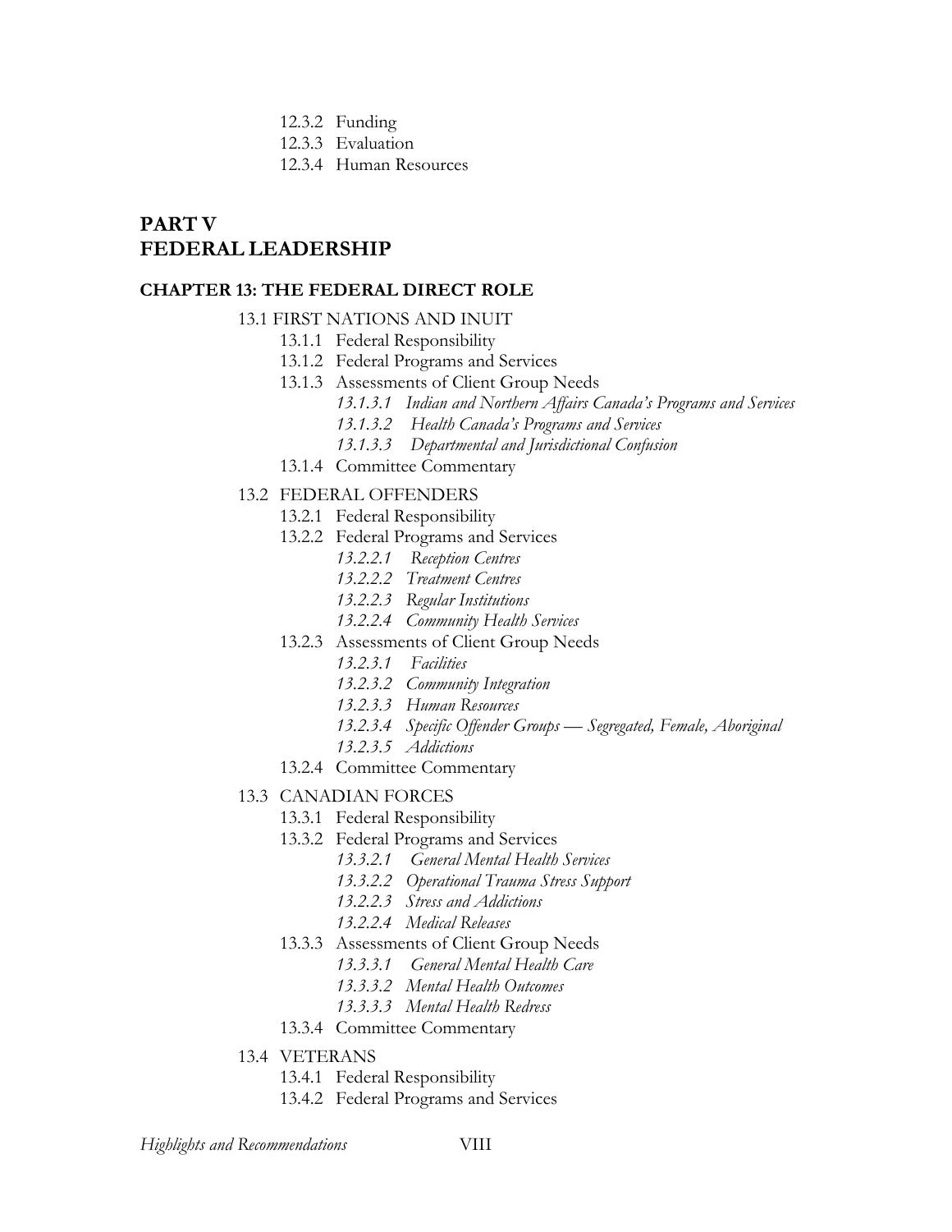- 12.3.2 Funding
- 12.3.3 Evaluation
- 12.3.4 Human Resources

## PART V
## FEDERAL LEADERSHIP

### CHAPTER 13: THE FEDERAL DIRECT ROLE

- 13.1 FIRST NATIONS AND INUIT
  - 13.1.1 Federal Responsibility
  - 13.1.2 Federal Programs and Services
  - 13.1.3 Assessments of Client Group Needs
    - *13.1.3.1 Indian and Northern Affairs Canada's Programs and Services*
    - *13.1.3.2 Health Canada's Programs and Services*
    - *13.1.3.3 Departmental and Jurisdictional Confusion*
  - 13.1.4 Committee Commentary
- 13.2 FEDERAL OFFENDERS
  - 13.2.1 Federal Responsibility
  - 13.2.2 Federal Programs and Services
    - *13.2.2.1 Reception Centres*
    - *13.2.2.2 Treatment Centres*
    - *13.2.2.3 Regular Institutions*
    - *13.2.2.4 Community Health Services*
  - 13.2.3 Assessments of Client Group Needs
    - *13.2.3.1 Facilities*
    - *13.2.3.2 Community Integration*
    - *13.2.3.3 Human Resources*
    - *13.2.3.4 Specific Offender Groups — Segregated, Female, Aboriginal*
    - *13.2.3.5 Addictions*
  - 13.2.4 Committee Commentary
- 13.3 CANADIAN FORCES
  - 13.3.1 Federal Responsibility
  - 13.3.2 Federal Programs and Services
    - *13.3.2.1 General Mental Health Services*
    - *13.3.2.2 Operational Trauma Stress Support*
    - *13.3.2.3 Stress and Addictions*
    - *13.3.2.4 Medical Releases*
  - 13.3.3 Assessments of Client Group Needs
    - *13.3.3.1 General Mental Health Care*
    - *13.3.3.2 Mental Health Outcomes*
    - *13.3.3.3 Mental Health Redress*
  - 13.3.4 Committee Commentary
- 13.4 VETERANS
  - 13.4.1 Federal Responsibility
  - 13.4.2 Federal Programs and Services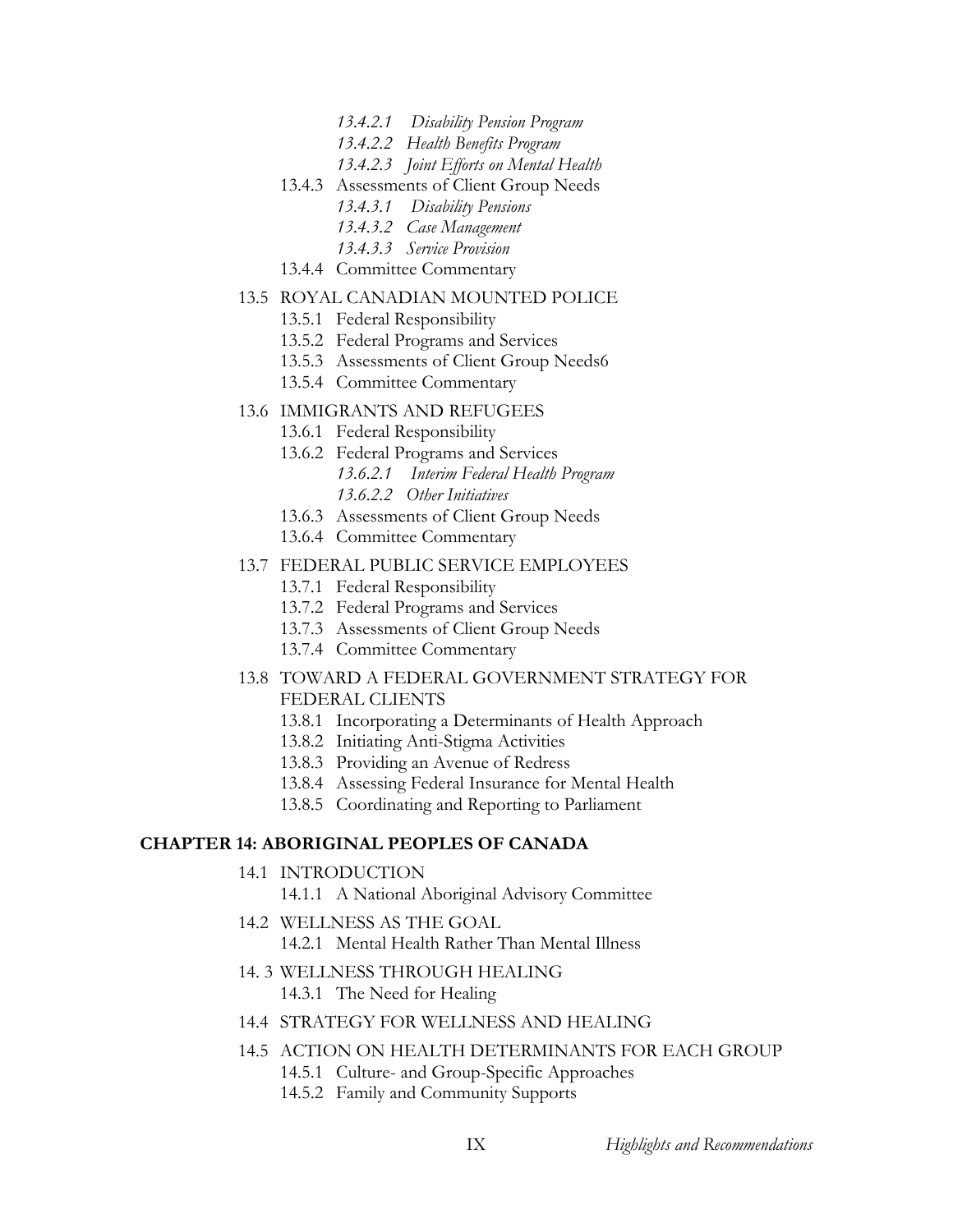- *13.4.2.1 Disability Pension Program*
- *13.4.2.2 Health Benefits Program*
- *13.4.2.3 Joint Efforts on Mental Health*

13.4.3 Assessments of Client Group Needs

- *13.4.3.1 Disability Pensions*
- *13.4.3.2 Case Management*
- *13.4.3.3 Service Provision*

13.4.4 Committee Commentary

13.5 ROYAL CANADIAN MOUNTED POLICE

- 13.5.1 Federal Responsibility
- 13.5.2 Federal Programs and Services
- 13.5.3 Assessments of Client Group Needs6
- 13.5.4 Committee Commentary

13.6 IMMIGRANTS AND REFUGEES

- 13.6.1 Federal Responsibility
- 13.6.2 Federal Programs and Services
  - *13.6.2.1 Interim Federal Health Program*
  - *13.6.2.2 Other Initiatives*
- 13.6.3 Assessments of Client Group Needs
- 13.6.4 Committee Commentary

13.7 FEDERAL PUBLIC SERVICE EMPLOYEES

- 13.7.1 Federal Responsibility
- 13.7.2 Federal Programs and Services
- 13.7.3 Assessments of Client Group Needs
- 13.7.4 Committee Commentary

13.8 TOWARD A FEDERAL GOVERNMENT STRATEGY FOR FEDERAL CLIENTS

- 13.8.1 Incorporating a Determinants of Health Approach
- 13.8.2 Initiating Anti-Stigma Activities
- 13.8.3 Providing an Avenue of Redress
- 13.8.4 Assessing Federal Insurance for Mental Health
- 13.8.5 Coordinating and Reporting to Parliament

**CHAPTER 14: ABORIGINAL PEOPLES OF CANADA**

14.1 INTRODUCTION

- 14.1.1 A National Aboriginal Advisory Committee

14.2 WELLNESS AS THE GOAL

- 14.2.1 Mental Health Rather Than Mental Illness

14. 3 WELLNESS THROUGH HEALING

- 14.3.1 The Need for Healing

14.4 STRATEGY FOR WELLNESS AND HEALING

14.5 ACTION ON HEALTH DETERMINANTS FOR EACH GROUP

- 14.5.1 Culture- and Group-Specific Approaches
- 14.5.2 Family and Community Supports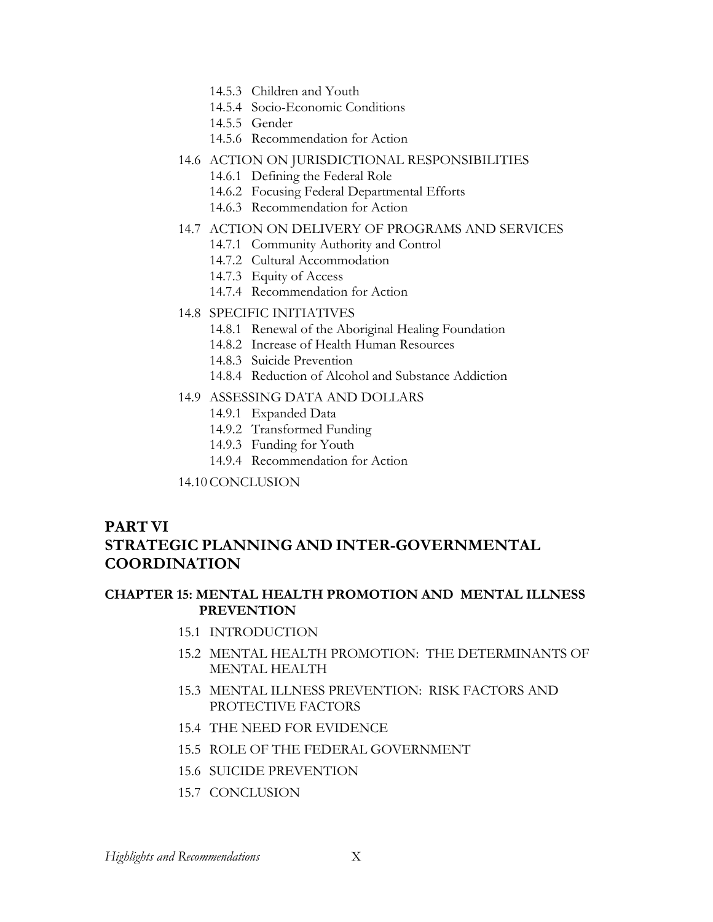- 14.5.3 Children and Youth
- 14.5.4 Socio-Economic Conditions
- 14.5.5 Gender
- 14.5.6 Recommendation for Action

14.6 ACTION ON JURISDICTIONAL RESPONSIBILITIES

- 14.6.1 Defining the Federal Role
- 14.6.2 Focusing Federal Departmental Efforts
- 14.6.3 Recommendation for Action

14.7 ACTION ON DELIVERY OF PROGRAMS AND SERVICES

- 14.7.1 Community Authority and Control
- 14.7.2 Cultural Accommodation
- 14.7.3 Equity of Access
- 14.7.4 Recommendation for Action

14.8 SPECIFIC INITIATIVES

- 14.8.1 Renewal of the Aboriginal Healing Foundation
- 14.8.2 Increase of Health Human Resources
- 14.8.3 Suicide Prevention
- 14.8.4 Reduction of Alcohol and Substance Addiction

14.9 ASSESSING DATA AND DOLLARS

- 14.9.1 Expanded Data
- 14.9.2 Transformed Funding
- 14.9.3 Funding for Youth
- 14.9.4 Recommendation for Action

14.10 CONCLUSION

## PART VI
## STRATEGIC PLANNING AND INTER-GOVERNMENTAL COORDINATION

### CHAPTER 15: MENTAL HEALTH PROMOTION AND MENTAL ILLNESS PREVENTION

15.1 INTRODUCTION

15.2 MENTAL HEALTH PROMOTION: THE DETERMINANTS OF MENTAL HEALTH

15.3 MENTAL ILLNESS PREVENTION: RISK FACTORS AND PROTECTIVE FACTORS

15.4 THE NEED FOR EVIDENCE

15.5 ROLE OF THE FEDERAL GOVERNMENT

15.6 SUICIDE PREVENTION

15.7 CONCLUSION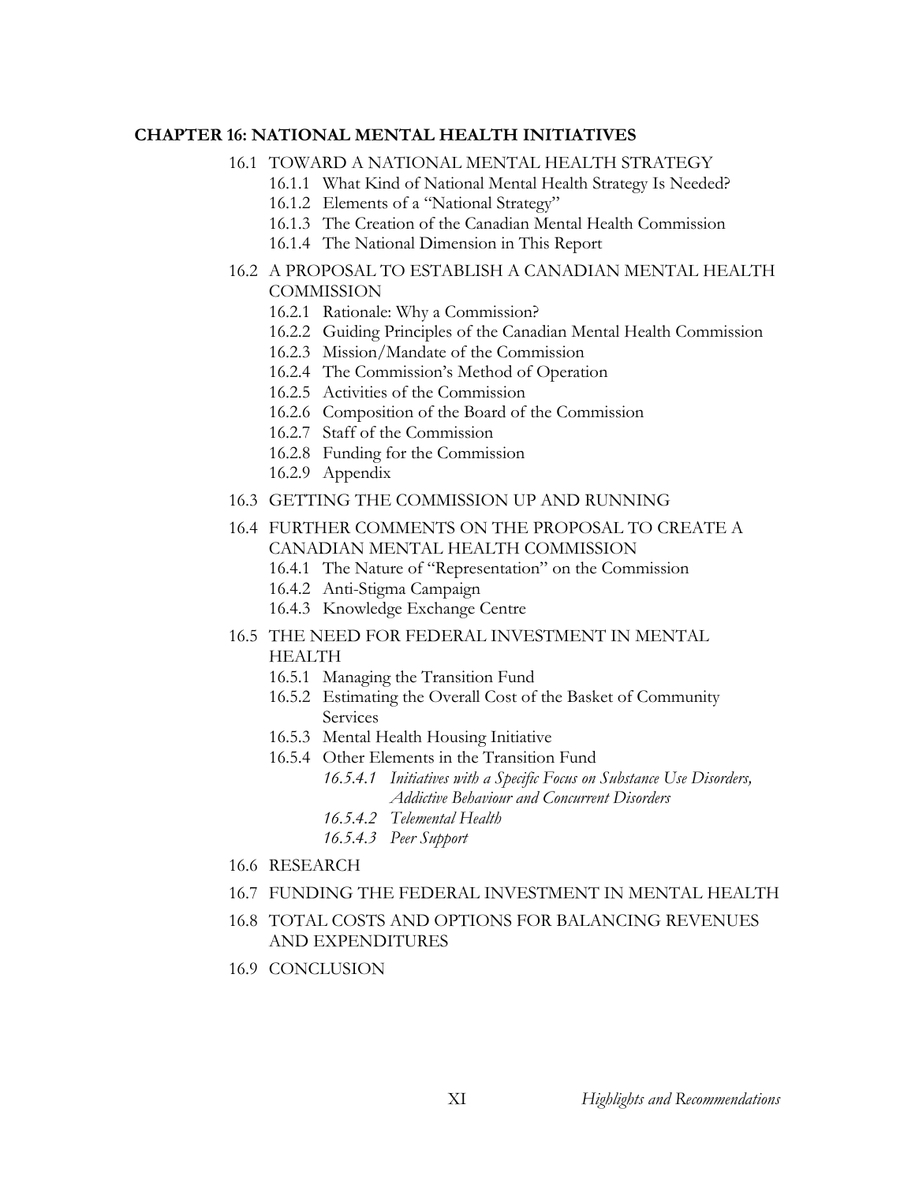**CHAPTER 16: NATIONAL MENTAL HEALTH INITIATIVES**

- 16.1 TOWARD A NATIONAL MENTAL HEALTH STRATEGY
  - 16.1.1 What Kind of National Mental Health Strategy Is Needed?
  - 16.1.2 Elements of a "National Strategy"
  - 16.1.3 The Creation of the Canadian Mental Health Commission
  - 16.1.4 The National Dimension in This Report
- 16.2 A PROPOSAL TO ESTABLISH A CANADIAN MENTAL HEALTH COMMISSION
  - 16.2.1 Rationale: Why a Commission?
  - 16.2.2 Guiding Principles of the Canadian Mental Health Commission
  - 16.2.3 Mission/Mandate of the Commission
  - 16.2.4 The Commission's Method of Operation
  - 16.2.5 Activities of the Commission
  - 16.2.6 Composition of the Board of the Commission
  - 16.2.7 Staff of the Commission
  - 16.2.8 Funding for the Commission
  - 16.2.9 Appendix
- 16.3 GETTING THE COMMISSION UP AND RUNNING
- 16.4 FURTHER COMMENTS ON THE PROPOSAL TO CREATE A CANADIAN MENTAL HEALTH COMMISSION
  - 16.4.1 The Nature of "Representation" on the Commission
  - 16.4.2 Anti-Stigma Campaign
  - 16.4.3 Knowledge Exchange Centre
- 16.5 THE NEED FOR FEDERAL INVESTMENT IN MENTAL HEALTH
  - 16.5.1 Managing the Transition Fund
  - 16.5.2 Estimating the Overall Cost of the Basket of Community Services
  - 16.5.3 Mental Health Housing Initiative
  - 16.5.4 Other Elements in the Transition Fund
    - *16.5.4.1 Initiatives with a Specific Focus on Substance Use Disorders, Addictive Behaviour and Concurrent Disorders*
    - *16.5.4.2 Telemental Health*
    - *16.5.4.3 Peer Support*
- 16.6 RESEARCH
- 16.7 FUNDING THE FEDERAL INVESTMENT IN MENTAL HEALTH
- 16.8 TOTAL COSTS AND OPTIONS FOR BALANCING REVENUES AND EXPENDITURES
- 16.9 CONCLUSION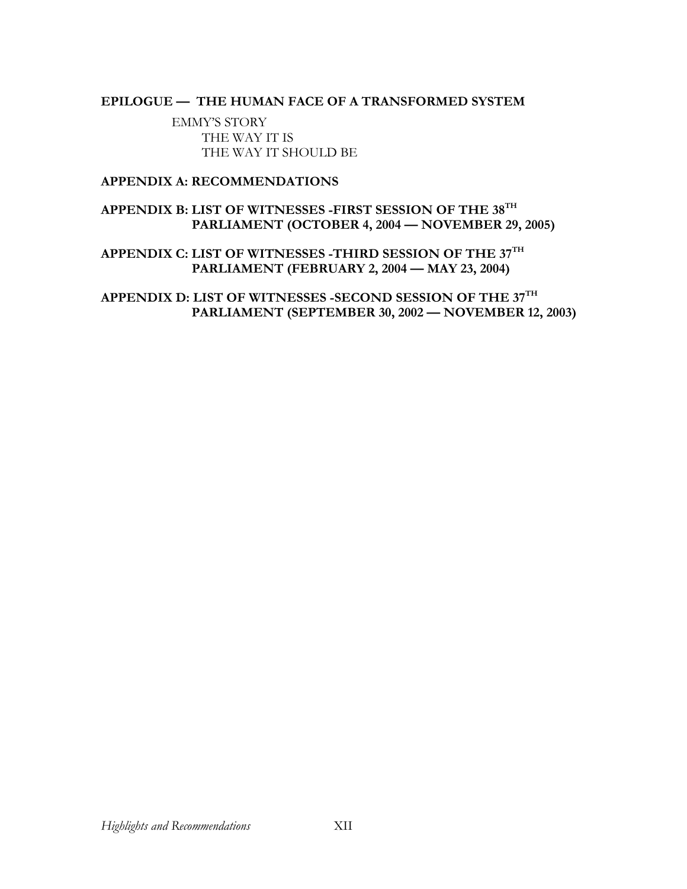**EPILOGUE — THE HUMAN FACE OF A TRANSFORMED SYSTEM**

EMMY'S STORY

THE WAY IT IS

THE WAY IT SHOULD BE

**APPENDIX A: RECOMMENDATIONS**

**APPENDIX B: LIST OF WITNESSES -FIRST SESSION OF THE 38TH PARLIAMENT (OCTOBER 4, 2004 — NOVEMBER 29, 2005)**

**APPENDIX C: LIST OF WITNESSES -THIRD SESSION OF THE 37TH PARLIAMENT (FEBRUARY 2, 2004 — MAY 23, 2004)**

**APPENDIX D: LIST OF WITNESSES -SECOND SESSION OF THE 37TH PARLIAMENT (SEPTEMBER 30, 2002 — NOVEMBER 12, 2003)**